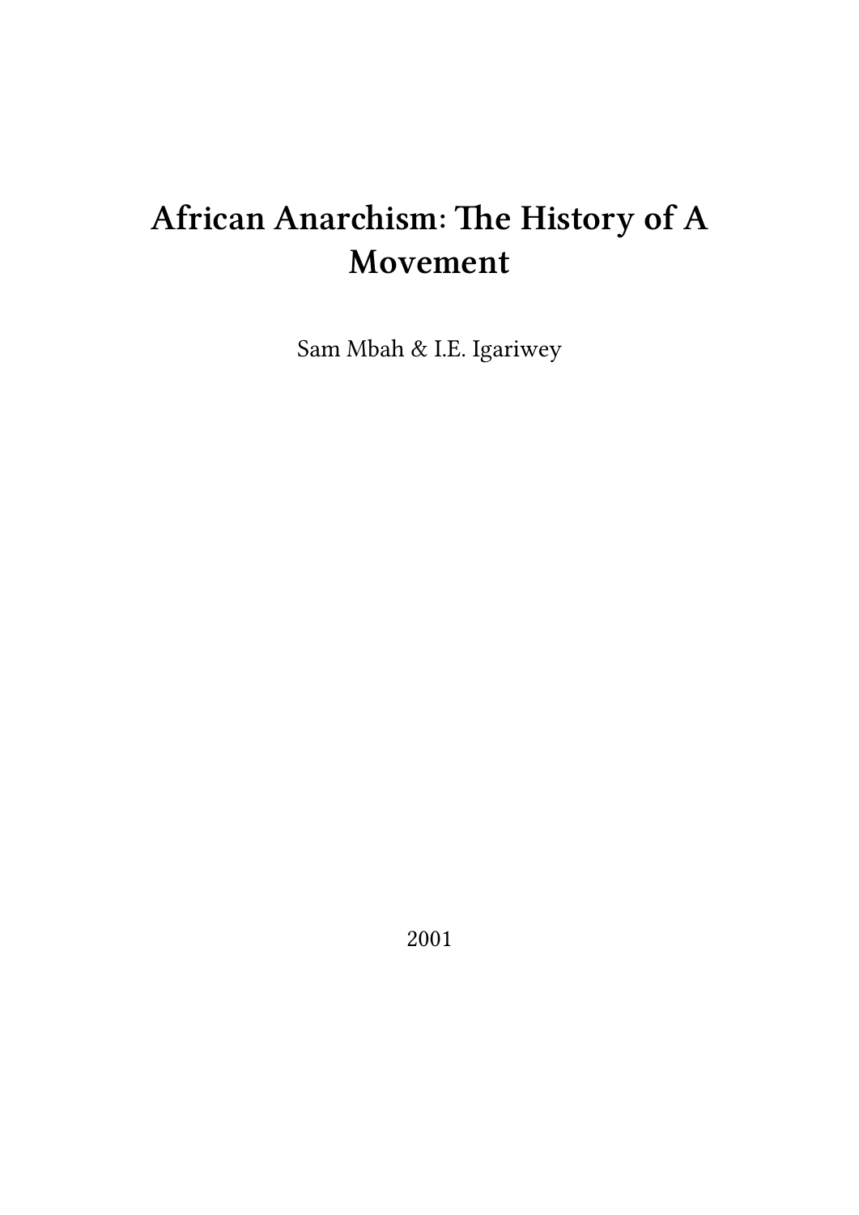# African Anarchism: The History of A Movement

Sam Mbah & I.E. Igariwey

2001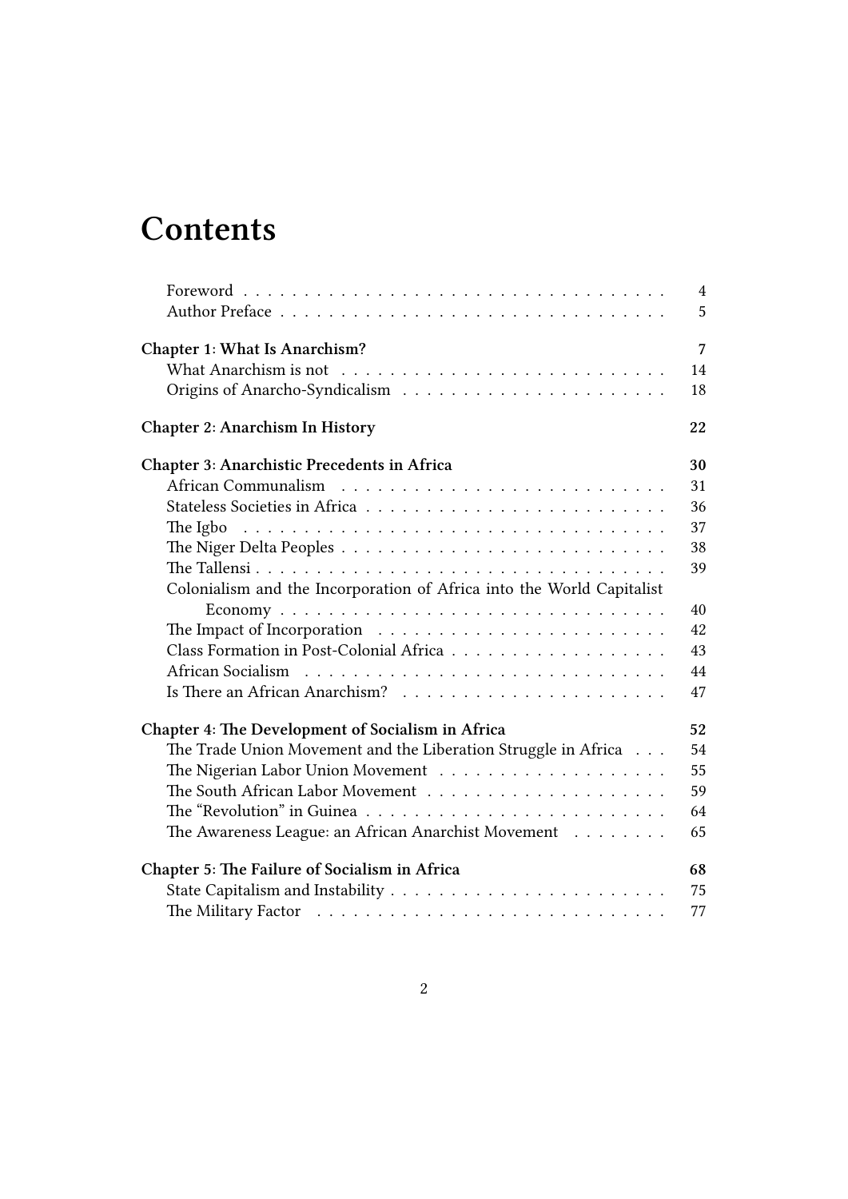# Contents

- Foreword 4
- Author Preface 5

**Chapter 1: What Is Anarchism?** 7

- What Anarchism is not 14
- Origins of Anarcho-Syndicalism 18

**Chapter 2: Anarchism In History** 22

**Chapter 3: Anarchistic Precedents in Africa** 30

- African Communalism 31
- Stateless Societies in Africa 36
- The Igbo 37
- The Niger Delta Peoples 38
- The Tallensi 39
- Colonialism and the Incorporation of Africa into the World Capitalist Economy 40
- The Impact of Incorporation 42
- Class Formation in Post-Colonial Africa 43
- African Socialism 44
- Is There an African Anarchism? 47

**Chapter 4: The Development of Socialism in Africa** 52

- The Trade Union Movement and the Liberation Struggle in Africa 54
- The Nigerian Labor Union Movement 55
- The South African Labor Movement 59
- The "Revolution" in Guinea 64
- The Awareness League: an African Anarchist Movement 65

**Chapter 5: The Failure of Socialism in Africa** 68

- State Capitalism and Instability 75
- The Military Factor 77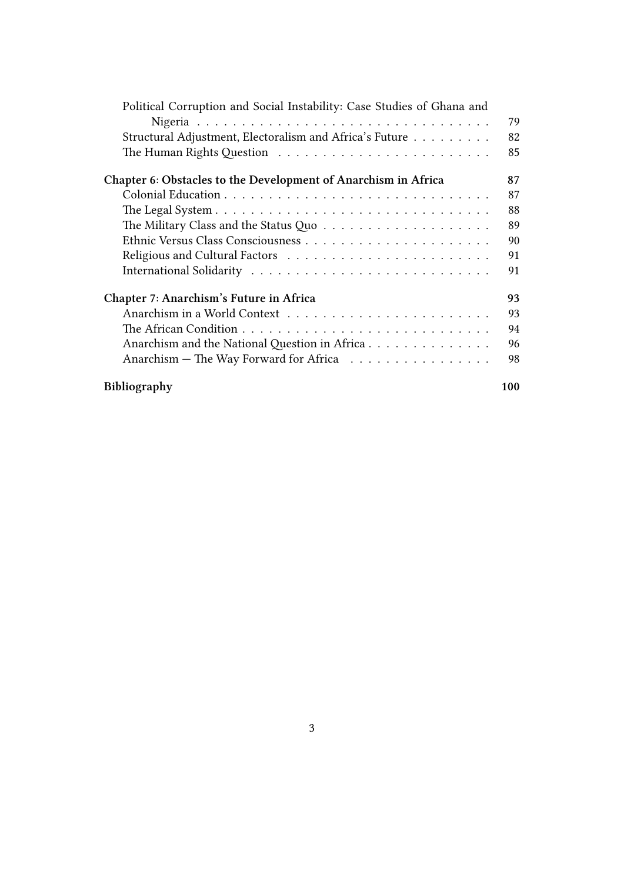- Political Corruption and Social Instability: Case Studies of Ghana and Nigeria . . . 79
- Structural Adjustment, Electoralism and Africa's Future . . . 82
- The Human Rights Question . . . 85

**Chapter 6: Obstacles to the Development of Anarchism in Africa** **87**

- Colonial Education . . . 87
- The Legal System . . . 88
- The Military Class and the Status Quo . . . 89
- Ethnic Versus Class Consciousness . . . 90
- Religious and Cultural Factors . . . 91
- International Solidarity . . . 91

**Chapter 7: Anarchism's Future in Africa** **93**

- Anarchism in a World Context . . . 93
- The African Condition . . . 94
- Anarchism and the National Question in Africa . . . 96
- Anarchism — The Way Forward for Africa . . . 98

**Bibliography** **100**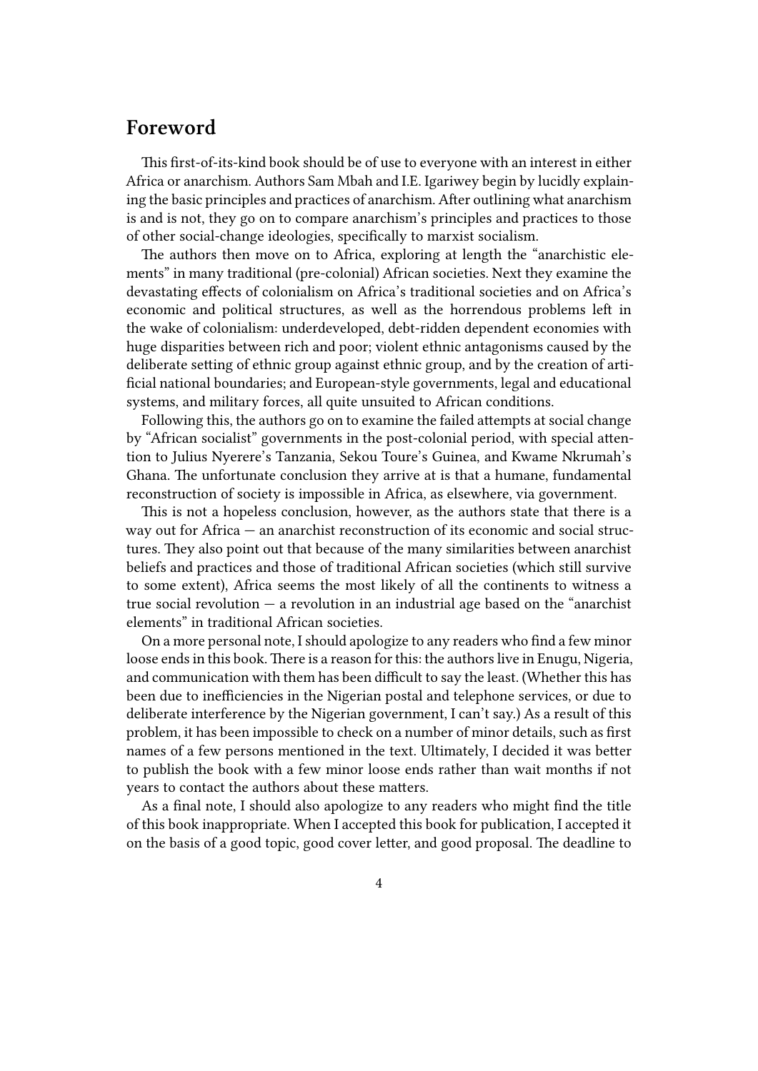## Foreword

This first-of-its-kind book should be of use to everyone with an interest in either Africa or anarchism. Authors Sam Mbah and I.E. Igariwey begin by lucidly explaining the basic principles and practices of anarchism. After outlining what anarchism is and is not, they go on to compare anarchism's principles and practices to those of other social-change ideologies, specifically to marxist socialism.

The authors then move on to Africa, exploring at length the "anarchistic elements" in many traditional (pre-colonial) African societies. Next they examine the devastating effects of colonialism on Africa's traditional societies and on Africa's economic and political structures, as well as the horrendous problems left in the wake of colonialism: underdeveloped, debt-ridden dependent economies with huge disparities between rich and poor; violent ethnic antagonisms caused by the deliberate setting of ethnic group against ethnic group, and by the creation of artificial national boundaries; and European-style governments, legal and educational systems, and military forces, all quite unsuited to African conditions.

Following this, the authors go on to examine the failed attempts at social change by "African socialist" governments in the post-colonial period, with special attention to Julius Nyerere's Tanzania, Sekou Toure's Guinea, and Kwame Nkrumah's Ghana. The unfortunate conclusion they arrive at is that a humane, fundamental reconstruction of society is impossible in Africa, as elsewhere, via government.

This is not a hopeless conclusion, however, as the authors state that there is a way out for Africa — an anarchist reconstruction of its economic and social structures. They also point out that because of the many similarities between anarchist beliefs and practices and those of traditional African societies (which still survive to some extent), Africa seems the most likely of all the continents to witness a true social revolution — a revolution in an industrial age based on the "anarchist elements" in traditional African societies.

On a more personal note, I should apologize to any readers who find a few minor loose ends in this book. There is a reason for this: the authors live in Enugu, Nigeria, and communication with them has been difficult to say the least. (Whether this has been due to inefficiencies in the Nigerian postal and telephone services, or due to deliberate interference by the Nigerian government, I can't say.) As a result of this problem, it has been impossible to check on a number of minor details, such as first names of a few persons mentioned in the text. Ultimately, I decided it was better to publish the book with a few minor loose ends rather than wait months if not years to contact the authors about these matters.

As a final note, I should also apologize to any readers who might find the title of this book inappropriate. When I accepted this book for publication, I accepted it on the basis of a good topic, good cover letter, and good proposal. The deadline to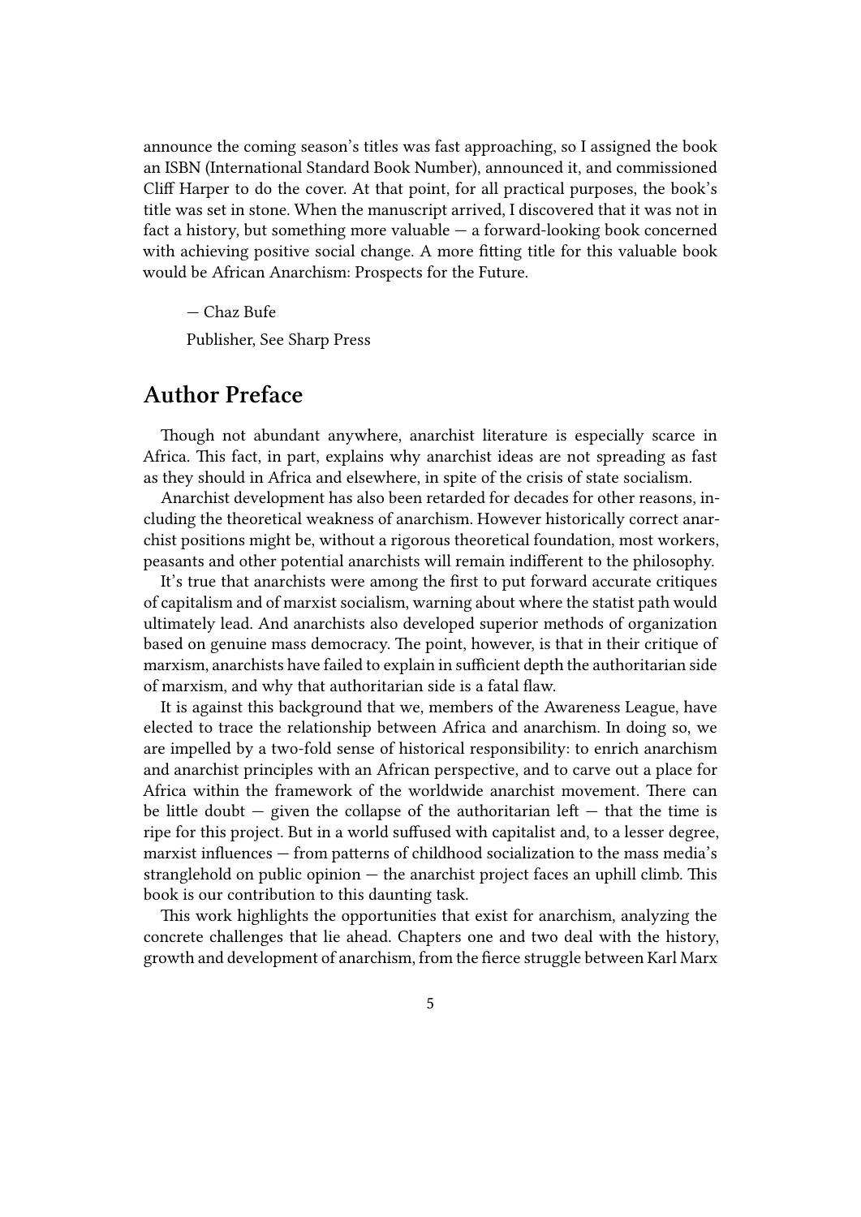announce the coming season's titles was fast approaching, so I assigned the book an ISBN (International Standard Book Number), announced it, and commissioned Cliff Harper to do the cover. At that point, for all practical purposes, the book's title was set in stone. When the manuscript arrived, I discovered that it was not in fact a history, but something more valuable — a forward-looking book concerned with achieving positive social change. A more fitting title for this valuable book would be African Anarchism: Prospects for the Future.

— Chaz Bufe

Publisher, See Sharp Press

## Author Preface

Though not abundant anywhere, anarchist literature is especially scarce in Africa. This fact, in part, explains why anarchist ideas are not spreading as fast as they should in Africa and elsewhere, in spite of the crisis of state socialism.

Anarchist development has also been retarded for decades for other reasons, including the theoretical weakness of anarchism. However historically correct anarchist positions might be, without a rigorous theoretical foundation, most workers, peasants and other potential anarchists will remain indifferent to the philosophy.

It's true that anarchists were among the first to put forward accurate critiques of capitalism and of marxist socialism, warning about where the statist path would ultimately lead. And anarchists also developed superior methods of organization based on genuine mass democracy. The point, however, is that in their critique of marxism, anarchists have failed to explain in sufficient depth the authoritarian side of marxism, and why that authoritarian side is a fatal flaw.

It is against this background that we, members of the Awareness League, have elected to trace the relationship between Africa and anarchism. In doing so, we are impelled by a two-fold sense of historical responsibility: to enrich anarchism and anarchist principles with an African perspective, and to carve out a place for Africa within the framework of the worldwide anarchist movement. There can be little doubt — given the collapse of the authoritarian left — that the time is ripe for this project. But in a world suffused with capitalist and, to a lesser degree, marxist influences — from patterns of childhood socialization to the mass media's stranglehold on public opinion — the anarchist project faces an uphill climb. This book is our contribution to this daunting task.

This work highlights the opportunities that exist for anarchism, analyzing the concrete challenges that lie ahead. Chapters one and two deal with the history, growth and development of anarchism, from the fierce struggle between Karl Marx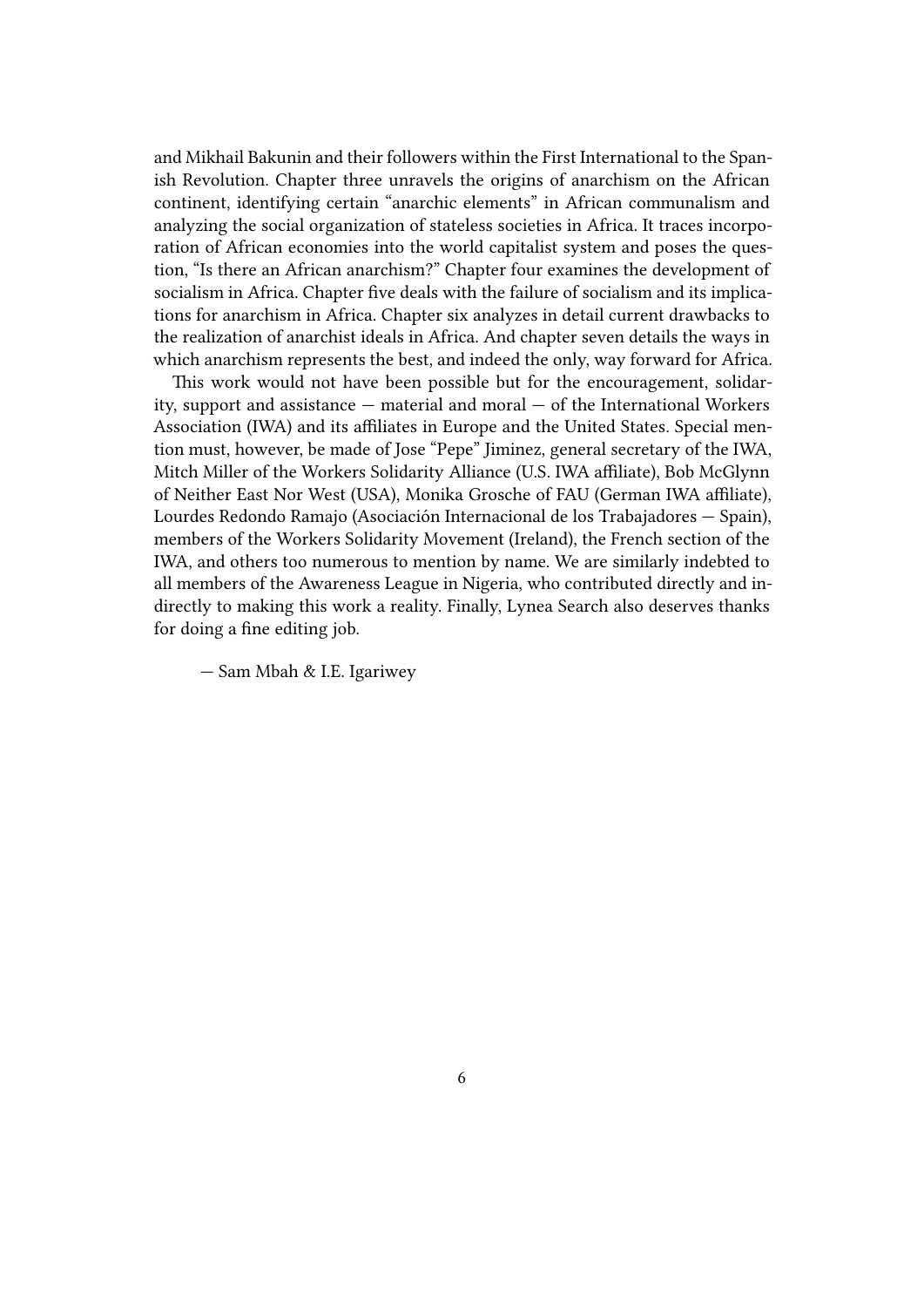and Mikhail Bakunin and their followers within the First International to the Spanish Revolution. Chapter three unravels the origins of anarchism on the African continent, identifying certain "anarchic elements" in African communalism and analyzing the social organization of stateless societies in Africa. It traces incorporation of African economies into the world capitalist system and poses the question, "Is there an African anarchism?" Chapter four examines the development of socialism in Africa. Chapter five deals with the failure of socialism and its implications for anarchism in Africa. Chapter six analyzes in detail current drawbacks to the realization of anarchist ideals in Africa. And chapter seven details the ways in which anarchism represents the best, and indeed the only, way forward for Africa.

This work would not have been possible but for the encouragement, solidarity, support and assistance — material and moral — of the International Workers Association (IWA) and its affiliates in Europe and the United States. Special mention must, however, be made of Jose "Pepe" Jiminez, general secretary of the IWA, Mitch Miller of the Workers Solidarity Alliance (U.S. IWA affiliate), Bob McGlynn of Neither East Nor West (USA), Monika Grosche of FAU (German IWA affiliate), Lourdes Redondo Ramajo (Asociación Internacional de los Trabajadores — Spain), members of the Workers Solidarity Movement (Ireland), the French section of the IWA, and others too numerous to mention by name. We are similarly indebted to all members of the Awareness League in Nigeria, who contributed directly and indirectly to making this work a reality. Finally, Lynea Search also deserves thanks for doing a fine editing job.

— Sam Mbah & I.E. Igariwey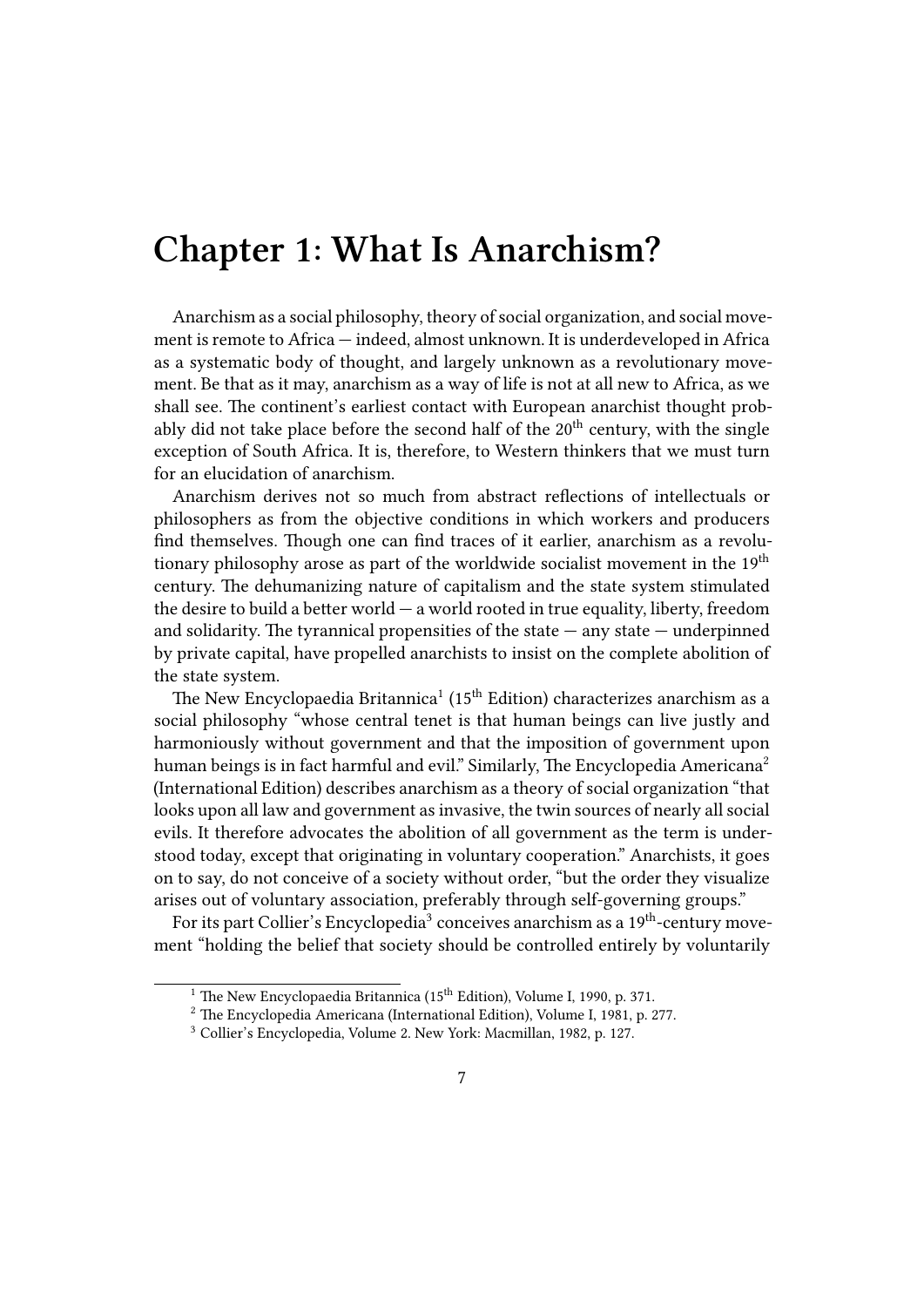# Chapter 1: What Is Anarchism?

Anarchism as a social philosophy, theory of social organization, and social movement is remote to Africa — indeed, almost unknown. It is underdeveloped in Africa as a systematic body of thought, and largely unknown as a revolutionary movement. Be that as it may, anarchism as a way of life is not at all new to Africa, as we shall see. The continent's earliest contact with European anarchist thought probably did not take place before the second half of the 20th century, with the single exception of South Africa. It is, therefore, to Western thinkers that we must turn for an elucidation of anarchism.

Anarchism derives not so much from abstract reflections of intellectuals or philosophers as from the objective conditions in which workers and producers find themselves. Though one can find traces of it earlier, anarchism as a revolutionary philosophy arose as part of the worldwide socialist movement in the 19th century. The dehumanizing nature of capitalism and the state system stimulated the desire to build a better world — a world rooted in true equality, liberty, freedom and solidarity. The tyrannical propensities of the state — any state — underpinned by private capital, have propelled anarchists to insist on the complete abolition of the state system.

The New Encyclopaedia Britannica[1] (15th Edition) characterizes anarchism as a social philosophy "whose central tenet is that human beings can live justly and harmoniously without government and that the imposition of government upon human beings is in fact harmful and evil." Similarly, The Encyclopedia Americana[2] (International Edition) describes anarchism as a theory of social organization "that looks upon all law and government as invasive, the twin sources of nearly all social evils. It therefore advocates the abolition of all government as the term is understood today, except that originating in voluntary cooperation." Anarchists, it goes on to say, do not conceive of a society without order, "but the order they visualize arises out of voluntary association, preferably through self-governing groups."

For its part Collier's Encyclopedia[3] conceives anarchism as a 19th-century movement "holding the belief that society should be controlled entirely by voluntarily

[1] The New Encyclopaedia Britannica (15th Edition), Volume I, 1990, p. 371.

[2] The Encyclopedia Americana (International Edition), Volume I, 1981, p. 277.

[3] Collier's Encyclopedia, Volume 2. New York: Macmillan, 1982, p. 127.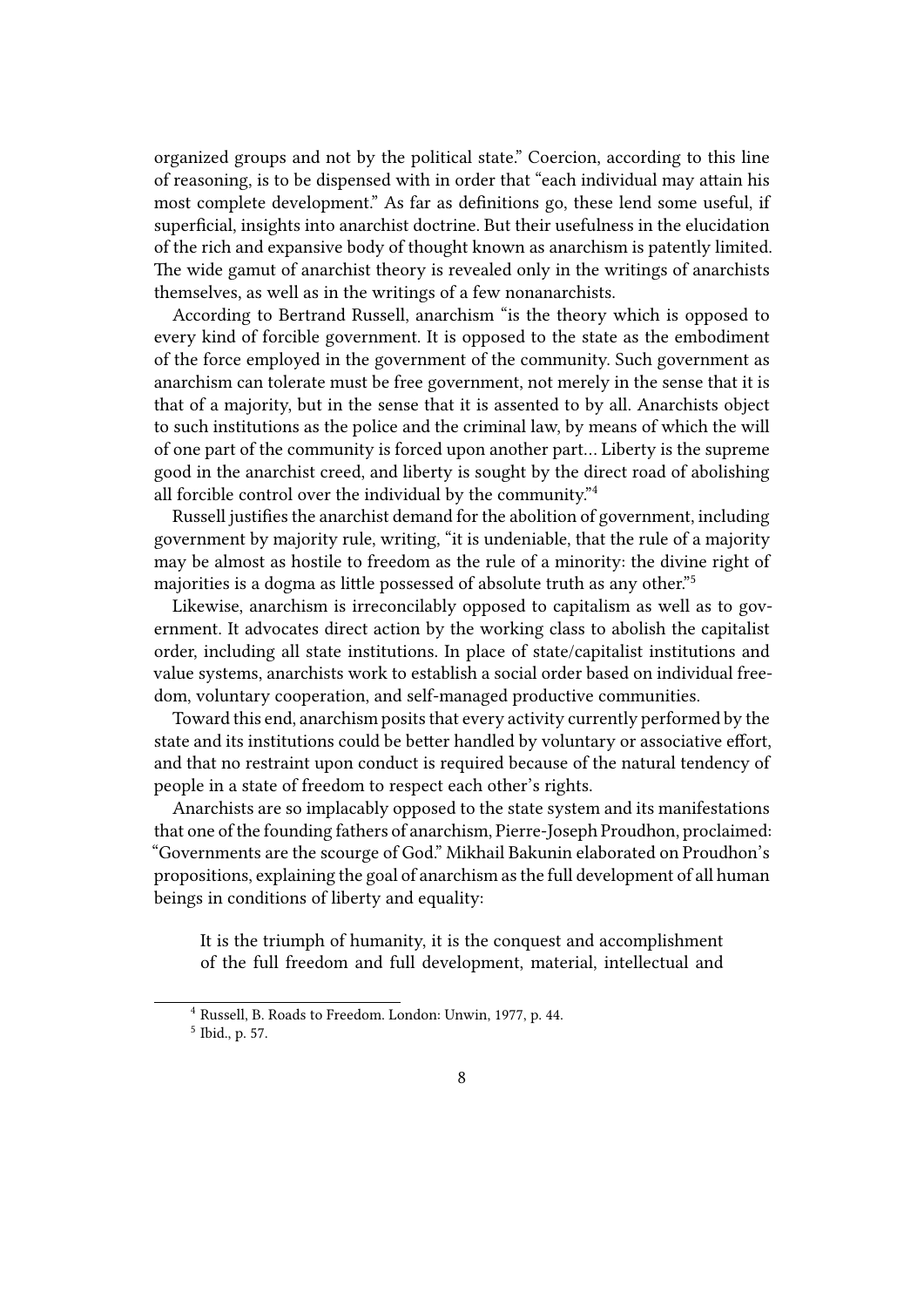organized groups and not by the political state." Coercion, according to this line of reasoning, is to be dispensed with in order that "each individual may attain his most complete development." As far as definitions go, these lend some useful, if superficial, insights into anarchist doctrine. But their usefulness in the elucidation of the rich and expansive body of thought known as anarchism is patently limited. The wide gamut of anarchist theory is revealed only in the writings of anarchists themselves, as well as in the writings of a few nonanarchists.

According to Bertrand Russell, anarchism "is the theory which is opposed to every kind of forcible government. It is opposed to the state as the embodiment of the force employed in the government of the community. Such government as anarchism can tolerate must be free government, not merely in the sense that it is that of a majority, but in the sense that it is assented to by all. Anarchists object to such institutions as the police and the criminal law, by means of which the will of one part of the community is forced upon another part… Liberty is the supreme good in the anarchist creed, and liberty is sought by the direct road of abolishing all forcible control over the individual by the community."[4]

Russell justifies the anarchist demand for the abolition of government, including government by majority rule, writing, "it is undeniable, that the rule of a majority may be almost as hostile to freedom as the rule of a minority: the divine right of majorities is a dogma as little possessed of absolute truth as any other."[5]

Likewise, anarchism is irreconcilably opposed to capitalism as well as to government. It advocates direct action by the working class to abolish the capitalist order, including all state institutions. In place of state/capitalist institutions and value systems, anarchists work to establish a social order based on individual freedom, voluntary cooperation, and self-managed productive communities.

Toward this end, anarchism posits that every activity currently performed by the state and its institutions could be better handled by voluntary or associative effort, and that no restraint upon conduct is required because of the natural tendency of people in a state of freedom to respect each other's rights.

Anarchists are so implacably opposed to the state system and its manifestations that one of the founding fathers of anarchism, Pierre-Joseph Proudhon, proclaimed: "Governments are the scourge of God." Mikhail Bakunin elaborated on Proudhon's propositions, explaining the goal of anarchism as the full development of all human beings in conditions of liberty and equality:

> It is the triumph of humanity, it is the conquest and accomplishment of the full freedom and full development, material, intellectual and

---

[4] Russell, B. Roads to Freedom. London: Unwin, 1977, p. 44.

[5] Ibid., p. 57.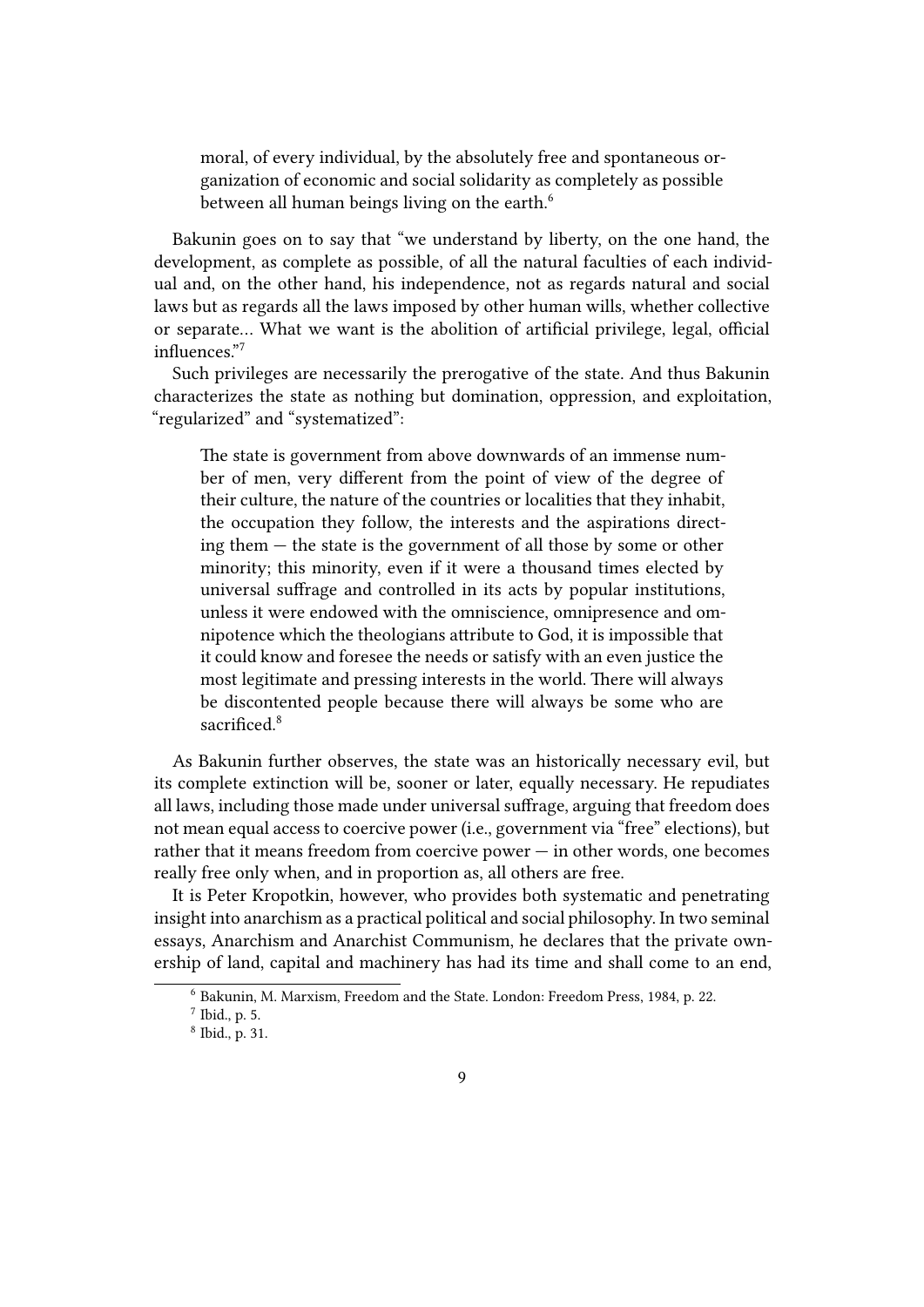> moral, of every individual, by the absolutely free and spontaneous organization of economic and social solidarity as completely as possible between all human beings living on the earth.[6]

Bakunin goes on to say that "we understand by liberty, on the one hand, the development, as complete as possible, of all the natural faculties of each individual and, on the other hand, his independence, not as regards natural and social laws but as regards all the laws imposed by other human wills, whether collective or separate… What we want is the abolition of artificial privilege, legal, official influences."[7]

Such privileges are necessarily the prerogative of the state. And thus Bakunin characterizes the state as nothing but domination, oppression, and exploitation, "regularized" and "systematized":

> The state is government from above downwards of an immense number of men, very different from the point of view of the degree of their culture, the nature of the countries or localities that they inhabit, the occupation they follow, the interests and the aspirations directing them — the state is the government of all those by some or other minority; this minority, even if it were a thousand times elected by universal suffrage and controlled in its acts by popular institutions, unless it were endowed with the omniscience, omnipresence and omnipotence which the theologians attribute to God, it is impossible that it could know and foresee the needs or satisfy with an even justice the most legitimate and pressing interests in the world. There will always be discontented people because there will always be some who are sacrificed.[8]

As Bakunin further observes, the state was an historically necessary evil, but its complete extinction will be, sooner or later, equally necessary. He repudiates all laws, including those made under universal suffrage, arguing that freedom does not mean equal access to coercive power (i.e., government via "free" elections), but rather that it means freedom from coercive power — in other words, one becomes really free only when, and in proportion as, all others are free.

It is Peter Kropotkin, however, who provides both systematic and penetrating insight into anarchism as a practical political and social philosophy. In two seminal essays, Anarchism and Anarchist Communism, he declares that the private ownership of land, capital and machinery has had its time and shall come to an end,

---

[6] Bakunin, M. Marxism, Freedom and the State. London: Freedom Press, 1984, p. 22.

[7] Ibid., p. 5.

[8] Ibid., p. 31.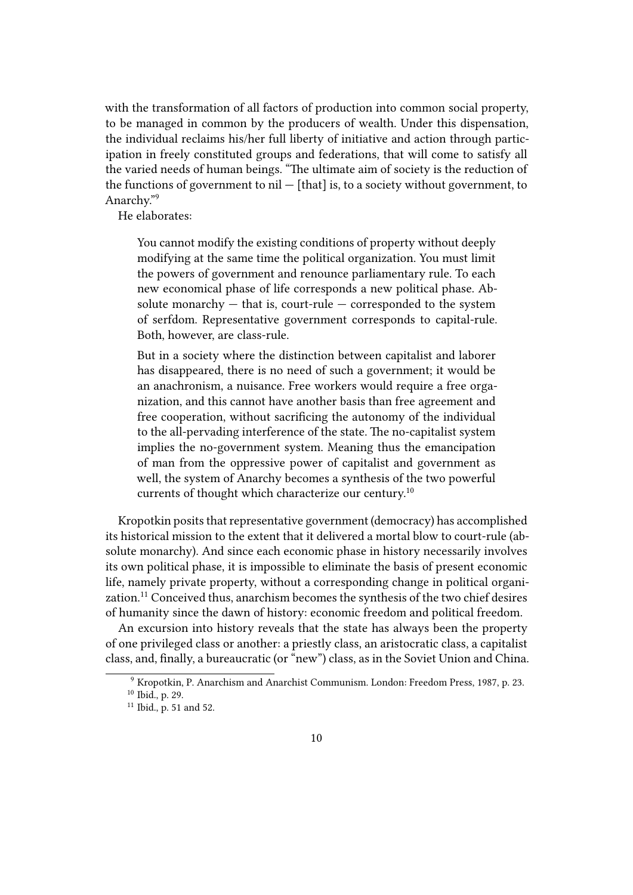with the transformation of all factors of production into common social property, to be managed in common by the producers of wealth. Under this dispensation, the individual reclaims his/her full liberty of initiative and action through participation in freely constituted groups and federations, that will come to satisfy all the varied needs of human beings. "The ultimate aim of society is the reduction of the functions of government to nil — [that] is, to a society without government, to Anarchy."[9]

He elaborates:

> You cannot modify the existing conditions of property without deeply modifying at the same time the political organization. You must limit the powers of government and renounce parliamentary rule. To each new economical phase of life corresponds a new political phase. Absolute monarchy — that is, court-rule — corresponded to the system of serfdom. Representative government corresponds to capital-rule. Both, however, are class-rule.
>
> But in a society where the distinction between capitalist and laborer has disappeared, there is no need of such a government; it would be an anachronism, a nuisance. Free workers would require a free organization, and this cannot have another basis than free agreement and free cooperation, without sacrificing the autonomy of the individual to the all-pervading interference of the state. The no-capitalist system implies the no-government system. Meaning thus the emancipation of man from the oppressive power of capitalist and government as well, the system of Anarchy becomes a synthesis of the two powerful currents of thought which characterize our century.[10]

Kropotkin posits that representative government (democracy) has accomplished its historical mission to the extent that it delivered a mortal blow to court-rule (absolute monarchy). And since each economic phase in history necessarily involves its own political phase, it is impossible to eliminate the basis of present economic life, namely private property, without a corresponding change in political organization.[11] Conceived thus, anarchism becomes the synthesis of the two chief desires of humanity since the dawn of history: economic freedom and political freedom.

An excursion into history reveals that the state has always been the property of one privileged class or another: a priestly class, an aristocratic class, a capitalist class, and, finally, a bureaucratic (or "new") class, as in the Soviet Union and China.

[9] Kropotkin, P. Anarchism and Anarchist Communism. London: Freedom Press, 1987, p. 23.

[10] Ibid., p. 29.

[11] Ibid., p. 51 and 52.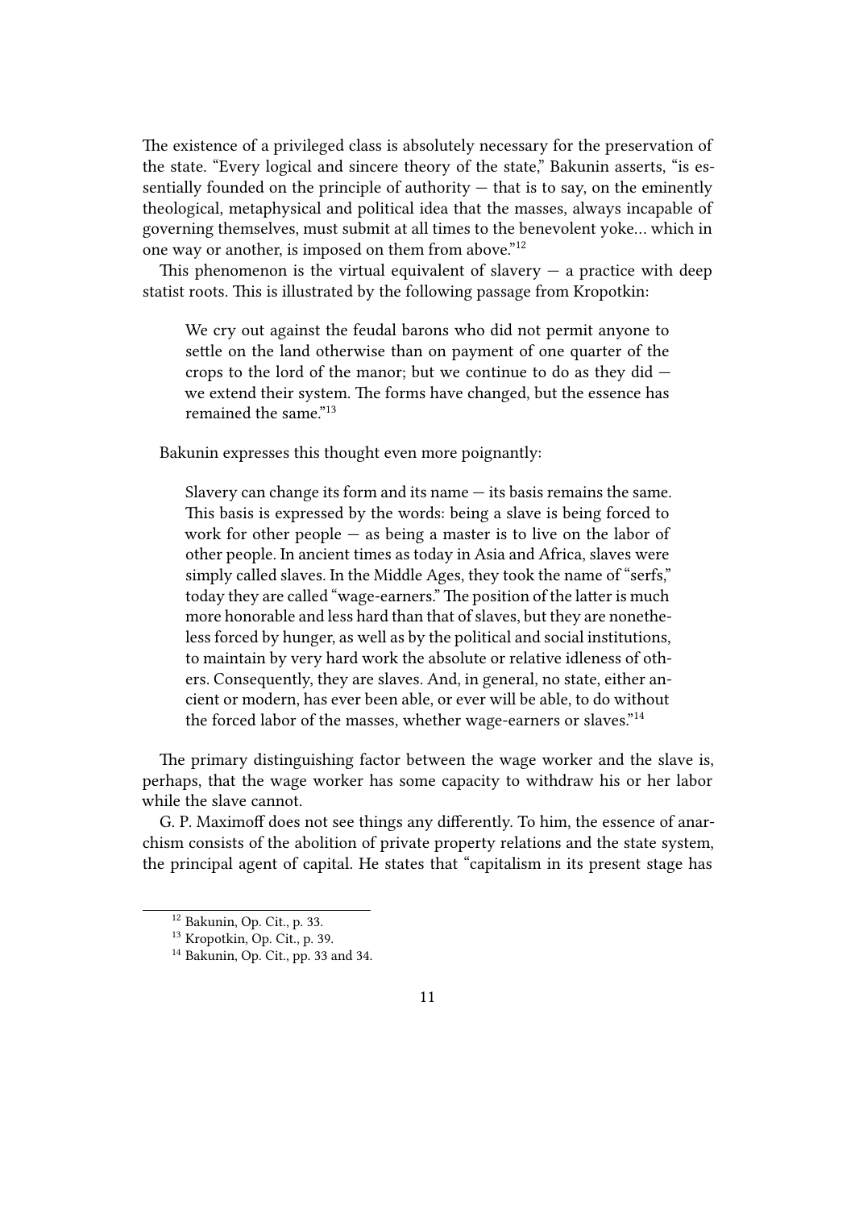The existence of a privileged class is absolutely necessary for the preservation of the state. "Every logical and sincere theory of the state," Bakunin asserts, "is essentially founded on the principle of authority — that is to say, on the eminently theological, metaphysical and political idea that the masses, always incapable of governing themselves, must submit at all times to the benevolent yoke… which in one way or another, is imposed on them from above."[12]

This phenomenon is the virtual equivalent of slavery — a practice with deep statist roots. This is illustrated by the following passage from Kropotkin:

> We cry out against the feudal barons who did not permit anyone to settle on the land otherwise than on payment of one quarter of the crops to the lord of the manor; but we continue to do as they did — we extend their system. The forms have changed, but the essence has remained the same."[13]

Bakunin expresses this thought even more poignantly:

> Slavery can change its form and its name — its basis remains the same. This basis is expressed by the words: being a slave is being forced to work for other people — as being a master is to live on the labor of other people. In ancient times as today in Asia and Africa, slaves were simply called slaves. In the Middle Ages, they took the name of "serfs," today they are called "wage-earners." The position of the latter is much more honorable and less hard than that of slaves, but they are nonetheless forced by hunger, as well as by the political and social institutions, to maintain by very hard work the absolute or relative idleness of others. Consequently, they are slaves. And, in general, no state, either ancient or modern, has ever been able, or ever will be able, to do without the forced labor of the masses, whether wage-earners or slaves."[14]

The primary distinguishing factor between the wage worker and the slave is, perhaps, that the wage worker has some capacity to withdraw his or her labor while the slave cannot.

G. P. Maximoff does not see things any differently. To him, the essence of anarchism consists of the abolition of private property relations and the state system, the principal agent of capital. He states that "capitalism in its present stage has

[12] Bakunin, Op. Cit., p. 33.

[13] Kropotkin, Op. Cit., p. 39.

[14] Bakunin, Op. Cit., pp. 33 and 34.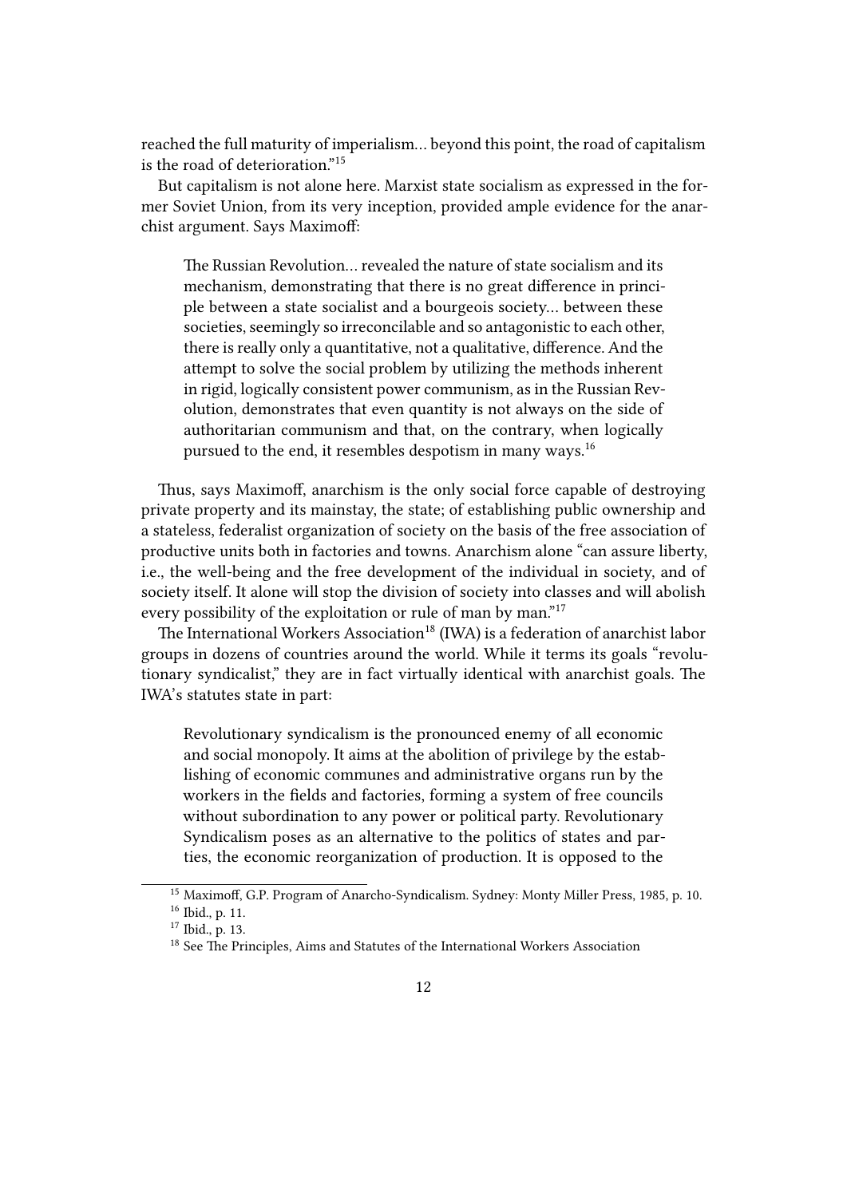reached the full maturity of imperialism… beyond this point, the road of capitalism is the road of deterioration."[15]

But capitalism is not alone here. Marxist state socialism as expressed in the former Soviet Union, from its very inception, provided ample evidence for the anarchist argument. Says Maximoff:

> The Russian Revolution… revealed the nature of state socialism and its mechanism, demonstrating that there is no great difference in principle between a state socialist and a bourgeois society… between these societies, seemingly so irreconcilable and so antagonistic to each other, there is really only a quantitative, not a qualitative, difference. And the attempt to solve the social problem by utilizing the methods inherent in rigid, logically consistent power communism, as in the Russian Revolution, demonstrates that even quantity is not always on the side of authoritarian communism and that, on the contrary, when logically pursued to the end, it resembles despotism in many ways.[16]

Thus, says Maximoff, anarchism is the only social force capable of destroying private property and its mainstay, the state; of establishing public ownership and a stateless, federalist organization of society on the basis of the free association of productive units both in factories and towns. Anarchism alone "can assure liberty, i.e., the well-being and the free development of the individual in society, and of society itself. It alone will stop the division of society into classes and will abolish every possibility of the exploitation or rule of man by man."[17]

The International Workers Association[18] (IWA) is a federation of anarchist labor groups in dozens of countries around the world. While it terms its goals "revolutionary syndicalist," they are in fact virtually identical with anarchist goals. The IWA's statutes state in part:

> Revolutionary syndicalism is the pronounced enemy of all economic and social monopoly. It aims at the abolition of privilege by the establishing of economic communes and administrative organs run by the workers in the fields and factories, forming a system of free councils without subordination to any power or political party. Revolutionary Syndicalism poses as an alternative to the politics of states and parties, the economic reorganization of production. It is opposed to the

---

[15] Maximoff, G.P. Program of Anarcho-Syndicalism. Sydney: Monty Miller Press, 1985, p. 10.

[16] Ibid., p. 11.

[17] Ibid., p. 13.

[18] See The Principles, Aims and Statutes of the International Workers Association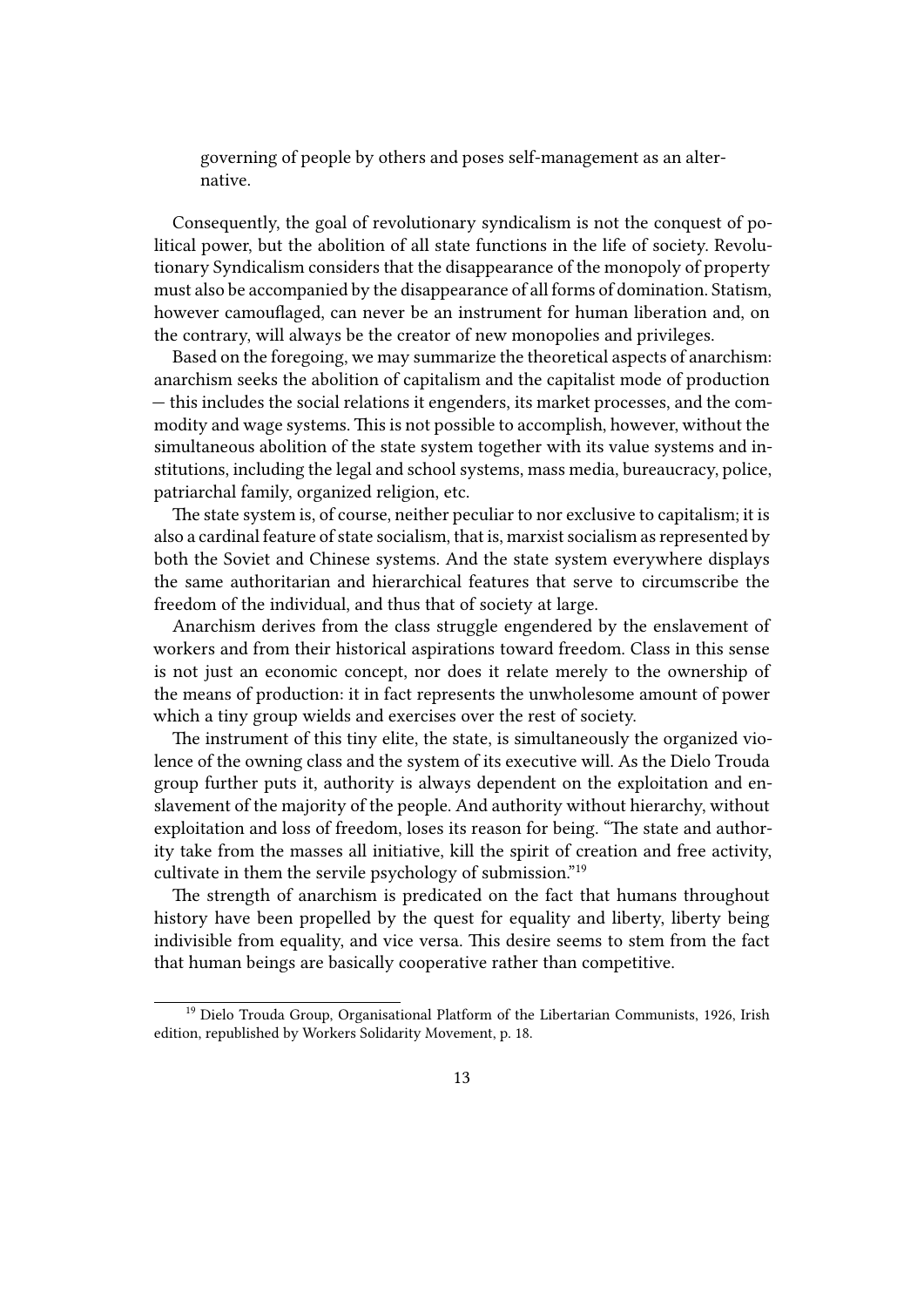> governing of people by others and poses self-management as an alternative.

Consequently, the goal of revolutionary syndicalism is not the conquest of political power, but the abolition of all state functions in the life of society. Revolutionary Syndicalism considers that the disappearance of the monopoly of property must also be accompanied by the disappearance of all forms of domination. Statism, however camouflaged, can never be an instrument for human liberation and, on the contrary, will always be the creator of new monopolies and privileges.

Based on the foregoing, we may summarize the theoretical aspects of anarchism: anarchism seeks the abolition of capitalism and the capitalist mode of production — this includes the social relations it engenders, its market processes, and the commodity and wage systems. This is not possible to accomplish, however, without the simultaneous abolition of the state system together with its value systems and institutions, including the legal and school systems, mass media, bureaucracy, police, patriarchal family, organized religion, etc.

The state system is, of course, neither peculiar to nor exclusive to capitalism; it is also a cardinal feature of state socialism, that is, marxist socialism as represented by both the Soviet and Chinese systems. And the state system everywhere displays the same authoritarian and hierarchical features that serve to circumscribe the freedom of the individual, and thus that of society at large.

Anarchism derives from the class struggle engendered by the enslavement of workers and from their historical aspirations toward freedom. Class in this sense is not just an economic concept, nor does it relate merely to the ownership of the means of production: it in fact represents the unwholesome amount of power which a tiny group wields and exercises over the rest of society.

The instrument of this tiny elite, the state, is simultaneously the organized violence of the owning class and the system of its executive will. As the Dielo Trouda group further puts it, authority is always dependent on the exploitation and enslavement of the majority of the people. And authority without hierarchy, without exploitation and loss of freedom, loses its reason for being. "The state and authority take from the masses all initiative, kill the spirit of creation and free activity, cultivate in them the servile psychology of submission."[19]

The strength of anarchism is predicated on the fact that humans throughout history have been propelled by the quest for equality and liberty, liberty being indivisible from equality, and vice versa. This desire seems to stem from the fact that human beings are basically cooperative rather than competitive.

---

[19] Dielo Trouda Group, Organisational Platform of the Libertarian Communists, 1926, Irish edition, republished by Workers Solidarity Movement, p. 18.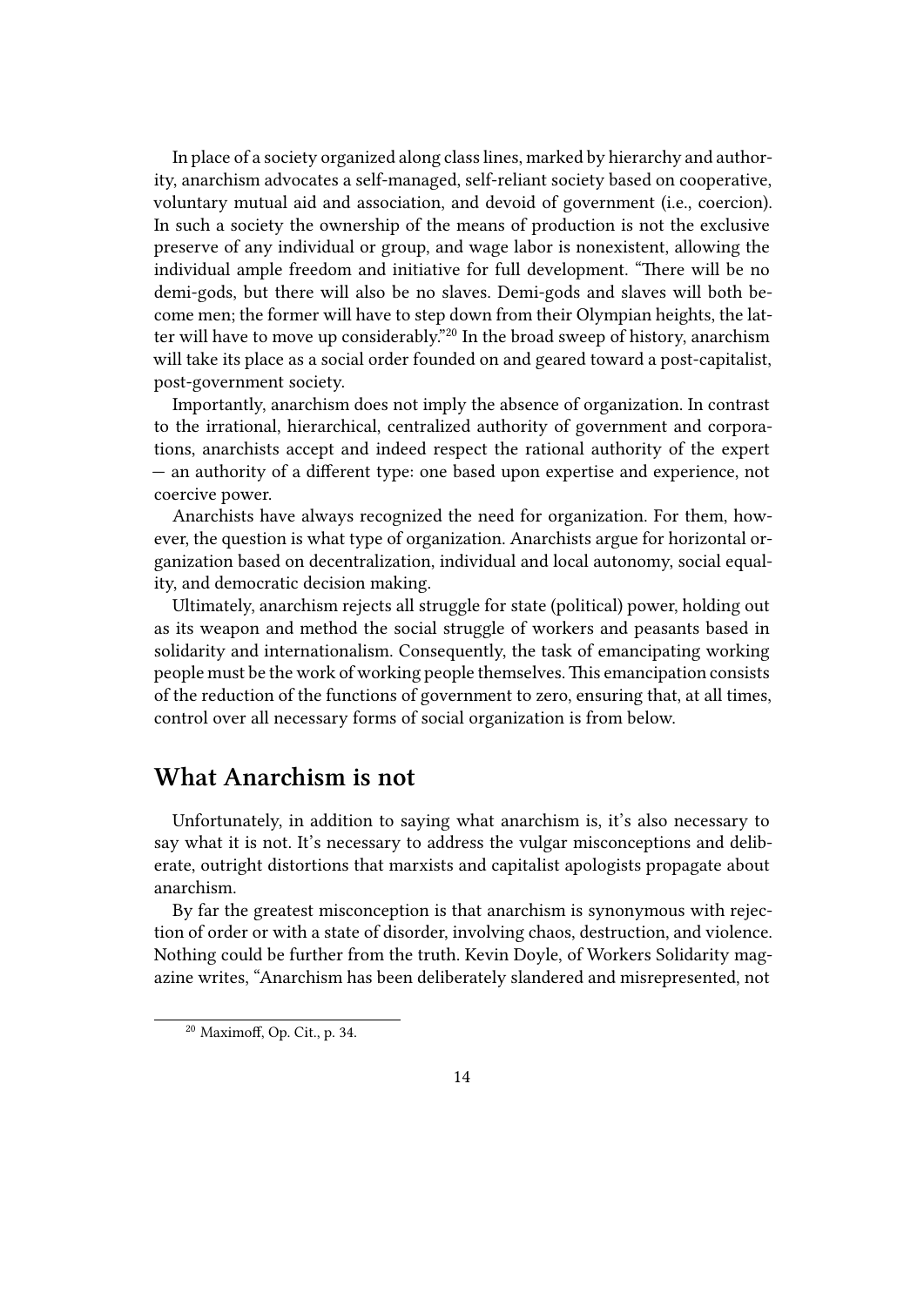In place of a society organized along class lines, marked by hierarchy and authority, anarchism advocates a self-managed, self-reliant society based on cooperative, voluntary mutual aid and association, and devoid of government (i.e., coercion). In such a society the ownership of the means of production is not the exclusive preserve of any individual or group, and wage labor is nonexistent, allowing the individual ample freedom and initiative for full development. "There will be no demi-gods, but there will also be no slaves. Demi-gods and slaves will both become men; the former will have to step down from their Olympian heights, the latter will have to move up considerably."[20] In the broad sweep of history, anarchism will take its place as a social order founded on and geared toward a post-capitalist, post-government society.

Importantly, anarchism does not imply the absence of organization. In contrast to the irrational, hierarchical, centralized authority of government and corporations, anarchists accept and indeed respect the rational authority of the expert — an authority of a different type: one based upon expertise and experience, not coercive power.

Anarchists have always recognized the need for organization. For them, however, the question is what type of organization. Anarchists argue for horizontal organization based on decentralization, individual and local autonomy, social equality, and democratic decision making.

Ultimately, anarchism rejects all struggle for state (political) power, holding out as its weapon and method the social struggle of workers and peasants based in solidarity and internationalism. Consequently, the task of emancipating working people must be the work of working people themselves. This emancipation consists of the reduction of the functions of government to zero, ensuring that, at all times, control over all necessary forms of social organization is from below.

## What Anarchism is not

Unfortunately, in addition to saying what anarchism is, it's also necessary to say what it is not. It's necessary to address the vulgar misconceptions and deliberate, outright distortions that marxists and capitalist apologists propagate about anarchism.

By far the greatest misconception is that anarchism is synonymous with rejection of order or with a state of disorder, involving chaos, destruction, and violence. Nothing could be further from the truth. Kevin Doyle, of Workers Solidarity magazine writes, "Anarchism has been deliberately slandered and misrepresented, not

[20] Maximoff, Op. Cit., p. 34.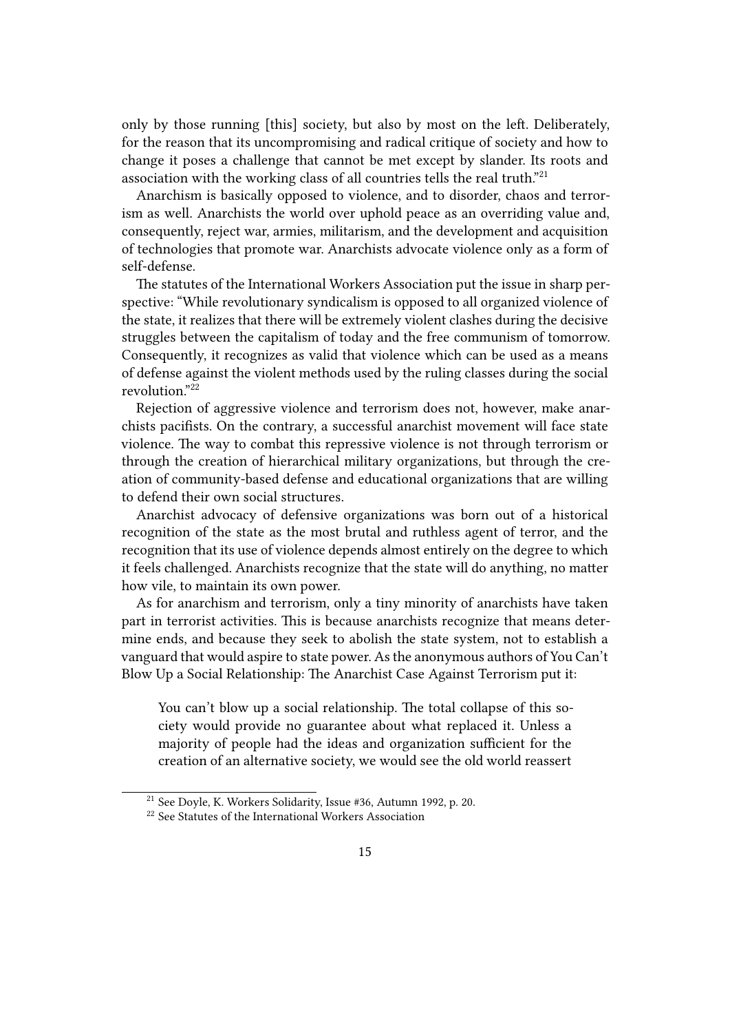only by those running [this] society, but also by most on the left. Deliberately, for the reason that its uncompromising and radical critique of society and how to change it poses a challenge that cannot be met except by slander. Its roots and association with the working class of all countries tells the real truth."[21]

Anarchism is basically opposed to violence, and to disorder, chaos and terrorism as well. Anarchists the world over uphold peace as an overriding value and, consequently, reject war, armies, militarism, and the development and acquisition of technologies that promote war. Anarchists advocate violence only as a form of self-defense.

The statutes of the International Workers Association put the issue in sharp perspective: "While revolutionary syndicalism is opposed to all organized violence of the state, it realizes that there will be extremely violent clashes during the decisive struggles between the capitalism of today and the free communism of tomorrow. Consequently, it recognizes as valid that violence which can be used as a means of defense against the violent methods used by the ruling classes during the social revolution."[22]

Rejection of aggressive violence and terrorism does not, however, make anarchists pacifists. On the contrary, a successful anarchist movement will face state violence. The way to combat this repressive violence is not through terrorism or through the creation of hierarchical military organizations, but through the creation of community-based defense and educational organizations that are willing to defend their own social structures.

Anarchist advocacy of defensive organizations was born out of a historical recognition of the state as the most brutal and ruthless agent of terror, and the recognition that its use of violence depends almost entirely on the degree to which it feels challenged. Anarchists recognize that the state will do anything, no matter how vile, to maintain its own power.

As for anarchism and terrorism, only a tiny minority of anarchists have taken part in terrorist activities. This is because anarchists recognize that means determine ends, and because they seek to abolish the state system, not to establish a vanguard that would aspire to state power. As the anonymous authors of You Can't Blow Up a Social Relationship: The Anarchist Case Against Terrorism put it:

> You can't blow up a social relationship. The total collapse of this society would provide no guarantee about what replaced it. Unless a majority of people had the ideas and organization sufficient for the creation of an alternative society, we would see the old world reassert

[21] See Doyle, K. Workers Solidarity, Issue #36, Autumn 1992, p. 20.

[22] See Statutes of the International Workers Association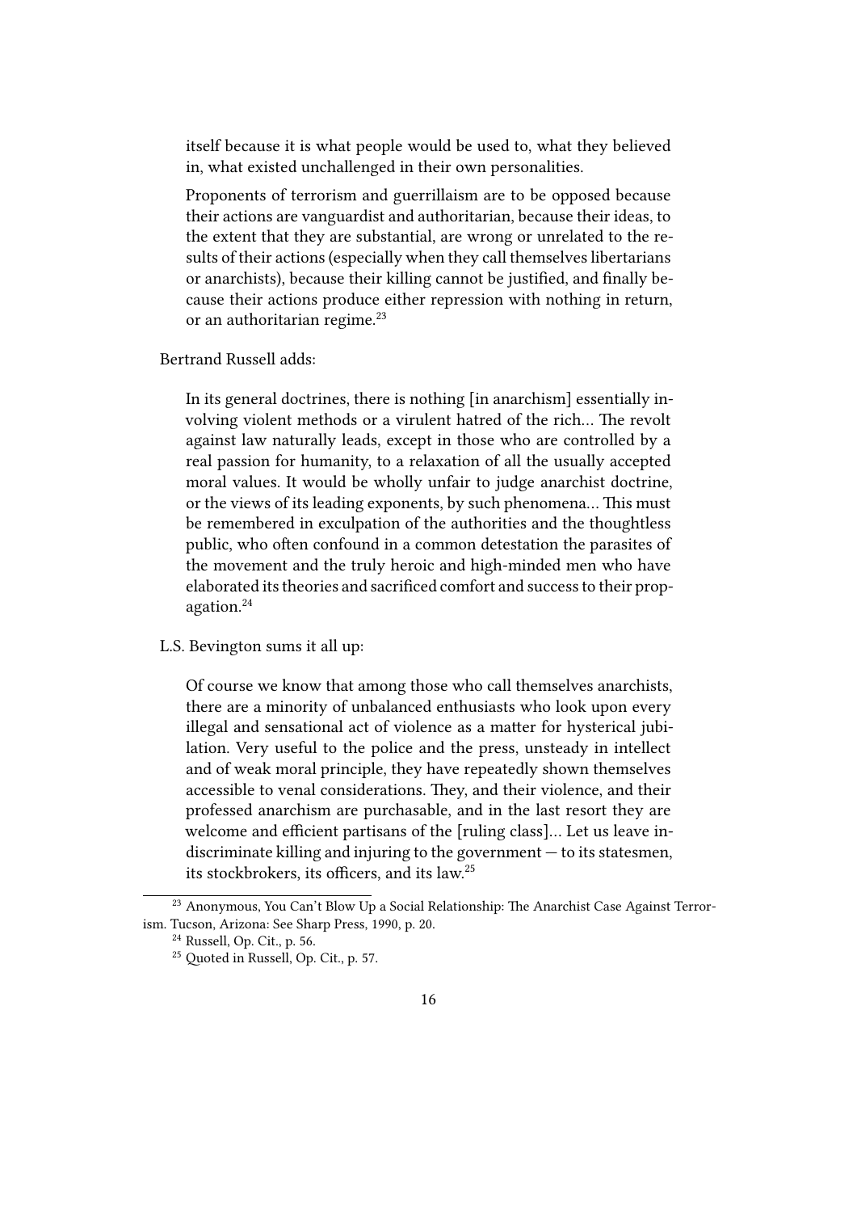> itself because it is what people would be used to, what they believed in, what existed unchallenged in their own personalities.
>
> Proponents of terrorism and guerrillaism are to be opposed because their actions are vanguardist and authoritarian, because their ideas, to the extent that they are substantial, are wrong or unrelated to the results of their actions (especially when they call themselves libertarians or anarchists), because their killing cannot be justified, and finally because their actions produce either repression with nothing in return, or an authoritarian regime.[23]

Bertrand Russell adds:

> In its general doctrines, there is nothing [in anarchism] essentially involving violent methods or a virulent hatred of the rich… The revolt against law naturally leads, except in those who are controlled by a real passion for humanity, to a relaxation of all the usually accepted moral values. It would be wholly unfair to judge anarchist doctrine, or the views of its leading exponents, by such phenomena… This must be remembered in exculpation of the authorities and the thoughtless public, who often confound in a common detestation the parasites of the movement and the truly heroic and high-minded men who have elaborated its theories and sacrificed comfort and success to their propagation.[24]

L.S. Bevington sums it all up:

> Of course we know that among those who call themselves anarchists, there are a minority of unbalanced enthusiasts who look upon every illegal and sensational act of violence as a matter for hysterical jubilation. Very useful to the police and the press, unsteady in intellect and of weak moral principle, they have repeatedly shown themselves accessible to venal considerations. They, and their violence, and their professed anarchism are purchasable, and in the last resort they are welcome and efficient partisans of the [ruling class]… Let us leave indiscriminate killing and injuring to the government — to its statesmen, its stockbrokers, its officers, and its law.[25]

---

[23] Anonymous, You Can't Blow Up a Social Relationship: The Anarchist Case Against Terrorism. Tucson, Arizona: See Sharp Press, 1990, p. 20.

[24] Russell, Op. Cit., p. 56.

[25] Quoted in Russell, Op. Cit., p. 57.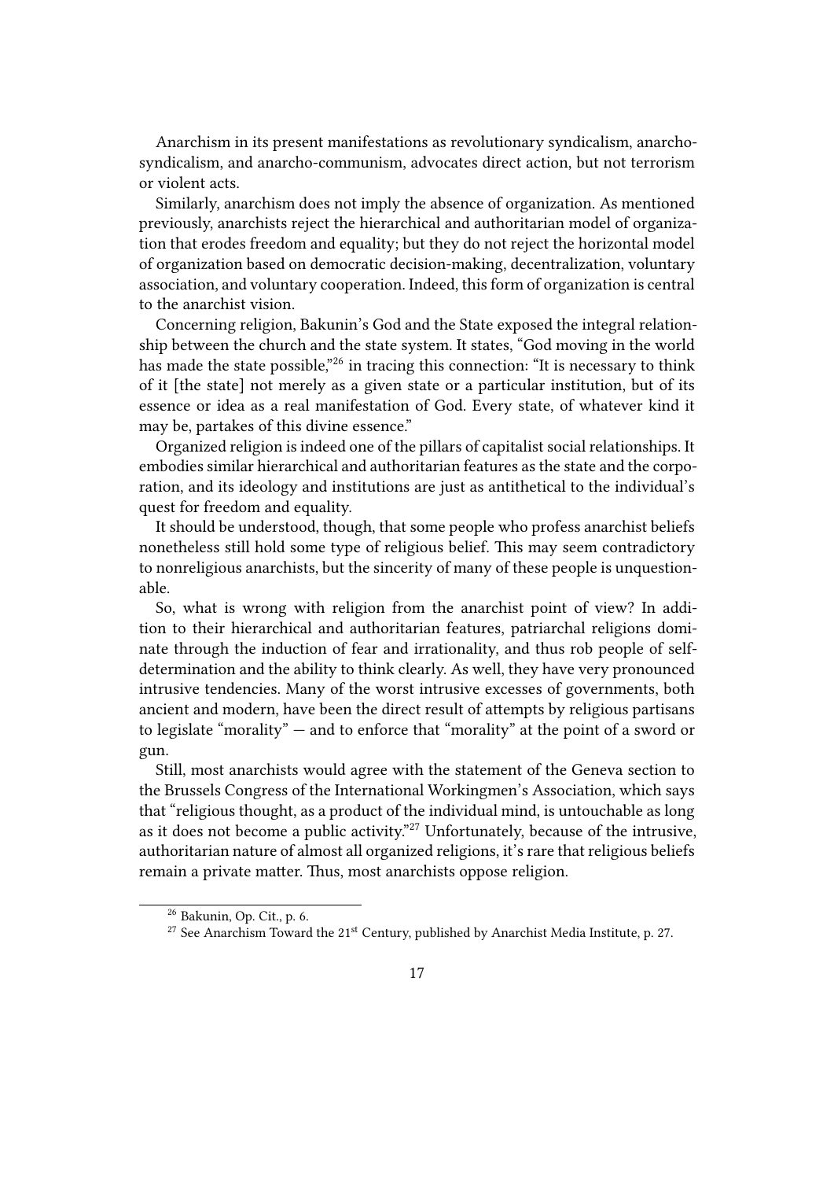Anarchism in its present manifestations as revolutionary syndicalism, anarcho-syndicalism, and anarcho-communism, advocates direct action, but not terrorism or violent acts.

Similarly, anarchism does not imply the absence of organization. As mentioned previously, anarchists reject the hierarchical and authoritarian model of organization that erodes freedom and equality; but they do not reject the horizontal model of organization based on democratic decision-making, decentralization, voluntary association, and voluntary cooperation. Indeed, this form of organization is central to the anarchist vision.

Concerning religion, Bakunin's God and the State exposed the integral relationship between the church and the state system. It states, "God moving in the world has made the state possible,"[26] in tracing this connection: "It is necessary to think of it [the state] not merely as a given state or a particular institution, but of its essence or idea as a real manifestation of God. Every state, of whatever kind it may be, partakes of this divine essence."

Organized religion is indeed one of the pillars of capitalist social relationships. It embodies similar hierarchical and authoritarian features as the state and the corporation, and its ideology and institutions are just as antithetical to the individual's quest for freedom and equality.

It should be understood, though, that some people who profess anarchist beliefs nonetheless still hold some type of religious belief. This may seem contradictory to nonreligious anarchists, but the sincerity of many of these people is unquestionable.

So, what is wrong with religion from the anarchist point of view? In addition to their hierarchical and authoritarian features, patriarchal religions dominate through the induction of fear and irrationality, and thus rob people of self-determination and the ability to think clearly. As well, they have very pronounced intrusive tendencies. Many of the worst intrusive excesses of governments, both ancient and modern, have been the direct result of attempts by religious partisans to legislate "morality" — and to enforce that "morality" at the point of a sword or gun.

Still, most anarchists would agree with the statement of the Geneva section to the Brussels Congress of the International Workingmen's Association, which says that "religious thought, as a product of the individual mind, is untouchable as long as it does not become a public activity."[27] Unfortunately, because of the intrusive, authoritarian nature of almost all organized religions, it's rare that religious beliefs remain a private matter. Thus, most anarchists oppose religion.

---

[26] Bakunin, Op. Cit., p. 6.

[27] See Anarchism Toward the 21st Century, published by Anarchist Media Institute, p. 27.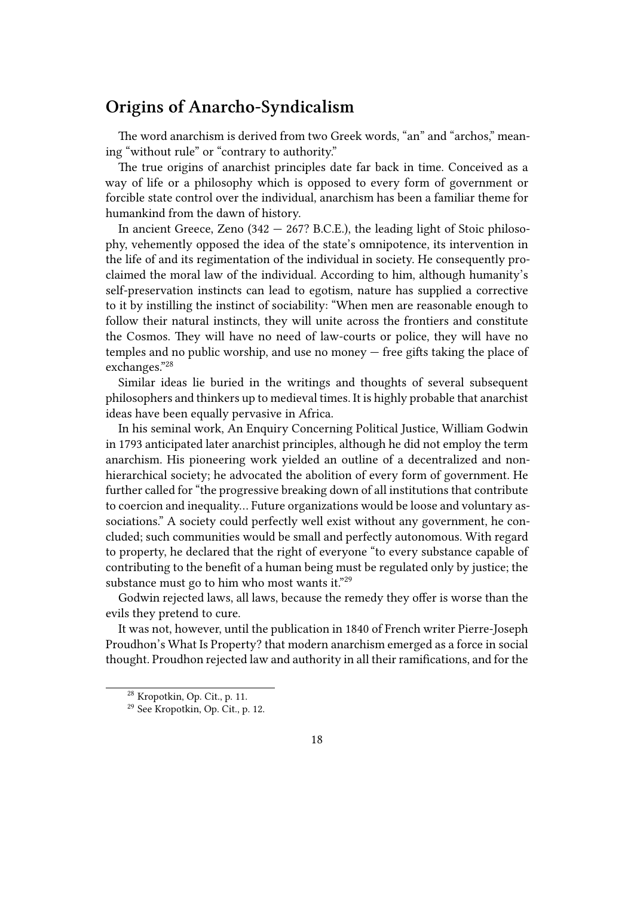## Origins of Anarcho-Syndicalism

The word anarchism is derived from two Greek words, "an" and "archos," meaning "without rule" or "contrary to authority."

The true origins of anarchist principles date far back in time. Conceived as a way of life or a philosophy which is opposed to every form of government or forcible state control over the individual, anarchism has been a familiar theme for humankind from the dawn of history.

In ancient Greece, Zeno (342 — 267? B.C.E.), the leading light of Stoic philosophy, vehemently opposed the idea of the state's omnipotence, its intervention in the life of and its regimentation of the individual in society. He consequently proclaimed the moral law of the individual. According to him, although humanity's self-preservation instincts can lead to egotism, nature has supplied a corrective to it by instilling the instinct of sociability: "When men are reasonable enough to follow their natural instincts, they will unite across the frontiers and constitute the Cosmos. They will have no need of law-courts or police, they will have no temples and no public worship, and use no money — free gifts taking the place of exchanges."[28]

Similar ideas lie buried in the writings and thoughts of several subsequent philosophers and thinkers up to medieval times. It is highly probable that anarchist ideas have been equally pervasive in Africa.

In his seminal work, An Enquiry Concerning Political Justice, William Godwin in 1793 anticipated later anarchist principles, although he did not employ the term anarchism. His pioneering work yielded an outline of a decentralized and non-hierarchical society; he advocated the abolition of every form of government. He further called for "the progressive breaking down of all institutions that contribute to coercion and inequality… Future organizations would be loose and voluntary associations." A society could perfectly well exist without any government, he concluded; such communities would be small and perfectly autonomous. With regard to property, he declared that the right of everyone "to every substance capable of contributing to the benefit of a human being must be regulated only by justice; the substance must go to him who most wants it."[29]

Godwin rejected laws, all laws, because the remedy they offer is worse than the evils they pretend to cure.

It was not, however, until the publication in 1840 of French writer Pierre-Joseph Proudhon's What Is Property? that modern anarchism emerged as a force in social thought. Proudhon rejected law and authority in all their ramifications, and for the

---

[28] Kropotkin, Op. Cit., p. 11.

[29] See Kropotkin, Op. Cit., p. 12.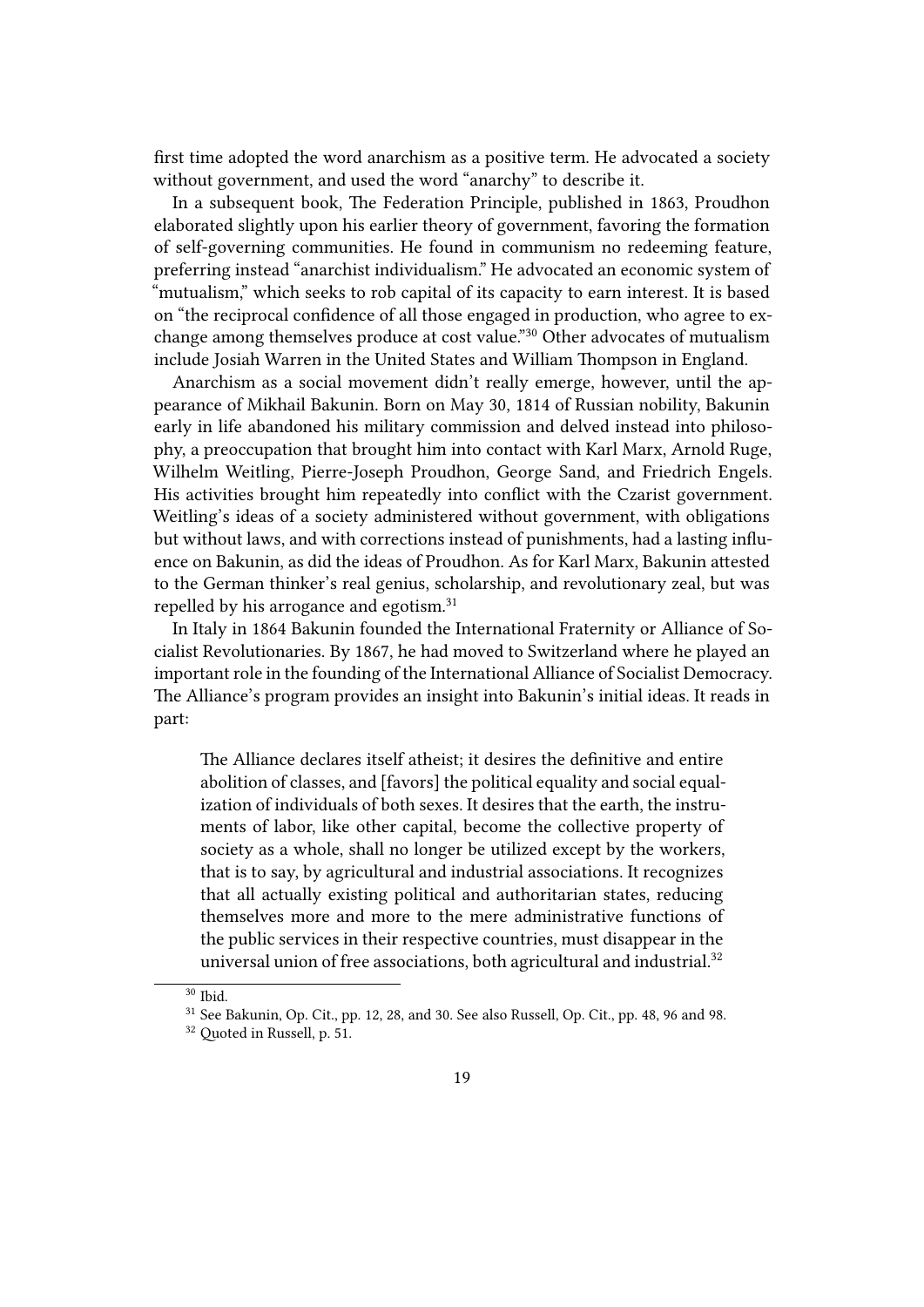first time adopted the word anarchism as a positive term. He advocated a society without government, and used the word "anarchy" to describe it.

In a subsequent book, The Federation Principle, published in 1863, Proudhon elaborated slightly upon his earlier theory of government, favoring the formation of self-governing communities. He found in communism no redeeming feature, preferring instead "anarchist individualism." He advocated an economic system of "mutualism," which seeks to rob capital of its capacity to earn interest. It is based on "the reciprocal confidence of all those engaged in production, who agree to exchange among themselves produce at cost value."[30] Other advocates of mutualism include Josiah Warren in the United States and William Thompson in England.

Anarchism as a social movement didn't really emerge, however, until the appearance of Mikhail Bakunin. Born on May 30, 1814 of Russian nobility, Bakunin early in life abandoned his military commission and delved instead into philosophy, a preoccupation that brought him into contact with Karl Marx, Arnold Ruge, Wilhelm Weitling, Pierre-Joseph Proudhon, George Sand, and Friedrich Engels. His activities brought him repeatedly into conflict with the Czarist government. Weitling's ideas of a society administered without government, with obligations but without laws, and with corrections instead of punishments, had a lasting influence on Bakunin, as did the ideas of Proudhon. As for Karl Marx, Bakunin attested to the German thinker's real genius, scholarship, and revolutionary zeal, but was repelled by his arrogance and egotism.[31]

In Italy in 1864 Bakunin founded the International Fraternity or Alliance of Socialist Revolutionaries. By 1867, he had moved to Switzerland where he played an important role in the founding of the International Alliance of Socialist Democracy. The Alliance's program provides an insight into Bakunin's initial ideas. It reads in part:

> The Alliance declares itself atheist; it desires the definitive and entire abolition of classes, and [favors] the political equality and social equalization of individuals of both sexes. It desires that the earth, the instruments of labor, like other capital, become the collective property of society as a whole, shall no longer be utilized except by the workers, that is to say, by agricultural and industrial associations. It recognizes that all actually existing political and authoritarian states, reducing themselves more and more to the mere administrative functions of the public services in their respective countries, must disappear in the universal union of free associations, both agricultural and industrial.[32]

---

[30] Ibid.

[31] See Bakunin, Op. Cit., pp. 12, 28, and 30. See also Russell, Op. Cit., pp. 48, 96 and 98.

[32] Quoted in Russell, p. 51.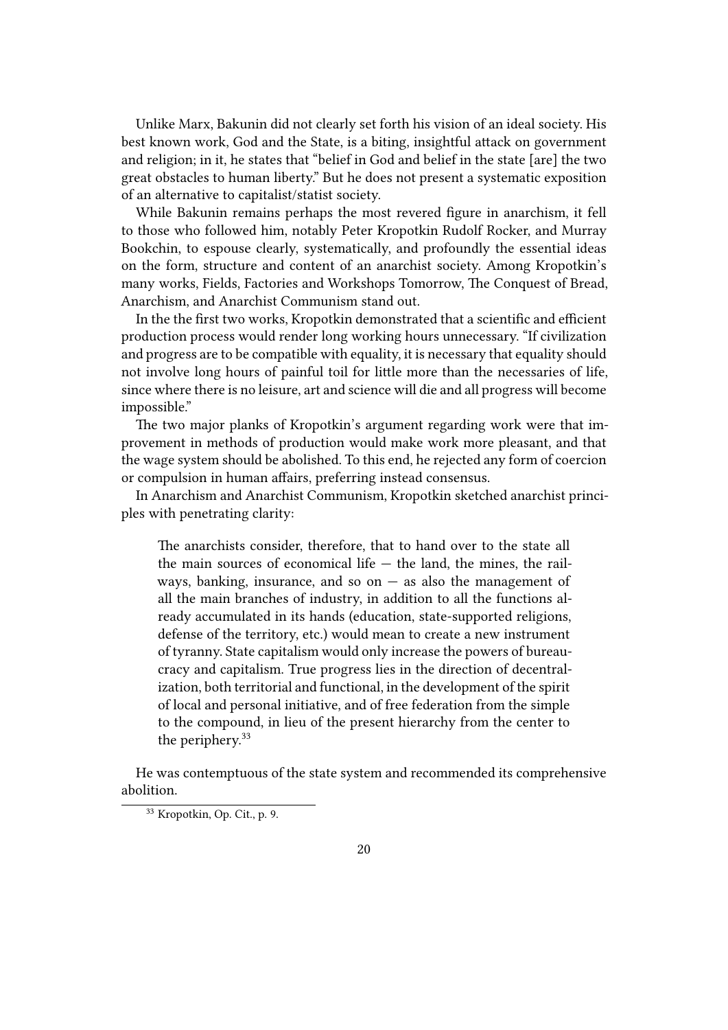Unlike Marx, Bakunin did not clearly set forth his vision of an ideal society. His best known work, God and the State, is a biting, insightful attack on government and religion; in it, he states that "belief in God and belief in the state [are] the two great obstacles to human liberty." But he does not present a systematic exposition of an alternative to capitalist/statist society.

While Bakunin remains perhaps the most revered figure in anarchism, it fell to those who followed him, notably Peter Kropotkin Rudolf Rocker, and Murray Bookchin, to espouse clearly, systematically, and profoundly the essential ideas on the form, structure and content of an anarchist society. Among Kropotkin's many works, Fields, Factories and Workshops Tomorrow, The Conquest of Bread, Anarchism, and Anarchist Communism stand out.

In the the first two works, Kropotkin demonstrated that a scientific and efficient production process would render long working hours unnecessary. "If civilization and progress are to be compatible with equality, it is necessary that equality should not involve long hours of painful toil for little more than the necessaries of life, since where there is no leisure, art and science will die and all progress will become impossible."

The two major planks of Kropotkin's argument regarding work were that improvement in methods of production would make work more pleasant, and that the wage system should be abolished. To this end, he rejected any form of coercion or compulsion in human affairs, preferring instead consensus.

In Anarchism and Anarchist Communism, Kropotkin sketched anarchist principles with penetrating clarity:

> The anarchists consider, therefore, that to hand over to the state all the main sources of economical life — the land, the mines, the railways, banking, insurance, and so on — as also the management of all the main branches of industry, in addition to all the functions already accumulated in its hands (education, state-supported religions, defense of the territory, etc.) would mean to create a new instrument of tyranny. State capitalism would only increase the powers of bureaucracy and capitalism. True progress lies in the direction of decentralization, both territorial and functional, in the development of the spirit of local and personal initiative, and of free federation from the simple to the compound, in lieu of the present hierarchy from the center to the periphery.[33]

He was contemptuous of the state system and recommended its comprehensive abolition.

[33] Kropotkin, Op. Cit., p. 9.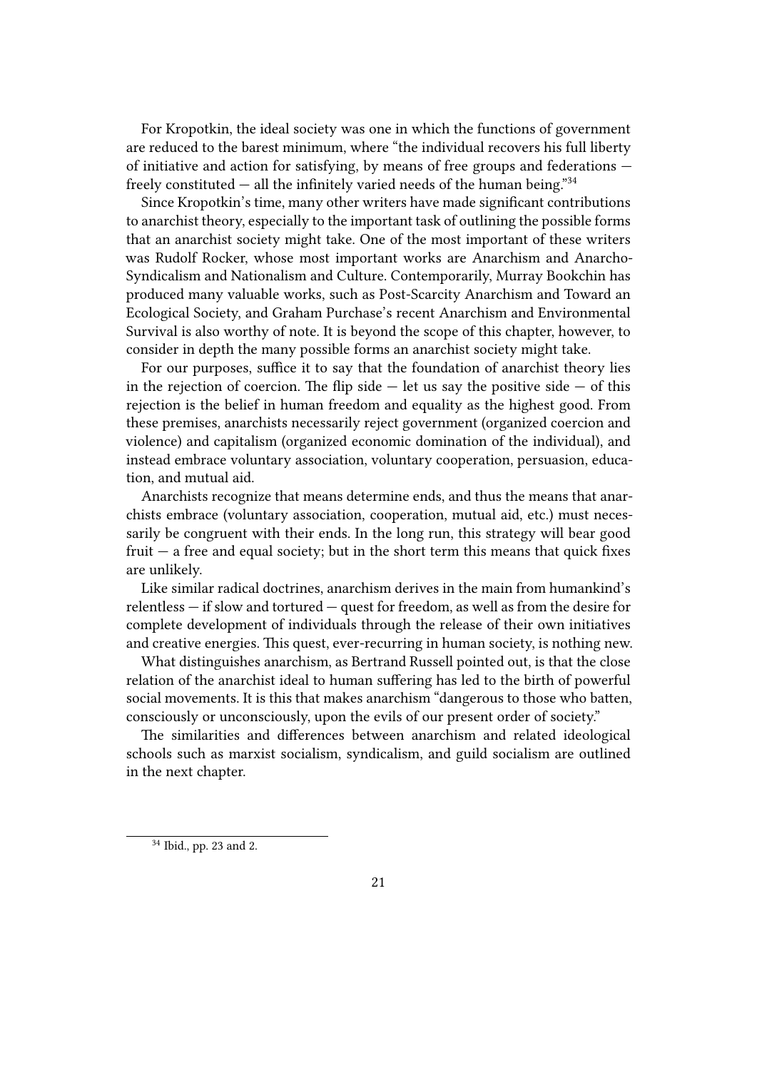For Kropotkin, the ideal society was one in which the functions of government are reduced to the barest minimum, where "the individual recovers his full liberty of initiative and action for satisfying, by means of free groups and federations — freely constituted — all the infinitely varied needs of the human being."[34]

Since Kropotkin's time, many other writers have made significant contributions to anarchist theory, especially to the important task of outlining the possible forms that an anarchist society might take. One of the most important of these writers was Rudolf Rocker, whose most important works are Anarchism and Anarcho-Syndicalism and Nationalism and Culture. Contemporarily, Murray Bookchin has produced many valuable works, such as Post-Scarcity Anarchism and Toward an Ecological Society, and Graham Purchase's recent Anarchism and Environmental Survival is also worthy of note. It is beyond the scope of this chapter, however, to consider in depth the many possible forms an anarchist society might take.

For our purposes, suffice it to say that the foundation of anarchist theory lies in the rejection of coercion. The flip side — let us say the positive side — of this rejection is the belief in human freedom and equality as the highest good. From these premises, anarchists necessarily reject government (organized coercion and violence) and capitalism (organized economic domination of the individual), and instead embrace voluntary association, voluntary cooperation, persuasion, education, and mutual aid.

Anarchists recognize that means determine ends, and thus the means that anarchists embrace (voluntary association, cooperation, mutual aid, etc.) must necessarily be congruent with their ends. In the long run, this strategy will bear good fruit — a free and equal society; but in the short term this means that quick fixes are unlikely.

Like similar radical doctrines, anarchism derives in the main from humankind's relentless — if slow and tortured — quest for freedom, as well as from the desire for complete development of individuals through the release of their own initiatives and creative energies. This quest, ever-recurring in human society, is nothing new.

What distinguishes anarchism, as Bertrand Russell pointed out, is that the close relation of the anarchist ideal to human suffering has led to the birth of powerful social movements. It is this that makes anarchism "dangerous to those who batten, consciously or unconsciously, upon the evils of our present order of society."

The similarities and differences between anarchism and related ideological schools such as marxist socialism, syndicalism, and guild socialism are outlined in the next chapter.

[34] Ibid., pp. 23 and 2.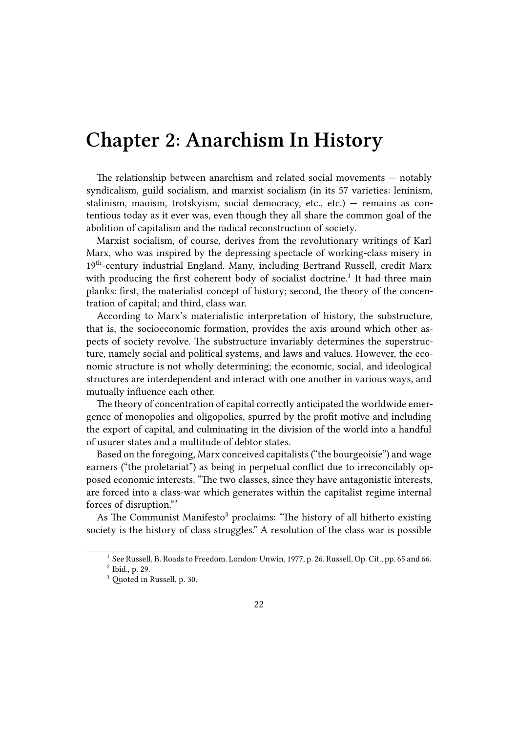# Chapter 2: Anarchism In History

The relationship between anarchism and related social movements — notably syndicalism, guild socialism, and marxist socialism (in its 57 varieties: leninism, stalinism, maoism, trotskyism, social democracy, etc., etc.) — remains as contentious today as it ever was, even though they all share the common goal of the abolition of capitalism and the radical reconstruction of society.

Marxist socialism, of course, derives from the revolutionary writings of Karl Marx, who was inspired by the depressing spectacle of working-class misery in 19th-century industrial England. Many, including Bertrand Russell, credit Marx with producing the first coherent body of socialist doctrine.[1] It had three main planks: first, the materialist concept of history; second, the theory of the concentration of capital; and third, class war.

According to Marx's materialistic interpretation of history, the substructure, that is, the socioeconomic formation, provides the axis around which other aspects of society revolve. The substructure invariably determines the superstructure, namely social and political systems, and laws and values. However, the economic structure is not wholly determining; the economic, social, and ideological structures are interdependent and interact with one another in various ways, and mutually influence each other.

The theory of concentration of capital correctly anticipated the worldwide emergence of monopolies and oligopolies, spurred by the profit motive and including the export of capital, and culminating in the division of the world into a handful of usurer states and a multitude of debtor states.

Based on the foregoing, Marx conceived capitalists ("the bourgeoisie") and wage earners ("the proletariat") as being in perpetual conflict due to irreconcilably opposed economic interests. "The two classes, since they have antagonistic interests, are forced into a class-war which generates within the capitalist regime internal forces of disruption."[2]

As The Communist Manifesto[3] proclaims: "The history of all hitherto existing society is the history of class struggles." A resolution of the class war is possible

---

[1] See Russell, B. Roads to Freedom. London: Unwin, 1977, p. 26. Russell, Op. Cit., pp. 65 and 66.

[2] Ibid., p. 29.

[3] Quoted in Russell, p. 30.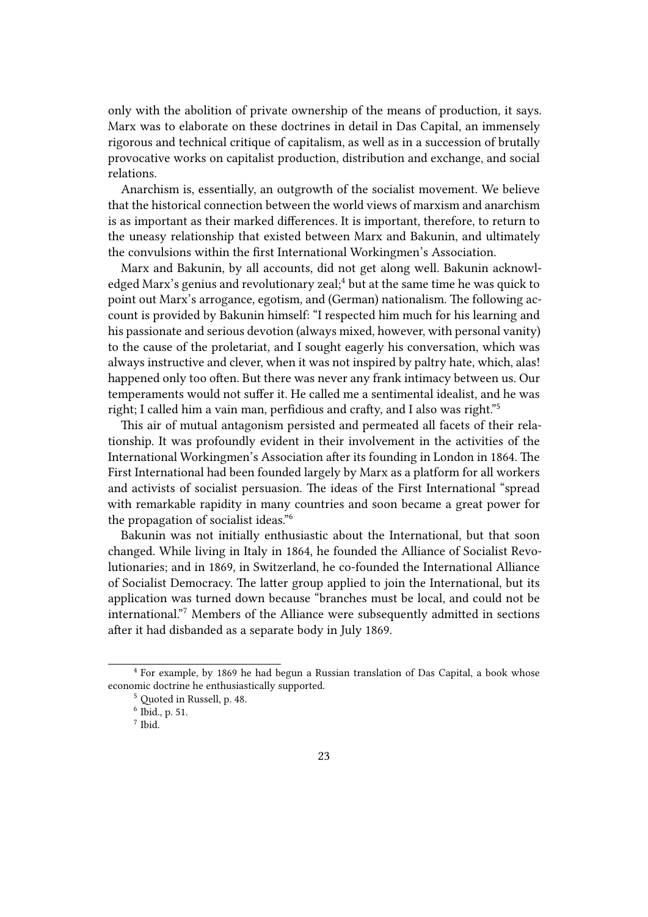only with the abolition of private ownership of the means of production, it says. Marx was to elaborate on these doctrines in detail in Das Capital, an immensely rigorous and technical critique of capitalism, as well as in a succession of brutally provocative works on capitalist production, distribution and exchange, and social relations.

Anarchism is, essentially, an outgrowth of the socialist movement. We believe that the historical connection between the world views of marxism and anarchism is as important as their marked differences. It is important, therefore, to return to the uneasy relationship that existed between Marx and Bakunin, and ultimately the convulsions within the first International Workingmen's Association.

Marx and Bakunin, by all accounts, did not get along well. Bakunin acknowledged Marx's genius and revolutionary zeal;[4] but at the same time he was quick to point out Marx's arrogance, egotism, and (German) nationalism. The following account is provided by Bakunin himself: "I respected him much for his learning and his passionate and serious devotion (always mixed, however, with personal vanity) to the cause of the proletariat, and I sought eagerly his conversation, which was always instructive and clever, when it was not inspired by paltry hate, which, alas! happened only too often. But there was never any frank intimacy between us. Our temperaments would not suffer it. He called me a sentimental idealist, and he was right; I called him a vain man, perfidious and crafty, and I also was right."[5]

This air of mutual antagonism persisted and permeated all facets of their relationship. It was profoundly evident in their involvement in the activities of the International Workingmen's Association after its founding in London in 1864. The First International had been founded largely by Marx as a platform for all workers and activists of socialist persuasion. The ideas of the First International "spread with remarkable rapidity in many countries and soon became a great power for the propagation of socialist ideas."[6]

Bakunin was not initially enthusiastic about the International, but that soon changed. While living in Italy in 1864, he founded the Alliance of Socialist Revolutionaries; and in 1869, in Switzerland, he co-founded the International Alliance of Socialist Democracy. The latter group applied to join the International, but its application was turned down because "branches must be local, and could not be international."[7] Members of the Alliance were subsequently admitted in sections after it had disbanded as a separate body in July 1869.

---

[4] For example, by 1869 he had begun a Russian translation of Das Capital, a book whose economic doctrine he enthusiastically supported.

[5] Quoted in Russell, p. 48.

[6] Ibid., p. 51.

[7] Ibid.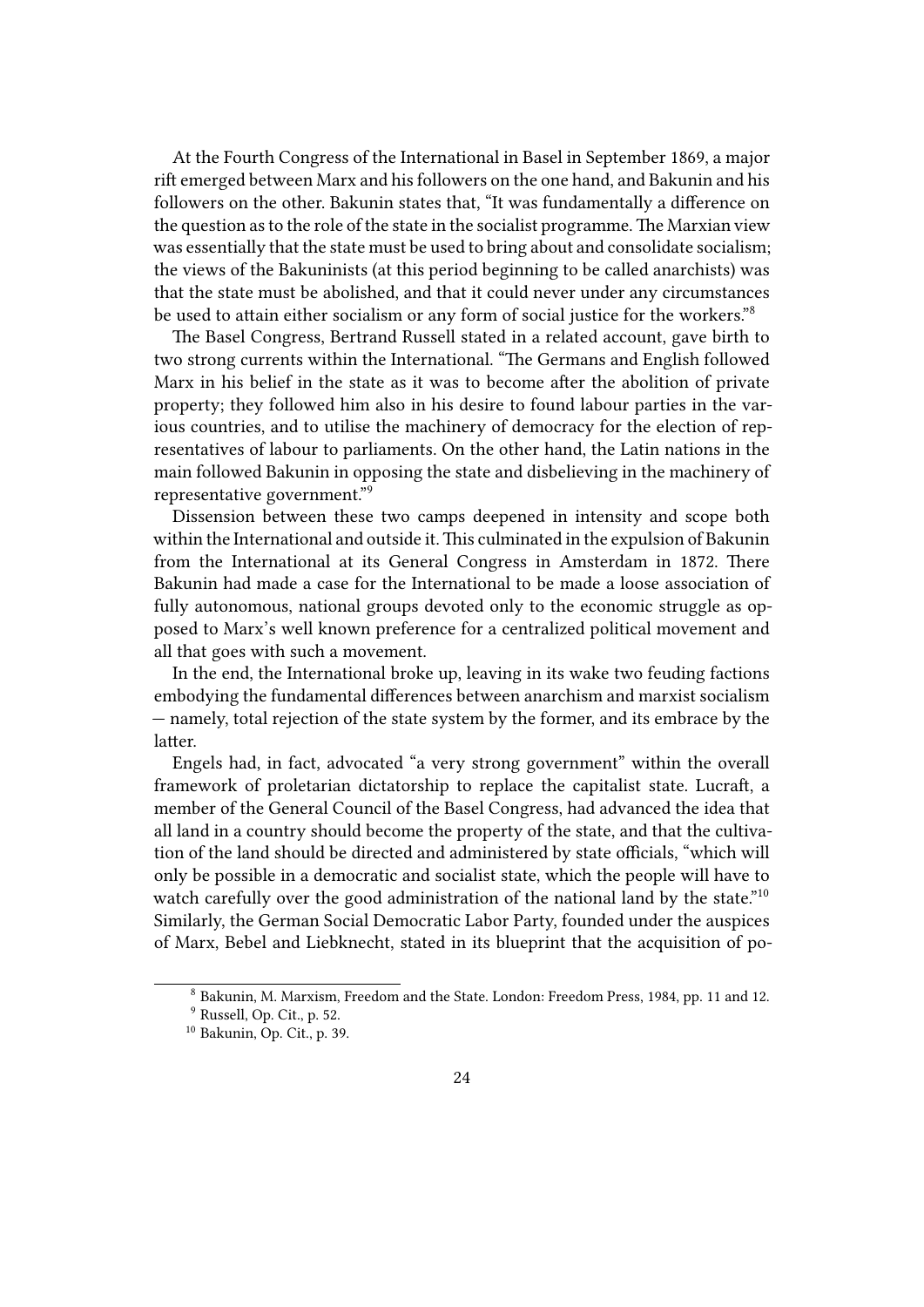At the Fourth Congress of the International in Basel in September 1869, a major rift emerged between Marx and his followers on the one hand, and Bakunin and his followers on the other. Bakunin states that, "It was fundamentally a difference on the question as to the role of the state in the socialist programme. The Marxian view was essentially that the state must be used to bring about and consolidate socialism; the views of the Bakuninists (at this period beginning to be called anarchists) was that the state must be abolished, and that it could never under any circumstances be used to attain either socialism or any form of social justice for the workers."[8]

The Basel Congress, Bertrand Russell stated in a related account, gave birth to two strong currents within the International. "The Germans and English followed Marx in his belief in the state as it was to become after the abolition of private property; they followed him also in his desire to found labour parties in the various countries, and to utilise the machinery of democracy for the election of representatives of labour to parliaments. On the other hand, the Latin nations in the main followed Bakunin in opposing the state and disbelieving in the machinery of representative government."[9]

Dissension between these two camps deepened in intensity and scope both within the International and outside it. This culminated in the expulsion of Bakunin from the International at its General Congress in Amsterdam in 1872. There Bakunin had made a case for the International to be made a loose association of fully autonomous, national groups devoted only to the economic struggle as opposed to Marx's well known preference for a centralized political movement and all that goes with such a movement.

In the end, the International broke up, leaving in its wake two feuding factions embodying the fundamental differences between anarchism and marxist socialism — namely, total rejection of the state system by the former, and its embrace by the latter.

Engels had, in fact, advocated "a very strong government" within the overall framework of proletarian dictatorship to replace the capitalist state. Lucraft, a member of the General Council of the Basel Congress, had advanced the idea that all land in a country should become the property of the state, and that the cultivation of the land should be directed and administered by state officials, "which will only be possible in a democratic and socialist state, which the people will have to watch carefully over the good administration of the national land by the state."[10] Similarly, the German Social Democratic Labor Party, founded under the auspices of Marx, Bebel and Liebknecht, stated in its blueprint that the acquisition of po-

---

[8] Bakunin, M. Marxism, Freedom and the State. London: Freedom Press, 1984, pp. 11 and 12.

[9] Russell, Op. Cit., p. 52.

[10] Bakunin, Op. Cit., p. 39.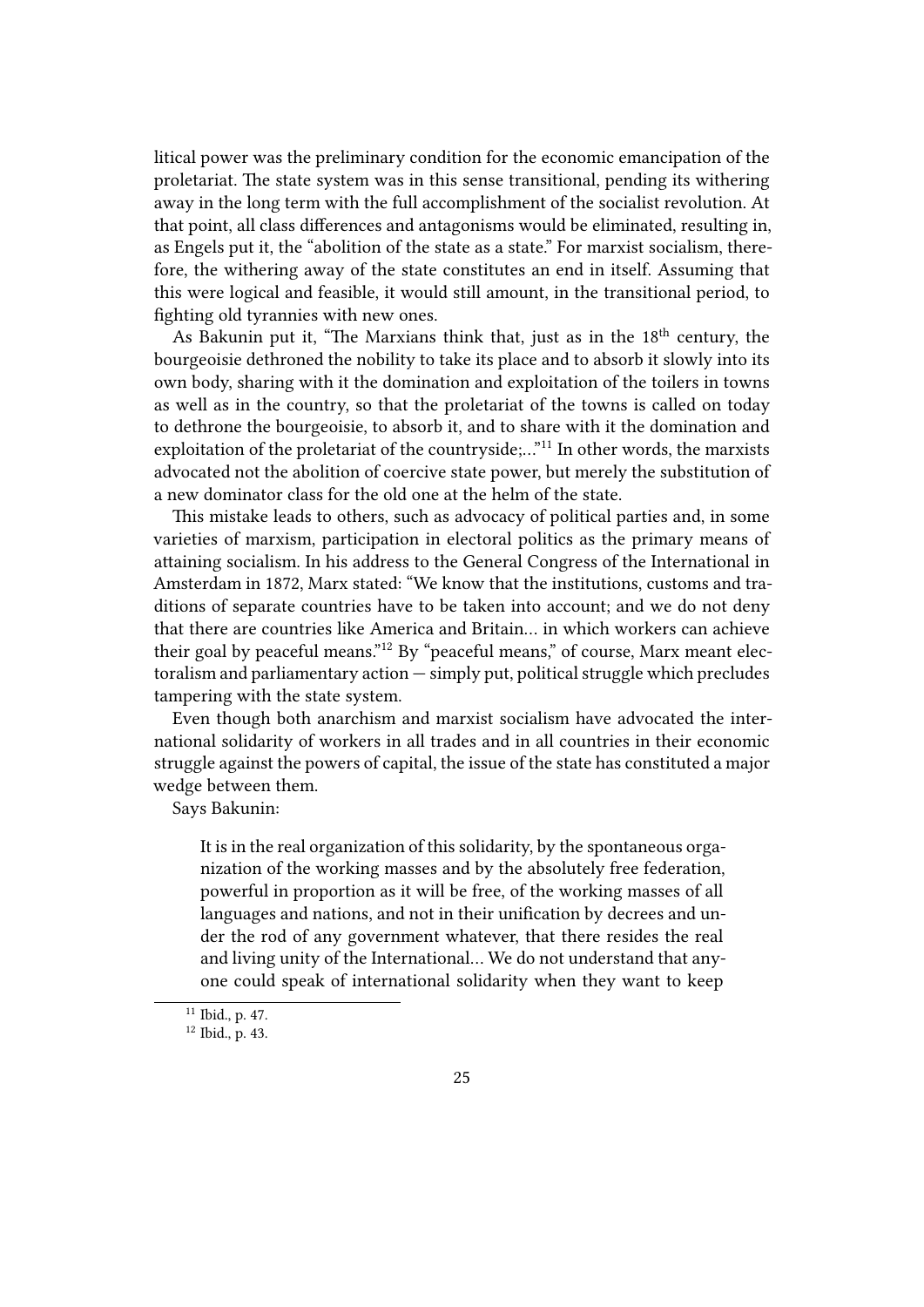litical power was the preliminary condition for the economic emancipation of the proletariat. The state system was in this sense transitional, pending its withering away in the long term with the full accomplishment of the socialist revolution. At that point, all class differences and antagonisms would be eliminated, resulting in, as Engels put it, the "abolition of the state as a state." For marxist socialism, therefore, the withering away of the state constitutes an end in itself. Assuming that this were logical and feasible, it would still amount, in the transitional period, to fighting old tyrannies with new ones.

As Bakunin put it, "The Marxians think that, just as in the 18th century, the bourgeoisie dethroned the nobility to take its place and to absorb it slowly into its own body, sharing with it the domination and exploitation of the toilers in towns as well as in the country, so that the proletariat of the towns is called on today to dethrone the bourgeoisie, to absorb it, and to share with it the domination and exploitation of the proletariat of the countryside;…"[11] In other words, the marxists advocated not the abolition of coercive state power, but merely the substitution of a new dominator class for the old one at the helm of the state.

This mistake leads to others, such as advocacy of political parties and, in some varieties of marxism, participation in electoral politics as the primary means of attaining socialism. In his address to the General Congress of the International in Amsterdam in 1872, Marx stated: "We know that the institutions, customs and traditions of separate countries have to be taken into account; and we do not deny that there are countries like America and Britain… in which workers can achieve their goal by peaceful means."[12] By "peaceful means," of course, Marx meant electoralism and parliamentary action — simply put, political struggle which precludes tampering with the state system.

Even though both anarchism and marxist socialism have advocated the international solidarity of workers in all trades and in all countries in their economic struggle against the powers of capital, the issue of the state has constituted a major wedge between them.

Says Bakunin:

> It is in the real organization of this solidarity, by the spontaneous organization of the working masses and by the absolutely free federation, powerful in proportion as it will be free, of the working masses of all languages and nations, and not in their unification by decrees and under the rod of any government whatever, that there resides the real and living unity of the International… We do not understand that anyone could speak of international solidarity when they want to keep

[11] Ibid., p. 47.

[12] Ibid., p. 43.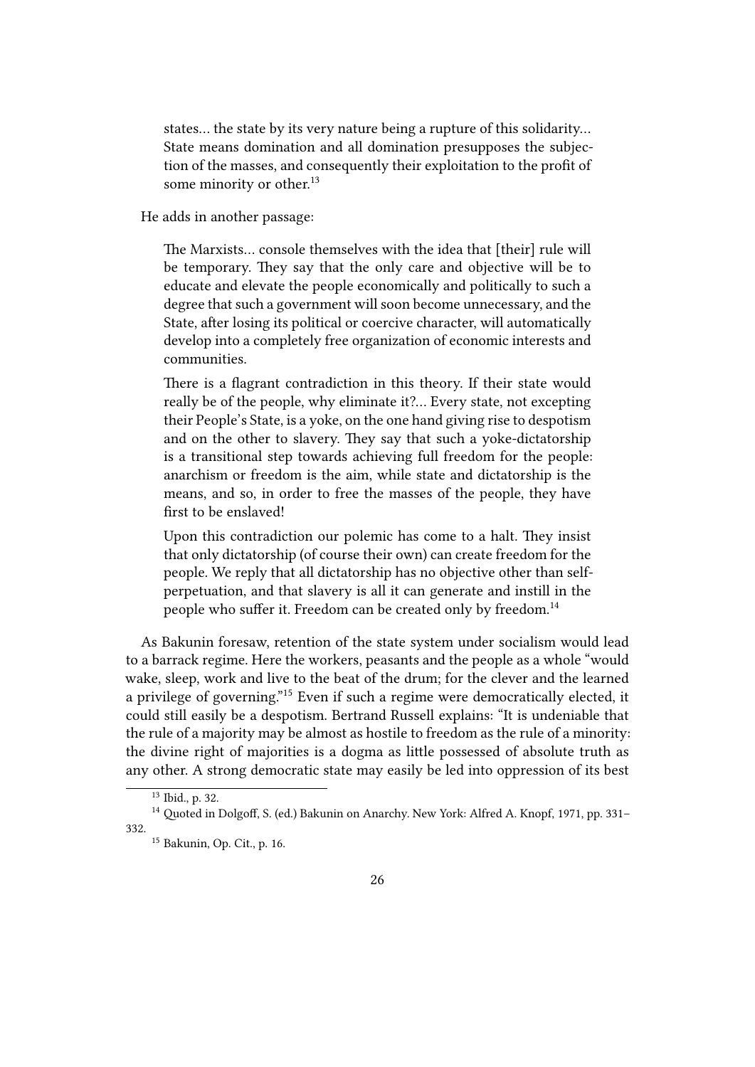> states… the state by its very nature being a rupture of this solidarity… State means domination and all domination presupposes the subjection of the masses, and consequently their exploitation to the profit of some minority or other.[13]

He adds in another passage:

> The Marxists… console themselves with the idea that [their] rule will be temporary. They say that the only care and objective will be to educate and elevate the people economically and politically to such a degree that such a government will soon become unnecessary, and the State, after losing its political or coercive character, will automatically develop into a completely free organization of economic interests and communities.
>
> There is a flagrant contradiction in this theory. If their state would really be of the people, why eliminate it?… Every state, not excepting their People's State, is a yoke, on the one hand giving rise to despotism and on the other to slavery. They say that such a yoke-dictatorship is a transitional step towards achieving full freedom for the people: anarchism or freedom is the aim, while state and dictatorship is the means, and so, in order to free the masses of the people, they have first to be enslaved!
>
> Upon this contradiction our polemic has come to a halt. They insist that only dictatorship (of course their own) can create freedom for the people. We reply that all dictatorship has no objective other than self-perpetuation, and that slavery is all it can generate and instill in the people who suffer it. Freedom can be created only by freedom.[14]

As Bakunin foresaw, retention of the state system under socialism would lead to a barrack regime. Here the workers, peasants and the people as a whole "would wake, sleep, work and live to the beat of the drum; for the clever and the learned a privilege of governing."[15] Even if such a regime were democratically elected, it could still easily be a despotism. Bertrand Russell explains: "It is undeniable that the rule of a majority may be almost as hostile to freedom as the rule of a minority: the divine right of majorities is a dogma as little possessed of absolute truth as any other. A strong democratic state may easily be led into oppression of its best

---

[13] Ibid., p. 32.

[14] Quoted in Dolgoff, S. (ed.) Bakunin on Anarchy. New York: Alfred A. Knopf, 1971, pp. 331–332.

[15] Bakunin, Op. Cit., p. 16.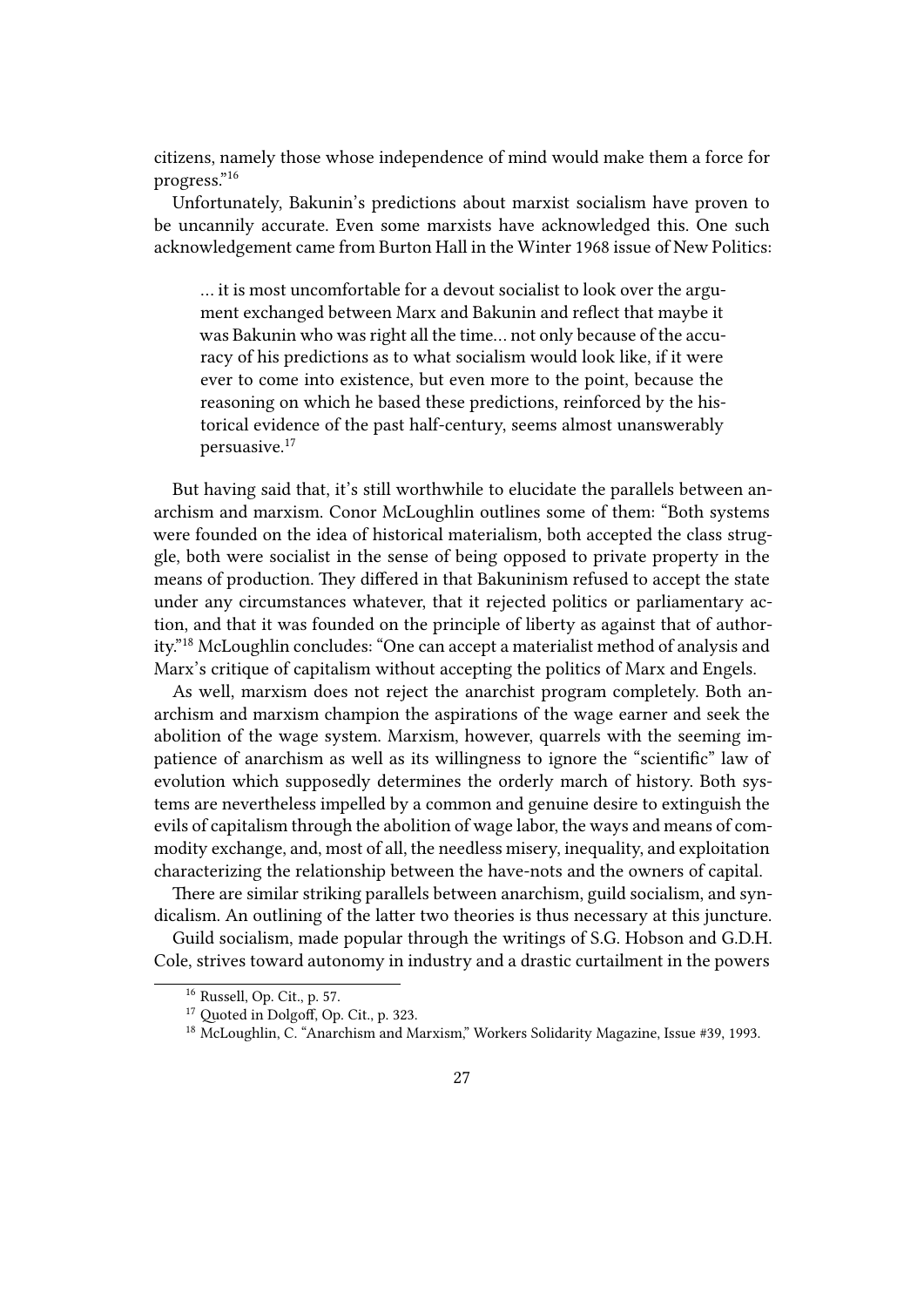citizens, namely those whose independence of mind would make them a force for progress."[16]

Unfortunately, Bakunin's predictions about marxist socialism have proven to be uncannily accurate. Even some marxists have acknowledged this. One such acknowledgement came from Burton Hall in the Winter 1968 issue of New Politics:

> … it is most uncomfortable for a devout socialist to look over the argument exchanged between Marx and Bakunin and reflect that maybe it was Bakunin who was right all the time… not only because of the accuracy of his predictions as to what socialism would look like, if it were ever to come into existence, but even more to the point, because the reasoning on which he based these predictions, reinforced by the historical evidence of the past half-century, seems almost unanswerably persuasive.[17]

But having said that, it's still worthwhile to elucidate the parallels between anarchism and marxism. Conor McLoughlin outlines some of them: "Both systems were founded on the idea of historical materialism, both accepted the class struggle, both were socialist in the sense of being opposed to private property in the means of production. They differed in that Bakuninism refused to accept the state under any circumstances whatever, that it rejected politics or parliamentary action, and that it was founded on the principle of liberty as against that of authority."[18] McLoughlin concludes: "One can accept a materialist method of analysis and Marx's critique of capitalism without accepting the politics of Marx and Engels.

As well, marxism does not reject the anarchist program completely. Both anarchism and marxism champion the aspirations of the wage earner and seek the abolition of the wage system. Marxism, however, quarrels with the seeming impatience of anarchism as well as its willingness to ignore the "scientific" law of evolution which supposedly determines the orderly march of history. Both systems are nevertheless impelled by a common and genuine desire to extinguish the evils of capitalism through the abolition of wage labor, the ways and means of commodity exchange, and, most of all, the needless misery, inequality, and exploitation characterizing the relationship between the have-nots and the owners of capital.

There are similar striking parallels between anarchism, guild socialism, and syndicalism. An outlining of the latter two theories is thus necessary at this juncture.

Guild socialism, made popular through the writings of S.G. Hobson and G.D.H. Cole, strives toward autonomy in industry and a drastic curtailment in the powers

---

[16] Russell, Op. Cit., p. 57.

[17] Quoted in Dolgoff, Op. Cit., p. 323.

[18] McLoughlin, C. "Anarchism and Marxism," Workers Solidarity Magazine, Issue #39, 1993.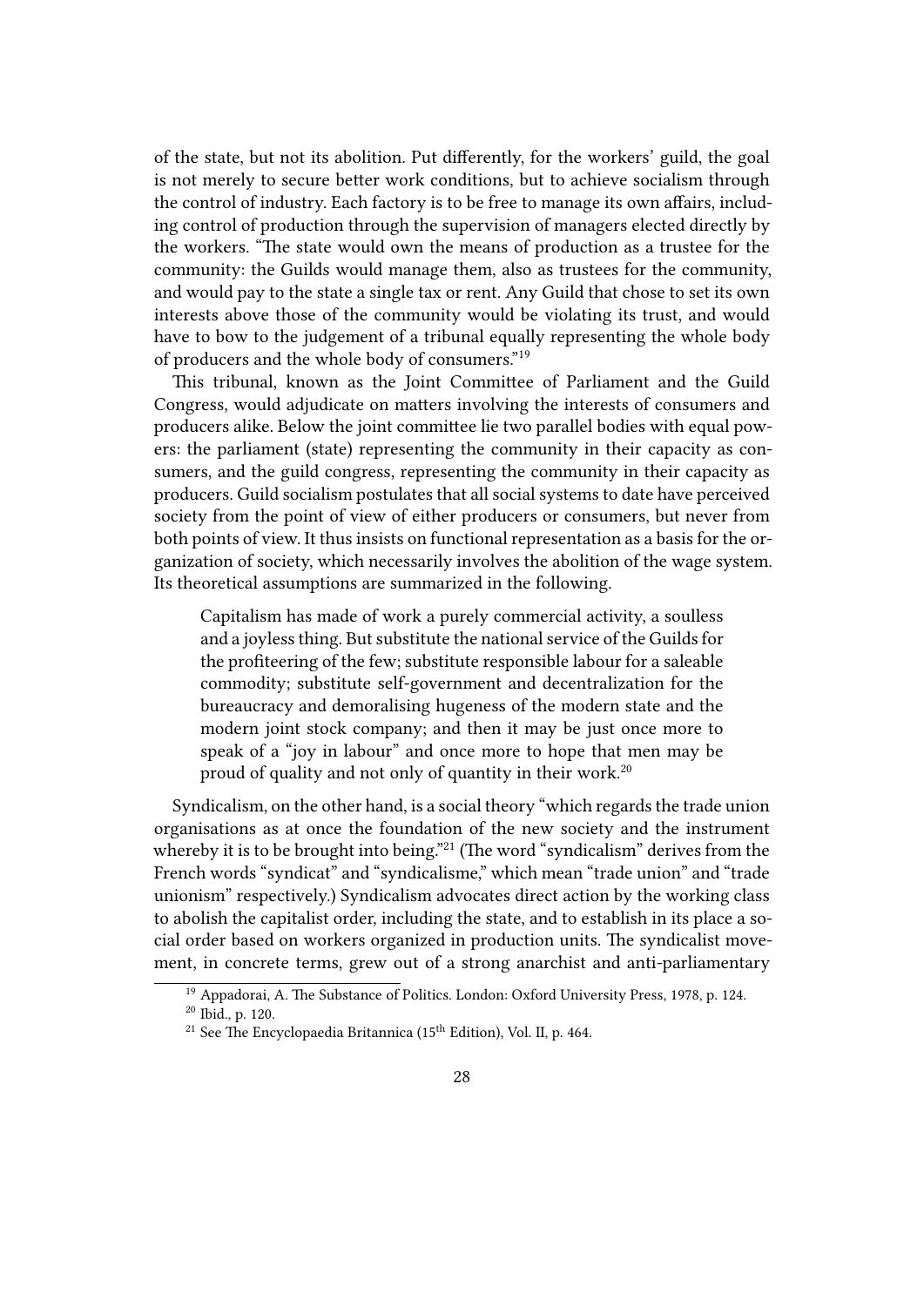of the state, but not its abolition. Put differently, for the workers' guild, the goal is not merely to secure better work conditions, but to achieve socialism through the control of industry. Each factory is to be free to manage its own affairs, including control of production through the supervision of managers elected directly by the workers. "The state would own the means of production as a trustee for the community: the Guilds would manage them, also as trustees for the community, and would pay to the state a single tax or rent. Any Guild that chose to set its own interests above those of the community would be violating its trust, and would have to bow to the judgement of a tribunal equally representing the whole body of producers and the whole body of consumers."[19]

This tribunal, known as the Joint Committee of Parliament and the Guild Congress, would adjudicate on matters involving the interests of consumers and producers alike. Below the joint committee lie two parallel bodies with equal powers: the parliament (state) representing the community in their capacity as consumers, and the guild congress, representing the community in their capacity as producers. Guild socialism postulates that all social systems to date have perceived society from the point of view of either producers or consumers, but never from both points of view. It thus insists on functional representation as a basis for the organization of society, which necessarily involves the abolition of the wage system. Its theoretical assumptions are summarized in the following.

> Capitalism has made of work a purely commercial activity, a soulless and a joyless thing. But substitute the national service of the Guilds for the profiteering of the few; substitute responsible labour for a saleable commodity; substitute self-government and decentralization for the bureaucracy and demoralising hugeness of the modern state and the modern joint stock company; and then it may be just once more to speak of a "joy in labour" and once more to hope that men may be proud of quality and not only of quantity in their work.[20]

Syndicalism, on the other hand, is a social theory "which regards the trade union organisations as at once the foundation of the new society and the instrument whereby it is to be brought into being."[21] (The word "syndicalism" derives from the French words "syndicat" and "syndicalisme," which mean "trade union" and "trade unionism" respectively.) Syndicalism advocates direct action by the working class to abolish the capitalist order, including the state, and to establish in its place a social order based on workers organized in production units. The syndicalist movement, in concrete terms, grew out of a strong anarchist and anti-parliamentary

---

[19] Appadorai, A. The Substance of Politics. London: Oxford University Press, 1978, p. 124.

[20] Ibid., p. 120.

[21] See The Encyclopaedia Britannica (15th Edition), Vol. II, p. 464.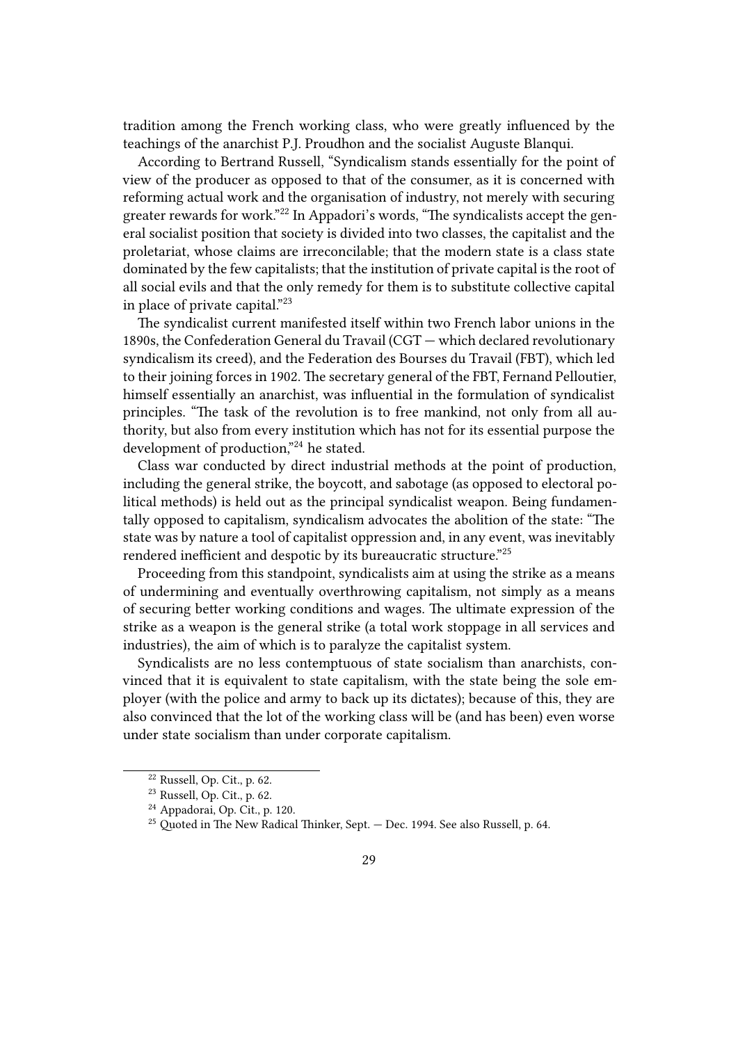tradition among the French working class, who were greatly influenced by the teachings of the anarchist P.J. Proudhon and the socialist Auguste Blanqui.

According to Bertrand Russell, "Syndicalism stands essentially for the point of view of the producer as opposed to that of the consumer, as it is concerned with reforming actual work and the organisation of industry, not merely with securing greater rewards for work."[22] In Appadori's words, "The syndicalists accept the general socialist position that society is divided into two classes, the capitalist and the proletariat, whose claims are irreconcilable; that the modern state is a class state dominated by the few capitalists; that the institution of private capital is the root of all social evils and that the only remedy for them is to substitute collective capital in place of private capital."[23]

The syndicalist current manifested itself within two French labor unions in the 1890s, the Confederation General du Travail (CGT — which declared revolutionary syndicalism its creed), and the Federation des Bourses du Travail (FBT), which led to their joining forces in 1902. The secretary general of the FBT, Fernand Pelloutier, himself essentially an anarchist, was influential in the formulation of syndicalist principles. "The task of the revolution is to free mankind, not only from all authority, but also from every institution which has not for its essential purpose the development of production,"[24] he stated.

Class war conducted by direct industrial methods at the point of production, including the general strike, the boycott, and sabotage (as opposed to electoral political methods) is held out as the principal syndicalist weapon. Being fundamentally opposed to capitalism, syndicalism advocates the abolition of the state: "The state was by nature a tool of capitalist oppression and, in any event, was inevitably rendered inefficient and despotic by its bureaucratic structure."[25]

Proceeding from this standpoint, syndicalists aim at using the strike as a means of undermining and eventually overthrowing capitalism, not simply as a means of securing better working conditions and wages. The ultimate expression of the strike as a weapon is the general strike (a total work stoppage in all services and industries), the aim of which is to paralyze the capitalist system.

Syndicalists are no less contemptuous of state socialism than anarchists, convinced that it is equivalent to state capitalism, with the state being the sole employer (with the police and army to back up its dictates); because of this, they are also convinced that the lot of the working class will be (and has been) even worse under state socialism than under corporate capitalism.

---

[22] Russell, Op. Cit., p. 62.

[23] Russell, Op. Cit., p. 62.

[24] Appadorai, Op. Cit., p. 120.

[25] Quoted in The New Radical Thinker, Sept. — Dec. 1994. See also Russell, p. 64.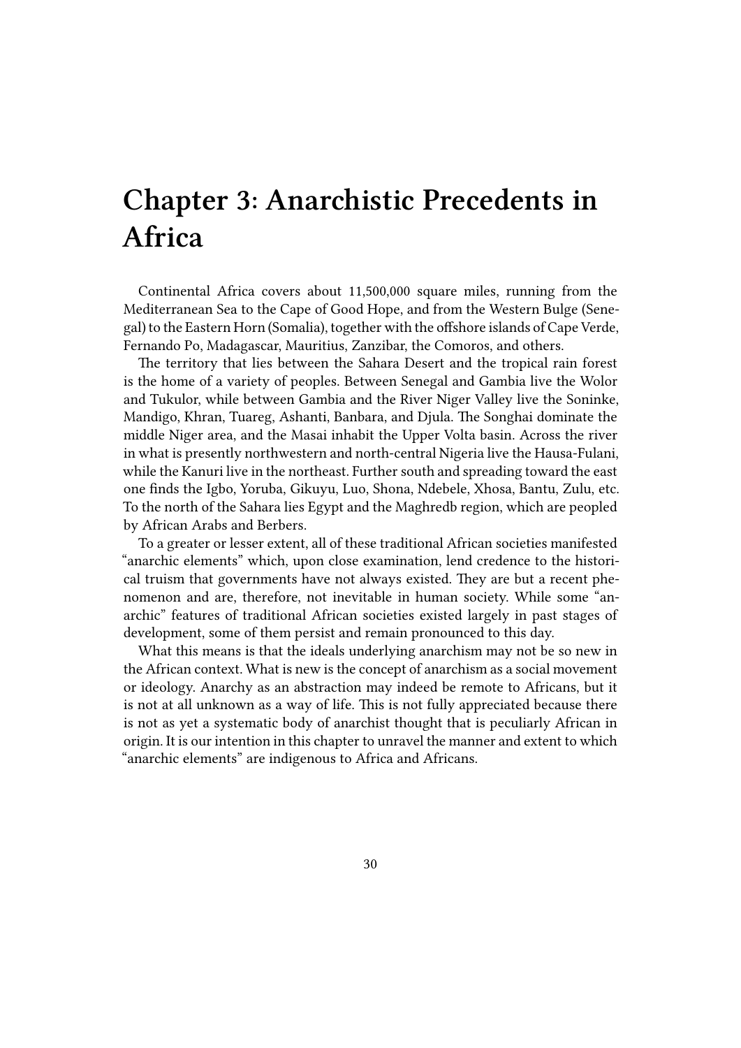# Chapter 3: Anarchistic Precedents in Africa

Continental Africa covers about 11,500,000 square miles, running from the Mediterranean Sea to the Cape of Good Hope, and from the Western Bulge (Senegal) to the Eastern Horn (Somalia), together with the offshore islands of Cape Verde, Fernando Po, Madagascar, Mauritius, Zanzibar, the Comoros, and others.

The territory that lies between the Sahara Desert and the tropical rain forest is the home of a variety of peoples. Between Senegal and Gambia live the Wolor and Tukulor, while between Gambia and the River Niger Valley live the Soninke, Mandigo, Khran, Tuareg, Ashanti, Banbara, and Djula. The Songhai dominate the middle Niger area, and the Masai inhabit the Upper Volta basin. Across the river in what is presently northwestern and north-central Nigeria live the Hausa-Fulani, while the Kanuri live in the northeast. Further south and spreading toward the east one finds the Igbo, Yoruba, Gikuyu, Luo, Shona, Ndebele, Xhosa, Bantu, Zulu, etc. To the north of the Sahara lies Egypt and the Maghredb region, which are peopled by African Arabs and Berbers.

To a greater or lesser extent, all of these traditional African societies manifested "anarchic elements" which, upon close examination, lend credence to the historical truism that governments have not always existed. They are but a recent phenomenon and are, therefore, not inevitable in human society. While some "anarchic" features of traditional African societies existed largely in past stages of development, some of them persist and remain pronounced to this day.

What this means is that the ideals underlying anarchism may not be so new in the African context. What is new is the concept of anarchism as a social movement or ideology. Anarchy as an abstraction may indeed be remote to Africans, but it is not at all unknown as a way of life. This is not fully appreciated because there is not as yet a systematic body of anarchist thought that is peculiarly African in origin. It is our intention in this chapter to unravel the manner and extent to which "anarchic elements" are indigenous to Africa and Africans.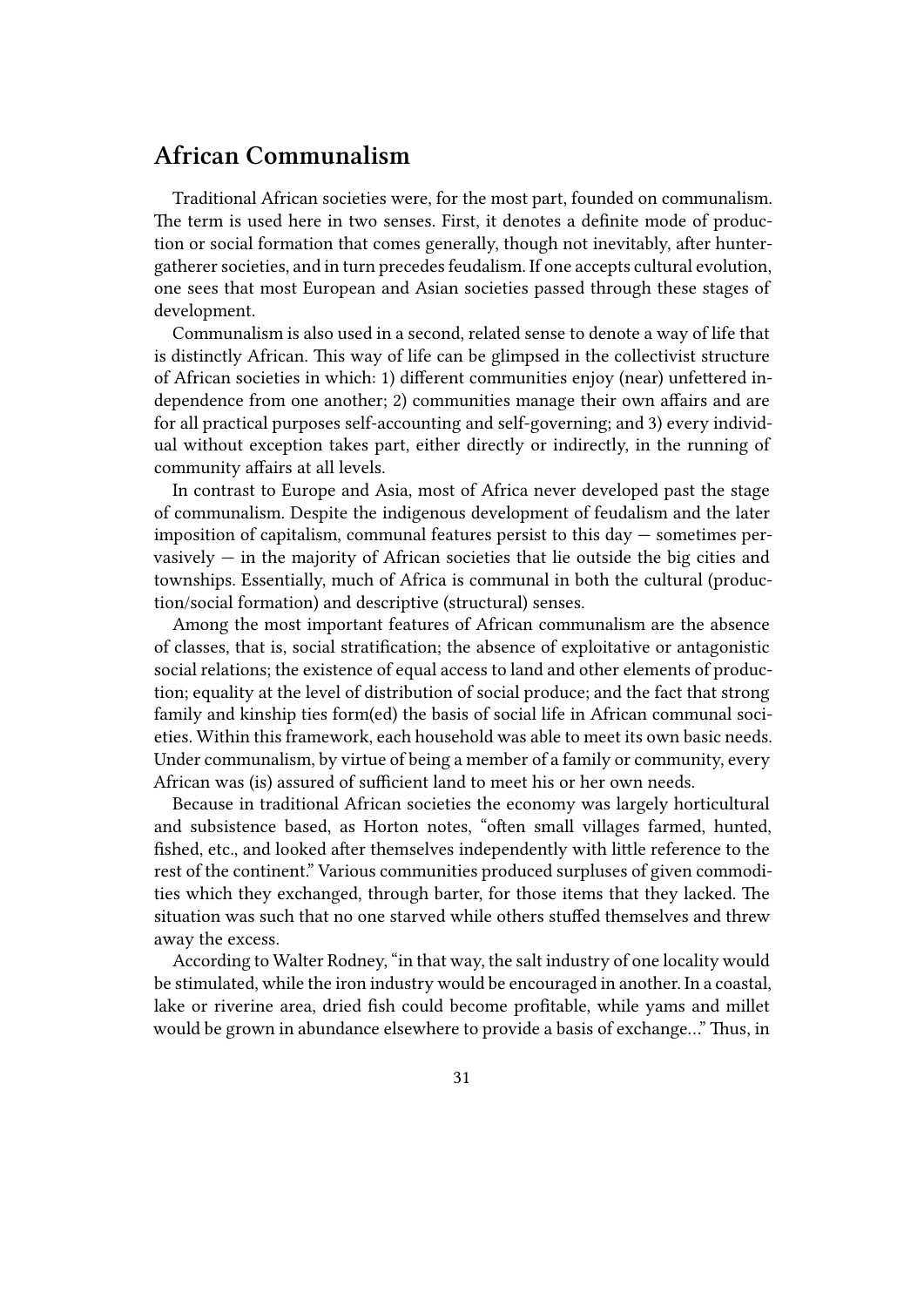## African Communalism

Traditional African societies were, for the most part, founded on communalism. The term is used here in two senses. First, it denotes a definite mode of production or social formation that comes generally, though not inevitably, after hunter-gatherer societies, and in turn precedes feudalism. If one accepts cultural evolution, one sees that most European and Asian societies passed through these stages of development.

Communalism is also used in a second, related sense to denote a way of life that is distinctly African. This way of life can be glimpsed in the collectivist structure of African societies in which: 1) different communities enjoy (near) unfettered independence from one another; 2) communities manage their own affairs and are for all practical purposes self-accounting and self-governing; and 3) every individual without exception takes part, either directly or indirectly, in the running of community affairs at all levels.

In contrast to Europe and Asia, most of Africa never developed past the stage of communalism. Despite the indigenous development of feudalism and the later imposition of capitalism, communal features persist to this day — sometimes pervasively — in the majority of African societies that lie outside the big cities and townships. Essentially, much of Africa is communal in both the cultural (production/social formation) and descriptive (structural) senses.

Among the most important features of African communalism are the absence of classes, that is, social stratification; the absence of exploitative or antagonistic social relations; the existence of equal access to land and other elements of production; equality at the level of distribution of social produce; and the fact that strong family and kinship ties form(ed) the basis of social life in African communal societies. Within this framework, each household was able to meet its own basic needs. Under communalism, by virtue of being a member of a family or community, every African was (is) assured of sufficient land to meet his or her own needs.

Because in traditional African societies the economy was largely horticultural and subsistence based, as Horton notes, "often small villages farmed, hunted, fished, etc., and looked after themselves independently with little reference to the rest of the continent." Various communities produced surpluses of given commodities which they exchanged, through barter, for those items that they lacked. The situation was such that no one starved while others stuffed themselves and threw away the excess.

According to Walter Rodney, "in that way, the salt industry of one locality would be stimulated, while the iron industry would be encouraged in another. In a coastal, lake or riverine area, dried fish could become profitable, while yams and millet would be grown in abundance elsewhere to provide a basis of exchange…" Thus, in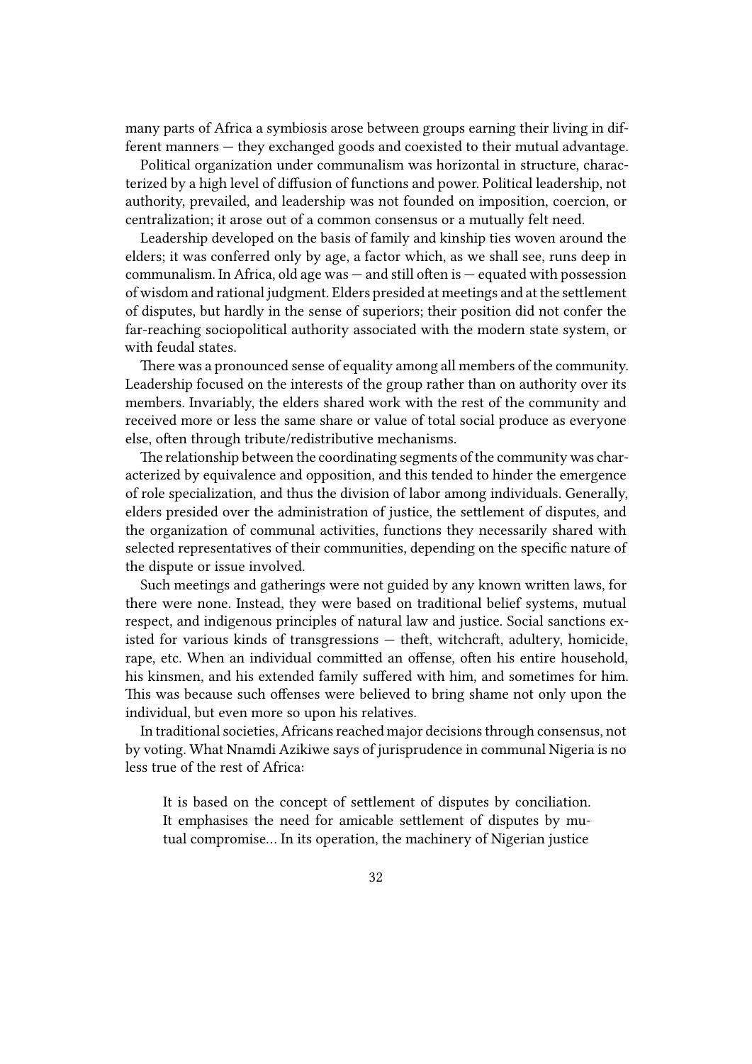many parts of Africa a symbiosis arose between groups earning their living in different manners — they exchanged goods and coexisted to their mutual advantage.

Political organization under communalism was horizontal in structure, characterized by a high level of diffusion of functions and power. Political leadership, not authority, prevailed, and leadership was not founded on imposition, coercion, or centralization; it arose out of a common consensus or a mutually felt need.

Leadership developed on the basis of family and kinship ties woven around the elders; it was conferred only by age, a factor which, as we shall see, runs deep in communalism. In Africa, old age was — and still often is — equated with possession of wisdom and rational judgment. Elders presided at meetings and at the settlement of disputes, but hardly in the sense of superiors; their position did not confer the far-reaching sociopolitical authority associated with the modern state system, or with feudal states.

There was a pronounced sense of equality among all members of the community. Leadership focused on the interests of the group rather than on authority over its members. Invariably, the elders shared work with the rest of the community and received more or less the same share or value of total social produce as everyone else, often through tribute/redistributive mechanisms.

The relationship between the coordinating segments of the community was characterized by equivalence and opposition, and this tended to hinder the emergence of role specialization, and thus the division of labor among individuals. Generally, elders presided over the administration of justice, the settlement of disputes, and the organization of communal activities, functions they necessarily shared with selected representatives of their communities, depending on the specific nature of the dispute or issue involved.

Such meetings and gatherings were not guided by any known written laws, for there were none. Instead, they were based on traditional belief systems, mutual respect, and indigenous principles of natural law and justice. Social sanctions existed for various kinds of transgressions — theft, witchcraft, adultery, homicide, rape, etc. When an individual committed an offense, often his entire household, his kinsmen, and his extended family suffered with him, and sometimes for him. This was because such offenses were believed to bring shame not only upon the individual, but even more so upon his relatives.

In traditional societies, Africans reached major decisions through consensus, not by voting. What Nnamdi Azikiwe says of jurisprudence in communal Nigeria is no less true of the rest of Africa:

> It is based on the concept of settlement of disputes by conciliation. It emphasises the need for amicable settlement of disputes by mutual compromise… In its operation, the machinery of Nigerian justice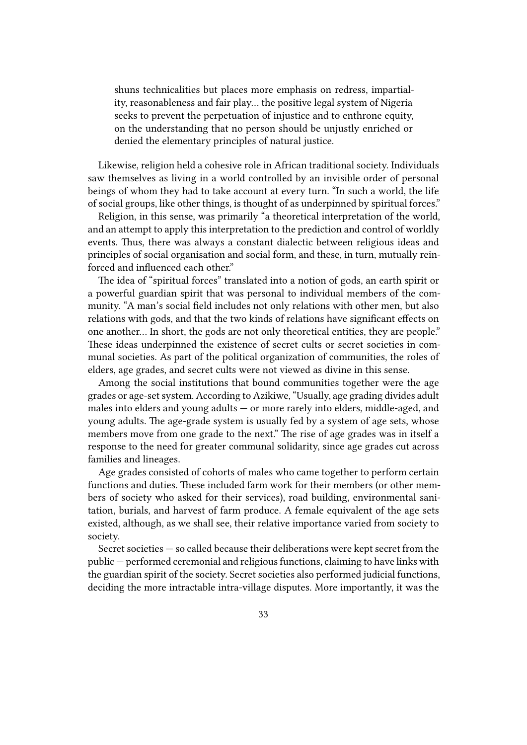> shuns technicalities but places more emphasis on redress, impartiality, reasonableness and fair play… the positive legal system of Nigeria seeks to prevent the perpetuation of injustice and to enthrone equity, on the understanding that no person should be unjustly enriched or denied the elementary principles of natural justice.

Likewise, religion held a cohesive role in African traditional society. Individuals saw themselves as living in a world controlled by an invisible order of personal beings of whom they had to take account at every turn. "In such a world, the life of social groups, like other things, is thought of as underpinned by spiritual forces."

Religion, in this sense, was primarily "a theoretical interpretation of the world, and an attempt to apply this interpretation to the prediction and control of worldly events. Thus, there was always a constant dialectic between religious ideas and principles of social organisation and social form, and these, in turn, mutually reinforced and influenced each other."

The idea of "spiritual forces" translated into a notion of gods, an earth spirit or a powerful guardian spirit that was personal to individual members of the community. "A man's social field includes not only relations with other men, but also relations with gods, and that the two kinds of relations have significant effects on one another… In short, the gods are not only theoretical entities, they are people." These ideas underpinned the existence of secret cults or secret societies in communal societies. As part of the political organization of communities, the roles of elders, age grades, and secret cults were not viewed as divine in this sense.

Among the social institutions that bound communities together were the age grades or age-set system. According to Azikiwe, "Usually, age grading divides adult males into elders and young adults — or more rarely into elders, middle-aged, and young adults. The age-grade system is usually fed by a system of age sets, whose members move from one grade to the next." The rise of age grades was in itself a response to the need for greater communal solidarity, since age grades cut across families and lineages.

Age grades consisted of cohorts of males who came together to perform certain functions and duties. These included farm work for their members (or other members of society who asked for their services), road building, environmental sanitation, burials, and harvest of farm produce. A female equivalent of the age sets existed, although, as we shall see, their relative importance varied from society to society.

Secret societies — so called because their deliberations were kept secret from the public — performed ceremonial and religious functions, claiming to have links with the guardian spirit of the society. Secret societies also performed judicial functions, deciding the more intractable intra-village disputes. More importantly, it was the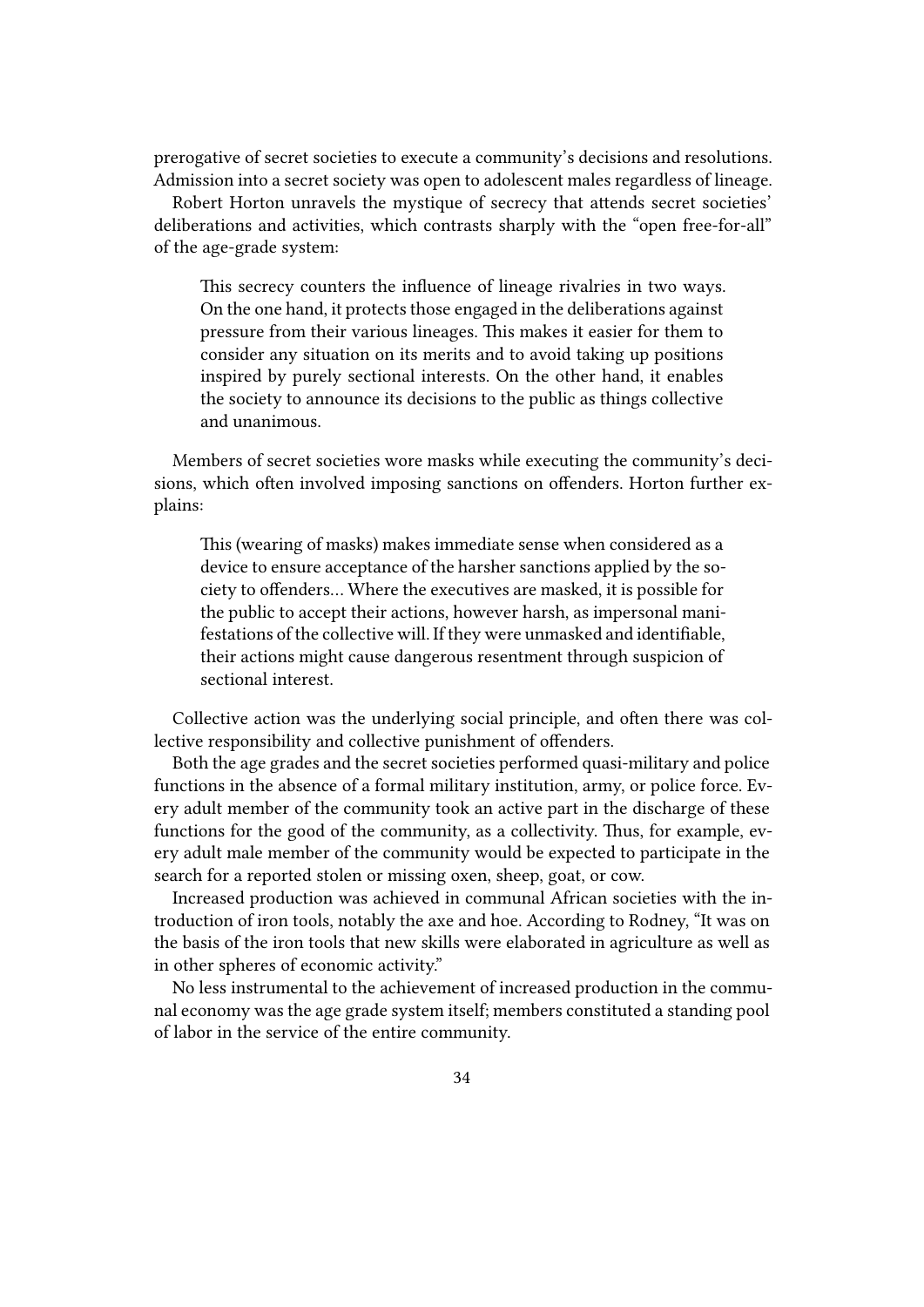prerogative of secret societies to execute a community's decisions and resolutions. Admission into a secret society was open to adolescent males regardless of lineage.

Robert Horton unravels the mystique of secrecy that attends secret societies' deliberations and activities, which contrasts sharply with the "open free-for-all" of the age-grade system:

> This secrecy counters the influence of lineage rivalries in two ways. On the one hand, it protects those engaged in the deliberations against pressure from their various lineages. This makes it easier for them to consider any situation on its merits and to avoid taking up positions inspired by purely sectional interests. On the other hand, it enables the society to announce its decisions to the public as things collective and unanimous.

Members of secret societies wore masks while executing the community's decisions, which often involved imposing sanctions on offenders. Horton further explains:

> This (wearing of masks) makes immediate sense when considered as a device to ensure acceptance of the harsher sanctions applied by the society to offenders… Where the executives are masked, it is possible for the public to accept their actions, however harsh, as impersonal manifestations of the collective will. If they were unmasked and identifiable, their actions might cause dangerous resentment through suspicion of sectional interest.

Collective action was the underlying social principle, and often there was collective responsibility and collective punishment of offenders.

Both the age grades and the secret societies performed quasi-military and police functions in the absence of a formal military institution, army, or police force. Every adult member of the community took an active part in the discharge of these functions for the good of the community, as a collectivity. Thus, for example, every adult male member of the community would be expected to participate in the search for a reported stolen or missing oxen, sheep, goat, or cow.

Increased production was achieved in communal African societies with the introduction of iron tools, notably the axe and hoe. According to Rodney, "It was on the basis of the iron tools that new skills were elaborated in agriculture as well as in other spheres of economic activity."

No less instrumental to the achievement of increased production in the communal economy was the age grade system itself; members constituted a standing pool of labor in the service of the entire community.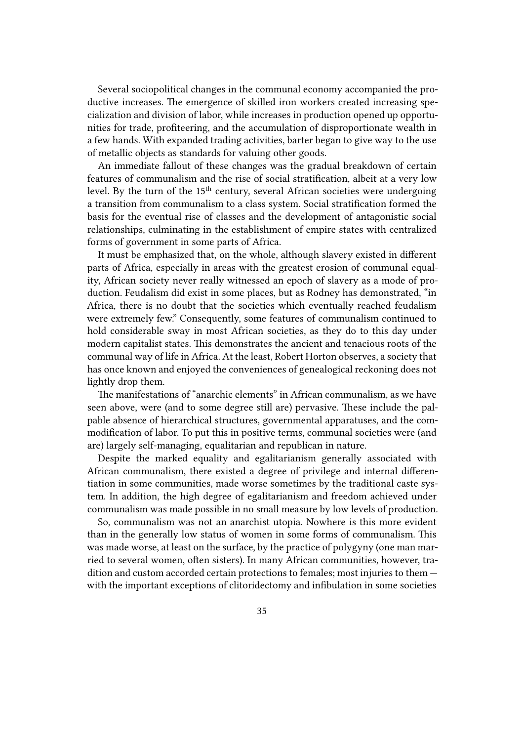Several sociopolitical changes in the communal economy accompanied the productive increases. The emergence of skilled iron workers created increasing specialization and division of labor, while increases in production opened up opportunities for trade, profiteering, and the accumulation of disproportionate wealth in a few hands. With expanded trading activities, barter began to give way to the use of metallic objects as standards for valuing other goods.

An immediate fallout of these changes was the gradual breakdown of certain features of communalism and the rise of social stratification, albeit at a very low level. By the turn of the 15th century, several African societies were undergoing a transition from communalism to a class system. Social stratification formed the basis for the eventual rise of classes and the development of antagonistic social relationships, culminating in the establishment of empire states with centralized forms of government in some parts of Africa.

It must be emphasized that, on the whole, although slavery existed in different parts of Africa, especially in areas with the greatest erosion of communal equality, African society never really witnessed an epoch of slavery as a mode of production. Feudalism did exist in some places, but as Rodney has demonstrated, "in Africa, there is no doubt that the societies which eventually reached feudalism were extremely few." Consequently, some features of communalism continued to hold considerable sway in most African societies, as they do to this day under modern capitalist states. This demonstrates the ancient and tenacious roots of the communal way of life in Africa. At the least, Robert Horton observes, a society that has once known and enjoyed the conveniences of genealogical reckoning does not lightly drop them.

The manifestations of "anarchic elements" in African communalism, as we have seen above, were (and to some degree still are) pervasive. These include the palpable absence of hierarchical structures, governmental apparatuses, and the commodification of labor. To put this in positive terms, communal societies were (and are) largely self-managing, equalitarian and republican in nature.

Despite the marked equality and egalitarianism generally associated with African communalism, there existed a degree of privilege and internal differentiation in some communities, made worse sometimes by the traditional caste system. In addition, the high degree of egalitarianism and freedom achieved under communalism was made possible in no small measure by low levels of production.

So, communalism was not an anarchist utopia. Nowhere is this more evident than in the generally low status of women in some forms of communalism. This was made worse, at least on the surface, by the practice of polygyny (one man married to several women, often sisters). In many African communities, however, tradition and custom accorded certain protections to females; most injuries to them — with the important exceptions of clitoridectomy and infibulation in some societies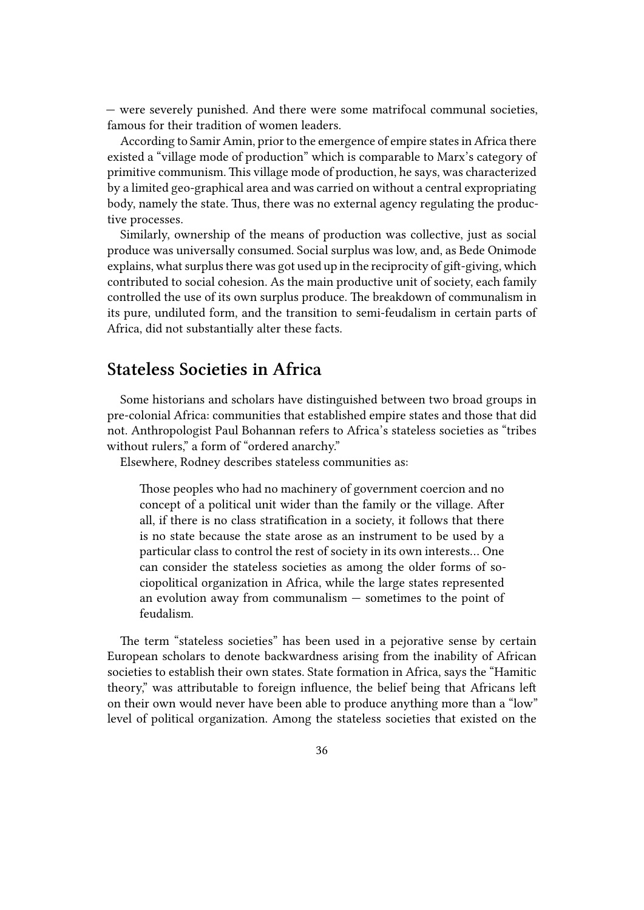— were severely punished. And there were some matrifocal communal societies, famous for their tradition of women leaders.

According to Samir Amin, prior to the emergence of empire states in Africa there existed a "village mode of production" which is comparable to Marx's category of primitive communism. This village mode of production, he says, was characterized by a limited geo-graphical area and was carried on without a central expropriating body, namely the state. Thus, there was no external agency regulating the productive processes.

Similarly, ownership of the means of production was collective, just as social produce was universally consumed. Social surplus was low, and, as Bede Onimode explains, what surplus there was got used up in the reciprocity of gift-giving, which contributed to social cohesion. As the main productive unit of society, each family controlled the use of its own surplus produce. The breakdown of communalism in its pure, undiluted form, and the transition to semi-feudalism in certain parts of Africa, did not substantially alter these facts.

## Stateless Societies in Africa

Some historians and scholars have distinguished between two broad groups in pre-colonial Africa: communities that established empire states and those that did not. Anthropologist Paul Bohannan refers to Africa's stateless societies as "tribes without rulers," a form of "ordered anarchy."

Elsewhere, Rodney describes stateless communities as:

> Those peoples who had no machinery of government coercion and no concept of a political unit wider than the family or the village. After all, if there is no class stratification in a society, it follows that there is no state because the state arose as an instrument to be used by a particular class to control the rest of society in its own interests… One can consider the stateless societies as among the older forms of sociopolitical organization in Africa, while the large states represented an evolution away from communalism — sometimes to the point of feudalism.

The term "stateless societies" has been used in a pejorative sense by certain European scholars to denote backwardness arising from the inability of African societies to establish their own states. State formation in Africa, says the "Hamitic theory," was attributable to foreign influence, the belief being that Africans left on their own would never have been able to produce anything more than a "low" level of political organization. Among the stateless societies that existed on the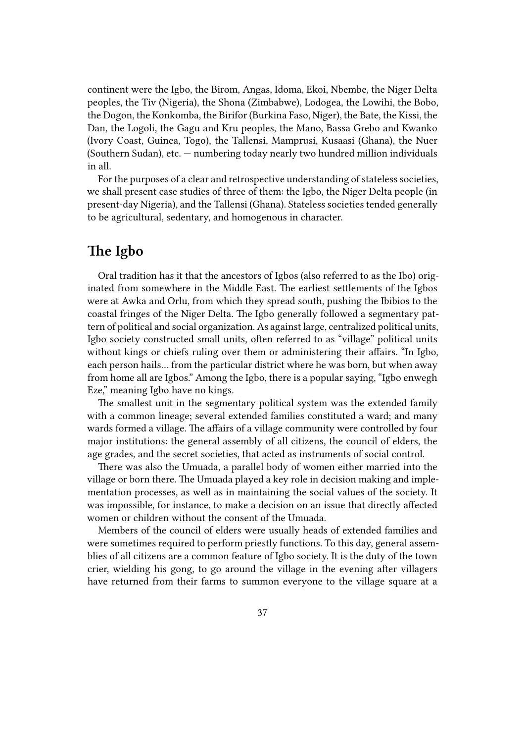continent were the Igbo, the Birom, Angas, Idoma, Ekoi, Nbembe, the Niger Delta peoples, the Tiv (Nigeria), the Shona (Zimbabwe), Lodogea, the Lowihi, the Bobo, the Dogon, the Konkomba, the Birifor (Burkina Faso, Niger), the Bate, the Kissi, the Dan, the Logoli, the Gagu and Kru peoples, the Mano, Bassa Grebo and Kwanko (Ivory Coast, Guinea, Togo), the Tallensi, Mamprusi, Kusaasi (Ghana), the Nuer (Southern Sudan), etc. — numbering today nearly two hundred million individuals in all.

For the purposes of a clear and retrospective understanding of stateless societies, we shall present case studies of three of them: the Igbo, the Niger Delta people (in present-day Nigeria), and the Tallensi (Ghana). Stateless societies tended generally to be agricultural, sedentary, and homogenous in character.

## The Igbo

Oral tradition has it that the ancestors of Igbos (also referred to as the Ibo) originated from somewhere in the Middle East. The earliest settlements of the Igbos were at Awka and Orlu, from which they spread south, pushing the Ibibios to the coastal fringes of the Niger Delta. The Igbo generally followed a segmentary pattern of political and social organization. As against large, centralized political units, Igbo society constructed small units, often referred to as "village" political units without kings or chiefs ruling over them or administering their affairs. "In Igbo, each person hails… from the particular district where he was born, but when away from home all are Igbos." Among the Igbo, there is a popular saying, "Igbo enwegh Eze," meaning Igbo have no kings.

The smallest unit in the segmentary political system was the extended family with a common lineage; several extended families constituted a ward; and many wards formed a village. The affairs of a village community were controlled by four major institutions: the general assembly of all citizens, the council of elders, the age grades, and the secret societies, that acted as instruments of social control.

There was also the Umuada, a parallel body of women either married into the village or born there. The Umuada played a key role in decision making and implementation processes, as well as in maintaining the social values of the society. It was impossible, for instance, to make a decision on an issue that directly affected women or children without the consent of the Umuada.

Members of the council of elders were usually heads of extended families and were sometimes required to perform priestly functions. To this day, general assemblies of all citizens are a common feature of Igbo society. It is the duty of the town crier, wielding his gong, to go around the village in the evening after villagers have returned from their farms to summon everyone to the village square at a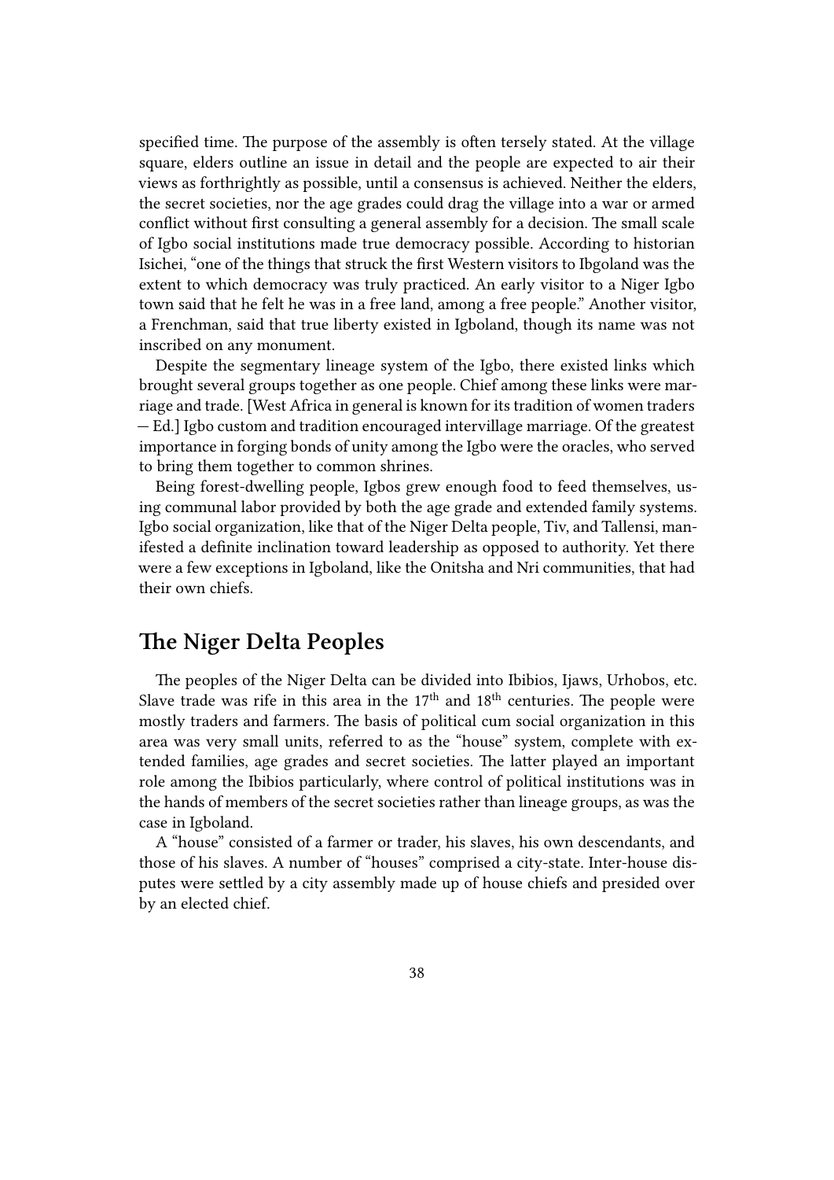specified time. The purpose of the assembly is often tersely stated. At the village square, elders outline an issue in detail and the people are expected to air their views as forthrightly as possible, until a consensus is achieved. Neither the elders, the secret societies, nor the age grades could drag the village into a war or armed conflict without first consulting a general assembly for a decision. The small scale of Igbo social institutions made true democracy possible. According to historian Isichei, "one of the things that struck the first Western visitors to Ibgoland was the extent to which democracy was truly practiced. An early visitor to a Niger Igbo town said that he felt he was in a free land, among a free people." Another visitor, a Frenchman, said that true liberty existed in Igboland, though its name was not inscribed on any monument.

Despite the segmentary lineage system of the Igbo, there existed links which brought several groups together as one people. Chief among these links were marriage and trade. [West Africa in general is known for its tradition of women traders — Ed.] Igbo custom and tradition encouraged intervillage marriage. Of the greatest importance in forging bonds of unity among the Igbo were the oracles, who served to bring them together to common shrines.

Being forest-dwelling people, Igbos grew enough food to feed themselves, using communal labor provided by both the age grade and extended family systems. Igbo social organization, like that of the Niger Delta people, Tiv, and Tallensi, manifested a definite inclination toward leadership as opposed to authority. Yet there were a few exceptions in Igboland, like the Onitsha and Nri communities, that had their own chiefs.

## The Niger Delta Peoples

The peoples of the Niger Delta can be divided into Ibibios, Ijaws, Urhobos, etc. Slave trade was rife in this area in the 17th and 18th centuries. The people were mostly traders and farmers. The basis of political cum social organization in this area was very small units, referred to as the "house" system, complete with extended families, age grades and secret societies. The latter played an important role among the Ibibios particularly, where control of political institutions was in the hands of members of the secret societies rather than lineage groups, as was the case in Igboland.

A "house" consisted of a farmer or trader, his slaves, his own descendants, and those of his slaves. A number of "houses" comprised a city-state. Inter-house disputes were settled by a city assembly made up of house chiefs and presided over by an elected chief.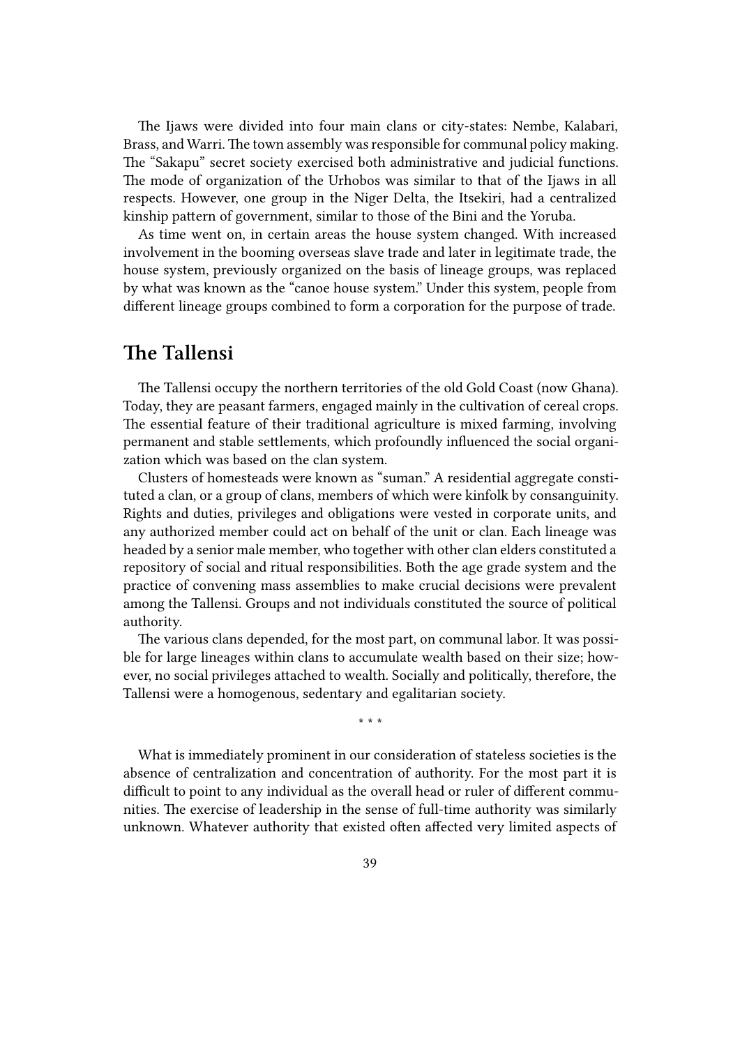The Ijaws were divided into four main clans or city-states: Nembe, Kalabari, Brass, and Warri. The town assembly was responsible for communal policy making. The "Sakapu" secret society exercised both administrative and judicial functions. The mode of organization of the Urhobos was similar to that of the Ijaws in all respects. However, one group in the Niger Delta, the Itsekiri, had a centralized kinship pattern of government, similar to those of the Bini and the Yoruba.

As time went on, in certain areas the house system changed. With increased involvement in the booming overseas slave trade and later in legitimate trade, the house system, previously organized on the basis of lineage groups, was replaced by what was known as the "canoe house system." Under this system, people from different lineage groups combined to form a corporation for the purpose of trade.

## The Tallensi

The Tallensi occupy the northern territories of the old Gold Coast (now Ghana). Today, they are peasant farmers, engaged mainly in the cultivation of cereal crops. The essential feature of their traditional agriculture is mixed farming, involving permanent and stable settlements, which profoundly influenced the social organization which was based on the clan system.

Clusters of homesteads were known as "suman." A residential aggregate constituted a clan, or a group of clans, members of which were kinfolk by consanguinity. Rights and duties, privileges and obligations were vested in corporate units, and any authorized member could act on behalf of the unit or clan. Each lineage was headed by a senior male member, who together with other clan elders constituted a repository of social and ritual responsibilities. Both the age grade system and the practice of convening mass assemblies to make crucial decisions were prevalent among the Tallensi. Groups and not individuals constituted the source of political authority.

The various clans depended, for the most part, on communal labor. It was possible for large lineages within clans to accumulate wealth based on their size; however, no social privileges attached to wealth. Socially and politically, therefore, the Tallensi were a homogenous, sedentary and egalitarian society.

* * *

What is immediately prominent in our consideration of stateless societies is the absence of centralization and concentration of authority. For the most part it is difficult to point to any individual as the overall head or ruler of different communities. The exercise of leadership in the sense of full-time authority was similarly unknown. Whatever authority that existed often affected very limited aspects of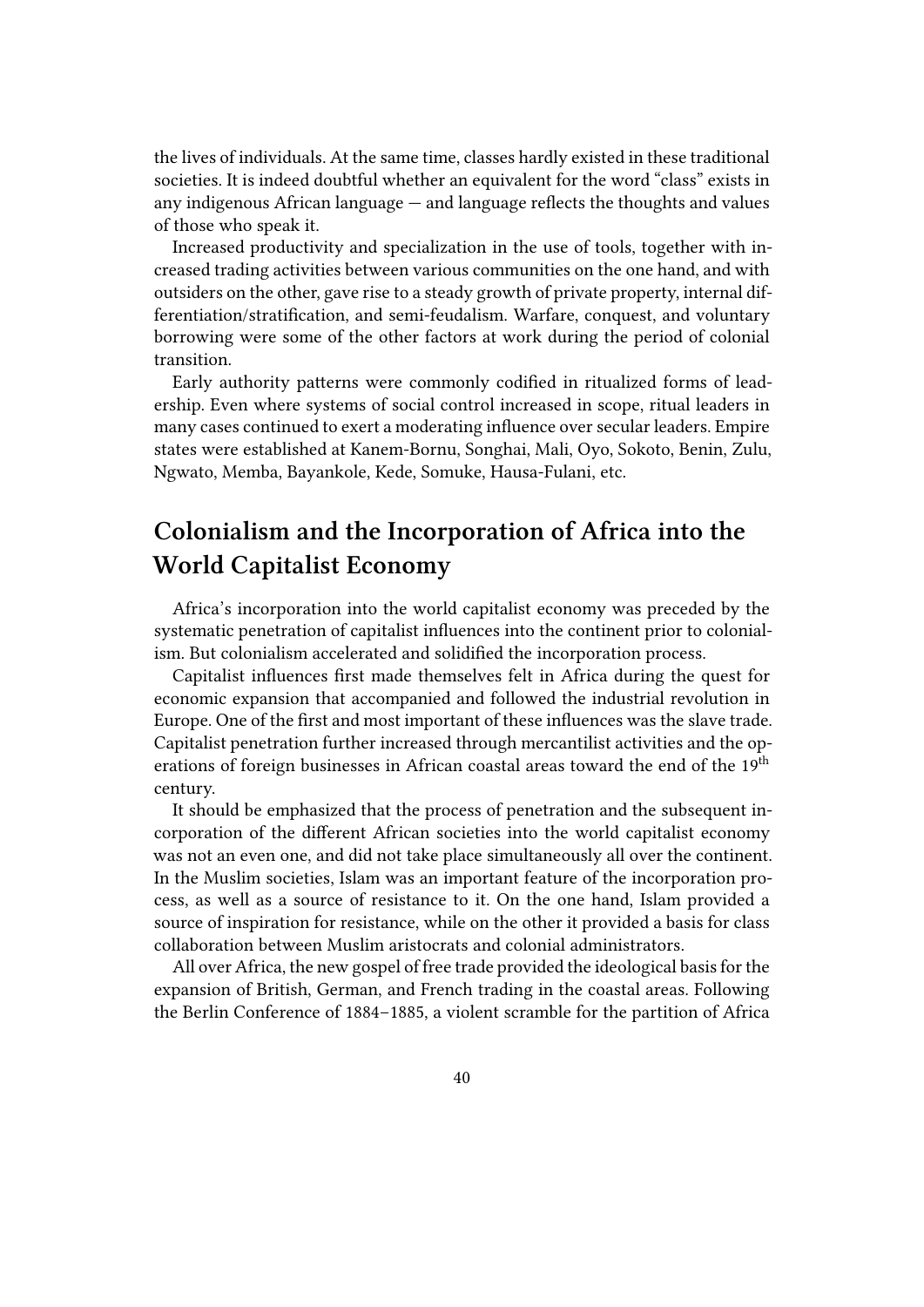the lives of individuals. At the same time, classes hardly existed in these traditional societies. It is indeed doubtful whether an equivalent for the word "class" exists in any indigenous African language — and language reflects the thoughts and values of those who speak it.

Increased productivity and specialization in the use of tools, together with increased trading activities between various communities on the one hand, and with outsiders on the other, gave rise to a steady growth of private property, internal differentiation/stratification, and semi-feudalism. Warfare, conquest, and voluntary borrowing were some of the other factors at work during the period of colonial transition.

Early authority patterns were commonly codified in ritualized forms of leadership. Even where systems of social control increased in scope, ritual leaders in many cases continued to exert a moderating influence over secular leaders. Empire states were established at Kanem-Bornu, Songhai, Mali, Oyo, Sokoto, Benin, Zulu, Ngwato, Memba, Bayankole, Kede, Somuke, Hausa-Fulani, etc.

## Colonialism and the Incorporation of Africa into the World Capitalist Economy

Africa's incorporation into the world capitalist economy was preceded by the systematic penetration of capitalist influences into the continent prior to colonialism. But colonialism accelerated and solidified the incorporation process.

Capitalist influences first made themselves felt in Africa during the quest for economic expansion that accompanied and followed the industrial revolution in Europe. One of the first and most important of these influences was the slave trade. Capitalist penetration further increased through mercantilist activities and the operations of foreign businesses in African coastal areas toward the end of the 19th century.

It should be emphasized that the process of penetration and the subsequent incorporation of the different African societies into the world capitalist economy was not an even one, and did not take place simultaneously all over the continent. In the Muslim societies, Islam was an important feature of the incorporation process, as well as a source of resistance to it. On the one hand, Islam provided a source of inspiration for resistance, while on the other it provided a basis for class collaboration between Muslim aristocrats and colonial administrators.

All over Africa, the new gospel of free trade provided the ideological basis for the expansion of British, German, and French trading in the coastal areas. Following the Berlin Conference of 1884–1885, a violent scramble for the partition of Africa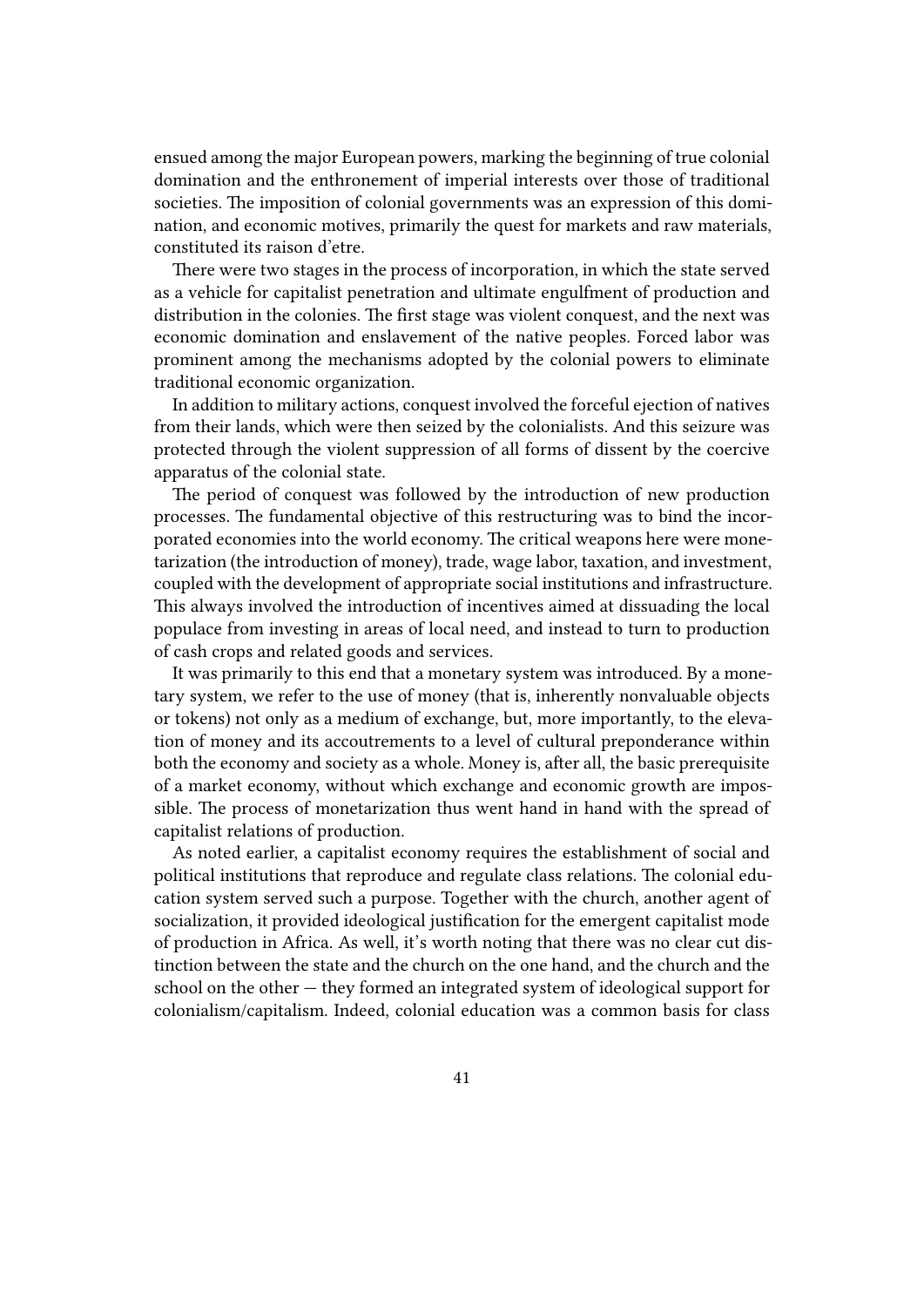ensued among the major European powers, marking the beginning of true colonial domination and the enthronement of imperial interests over those of traditional societies. The imposition of colonial governments was an expression of this domination, and economic motives, primarily the quest for markets and raw materials, constituted its raison d'etre.

There were two stages in the process of incorporation, in which the state served as a vehicle for capitalist penetration and ultimate engulfment of production and distribution in the colonies. The first stage was violent conquest, and the next was economic domination and enslavement of the native peoples. Forced labor was prominent among the mechanisms adopted by the colonial powers to eliminate traditional economic organization.

In addition to military actions, conquest involved the forceful ejection of natives from their lands, which were then seized by the colonialists. And this seizure was protected through the violent suppression of all forms of dissent by the coercive apparatus of the colonial state.

The period of conquest was followed by the introduction of new production processes. The fundamental objective of this restructuring was to bind the incorporated economies into the world economy. The critical weapons here were monetarization (the introduction of money), trade, wage labor, taxation, and investment, coupled with the development of appropriate social institutions and infrastructure. This always involved the introduction of incentives aimed at dissuading the local populace from investing in areas of local need, and instead to turn to production of cash crops and related goods and services.

It was primarily to this end that a monetary system was introduced. By a monetary system, we refer to the use of money (that is, inherently nonvaluable objects or tokens) not only as a medium of exchange, but, more importantly, to the elevation of money and its accoutrements to a level of cultural preponderance within both the economy and society as a whole. Money is, after all, the basic prerequisite of a market economy, without which exchange and economic growth are impossible. The process of monetarization thus went hand in hand with the spread of capitalist relations of production.

As noted earlier, a capitalist economy requires the establishment of social and political institutions that reproduce and regulate class relations. The colonial education system served such a purpose. Together with the church, another agent of socialization, it provided ideological justification for the emergent capitalist mode of production in Africa. As well, it's worth noting that there was no clear cut distinction between the state and the church on the one hand, and the church and the school on the other — they formed an integrated system of ideological support for colonialism/capitalism. Indeed, colonial education was a common basis for class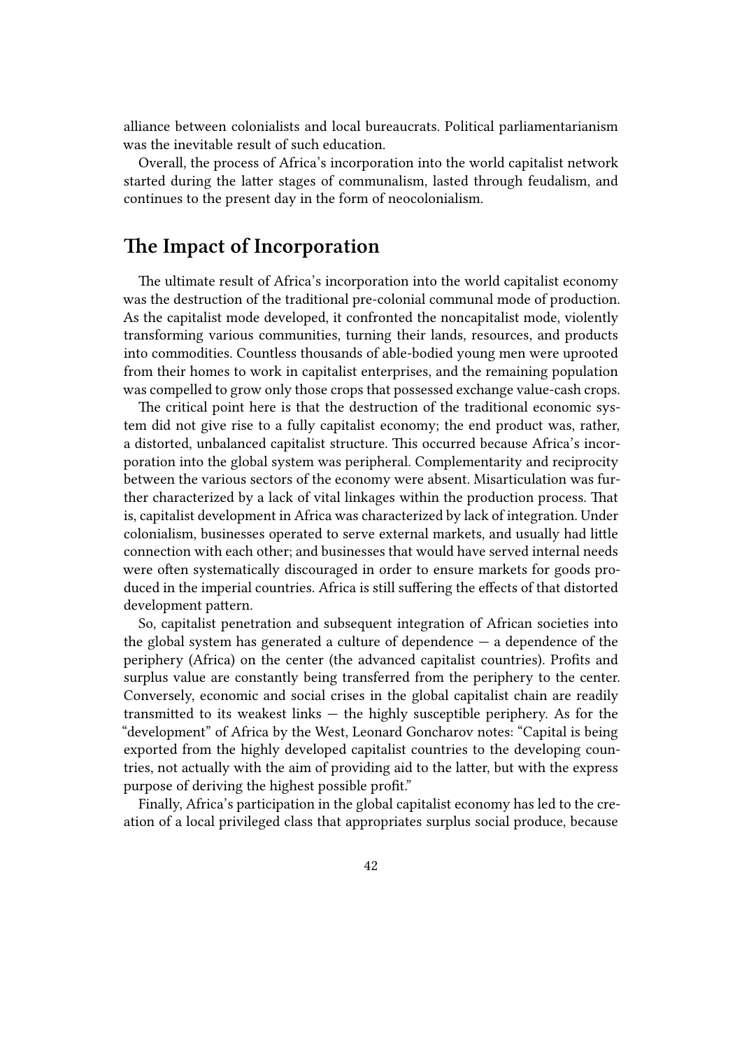alliance between colonialists and local bureaucrats. Political parliamentarianism was the inevitable result of such education.

Overall, the process of Africa's incorporation into the world capitalist network started during the latter stages of communalism, lasted through feudalism, and continues to the present day in the form of neocolonialism.

## The Impact of Incorporation

The ultimate result of Africa's incorporation into the world capitalist economy was the destruction of the traditional pre-colonial communal mode of production. As the capitalist mode developed, it confronted the noncapitalist mode, violently transforming various communities, turning their lands, resources, and products into commodities. Countless thousands of able-bodied young men were uprooted from their homes to work in capitalist enterprises, and the remaining population was compelled to grow only those crops that possessed exchange value-cash crops.

The critical point here is that the destruction of the traditional economic system did not give rise to a fully capitalist economy; the end product was, rather, a distorted, unbalanced capitalist structure. This occurred because Africa's incorporation into the global system was peripheral. Complementarity and reciprocity between the various sectors of the economy were absent. Misarticulation was further characterized by a lack of vital linkages within the production process. That is, capitalist development in Africa was characterized by lack of integration. Under colonialism, businesses operated to serve external markets, and usually had little connection with each other; and businesses that would have served internal needs were often systematically discouraged in order to ensure markets for goods produced in the imperial countries. Africa is still suffering the effects of that distorted development pattern.

So, capitalist penetration and subsequent integration of African societies into the global system has generated a culture of dependence — a dependence of the periphery (Africa) on the center (the advanced capitalist countries). Profits and surplus value are constantly being transferred from the periphery to the center. Conversely, economic and social crises in the global capitalist chain are readily transmitted to its weakest links — the highly susceptible periphery. As for the "development" of Africa by the West, Leonard Goncharov notes: "Capital is being exported from the highly developed capitalist countries to the developing countries, not actually with the aim of providing aid to the latter, but with the express purpose of deriving the highest possible profit."

Finally, Africa's participation in the global capitalist economy has led to the creation of a local privileged class that appropriates surplus social produce, because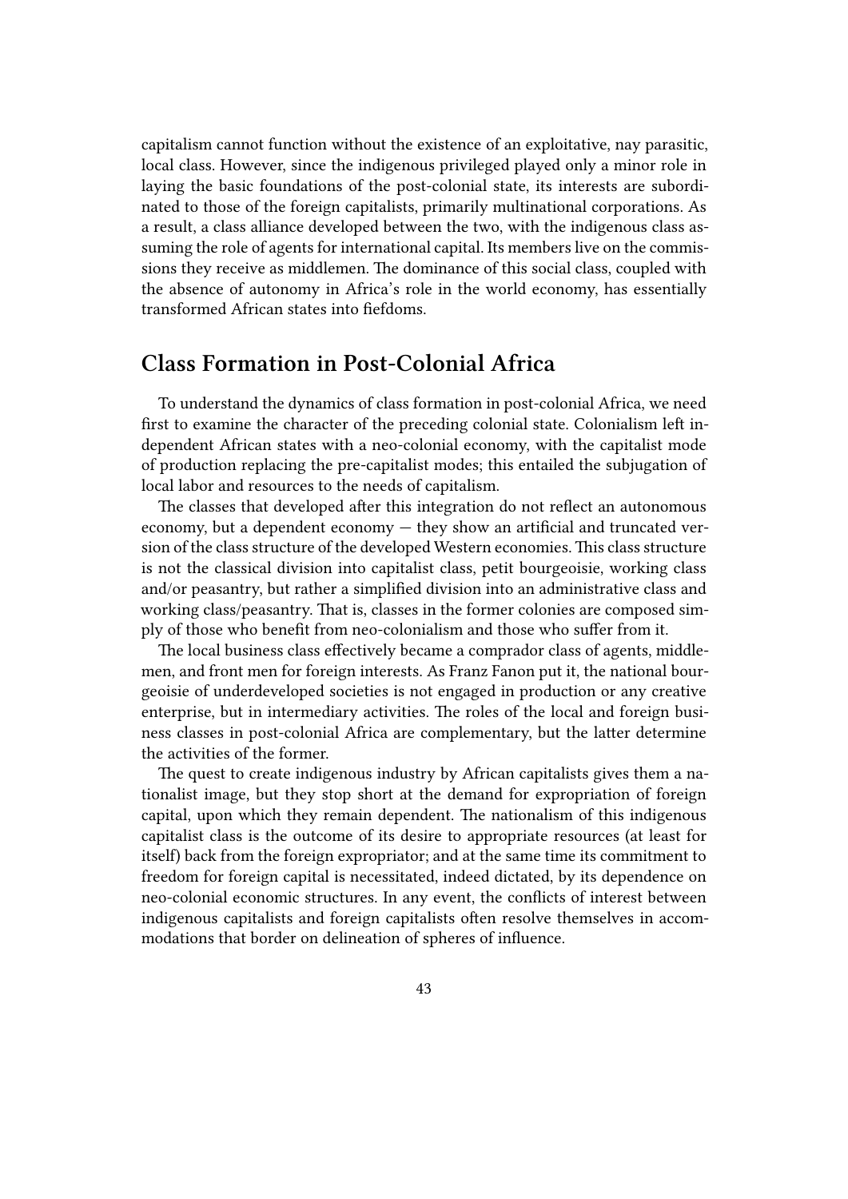capitalism cannot function without the existence of an exploitative, nay parasitic, local class. However, since the indigenous privileged played only a minor role in laying the basic foundations of the post-colonial state, its interests are subordinated to those of the foreign capitalists, primarily multinational corporations. As a result, a class alliance developed between the two, with the indigenous class assuming the role of agents for international capital. Its members live on the commissions they receive as middlemen. The dominance of this social class, coupled with the absence of autonomy in Africa's role in the world economy, has essentially transformed African states into fiefdoms.

## Class Formation in Post-Colonial Africa

To understand the dynamics of class formation in post-colonial Africa, we need first to examine the character of the preceding colonial state. Colonialism left independent African states with a neo-colonial economy, with the capitalist mode of production replacing the pre-capitalist modes; this entailed the subjugation of local labor and resources to the needs of capitalism.

The classes that developed after this integration do not reflect an autonomous economy, but a dependent economy — they show an artificial and truncated version of the class structure of the developed Western economies. This class structure is not the classical division into capitalist class, petit bourgeoisie, working class and/or peasantry, but rather a simplified division into an administrative class and working class/peasantry. That is, classes in the former colonies are composed simply of those who benefit from neo-colonialism and those who suffer from it.

The local business class effectively became a comprador class of agents, middlemen, and front men for foreign interests. As Franz Fanon put it, the national bourgeoisie of underdeveloped societies is not engaged in production or any creative enterprise, but in intermediary activities. The roles of the local and foreign business classes in post-colonial Africa are complementary, but the latter determine the activities of the former.

The quest to create indigenous industry by African capitalists gives them a nationalist image, but they stop short at the demand for expropriation of foreign capital, upon which they remain dependent. The nationalism of this indigenous capitalist class is the outcome of its desire to appropriate resources (at least for itself) back from the foreign expropriator; and at the same time its commitment to freedom for foreign capital is necessitated, indeed dictated, by its dependence on neo-colonial economic structures. In any event, the conflicts of interest between indigenous capitalists and foreign capitalists often resolve themselves in accommodations that border on delineation of spheres of influence.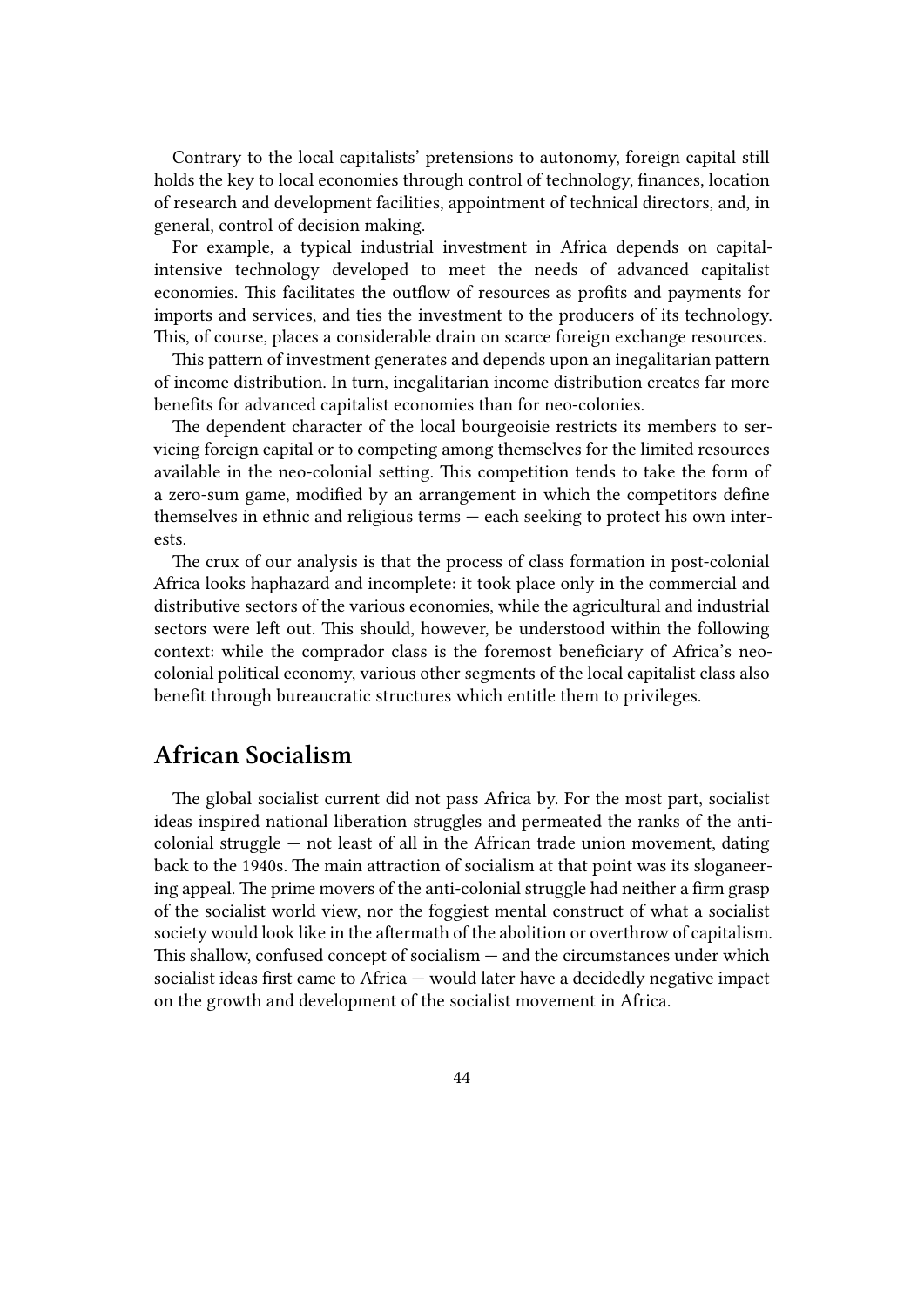Contrary to the local capitalists' pretensions to autonomy, foreign capital still holds the key to local economies through control of technology, finances, location of research and development facilities, appointment of technical directors, and, in general, control of decision making.

For example, a typical industrial investment in Africa depends on capital-intensive technology developed to meet the needs of advanced capitalist economies. This facilitates the outflow of resources as profits and payments for imports and services, and ties the investment to the producers of its technology. This, of course, places a considerable drain on scarce foreign exchange resources.

This pattern of investment generates and depends upon an inegalitarian pattern of income distribution. In turn, inegalitarian income distribution creates far more benefits for advanced capitalist economies than for neo-colonies.

The dependent character of the local bourgeoisie restricts its members to servicing foreign capital or to competing among themselves for the limited resources available in the neo-colonial setting. This competition tends to take the form of a zero-sum game, modified by an arrangement in which the competitors define themselves in ethnic and religious terms — each seeking to protect his own interests.

The crux of our analysis is that the process of class formation in post-colonial Africa looks haphazard and incomplete: it took place only in the commercial and distributive sectors of the various economies, while the agricultural and industrial sectors were left out. This should, however, be understood within the following context: while the comprador class is the foremost beneficiary of Africa's neo-colonial political economy, various other segments of the local capitalist class also benefit through bureaucratic structures which entitle them to privileges.

## African Socialism

The global socialist current did not pass Africa by. For the most part, socialist ideas inspired national liberation struggles and permeated the ranks of the anti-colonial struggle — not least of all in the African trade union movement, dating back to the 1940s. The main attraction of socialism at that point was its sloganeering appeal. The prime movers of the anti-colonial struggle had neither a firm grasp of the socialist world view, nor the foggiest mental construct of what a socialist society would look like in the aftermath of the abolition or overthrow of capitalism. This shallow, confused concept of socialism — and the circumstances under which socialist ideas first came to Africa — would later have a decidedly negative impact on the growth and development of the socialist movement in Africa.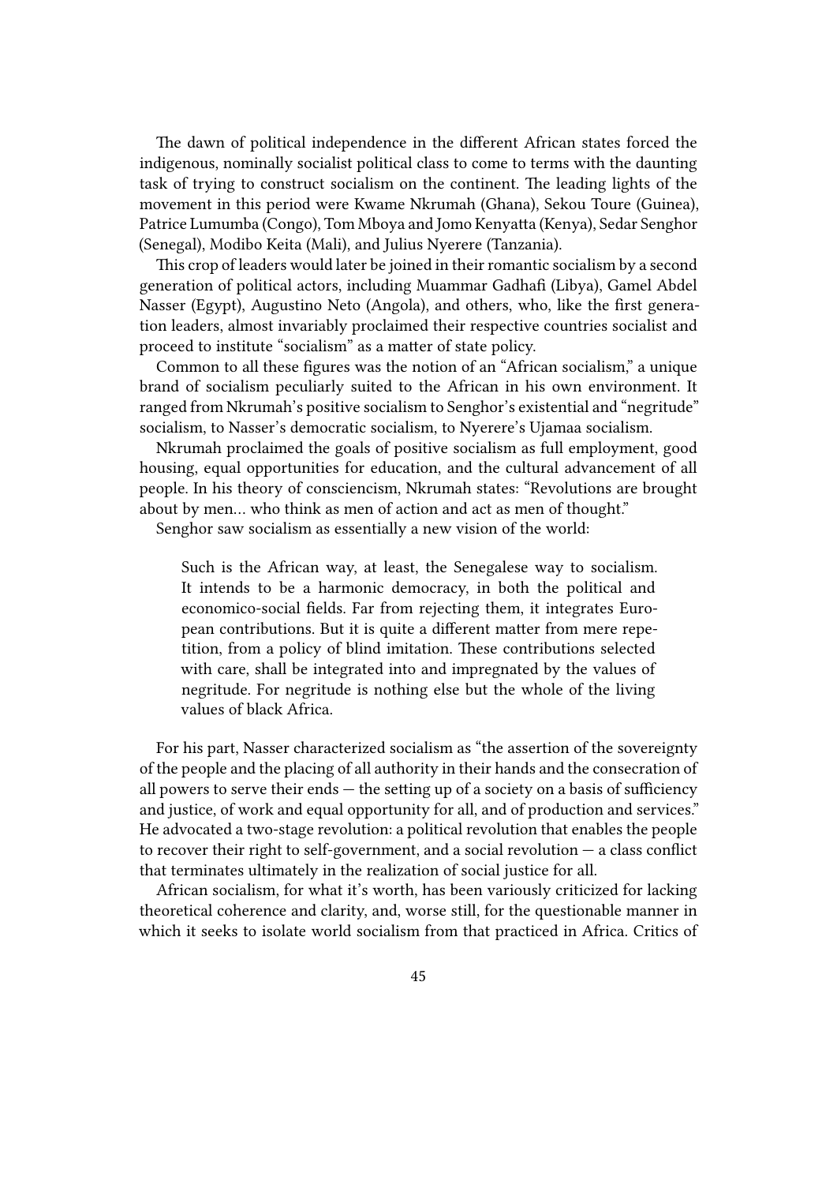The dawn of political independence in the different African states forced the indigenous, nominally socialist political class to come to terms with the daunting task of trying to construct socialism on the continent. The leading lights of the movement in this period were Kwame Nkrumah (Ghana), Sekou Toure (Guinea), Patrice Lumumba (Congo), Tom Mboya and Jomo Kenyatta (Kenya), Sedar Senghor (Senegal), Modibo Keita (Mali), and Julius Nyerere (Tanzania).

This crop of leaders would later be joined in their romantic socialism by a second generation of political actors, including Muammar Gadhafi (Libya), Gamel Abdel Nasser (Egypt), Augustino Neto (Angola), and others, who, like the first generation leaders, almost invariably proclaimed their respective countries socialist and proceed to institute "socialism" as a matter of state policy.

Common to all these figures was the notion of an "African socialism," a unique brand of socialism peculiarly suited to the African in his own environment. It ranged from Nkrumah's positive socialism to Senghor's existential and "negritude" socialism, to Nasser's democratic socialism, to Nyerere's Ujamaa socialism.

Nkrumah proclaimed the goals of positive socialism as full employment, good housing, equal opportunities for education, and the cultural advancement of all people. In his theory of consciencism, Nkrumah states: "Revolutions are brought about by men… who think as men of action and act as men of thought."

Senghor saw socialism as essentially a new vision of the world:

> Such is the African way, at least, the Senegalese way to socialism. It intends to be a harmonic democracy, in both the political and economico-social fields. Far from rejecting them, it integrates European contributions. But it is quite a different matter from mere repetition, from a policy of blind imitation. These contributions selected with care, shall be integrated into and impregnated by the values of negritude. For negritude is nothing else but the whole of the living values of black Africa.

For his part, Nasser characterized socialism as "the assertion of the sovereignty of the people and the placing of all authority in their hands and the consecration of all powers to serve their ends — the setting up of a society on a basis of sufficiency and justice, of work and equal opportunity for all, and of production and services." He advocated a two-stage revolution: a political revolution that enables the people to recover their right to self-government, and a social revolution — a class conflict that terminates ultimately in the realization of social justice for all.

African socialism, for what it's worth, has been variously criticized for lacking theoretical coherence and clarity, and, worse still, for the questionable manner in which it seeks to isolate world socialism from that practiced in Africa. Critics of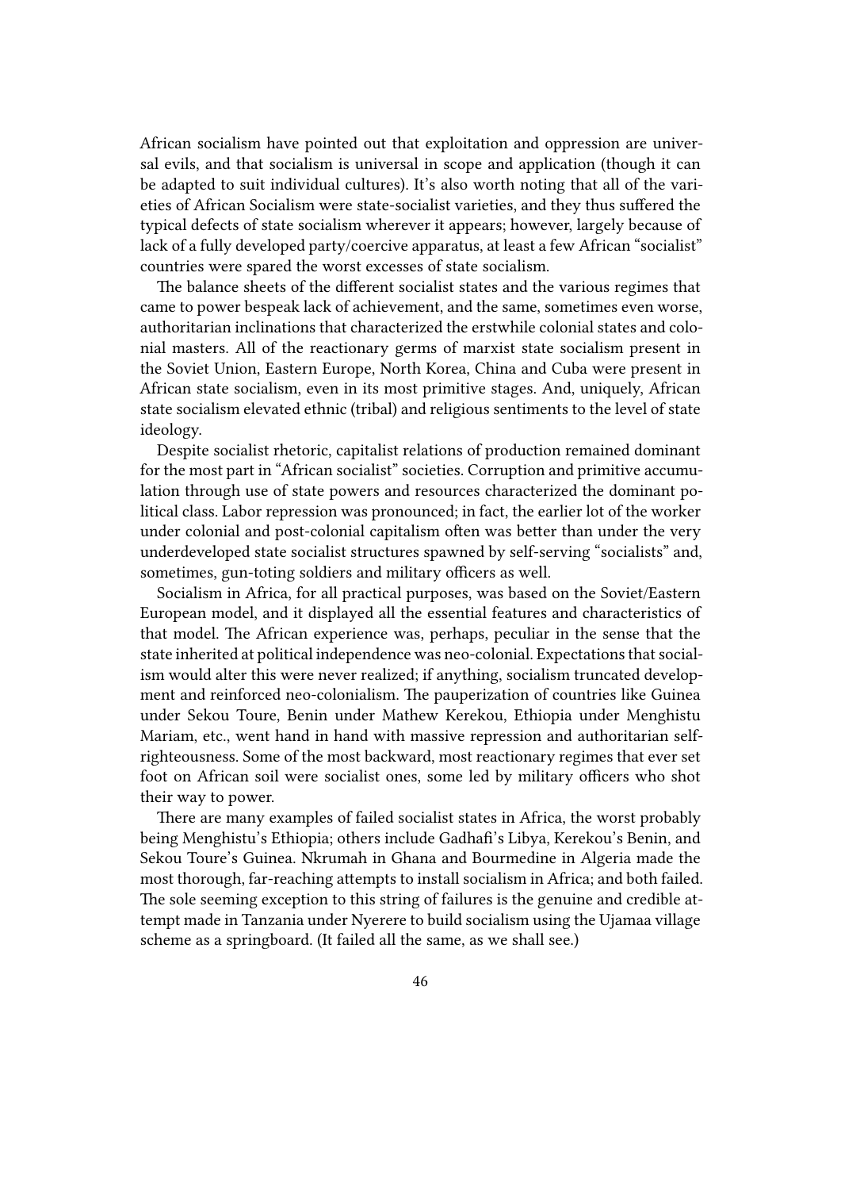African socialism have pointed out that exploitation and oppression are universal evils, and that socialism is universal in scope and application (though it can be adapted to suit individual cultures). It's also worth noting that all of the varieties of African Socialism were state-socialist varieties, and they thus suffered the typical defects of state socialism wherever it appears; however, largely because of lack of a fully developed party/coercive apparatus, at least a few African "socialist" countries were spared the worst excesses of state socialism.

The balance sheets of the different socialist states and the various regimes that came to power bespeak lack of achievement, and the same, sometimes even worse, authoritarian inclinations that characterized the erstwhile colonial states and colonial masters. All of the reactionary germs of marxist state socialism present in the Soviet Union, Eastern Europe, North Korea, China and Cuba were present in African state socialism, even in its most primitive stages. And, uniquely, African state socialism elevated ethnic (tribal) and religious sentiments to the level of state ideology.

Despite socialist rhetoric, capitalist relations of production remained dominant for the most part in "African socialist" societies. Corruption and primitive accumulation through use of state powers and resources characterized the dominant political class. Labor repression was pronounced; in fact, the earlier lot of the worker under colonial and post-colonial capitalism often was better than under the very underdeveloped state socialist structures spawned by self-serving "socialists" and, sometimes, gun-toting soldiers and military officers as well.

Socialism in Africa, for all practical purposes, was based on the Soviet/Eastern European model, and it displayed all the essential features and characteristics of that model. The African experience was, perhaps, peculiar in the sense that the state inherited at political independence was neo-colonial. Expectations that socialism would alter this were never realized; if anything, socialism truncated development and reinforced neo-colonialism. The pauperization of countries like Guinea under Sekou Toure, Benin under Mathew Kerekou, Ethiopia under Menghistu Mariam, etc., went hand in hand with massive repression and authoritarian self-righteousness. Some of the most backward, most reactionary regimes that ever set foot on African soil were socialist ones, some led by military officers who shot their way to power.

There are many examples of failed socialist states in Africa, the worst probably being Menghistu's Ethiopia; others include Gadhafi's Libya, Kerekou's Benin, and Sekou Toure's Guinea. Nkrumah in Ghana and Bourmedine in Algeria made the most thorough, far-reaching attempts to install socialism in Africa; and both failed. The sole seeming exception to this string of failures is the genuine and credible attempt made in Tanzania under Nyerere to build socialism using the Ujamaa village scheme as a springboard. (It failed all the same, as we shall see.)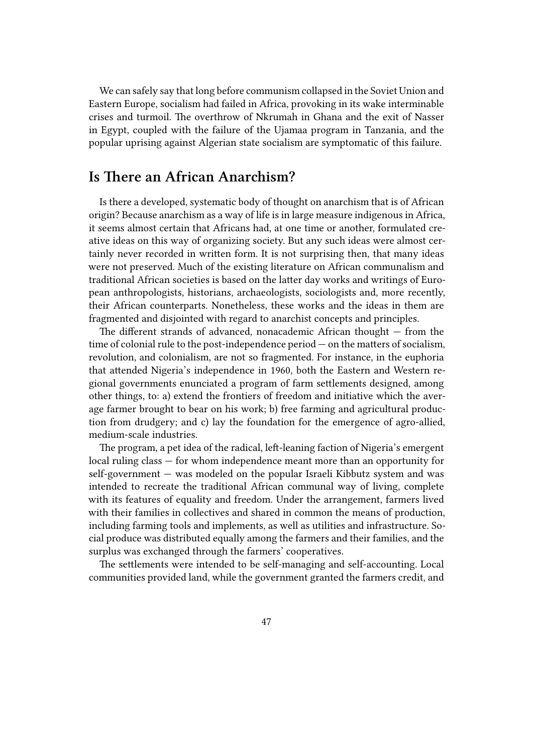We can safely say that long before communism collapsed in the Soviet Union and Eastern Europe, socialism had failed in Africa, provoking in its wake interminable crises and turmoil. The overthrow of Nkrumah in Ghana and the exit of Nasser in Egypt, coupled with the failure of the Ujamaa program in Tanzania, and the popular uprising against Algerian state socialism are symptomatic of this failure.

## Is There an African Anarchism?

Is there a developed, systematic body of thought on anarchism that is of African origin? Because anarchism as a way of life is in large measure indigenous in Africa, it seems almost certain that Africans had, at one time or another, formulated creative ideas on this way of organizing society. But any such ideas were almost certainly never recorded in written form. It is not surprising then, that many ideas were not preserved. Much of the existing literature on African communalism and traditional African societies is based on the latter day works and writings of European anthropologists, historians, archaeologists, sociologists and, more recently, their African counterparts. Nonetheless, these works and the ideas in them are fragmented and disjointed with regard to anarchist concepts and principles.

The different strands of advanced, nonacademic African thought — from the time of colonial rule to the post-independence period — on the matters of socialism, revolution, and colonialism, are not so fragmented. For instance, in the euphoria that attended Nigeria's independence in 1960, both the Eastern and Western regional governments enunciated a program of farm settlements designed, among other things, to: a) extend the frontiers of freedom and initiative which the average farmer brought to bear on his work; b) free farming and agricultural production from drudgery; and c) lay the foundation for the emergence of agro-allied, medium-scale industries.

The program, a pet idea of the radical, left-leaning faction of Nigeria's emergent local ruling class — for whom independence meant more than an opportunity for self-government — was modeled on the popular Israeli Kibbutz system and was intended to recreate the traditional African communal way of living, complete with its features of equality and freedom. Under the arrangement, farmers lived with their families in collectives and shared in common the means of production, including farming tools and implements, as well as utilities and infrastructure. Social produce was distributed equally among the farmers and their families, and the surplus was exchanged through the farmers' cooperatives.

The settlements were intended to be self-managing and self-accounting. Local communities provided land, while the government granted the farmers credit, and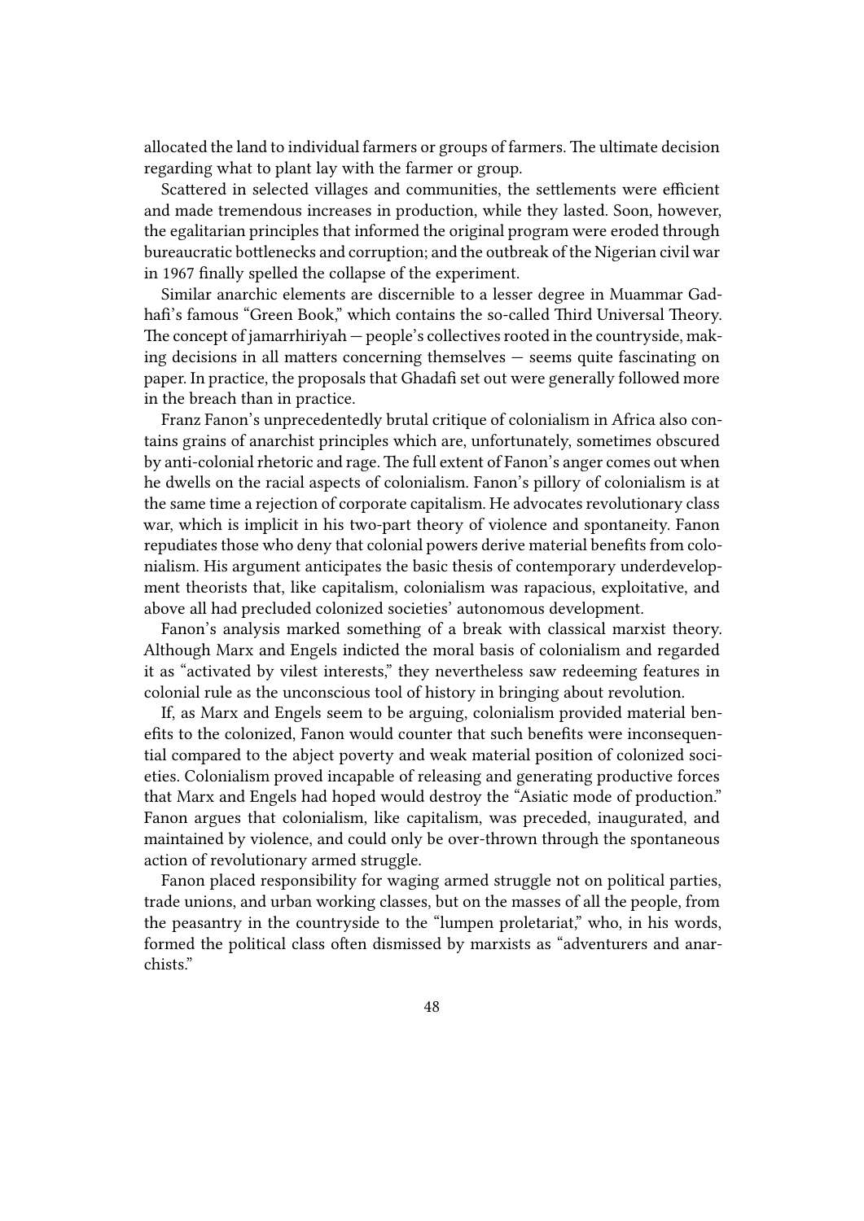allocated the land to individual farmers or groups of farmers. The ultimate decision regarding what to plant lay with the farmer or group.

Scattered in selected villages and communities, the settlements were efficient and made tremendous increases in production, while they lasted. Soon, however, the egalitarian principles that informed the original program were eroded through bureaucratic bottlenecks and corruption; and the outbreak of the Nigerian civil war in 1967 finally spelled the collapse of the experiment.

Similar anarchic elements are discernible to a lesser degree in Muammar Gadhafi's famous "Green Book," which contains the so-called Third Universal Theory. The concept of jamarrhiriyah — people's collectives rooted in the countryside, making decisions in all matters concerning themselves — seems quite fascinating on paper. In practice, the proposals that Ghadafi set out were generally followed more in the breach than in practice.

Franz Fanon's unprecedentedly brutal critique of colonialism in Africa also contains grains of anarchist principles which are, unfortunately, sometimes obscured by anti-colonial rhetoric and rage. The full extent of Fanon's anger comes out when he dwells on the racial aspects of colonialism. Fanon's pillory of colonialism is at the same time a rejection of corporate capitalism. He advocates revolutionary class war, which is implicit in his two-part theory of violence and spontaneity. Fanon repudiates those who deny that colonial powers derive material benefits from colonialism. His argument anticipates the basic thesis of contemporary underdevelopment theorists that, like capitalism, colonialism was rapacious, exploitative, and above all had precluded colonized societies' autonomous development.

Fanon's analysis marked something of a break with classical marxist theory. Although Marx and Engels indicted the moral basis of colonialism and regarded it as "activated by vilest interests," they nevertheless saw redeeming features in colonial rule as the unconscious tool of history in bringing about revolution.

If, as Marx and Engels seem to be arguing, colonialism provided material benefits to the colonized, Fanon would counter that such benefits were inconsequential compared to the abject poverty and weak material position of colonized societies. Colonialism proved incapable of releasing and generating productive forces that Marx and Engels had hoped would destroy the "Asiatic mode of production." Fanon argues that colonialism, like capitalism, was preceded, inaugurated, and maintained by violence, and could only be over-thrown through the spontaneous action of revolutionary armed struggle.

Fanon placed responsibility for waging armed struggle not on political parties, trade unions, and urban working classes, but on the masses of all the people, from the peasantry in the countryside to the "lumpen proletariat," who, in his words, formed the political class often dismissed by marxists as "adventurers and anarchists."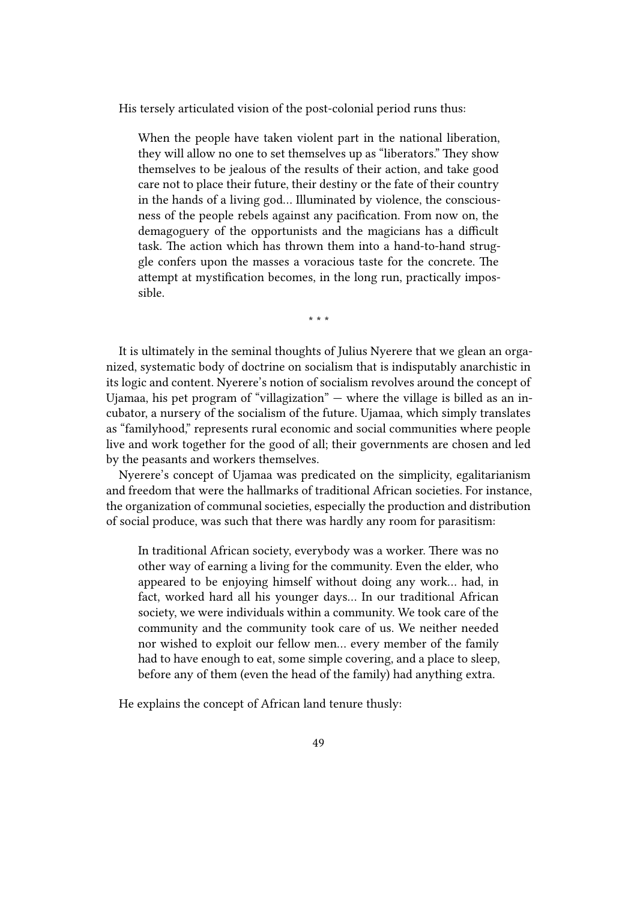His tersely articulated vision of the post-colonial period runs thus:

> When the people have taken violent part in the national liberation, they will allow no one to set themselves up as "liberators." They show themselves to be jealous of the results of their action, and take good care not to place their future, their destiny or the fate of their country in the hands of a living god… Illuminated by violence, the consciousness of the people rebels against any pacification. From now on, the demagoguery of the opportunists and the magicians has a difficult task. The action which has thrown them into a hand-to-hand struggle confers upon the masses a voracious taste for the concrete. The attempt at mystification becomes, in the long run, practically impossible.

\* \* \*

It is ultimately in the seminal thoughts of Julius Nyerere that we glean an organized, systematic body of doctrine on socialism that is indisputably anarchistic in its logic and content. Nyerere's notion of socialism revolves around the concept of Ujamaa, his pet program of "villagization" — where the village is billed as an incubator, a nursery of the socialism of the future. Ujamaa, which simply translates as "familyhood," represents rural economic and social communities where people live and work together for the good of all; their governments are chosen and led by the peasants and workers themselves.

Nyerere's concept of Ujamaa was predicated on the simplicity, egalitarianism and freedom that were the hallmarks of traditional African societies. For instance, the organization of communal societies, especially the production and distribution of social produce, was such that there was hardly any room for parasitism:

> In traditional African society, everybody was a worker. There was no other way of earning a living for the community. Even the elder, who appeared to be enjoying himself without doing any work… had, in fact, worked hard all his younger days… In our traditional African society, we were individuals within a community. We took care of the community and the community took care of us. We neither needed nor wished to exploit our fellow men… every member of the family had to have enough to eat, some simple covering, and a place to sleep, before any of them (even the head of the family) had anything extra.

He explains the concept of African land tenure thusly: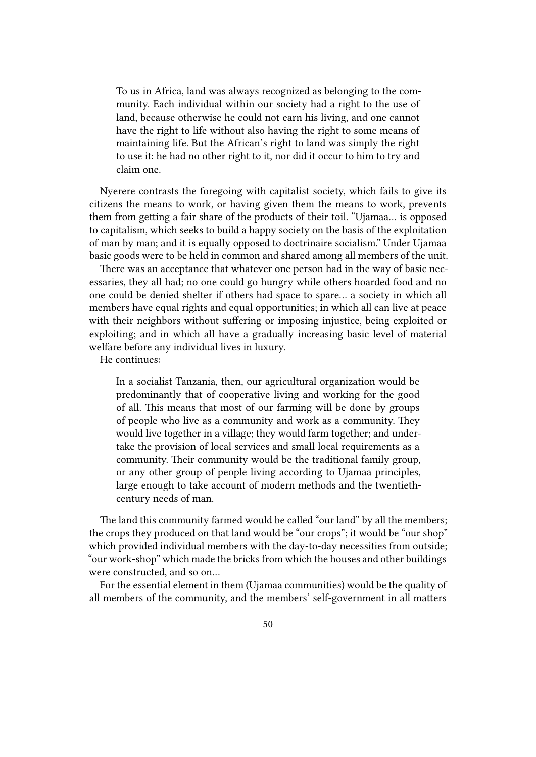> To us in Africa, land was always recognized as belonging to the community. Each individual within our society had a right to the use of land, because otherwise he could not earn his living, and one cannot have the right to life without also having the right to some means of maintaining life. But the African's right to land was simply the right to use it: he had no other right to it, nor did it occur to him to try and claim one.

Nyerere contrasts the foregoing with capitalist society, which fails to give its citizens the means to work, or having given them the means to work, prevents them from getting a fair share of the products of their toil. "Ujamaa… is opposed to capitalism, which seeks to build a happy society on the basis of the exploitation of man by man; and it is equally opposed to doctrinaire socialism." Under Ujamaa basic goods were to be held in common and shared among all members of the unit.

There was an acceptance that whatever one person had in the way of basic necessaries, they all had; no one could go hungry while others hoarded food and no one could be denied shelter if others had space to spare… a society in which all members have equal rights and equal opportunities; in which all can live at peace with their neighbors without suffering or imposing injustice, being exploited or exploiting; and in which all have a gradually increasing basic level of material welfare before any individual lives in luxury.

He continues:

> In a socialist Tanzania, then, our agricultural organization would be predominantly that of cooperative living and working for the good of all. This means that most of our farming will be done by groups of people who live as a community and work as a community. They would live together in a village; they would farm together; and undertake the provision of local services and small local requirements as a community. Their community would be the traditional family group, or any other group of people living according to Ujamaa principles, large enough to take account of modern methods and the twentieth-century needs of man.

The land this community farmed would be called "our land" by all the members; the crops they produced on that land would be "our crops"; it would be "our shop" which provided individual members with the day-to-day necessities from outside; "our work-shop" which made the bricks from which the houses and other buildings were constructed, and so on…

For the essential element in them (Ujamaa communities) would be the quality of all members of the community, and the members' self-government in all matters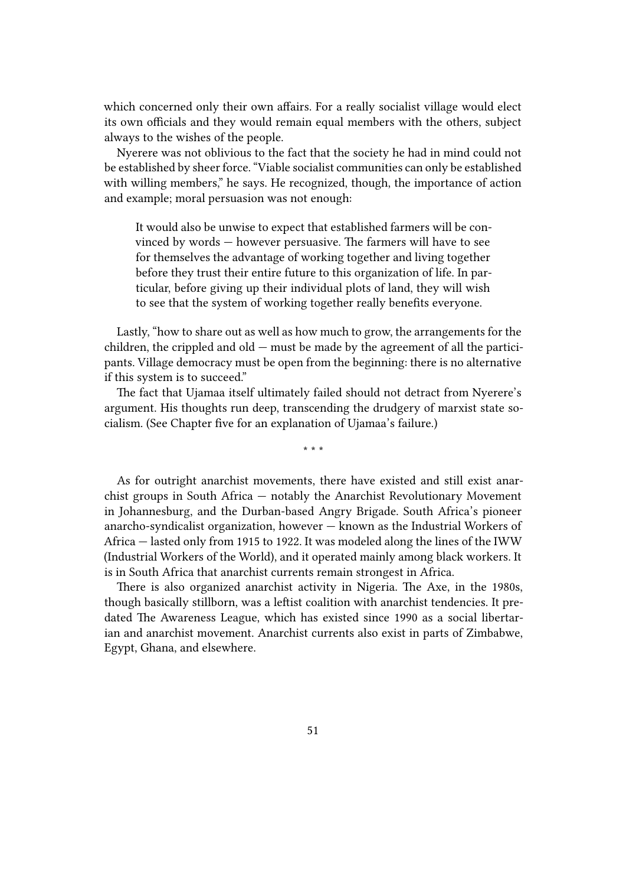which concerned only their own affairs. For a really socialist village would elect its own officials and they would remain equal members with the others, subject always to the wishes of the people.

Nyerere was not oblivious to the fact that the society he had in mind could not be established by sheer force. "Viable socialist communities can only be established with willing members," he says. He recognized, though, the importance of action and example; moral persuasion was not enough:

> It would also be unwise to expect that established farmers will be convinced by words — however persuasive. The farmers will have to see for themselves the advantage of working together and living together before they trust their entire future to this organization of life. In particular, before giving up their individual plots of land, they will wish to see that the system of working together really benefits everyone.

Lastly, "how to share out as well as how much to grow, the arrangements for the children, the crippled and old — must be made by the agreement of all the participants. Village democracy must be open from the beginning: there is no alternative if this system is to succeed."

The fact that Ujamaa itself ultimately failed should not detract from Nyerere's argument. His thoughts run deep, transcending the drudgery of marxist state socialism. (See Chapter five for an explanation of Ujamaa's failure.)

* * *

As for outright anarchist movements, there have existed and still exist anarchist groups in South Africa — notably the Anarchist Revolutionary Movement in Johannesburg, and the Durban-based Angry Brigade. South Africa's pioneer anarcho-syndicalist organization, however — known as the Industrial Workers of Africa — lasted only from 1915 to 1922. It was modeled along the lines of the IWW (Industrial Workers of the World), and it operated mainly among black workers. It is in South Africa that anarchist currents remain strongest in Africa.

There is also organized anarchist activity in Nigeria. The Axe, in the 1980s, though basically stillborn, was a leftist coalition with anarchist tendencies. It predated The Awareness League, which has existed since 1990 as a social libertarian and anarchist movement. Anarchist currents also exist in parts of Zimbabwe, Egypt, Ghana, and elsewhere.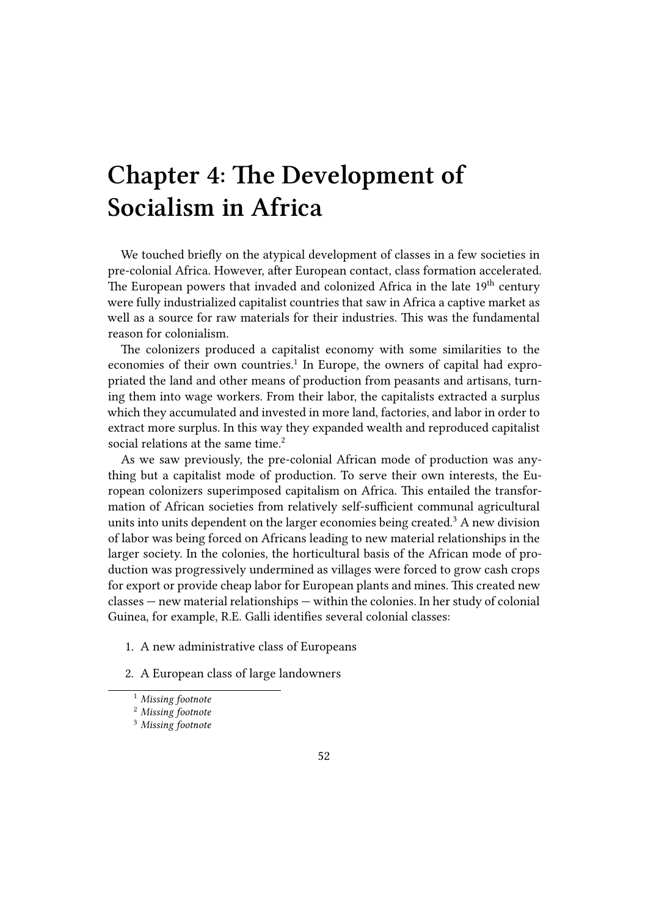# Chapter 4: The Development of Socialism in Africa

We touched briefly on the atypical development of classes in a few societies in pre-colonial Africa. However, after European contact, class formation accelerated. The European powers that invaded and colonized Africa in the late 19th century were fully industrialized capitalist countries that saw in Africa a captive market as well as a source for raw materials for their industries. This was the fundamental reason for colonialism.

The colonizers produced a capitalist economy with some similarities to the economies of their own countries.[1] In Europe, the owners of capital had expropriated the land and other means of production from peasants and artisans, turning them into wage workers. From their labor, the capitalists extracted a surplus which they accumulated and invested in more land, factories, and labor in order to extract more surplus. In this way they expanded wealth and reproduced capitalist social relations at the same time.[2]

As we saw previously, the pre-colonial African mode of production was anything but a capitalist mode of production. To serve their own interests, the European colonizers superimposed capitalism on Africa. This entailed the transformation of African societies from relatively self-sufficient communal agricultural units into units dependent on the larger economies being created.[3] A new division of labor was being forced on Africans leading to new material relationships in the larger society. In the colonies, the horticultural basis of the African mode of production was progressively undermined as villages were forced to grow cash crops for export or provide cheap labor for European plants and mines. This created new classes — new material relationships — within the colonies. In her study of colonial Guinea, for example, R.E. Galli identifies several colonial classes:

1. A new administrative class of Europeans
2. A European class of large landowners

[1] *Missing footnote*

[2] *Missing footnote*

[3] *Missing footnote*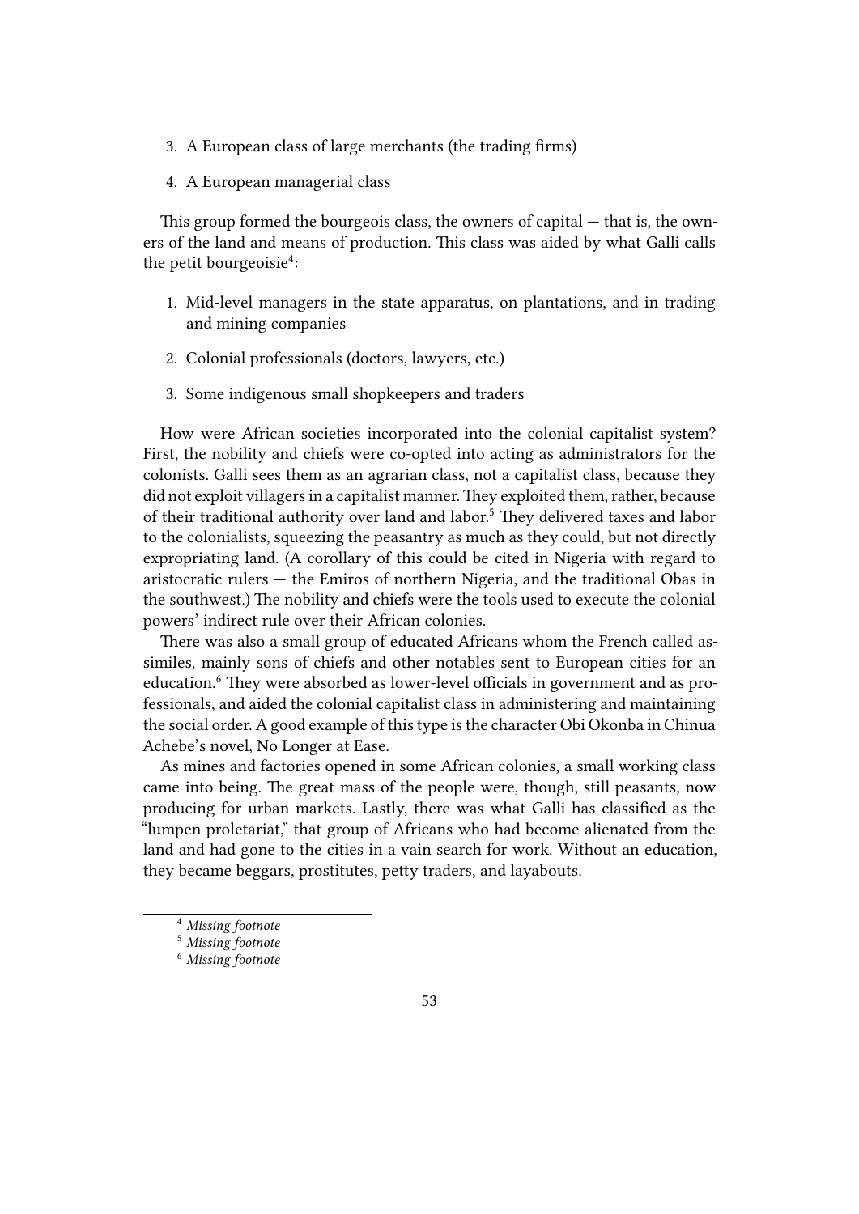3. A European class of large merchants (the trading firms)
4. A European managerial class

This group formed the bourgeois class, the owners of capital — that is, the owners of the land and means of production. This class was aided by what Galli calls the petit bourgeoisie[4]:

1. Mid-level managers in the state apparatus, on plantations, and in trading and mining companies
2. Colonial professionals (doctors, lawyers, etc.)
3. Some indigenous small shopkeepers and traders

How were African societies incorporated into the colonial capitalist system? First, the nobility and chiefs were co-opted into acting as administrators for the colonists. Galli sees them as an agrarian class, not a capitalist class, because they did not exploit villagers in a capitalist manner. They exploited them, rather, because of their traditional authority over land and labor.[5] They delivered taxes and labor to the colonialists, squeezing the peasantry as much as they could, but not directly expropriating land. (A corollary of this could be cited in Nigeria with regard to aristocratic rulers — the Emiros of northern Nigeria, and the traditional Obas in the southwest.) The nobility and chiefs were the tools used to execute the colonial powers' indirect rule over their African colonies.

There was also a small group of educated Africans whom the French called assimiles, mainly sons of chiefs and other notables sent to European cities for an education.[6] They were absorbed as lower-level officials in government and as professionals, and aided the colonial capitalist class in administering and maintaining the social order. A good example of this type is the character Obi Okonba in Chinua Achebe's novel, No Longer at Ease.

As mines and factories opened in some African colonies, a small working class came into being. The great mass of the people were, though, still peasants, now producing for urban markets. Lastly, there was what Galli has classified as the "lumpen proletariat," that group of Africans who had become alienated from the land and had gone to the cities in a vain search for work. Without an education, they became beggars, prostitutes, petty traders, and layabouts.

[4] *Missing footnote*

[5] *Missing footnote*

[6] *Missing footnote*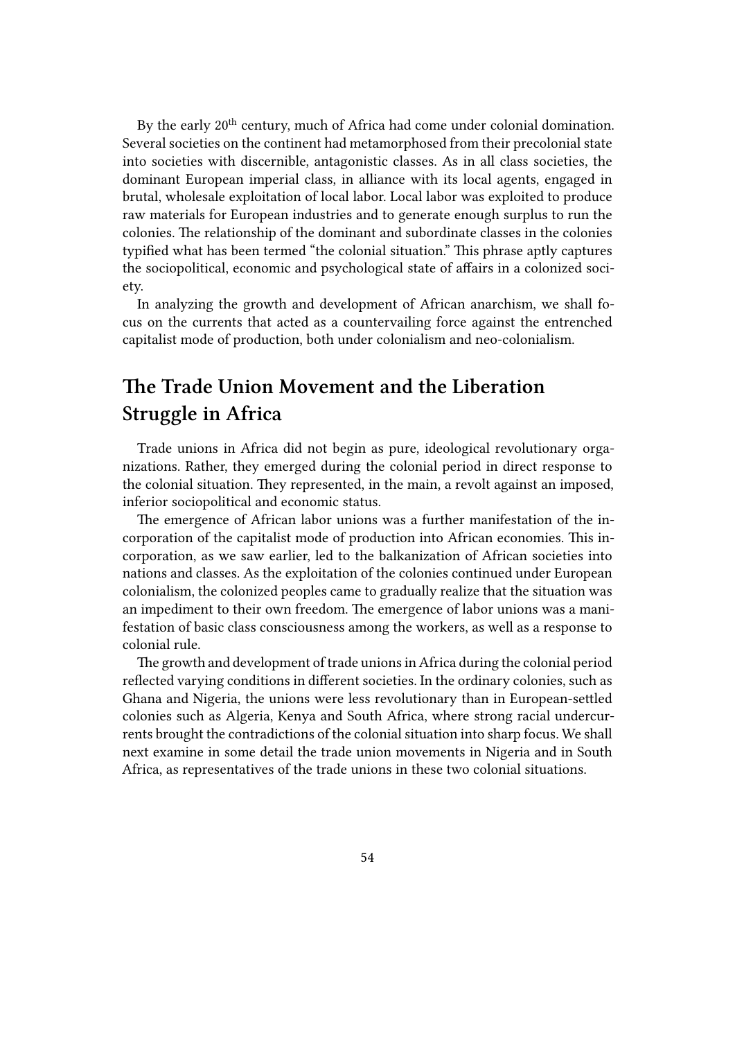By the early 20th century, much of Africa had come under colonial domination. Several societies on the continent had metamorphosed from their precolonial state into societies with discernible, antagonistic classes. As in all class societies, the dominant European imperial class, in alliance with its local agents, engaged in brutal, wholesale exploitation of local labor. Local labor was exploited to produce raw materials for European industries and to generate enough surplus to run the colonies. The relationship of the dominant and subordinate classes in the colonies typified what has been termed "the colonial situation." This phrase aptly captures the sociopolitical, economic and psychological state of affairs in a colonized society.

In analyzing the growth and development of African anarchism, we shall focus on the currents that acted as a countervailing force against the entrenched capitalist mode of production, both under colonialism and neo-colonialism.

## The Trade Union Movement and the Liberation Struggle in Africa

Trade unions in Africa did not begin as pure, ideological revolutionary organizations. Rather, they emerged during the colonial period in direct response to the colonial situation. They represented, in the main, a revolt against an imposed, inferior sociopolitical and economic status.

The emergence of African labor unions was a further manifestation of the incorporation of the capitalist mode of production into African economies. This incorporation, as we saw earlier, led to the balkanization of African societies into nations and classes. As the exploitation of the colonies continued under European colonialism, the colonized peoples came to gradually realize that the situation was an impediment to their own freedom. The emergence of labor unions was a manifestation of basic class consciousness among the workers, as well as a response to colonial rule.

The growth and development of trade unions in Africa during the colonial period reflected varying conditions in different societies. In the ordinary colonies, such as Ghana and Nigeria, the unions were less revolutionary than in European-settled colonies such as Algeria, Kenya and South Africa, where strong racial undercurrents brought the contradictions of the colonial situation into sharp focus. We shall next examine in some detail the trade union movements in Nigeria and in South Africa, as representatives of the trade unions in these two colonial situations.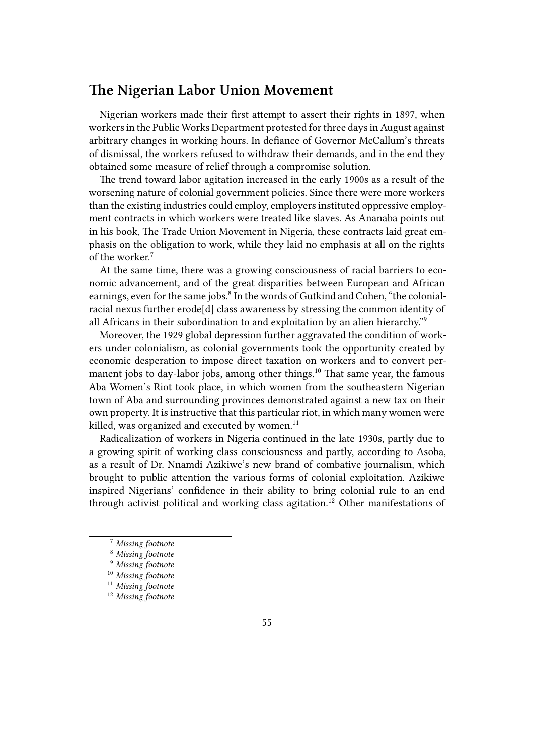## The Nigerian Labor Union Movement

Nigerian workers made their first attempt to assert their rights in 1897, when workers in the Public Works Department protested for three days in August against arbitrary changes in working hours. In defiance of Governor McCallum's threats of dismissal, the workers refused to withdraw their demands, and in the end they obtained some measure of relief through a compromise solution.

The trend toward labor agitation increased in the early 1900s as a result of the worsening nature of colonial government policies. Since there were more workers than the existing industries could employ, employers instituted oppressive employment contracts in which workers were treated like slaves. As Ananaba points out in his book, The Trade Union Movement in Nigeria, these contracts laid great emphasis on the obligation to work, while they laid no emphasis at all on the rights of the worker.[7]

At the same time, there was a growing consciousness of racial barriers to economic advancement, and of the great disparities between European and African earnings, even for the same jobs.[8] In the words of Gutkind and Cohen, "the colonial-racial nexus further erode[d] class awareness by stressing the common identity of all Africans in their subordination to and exploitation by an alien hierarchy."[9]

Moreover, the 1929 global depression further aggravated the condition of workers under colonialism, as colonial governments took the opportunity created by economic desperation to impose direct taxation on workers and to convert permanent jobs to day-labor jobs, among other things.[10] That same year, the famous Aba Women's Riot took place, in which women from the southeastern Nigerian town of Aba and surrounding provinces demonstrated against a new tax on their own property. It is instructive that this particular riot, in which many women were killed, was organized and executed by women.[11]

Radicalization of workers in Nigeria continued in the late 1930s, partly due to a growing spirit of working class consciousness and partly, according to Asoba, as a result of Dr. Nnamdi Azikiwe's new brand of combative journalism, which brought to public attention the various forms of colonial exploitation. Azikiwe inspired Nigerians' confidence in their ability to bring colonial rule to an end through activist political and working class agitation.[12] Other manifestations of

---

[7] *Missing footnote*

[8] *Missing footnote*

[9] *Missing footnote*

[10] *Missing footnote*

[11] *Missing footnote*

[12] *Missing footnote*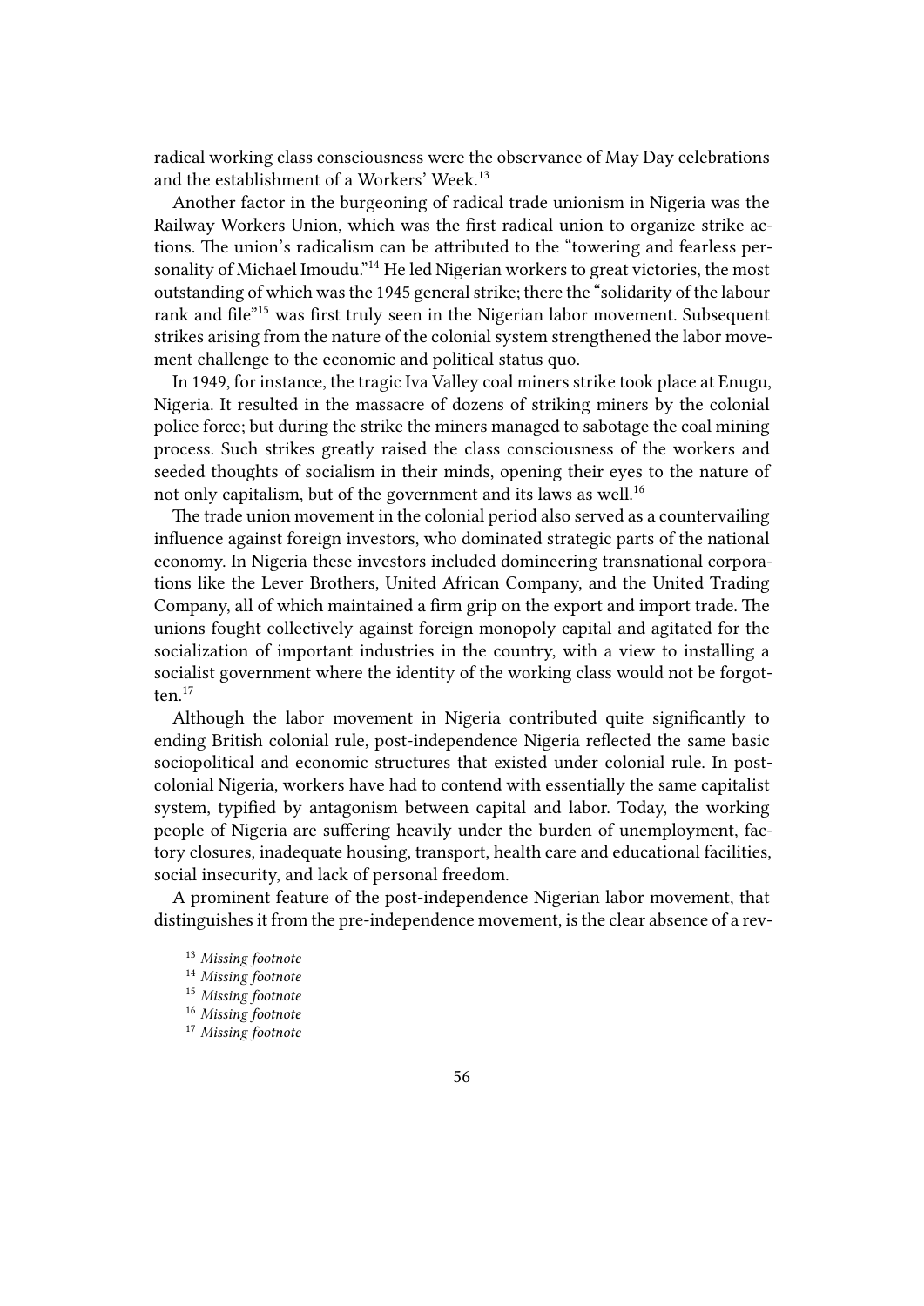radical working class consciousness were the observance of May Day celebrations and the establishment of a Workers' Week.[13]

Another factor in the burgeoning of radical trade unionism in Nigeria was the Railway Workers Union, which was the first radical union to organize strike actions. The union's radicalism can be attributed to the "towering and fearless personality of Michael Imoudu."[14] He led Nigerian workers to great victories, the most outstanding of which was the 1945 general strike; there the "solidarity of the labour rank and file"[15] was first truly seen in the Nigerian labor movement. Subsequent strikes arising from the nature of the colonial system strengthened the labor movement challenge to the economic and political status quo.

In 1949, for instance, the tragic Iva Valley coal miners strike took place at Enugu, Nigeria. It resulted in the massacre of dozens of striking miners by the colonial police force; but during the strike the miners managed to sabotage the coal mining process. Such strikes greatly raised the class consciousness of the workers and seeded thoughts of socialism in their minds, opening their eyes to the nature of not only capitalism, but of the government and its laws as well.[16]

The trade union movement in the colonial period also served as a countervailing influence against foreign investors, who dominated strategic parts of the national economy. In Nigeria these investors included domineering transnational corporations like the Lever Brothers, United African Company, and the United Trading Company, all of which maintained a firm grip on the export and import trade. The unions fought collectively against foreign monopoly capital and agitated for the socialization of important industries in the country, with a view to installing a socialist government where the identity of the working class would not be forgotten.[17]

Although the labor movement in Nigeria contributed quite significantly to ending British colonial rule, post-independence Nigeria reflected the same basic sociopolitical and economic structures that existed under colonial rule. In postcolonial Nigeria, workers have had to contend with essentially the same capitalist system, typified by antagonism between capital and labor. Today, the working people of Nigeria are suffering heavily under the burden of unemployment, factory closures, inadequate housing, transport, health care and educational facilities, social insecurity, and lack of personal freedom.

A prominent feature of the post-independence Nigerian labor movement, that distinguishes it from the pre-independence movement, is the clear absence of a rev-

[13] *Missing footnote*

[14] *Missing footnote*

[15] *Missing footnote*

[16] *Missing footnote*

[17] *Missing footnote*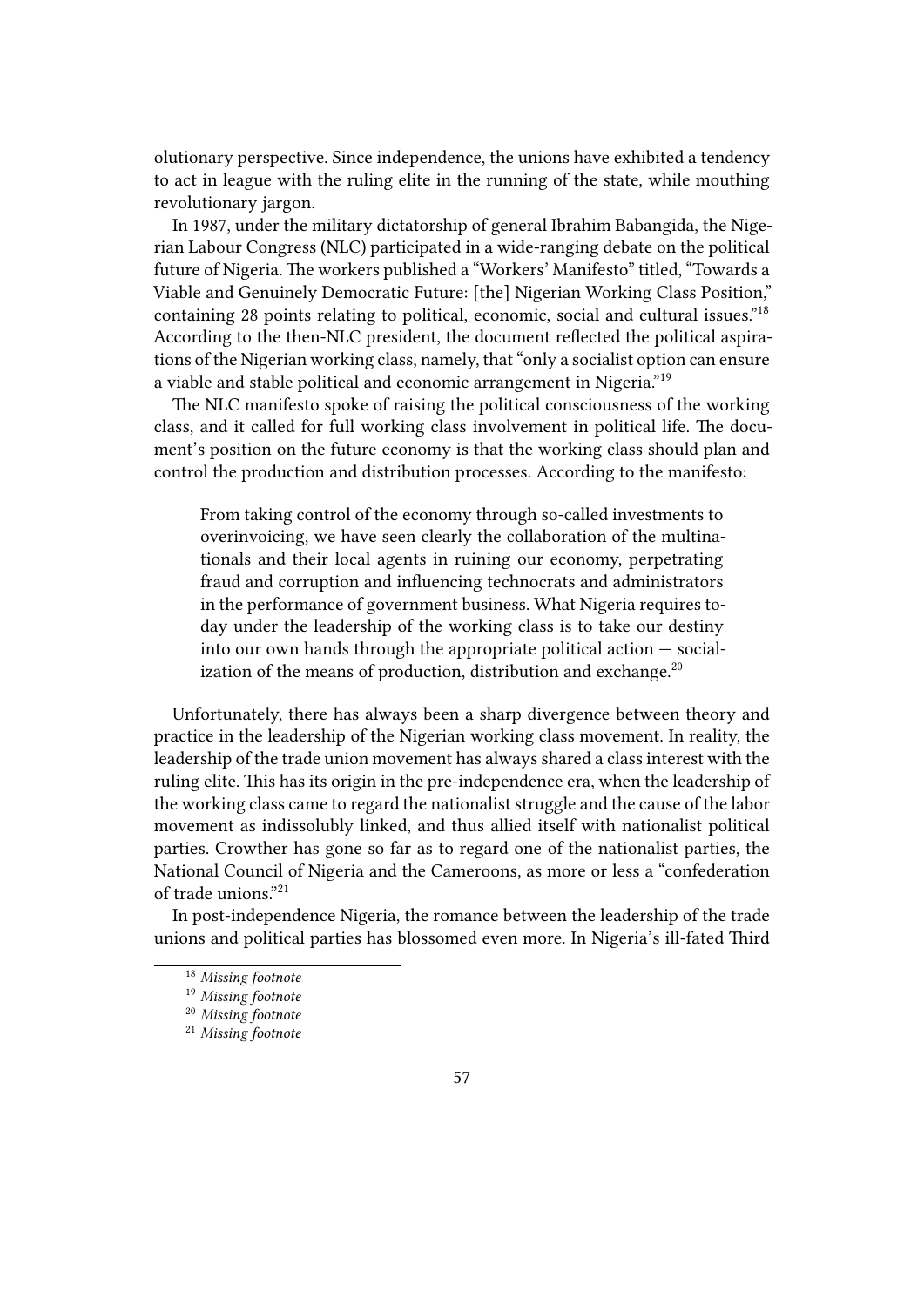olutionary perspective. Since independence, the unions have exhibited a tendency to act in league with the ruling elite in the running of the state, while mouthing revolutionary jargon.

In 1987, under the military dictatorship of general Ibrahim Babangida, the Nigerian Labour Congress (NLC) participated in a wide-ranging debate on the political future of Nigeria. The workers published a "Workers' Manifesto" titled, "Towards a Viable and Genuinely Democratic Future: [the] Nigerian Working Class Position," containing 28 points relating to political, economic, social and cultural issues."[18] According to the then-NLC president, the document reflected the political aspirations of the Nigerian working class, namely, that "only a socialist option can ensure a viable and stable political and economic arrangement in Nigeria."[19]

The NLC manifesto spoke of raising the political consciousness of the working class, and it called for full working class involvement in political life. The document's position on the future economy is that the working class should plan and control the production and distribution processes. According to the manifesto:

> From taking control of the economy through so-called investments to overinvoicing, we have seen clearly the collaboration of the multinationals and their local agents in ruining our economy, perpetrating fraud and corruption and influencing technocrats and administrators in the performance of government business. What Nigeria requires today under the leadership of the working class is to take our destiny into our own hands through the appropriate political action — socialization of the means of production, distribution and exchange.[20]

Unfortunately, there has always been a sharp divergence between theory and practice in the leadership of the Nigerian working class movement. In reality, the leadership of the trade union movement has always shared a class interest with the ruling elite. This has its origin in the pre-independence era, when the leadership of the working class came to regard the nationalist struggle and the cause of the labor movement as indissolubly linked, and thus allied itself with nationalist political parties. Crowther has gone so far as to regard one of the nationalist parties, the National Council of Nigeria and the Cameroons, as more or less a "confederation of trade unions."[21]

In post-independence Nigeria, the romance between the leadership of the trade unions and political parties has blossomed even more. In Nigeria's ill-fated Third

---

[18] *Missing footnote*

[19] *Missing footnote*

[20] *Missing footnote*

[21] *Missing footnote*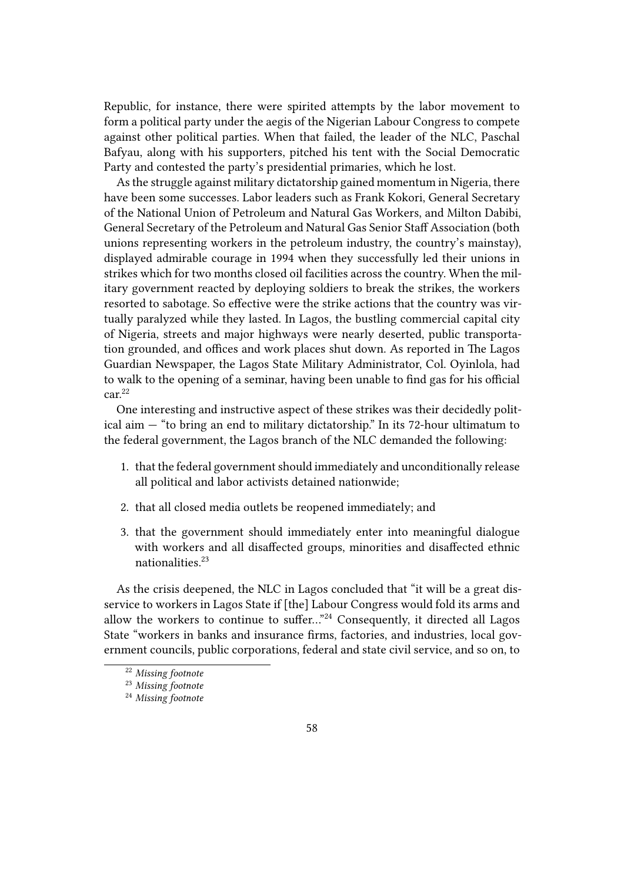Republic, for instance, there were spirited attempts by the labor movement to form a political party under the aegis of the Nigerian Labour Congress to compete against other political parties. When that failed, the leader of the NLC, Paschal Bafyau, along with his supporters, pitched his tent with the Social Democratic Party and contested the party's presidential primaries, which he lost.

As the struggle against military dictatorship gained momentum in Nigeria, there have been some successes. Labor leaders such as Frank Kokori, General Secretary of the National Union of Petroleum and Natural Gas Workers, and Milton Dabibi, General Secretary of the Petroleum and Natural Gas Senior Staff Association (both unions representing workers in the petroleum industry, the country's mainstay), displayed admirable courage in 1994 when they successfully led their unions in strikes which for two months closed oil facilities across the country. When the military government reacted by deploying soldiers to break the strikes, the workers resorted to sabotage. So effective were the strike actions that the country was virtually paralyzed while they lasted. In Lagos, the bustling commercial capital city of Nigeria, streets and major highways were nearly deserted, public transportation grounded, and offices and work places shut down. As reported in The Lagos Guardian Newspaper, the Lagos State Military Administrator, Col. Oyinlola, had to walk to the opening of a seminar, having been unable to find gas for his official car.[22]

One interesting and instructive aspect of these strikes was their decidedly political aim — "to bring an end to military dictatorship." In its 72-hour ultimatum to the federal government, the Lagos branch of the NLC demanded the following:

1. that the federal government should immediately and unconditionally release all political and labor activists detained nationwide;
2. that all closed media outlets be reopened immediately; and
3. that the government should immediately enter into meaningful dialogue with workers and all disaffected groups, minorities and disaffected ethnic nationalities.[23]

As the crisis deepened, the NLC in Lagos concluded that "it will be a great disservice to workers in Lagos State if [the] Labour Congress would fold its arms and allow the workers to continue to suffer..."[24] Consequently, it directed all Lagos State "workers in banks and insurance firms, factories, and industries, local government councils, public corporations, federal and state civil service, and so on, to

[22] *Missing footnote*

[23] *Missing footnote*

[24] *Missing footnote*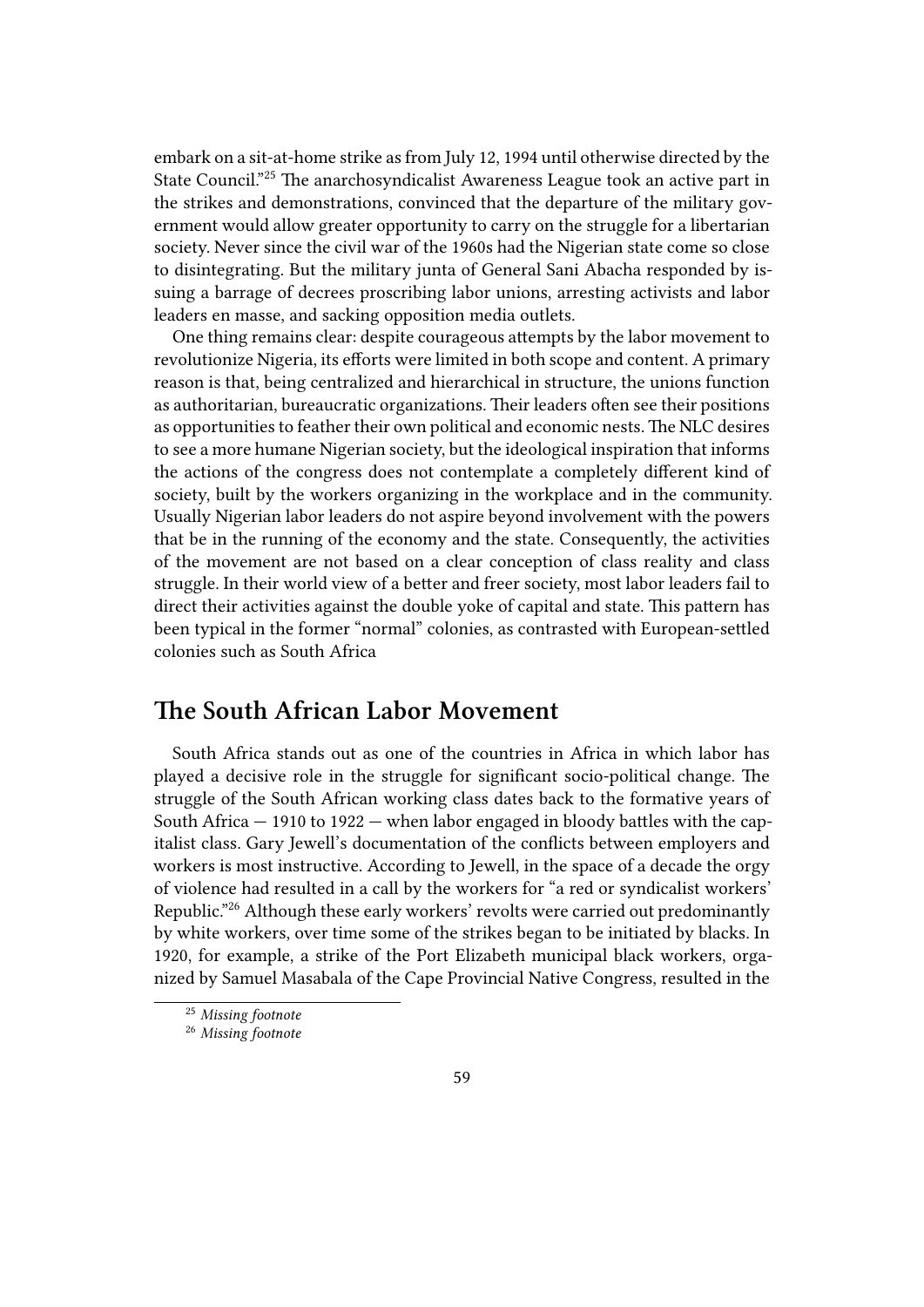embark on a sit-at-home strike as from July 12, 1994 until otherwise directed by the State Council."[25] The anarchosyndicalist Awareness League took an active part in the strikes and demonstrations, convinced that the departure of the military government would allow greater opportunity to carry on the struggle for a libertarian society. Never since the civil war of the 1960s had the Nigerian state come so close to disintegrating. But the military junta of General Sani Abacha responded by issuing a barrage of decrees proscribing labor unions, arresting activists and labor leaders en masse, and sacking opposition media outlets.

One thing remains clear: despite courageous attempts by the labor movement to revolutionize Nigeria, its efforts were limited in both scope and content. A primary reason is that, being centralized and hierarchical in structure, the unions function as authoritarian, bureaucratic organizations. Their leaders often see their positions as opportunities to feather their own political and economic nests. The NLC desires to see a more humane Nigerian society, but the ideological inspiration that informs the actions of the congress does not contemplate a completely different kind of society, built by the workers organizing in the workplace and in the community. Usually Nigerian labor leaders do not aspire beyond involvement with the powers that be in the running of the economy and the state. Consequently, the activities of the movement are not based on a clear conception of class reality and class struggle. In their world view of a better and freer society, most labor leaders fail to direct their activities against the double yoke of capital and state. This pattern has been typical in the former "normal" colonies, as contrasted with European-settled colonies such as South Africa

## The South African Labor Movement

South Africa stands out as one of the countries in Africa in which labor has played a decisive role in the struggle for significant socio-political change. The struggle of the South African working class dates back to the formative years of South Africa — 1910 to 1922 — when labor engaged in bloody battles with the capitalist class. Gary Jewell's documentation of the conflicts between employers and workers is most instructive. According to Jewell, in the space of a decade the orgy of violence had resulted in a call by the workers for "a red or syndicalist workers' Republic."[26] Although these early workers' revolts were carried out predominantly by white workers, over time some of the strikes began to be initiated by blacks. In 1920, for example, a strike of the Port Elizabeth municipal black workers, organized by Samuel Masabala of the Cape Provincial Native Congress, resulted in the

[25] *Missing footnote*

[26] *Missing footnote*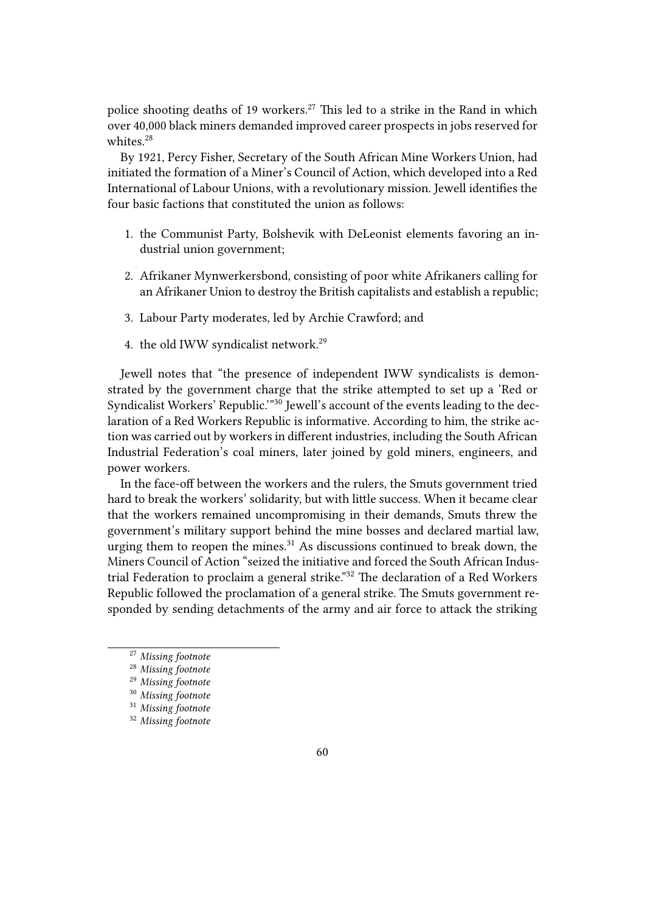police shooting deaths of 19 workers.[27] This led to a strike in the Rand in which over 40,000 black miners demanded improved career prospects in jobs reserved for whites.[28]

By 1921, Percy Fisher, Secretary of the South African Mine Workers Union, had initiated the formation of a Miner's Council of Action, which developed into a Red International of Labour Unions, with a revolutionary mission. Jewell identifies the four basic factions that constituted the union as follows:

1. the Communist Party, Bolshevik with DeLeonist elements favoring an industrial union government;
2. Afrikaner Mynwerkersbond, consisting of poor white Afrikaners calling for an Afrikaner Union to destroy the British capitalists and establish a republic;
3. Labour Party moderates, led by Archie Crawford; and
4. the old IWW syndicalist network.[29]

Jewell notes that "the presence of independent IWW syndicalists is demonstrated by the government charge that the strike attempted to set up a 'Red or Syndicalist Workers' Republic.'"[30] Jewell's account of the events leading to the declaration of a Red Workers Republic is informative. According to him, the strike action was carried out by workers in different industries, including the South African Industrial Federation's coal miners, later joined by gold miners, engineers, and power workers.

In the face-off between the workers and the rulers, the Smuts government tried hard to break the workers' solidarity, but with little success. When it became clear that the workers remained uncompromising in their demands, Smuts threw the government's military support behind the mine bosses and declared martial law, urging them to reopen the mines.[31] As discussions continued to break down, the Miners Council of Action "seized the initiative and forced the South African Industrial Federation to proclaim a general strike."[32] The declaration of a Red Workers Republic followed the proclamation of a general strike. The Smuts government responded by sending detachments of the army and air force to attack the striking

[27] *Missing footnote*

[28] *Missing footnote*

[29] *Missing footnote*

[30] *Missing footnote*

[31] *Missing footnote*

[32] *Missing footnote*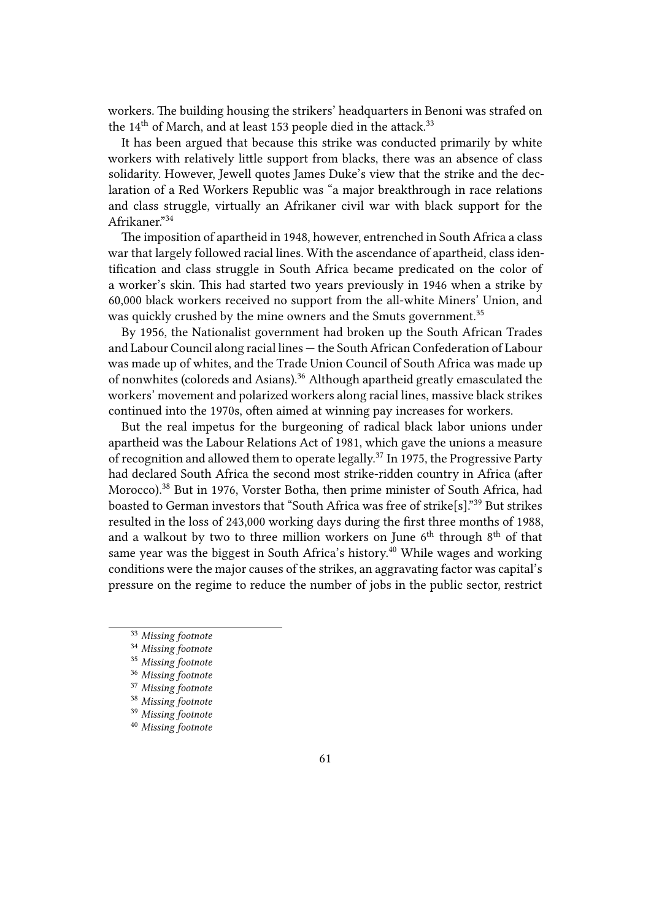workers. The building housing the strikers' headquarters in Benoni was strafed on the 14th of March, and at least 153 people died in the attack.[33]

It has been argued that because this strike was conducted primarily by white workers with relatively little support from blacks, there was an absence of class solidarity. However, Jewell quotes James Duke's view that the strike and the declaration of a Red Workers Republic was "a major breakthrough in race relations and class struggle, virtually an Afrikaner civil war with black support for the Afrikaner."[34]

The imposition of apartheid in 1948, however, entrenched in South Africa a class war that largely followed racial lines. With the ascendance of apartheid, class identification and class struggle in South Africa became predicated on the color of a worker's skin. This had started two years previously in 1946 when a strike by 60,000 black workers received no support from the all-white Miners' Union, and was quickly crushed by the mine owners and the Smuts government.[35]

By 1956, the Nationalist government had broken up the South African Trades and Labour Council along racial lines — the South African Confederation of Labour was made up of whites, and the Trade Union Council of South Africa was made up of nonwhites (coloreds and Asians).[36] Although apartheid greatly emasculated the workers' movement and polarized workers along racial lines, massive black strikes continued into the 1970s, often aimed at winning pay increases for workers.

But the real impetus for the burgeoning of radical black labor unions under apartheid was the Labour Relations Act of 1981, which gave the unions a measure of recognition and allowed them to operate legally.[37] In 1975, the Progressive Party had declared South Africa the second most strike-ridden country in Africa (after Morocco).[38] But in 1976, Vorster Botha, then prime minister of South Africa, had boasted to German investors that "South Africa was free of strike[s]."[39] But strikes resulted in the loss of 243,000 working days during the first three months of 1988, and a walkout by two to three million workers on June 6th through 8th of that same year was the biggest in South Africa's history.[40] While wages and working conditions were the major causes of the strikes, an aggravating factor was capital's pressure on the regime to reduce the number of jobs in the public sector, restrict

[33] *Missing footnote*

[34] *Missing footnote*

[35] *Missing footnote*

[36] *Missing footnote*

[37] *Missing footnote*

[38] *Missing footnote*

[39] *Missing footnote*

[40] *Missing footnote*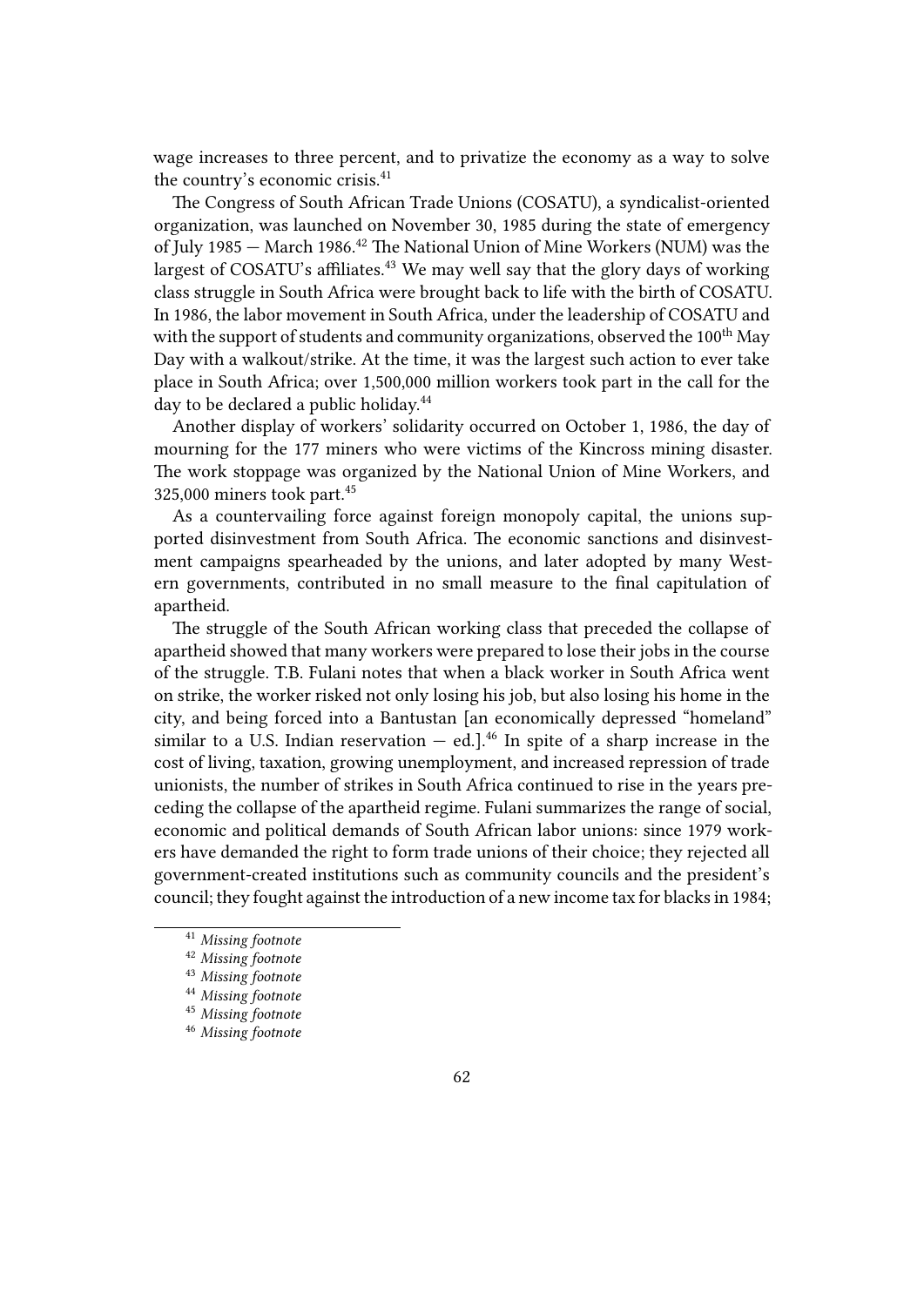wage increases to three percent, and to privatize the economy as a way to solve the country's economic crisis.[41]

The Congress of South African Trade Unions (COSATU), a syndicalist-oriented organization, was launched on November 30, 1985 during the state of emergency of July 1985 — March 1986.[42] The National Union of Mine Workers (NUM) was the largest of COSATU's affiliates.[43] We may well say that the glory days of working class struggle in South Africa were brought back to life with the birth of COSATU. In 1986, the labor movement in South Africa, under the leadership of COSATU and with the support of students and community organizations, observed the 100th May Day with a walkout/strike. At the time, it was the largest such action to ever take place in South Africa; over 1,500,000 million workers took part in the call for the day to be declared a public holiday.[44]

Another display of workers' solidarity occurred on October 1, 1986, the day of mourning for the 177 miners who were victims of the Kincross mining disaster. The work stoppage was organized by the National Union of Mine Workers, and 325,000 miners took part.[45]

As a countervailing force against foreign monopoly capital, the unions supported disinvestment from South Africa. The economic sanctions and disinvestment campaigns spearheaded by the unions, and later adopted by many Western governments, contributed in no small measure to the final capitulation of apartheid.

The struggle of the South African working class that preceded the collapse of apartheid showed that many workers were prepared to lose their jobs in the course of the struggle. T.B. Fulani notes that when a black worker in South Africa went on strike, the worker risked not only losing his job, but also losing his home in the city, and being forced into a Bantustan [an economically depressed "homeland" similar to a U.S. Indian reservation — ed.].[46] In spite of a sharp increase in the cost of living, taxation, growing unemployment, and increased repression of trade unionists, the number of strikes in South Africa continued to rise in the years preceding the collapse of the apartheid regime. Fulani summarizes the range of social, economic and political demands of South African labor unions: since 1979 workers have demanded the right to form trade unions of their choice; they rejected all government-created institutions such as community councils and the president's council; they fought against the introduction of a new income tax for blacks in 1984;

---

[41] *Missing footnote*

[42] *Missing footnote*

[43] *Missing footnote*

[44] *Missing footnote*

[45] *Missing footnote*

[46] *Missing footnote*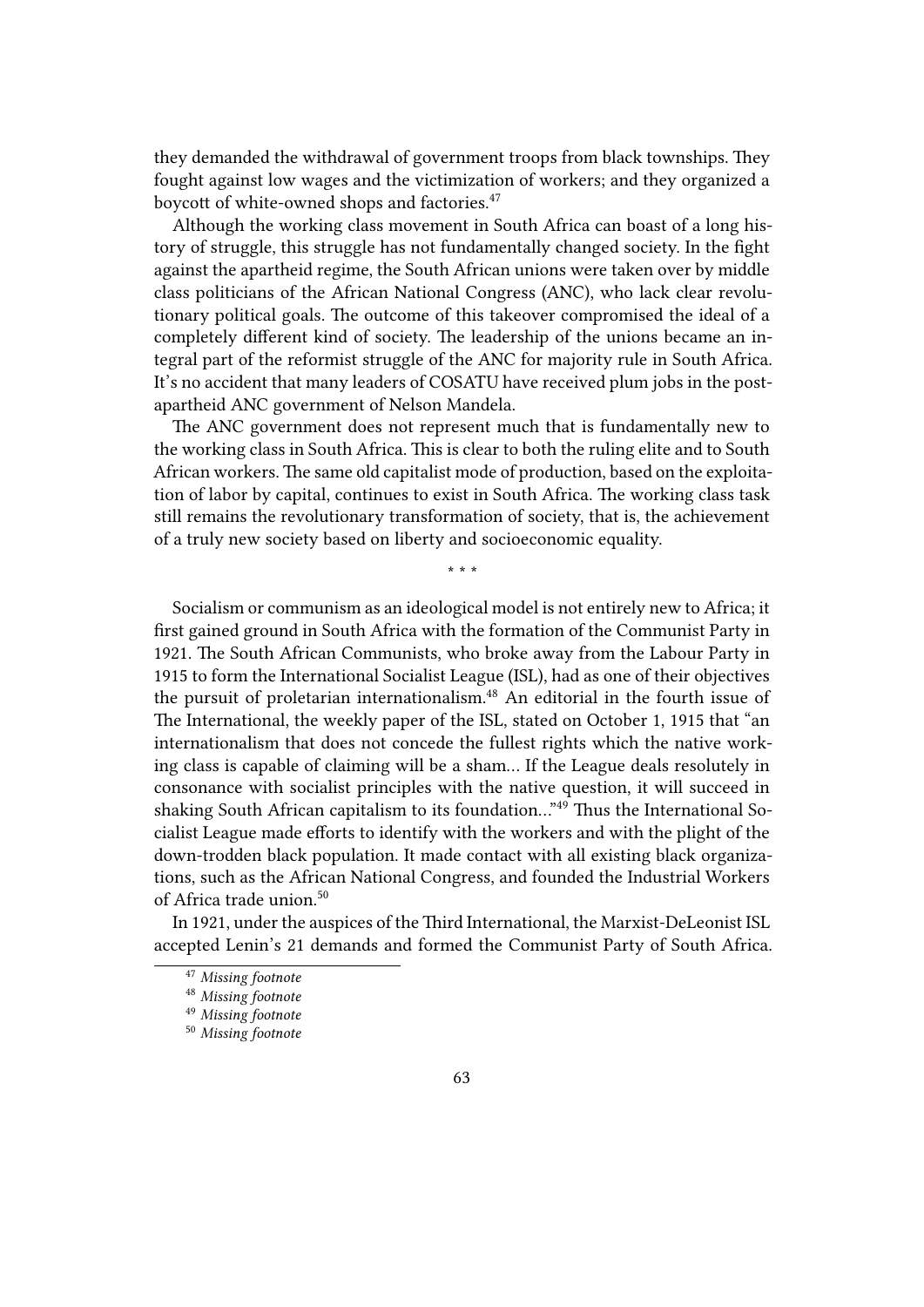they demanded the withdrawal of government troops from black townships. They fought against low wages and the victimization of workers; and they organized a boycott of white-owned shops and factories.[47]

Although the working class movement in South Africa can boast of a long history of struggle, this struggle has not fundamentally changed society. In the fight against the apartheid regime, the South African unions were taken over by middle class politicians of the African National Congress (ANC), who lack clear revolutionary political goals. The outcome of this takeover compromised the ideal of a completely different kind of society. The leadership of the unions became an integral part of the reformist struggle of the ANC for majority rule in South Africa. It's no accident that many leaders of COSATU have received plum jobs in the post-apartheid ANC government of Nelson Mandela.

The ANC government does not represent much that is fundamentally new to the working class in South Africa. This is clear to both the ruling elite and to South African workers. The same old capitalist mode of production, based on the exploitation of labor by capital, continues to exist in South Africa. The working class task still remains the revolutionary transformation of society, that is, the achievement of a truly new society based on liberty and socioeconomic equality.

* * *

Socialism or communism as an ideological model is not entirely new to Africa; it first gained ground in South Africa with the formation of the Communist Party in 1921. The South African Communists, who broke away from the Labour Party in 1915 to form the International Socialist League (ISL), had as one of their objectives the pursuit of proletarian internationalism.[48] An editorial in the fourth issue of The International, the weekly paper of the ISL, stated on October 1, 1915 that "an internationalism that does not concede the fullest rights which the native working class is capable of claiming will be a sham… If the League deals resolutely in consonance with socialist principles with the native question, it will succeed in shaking South African capitalism to its foundation…"[49] Thus the International Socialist League made efforts to identify with the workers and with the plight of the down-trodden black population. It made contact with all existing black organizations, such as the African National Congress, and founded the Industrial Workers of Africa trade union.[50]

In 1921, under the auspices of the Third International, the Marxist-DeLeonist ISL accepted Lenin's 21 demands and formed the Communist Party of South Africa.

[47] *Missing footnote*

[48] *Missing footnote*

[49] *Missing footnote*

[50] *Missing footnote*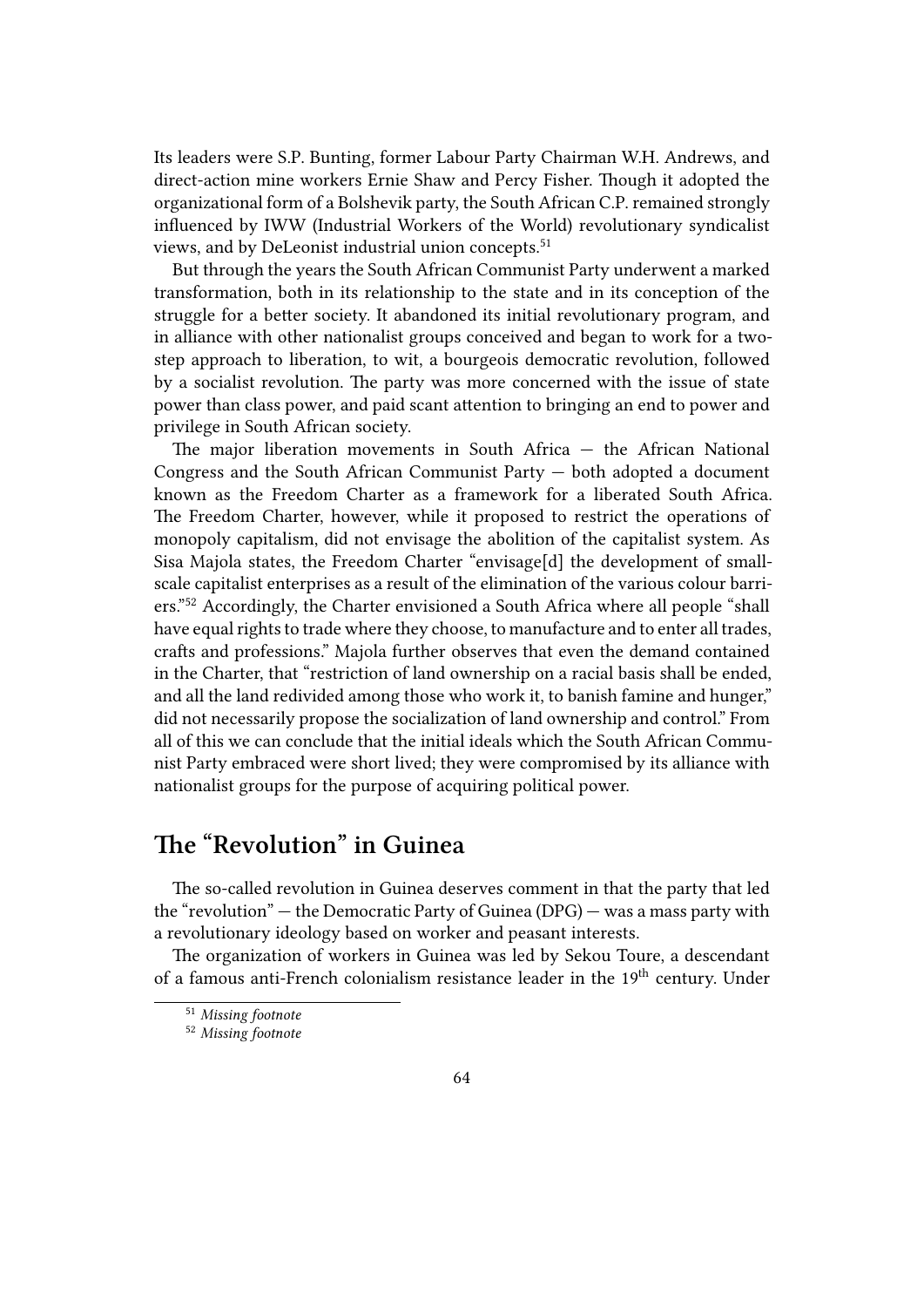Its leaders were S.P. Bunting, former Labour Party Chairman W.H. Andrews, and direct-action mine workers Ernie Shaw and Percy Fisher. Though it adopted the organizational form of a Bolshevik party, the South African C.P. remained strongly influenced by IWW (Industrial Workers of the World) revolutionary syndicalist views, and by DeLeonist industrial union concepts.[51]

But through the years the South African Communist Party underwent a marked transformation, both in its relationship to the state and in its conception of the struggle for a better society. It abandoned its initial revolutionary program, and in alliance with other nationalist groups conceived and began to work for a two-step approach to liberation, to wit, a bourgeois democratic revolution, followed by a socialist revolution. The party was more concerned with the issue of state power than class power, and paid scant attention to bringing an end to power and privilege in South African society.

The major liberation movements in South Africa — the African National Congress and the South African Communist Party — both adopted a document known as the Freedom Charter as a framework for a liberated South Africa. The Freedom Charter, however, while it proposed to restrict the operations of monopoly capitalism, did not envisage the abolition of the capitalist system. As Sisa Majola states, the Freedom Charter "envisage[d] the development of small-scale capitalist enterprises as a result of the elimination of the various colour barriers."[52] Accordingly, the Charter envisioned a South Africa where all people "shall have equal rights to trade where they choose, to manufacture and to enter all trades, crafts and professions." Majola further observes that even the demand contained in the Charter, that "restriction of land ownership on a racial basis shall be ended, and all the land redivided among those who work it, to banish famine and hunger," did not necessarily propose the socialization of land ownership and control." From all of this we can conclude that the initial ideals which the South African Communist Party embraced were short lived; they were compromised by its alliance with nationalist groups for the purpose of acquiring political power.

## The "Revolution" in Guinea

The so-called revolution in Guinea deserves comment in that the party that led the "revolution" — the Democratic Party of Guinea (DPG) — was a mass party with a revolutionary ideology based on worker and peasant interests.

The organization of workers in Guinea was led by Sekou Toure, a descendant of a famous anti-French colonialism resistance leader in the 19th century. Under

[51] *Missing footnote*

[52] *Missing footnote*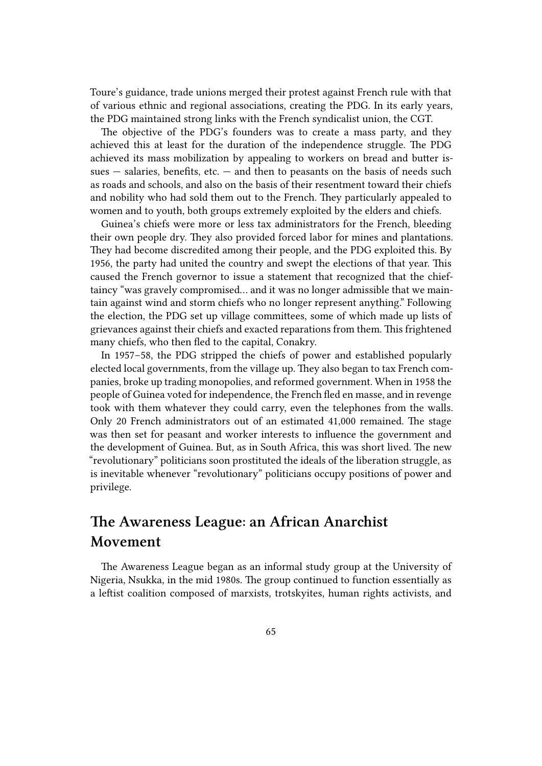Toure's guidance, trade unions merged their protest against French rule with that of various ethnic and regional associations, creating the PDG. In its early years, the PDG maintained strong links with the French syndicalist union, the CGT.

The objective of the PDG's founders was to create a mass party, and they achieved this at least for the duration of the independence struggle. The PDG achieved its mass mobilization by appealing to workers on bread and butter issues — salaries, benefits, etc. — and then to peasants on the basis of needs such as roads and schools, and also on the basis of their resentment toward their chiefs and nobility who had sold them out to the French. They particularly appealed to women and to youth, both groups extremely exploited by the elders and chiefs.

Guinea's chiefs were more or less tax administrators for the French, bleeding their own people dry. They also provided forced labor for mines and plantations. They had become discredited among their people, and the PDG exploited this. By 1956, the party had united the country and swept the elections of that year. This caused the French governor to issue a statement that recognized that the chieftaincy "was gravely compromised… and it was no longer admissible that we maintain against wind and storm chiefs who no longer represent anything." Following the election, the PDG set up village committees, some of which made up lists of grievances against their chiefs and exacted reparations from them. This frightened many chiefs, who then fled to the capital, Conakry.

In 1957–58, the PDG stripped the chiefs of power and established popularly elected local governments, from the village up. They also began to tax French companies, broke up trading monopolies, and reformed government. When in 1958 the people of Guinea voted for independence, the French fled en masse, and in revenge took with them whatever they could carry, even the telephones from the walls. Only 20 French administrators out of an estimated 41,000 remained. The stage was then set for peasant and worker interests to influence the government and the development of Guinea. But, as in South Africa, this was short lived. The new "revolutionary" politicians soon prostituted the ideals of the liberation struggle, as is inevitable whenever "revolutionary" politicians occupy positions of power and privilege.

## The Awareness League: an African Anarchist Movement

The Awareness League began as an informal study group at the University of Nigeria, Nsukka, in the mid 1980s. The group continued to function essentially as a leftist coalition composed of marxists, trotskyites, human rights activists, and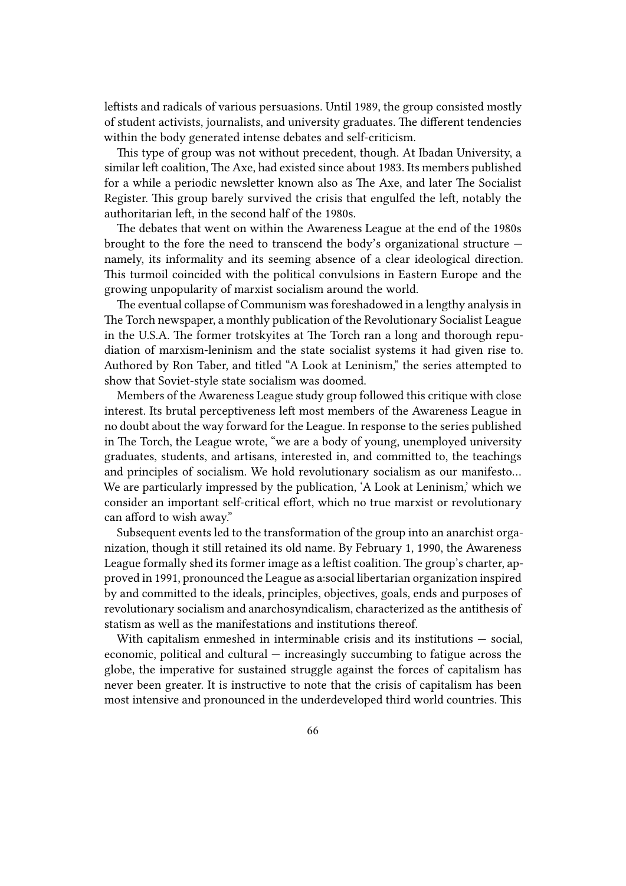leftists and radicals of various persuasions. Until 1989, the group consisted mostly of student activists, journalists, and university graduates. The different tendencies within the body generated intense debates and self-criticism.

This type of group was not without precedent, though. At Ibadan University, a similar left coalition, The Axe, had existed since about 1983. Its members published for a while a periodic newsletter known also as The Axe, and later The Socialist Register. This group barely survived the crisis that engulfed the left, notably the authoritarian left, in the second half of the 1980s.

The debates that went on within the Awareness League at the end of the 1980s brought to the fore the need to transcend the body's organizational structure — namely, its informality and its seeming absence of a clear ideological direction. This turmoil coincided with the political convulsions in Eastern Europe and the growing unpopularity of marxist socialism around the world.

The eventual collapse of Communism was foreshadowed in a lengthy analysis in The Torch newspaper, a monthly publication of the Revolutionary Socialist League in the U.S.A. The former trotskyites at The Torch ran a long and thorough repudiation of marxism-leninism and the state socialist systems it had given rise to. Authored by Ron Taber, and titled "A Look at Leninism," the series attempted to show that Soviet-style state socialism was doomed.

Members of the Awareness League study group followed this critique with close interest. Its brutal perceptiveness left most members of the Awareness League in no doubt about the way forward for the League. In response to the series published in The Torch, the League wrote, "we are a body of young, unemployed university graduates, students, and artisans, interested in, and committed to, the teachings and principles of socialism. We hold revolutionary socialism as our manifesto… We are particularly impressed by the publication, 'A Look at Leninism,' which we consider an important self-critical effort, which no true marxist or revolutionary can afford to wish away."

Subsequent events led to the transformation of the group into an anarchist organization, though it still retained its old name. By February 1, 1990, the Awareness League formally shed its former image as a leftist coalition. The group's charter, approved in 1991, pronounced the League as a:social libertarian organization inspired by and committed to the ideals, principles, objectives, goals, ends and purposes of revolutionary socialism and anarchosyndicalism, characterized as the antithesis of statism as well as the manifestations and institutions thereof.

With capitalism enmeshed in interminable crisis and its institutions — social, economic, political and cultural — increasingly succumbing to fatigue across the globe, the imperative for sustained struggle against the forces of capitalism has never been greater. It is instructive to note that the crisis of capitalism has been most intensive and pronounced in the underdeveloped third world countries. This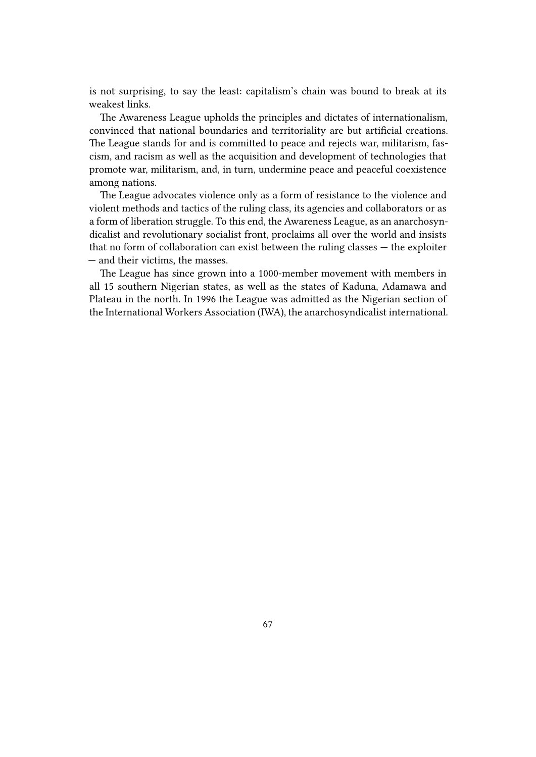is not surprising, to say the least: capitalism's chain was bound to break at its weakest links.

The Awareness League upholds the principles and dictates of internationalism, convinced that national boundaries and territoriality are but artificial creations. The League stands for and is committed to peace and rejects war, militarism, fascism, and racism as well as the acquisition and development of technologies that promote war, militarism, and, in turn, undermine peace and peaceful coexistence among nations.

The League advocates violence only as a form of resistance to the violence and violent methods and tactics of the ruling class, its agencies and collaborators or as a form of liberation struggle. To this end, the Awareness League, as an anarchosyndicalist and revolutionary socialist front, proclaims all over the world and insists that no form of collaboration can exist between the ruling classes — the exploiter — and their victims, the masses.

The League has since grown into a 1000-member movement with members in all 15 southern Nigerian states, as well as the states of Kaduna, Adamawa and Plateau in the north. In 1996 the League was admitted as the Nigerian section of the International Workers Association (IWA), the anarchosyndicalist international.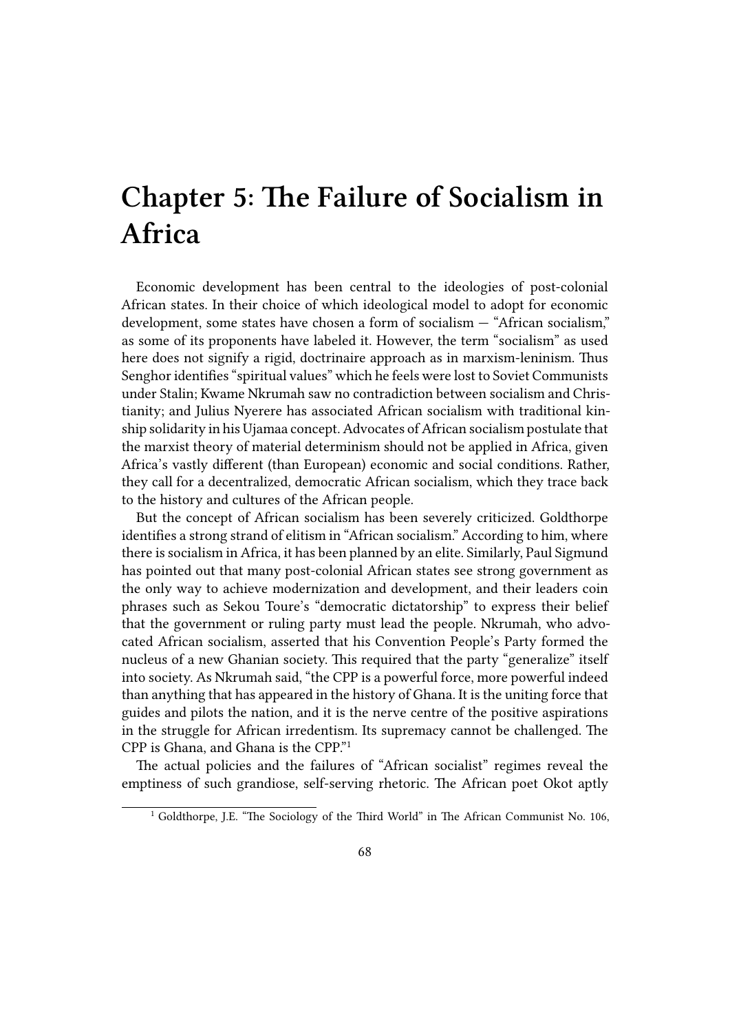# Chapter 5: The Failure of Socialism in Africa

Economic development has been central to the ideologies of post-colonial African states. In their choice of which ideological model to adopt for economic development, some states have chosen a form of socialism — "African socialism," as some of its proponents have labeled it. However, the term "socialism" as used here does not signify a rigid, doctrinaire approach as in marxism-leninism. Thus Senghor identifies "spiritual values" which he feels were lost to Soviet Communists under Stalin; Kwame Nkrumah saw no contradiction between socialism and Christianity; and Julius Nyerere has associated African socialism with traditional kinship solidarity in his Ujamaa concept. Advocates of African socialism postulate that the marxist theory of material determinism should not be applied in Africa, given Africa's vastly different (than European) economic and social conditions. Rather, they call for a decentralized, democratic African socialism, which they trace back to the history and cultures of the African people.

But the concept of African socialism has been severely criticized. Goldthorpe identifies a strong strand of elitism in "African socialism." According to him, where there is socialism in Africa, it has been planned by an elite. Similarly, Paul Sigmund has pointed out that many post-colonial African states see strong government as the only way to achieve modernization and development, and their leaders coin phrases such as Sekou Toure's "democratic dictatorship" to express their belief that the government or ruling party must lead the people. Nkrumah, who advocated African socialism, asserted that his Convention People's Party formed the nucleus of a new Ghanian society. This required that the party "generalize" itself into society. As Nkrumah said, "the CPP is a powerful force, more powerful indeed than anything that has appeared in the history of Ghana. It is the uniting force that guides and pilots the nation, and it is the nerve centre of the positive aspirations in the struggle for African irredentism. Its supremacy cannot be challenged. The CPP is Ghana, and Ghana is the CPP."[1]

The actual policies and the failures of "African socialist" regimes reveal the emptiness of such grandiose, self-serving rhetoric. The African poet Okot aptly

---

[1] Goldthorpe, J.E. "The Sociology of the Third World" in The African Communist No. 106,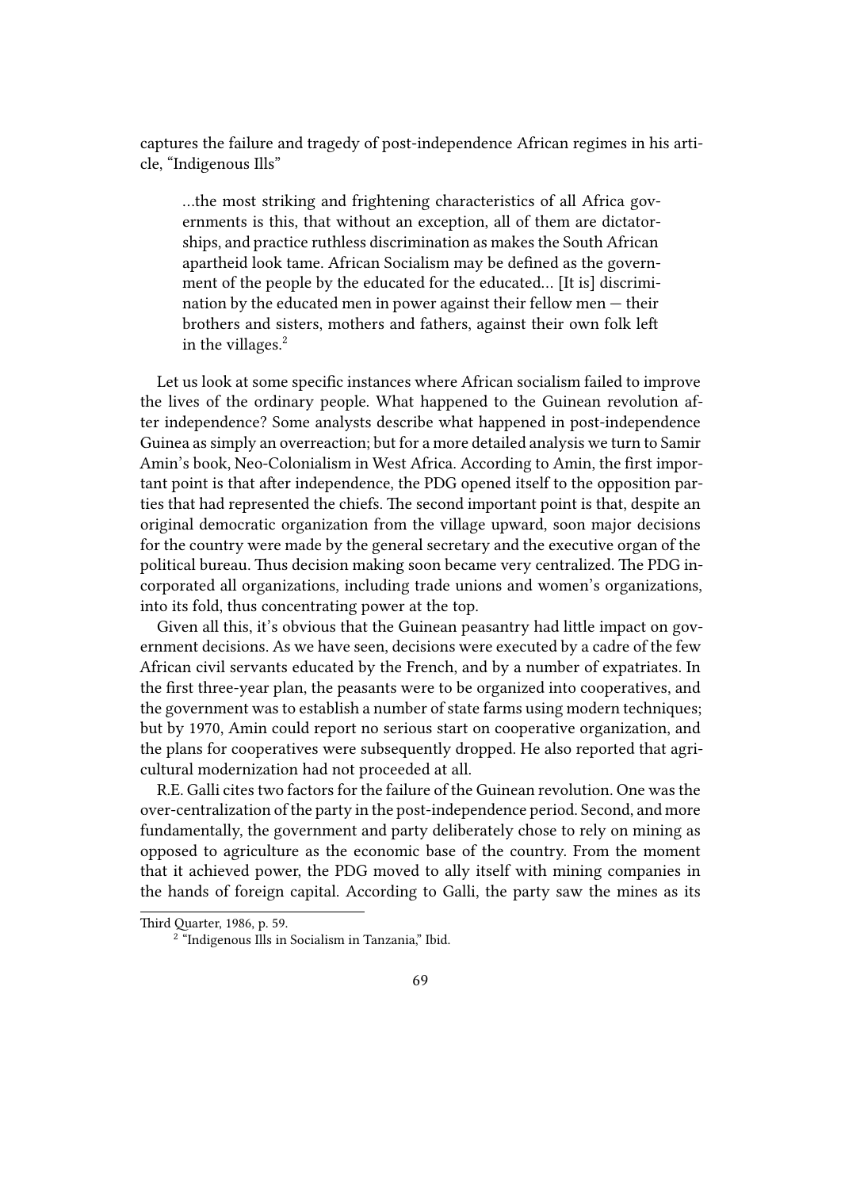captures the failure and tragedy of post-independence African regimes in his article, "Indigenous Ills"

> …the most striking and frightening characteristics of all Africa governments is this, that without an exception, all of them are dictatorships, and practice ruthless discrimination as makes the South African apartheid look tame. African Socialism may be defined as the government of the people by the educated for the educated… [It is] discrimination by the educated men in power against their fellow men — their brothers and sisters, mothers and fathers, against their own folk left in the villages.[2]

Let us look at some specific instances where African socialism failed to improve the lives of the ordinary people. What happened to the Guinean revolution after independence? Some analysts describe what happened in post-independence Guinea as simply an overreaction; but for a more detailed analysis we turn to Samir Amin's book, Neo-Colonialism in West Africa. According to Amin, the first important point is that after independence, the PDG opened itself to the opposition parties that had represented the chiefs. The second important point is that, despite an original democratic organization from the village upward, soon major decisions for the country were made by the general secretary and the executive organ of the political bureau. Thus decision making soon became very centralized. The PDG incorporated all organizations, including trade unions and women's organizations, into its fold, thus concentrating power at the top.

Given all this, it's obvious that the Guinean peasantry had little impact on government decisions. As we have seen, decisions were executed by a cadre of the few African civil servants educated by the French, and by a number of expatriates. In the first three-year plan, the peasants were to be organized into cooperatives, and the government was to establish a number of state farms using modern techniques; but by 1970, Amin could report no serious start on cooperative organization, and the plans for cooperatives were subsequently dropped. He also reported that agricultural modernization had not proceeded at all.

R.E. Galli cites two factors for the failure of the Guinean revolution. One was the over-centralization of the party in the post-independence period. Second, and more fundamentally, the government and party deliberately chose to rely on mining as opposed to agriculture as the economic base of the country. From the moment that it achieved power, the PDG moved to ally itself with mining companies in the hands of foreign capital. According to Galli, the party saw the mines as its

---

Third Quarter, 1986, p. 59.

[2] "Indigenous Ills in Socialism in Tanzania," Ibid.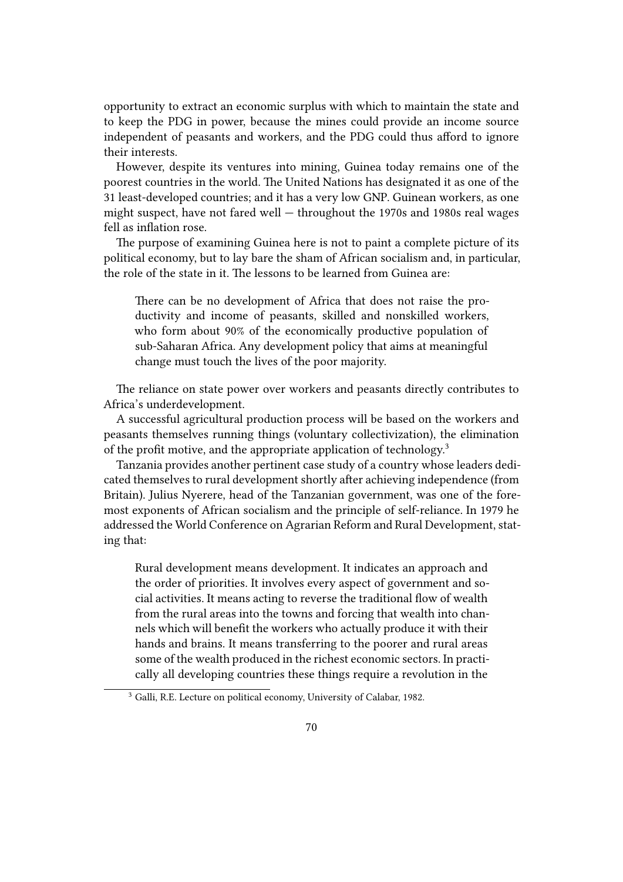opportunity to extract an economic surplus with which to maintain the state and to keep the PDG in power, because the mines could provide an income source independent of peasants and workers, and the PDG could thus afford to ignore their interests.

However, despite its ventures into mining, Guinea today remains one of the poorest countries in the world. The United Nations has designated it as one of the 31 least-developed countries; and it has a very low GNP. Guinean workers, as one might suspect, have not fared well — throughout the 1970s and 1980s real wages fell as inflation rose.

The purpose of examining Guinea here is not to paint a complete picture of its political economy, but to lay bare the sham of African socialism and, in particular, the role of the state in it. The lessons to be learned from Guinea are:

> There can be no development of Africa that does not raise the productivity and income of peasants, skilled and nonskilled workers, who form about 90% of the economically productive population of sub-Saharan Africa. Any development policy that aims at meaningful change must touch the lives of the poor majority.

The reliance on state power over workers and peasants directly contributes to Africa's underdevelopment.

A successful agricultural production process will be based on the workers and peasants themselves running things (voluntary collectivization), the elimination of the profit motive, and the appropriate application of technology.[3]

Tanzania provides another pertinent case study of a country whose leaders dedicated themselves to rural development shortly after achieving independence (from Britain). Julius Nyerere, head of the Tanzanian government, was one of the foremost exponents of African socialism and the principle of self-reliance. In 1979 he addressed the World Conference on Agrarian Reform and Rural Development, stating that:

> Rural development means development. It indicates an approach and the order of priorities. It involves every aspect of government and social activities. It means acting to reverse the traditional flow of wealth from the rural areas into the towns and forcing that wealth into channels which will benefit the workers who actually produce it with their hands and brains. It means transferring to the poorer and rural areas some of the wealth produced in the richest economic sectors. In practically all developing countries these things require a revolution in the

[3] Galli, R.E. Lecture on political economy, University of Calabar, 1982.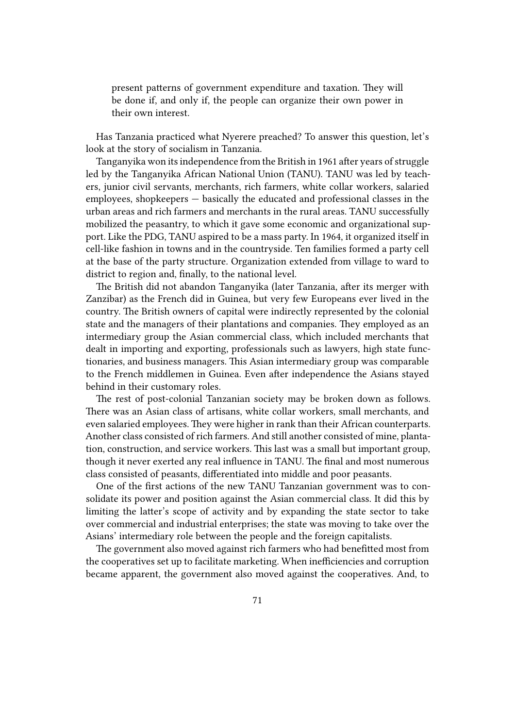> present patterns of government expenditure and taxation. They will be done if, and only if, the people can organize their own power in their own interest.

Has Tanzania practiced what Nyerere preached? To answer this question, let's look at the story of socialism in Tanzania.

Tanganyika won its independence from the British in 1961 after years of struggle led by the Tanganyika African National Union (TANU). TANU was led by teachers, junior civil servants, merchants, rich farmers, white collar workers, salaried employees, shopkeepers — basically the educated and professional classes in the urban areas and rich farmers and merchants in the rural areas. TANU successfully mobilized the peasantry, to which it gave some economic and organizational support. Like the PDG, TANU aspired to be a mass party. In 1964, it organized itself in cell-like fashion in towns and in the countryside. Ten families formed a party cell at the base of the party structure. Organization extended from village to ward to district to region and, finally, to the national level.

The British did not abandon Tanganyika (later Tanzania, after its merger with Zanzibar) as the French did in Guinea, but very few Europeans ever lived in the country. The British owners of capital were indirectly represented by the colonial state and the managers of their plantations and companies. They employed as an intermediary group the Asian commercial class, which included merchants that dealt in importing and exporting, professionals such as lawyers, high state functionaries, and business managers. This Asian intermediary group was comparable to the French middlemen in Guinea. Even after independence the Asians stayed behind in their customary roles.

The rest of post-colonial Tanzanian society may be broken down as follows. There was an Asian class of artisans, white collar workers, small merchants, and even salaried employees. They were higher in rank than their African counterparts. Another class consisted of rich farmers. And still another consisted of mine, plantation, construction, and service workers. This last was a small but important group, though it never exerted any real influence in TANU. The final and most numerous class consisted of peasants, differentiated into middle and poor peasants.

One of the first actions of the new TANU Tanzanian government was to consolidate its power and position against the Asian commercial class. It did this by limiting the latter's scope of activity and by expanding the state sector to take over commercial and industrial enterprises; the state was moving to take over the Asians' intermediary role between the people and the foreign capitalists.

The government also moved against rich farmers who had benefitted most from the cooperatives set up to facilitate marketing. When inefficiencies and corruption became apparent, the government also moved against the cooperatives. And, to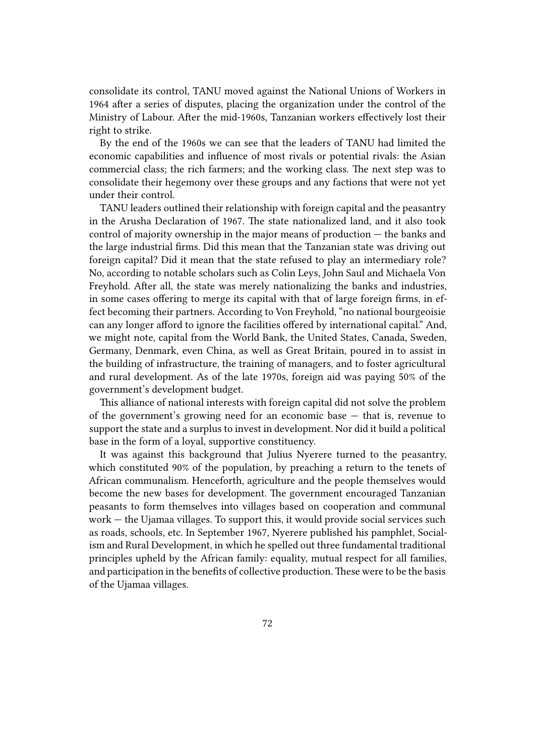consolidate its control, TANU moved against the National Unions of Workers in 1964 after a series of disputes, placing the organization under the control of the Ministry of Labour. After the mid-1960s, Tanzanian workers effectively lost their right to strike.

By the end of the 1960s we can see that the leaders of TANU had limited the economic capabilities and influence of most rivals or potential rivals: the Asian commercial class; the rich farmers; and the working class. The next step was to consolidate their hegemony over these groups and any factions that were not yet under their control.

TANU leaders outlined their relationship with foreign capital and the peasantry in the Arusha Declaration of 1967. The state nationalized land, and it also took control of majority ownership in the major means of production — the banks and the large industrial firms. Did this mean that the Tanzanian state was driving out foreign capital? Did it mean that the state refused to play an intermediary role? No, according to notable scholars such as Colin Leys, John Saul and Michaela Von Freyhold. After all, the state was merely nationalizing the banks and industries, in some cases offering to merge its capital with that of large foreign firms, in effect becoming their partners. According to Von Freyhold, "no national bourgeoisie can any longer afford to ignore the facilities offered by international capital." And, we might note, capital from the World Bank, the United States, Canada, Sweden, Germany, Denmark, even China, as well as Great Britain, poured in to assist in the building of infrastructure, the training of managers, and to foster agricultural and rural development. As of the late 1970s, foreign aid was paying 50% of the government's development budget.

This alliance of national interests with foreign capital did not solve the problem of the government's growing need for an economic base — that is, revenue to support the state and a surplus to invest in development. Nor did it build a political base in the form of a loyal, supportive constituency.

It was against this background that Julius Nyerere turned to the peasantry, which constituted 90% of the population, by preaching a return to the tenets of African communalism. Henceforth, agriculture and the people themselves would become the new bases for development. The government encouraged Tanzanian peasants to form themselves into villages based on cooperation and communal work — the Ujamaa villages. To support this, it would provide social services such as roads, schools, etc. In September 1967, Nyerere published his pamphlet, Socialism and Rural Development, in which he spelled out three fundamental traditional principles upheld by the African family: equality, mutual respect for all families, and participation in the benefits of collective production. These were to be the basis of the Ujamaa villages.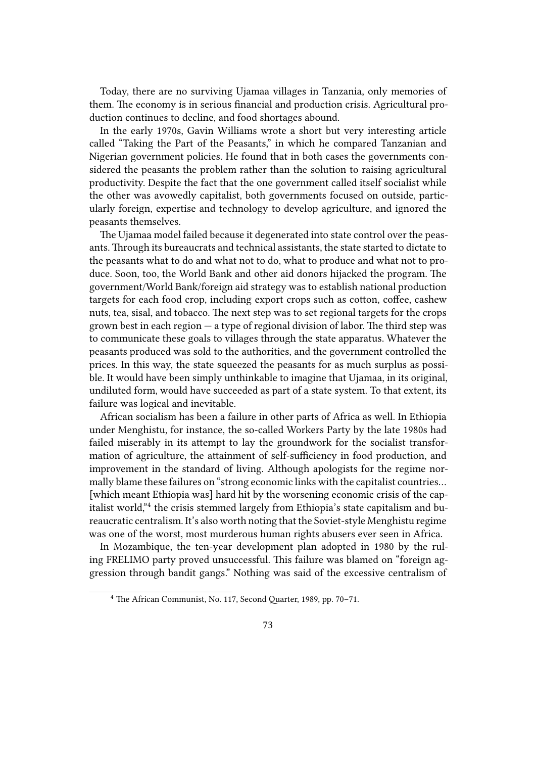Today, there are no surviving Ujamaa villages in Tanzania, only memories of them. The economy is in serious financial and production crisis. Agricultural production continues to decline, and food shortages abound.

In the early 1970s, Gavin Williams wrote a short but very interesting article called "Taking the Part of the Peasants," in which he compared Tanzanian and Nigerian government policies. He found that in both cases the governments considered the peasants the problem rather than the solution to raising agricultural productivity. Despite the fact that the one government called itself socialist while the other was avowedly capitalist, both governments focused on outside, particularly foreign, expertise and technology to develop agriculture, and ignored the peasants themselves.

The Ujamaa model failed because it degenerated into state control over the peasants. Through its bureaucrats and technical assistants, the state started to dictate to the peasants what to do and what not to do, what to produce and what not to produce. Soon, too, the World Bank and other aid donors hijacked the program. The government/World Bank/foreign aid strategy was to establish national production targets for each food crop, including export crops such as cotton, coffee, cashew nuts, tea, sisal, and tobacco. The next step was to set regional targets for the crops grown best in each region — a type of regional division of labor. The third step was to communicate these goals to villages through the state apparatus. Whatever the peasants produced was sold to the authorities, and the government controlled the prices. In this way, the state squeezed the peasants for as much surplus as possible. It would have been simply unthinkable to imagine that Ujamaa, in its original, undiluted form, would have succeeded as part of a state system. To that extent, its failure was logical and inevitable.

African socialism has been a failure in other parts of Africa as well. In Ethiopia under Menghistu, for instance, the so-called Workers Party by the late 1980s had failed miserably in its attempt to lay the groundwork for the socialist transformation of agriculture, the attainment of self-sufficiency in food production, and improvement in the standard of living. Although apologists for the regime normally blame these failures on "strong economic links with the capitalist countries… [which meant Ethiopia was] hard hit by the worsening economic crisis of the capitalist world,"[4] the crisis stemmed largely from Ethiopia's state capitalism and bureaucratic centralism. It's also worth noting that the Soviet-style Menghistu regime was one of the worst, most murderous human rights abusers ever seen in Africa.

In Mozambique, the ten-year development plan adopted in 1980 by the ruling FRELIMO party proved unsuccessful. This failure was blamed on "foreign aggression through bandit gangs." Nothing was said of the excessive centralism of

[4] The African Communist, No. 117, Second Quarter, 1989, pp. 70–71.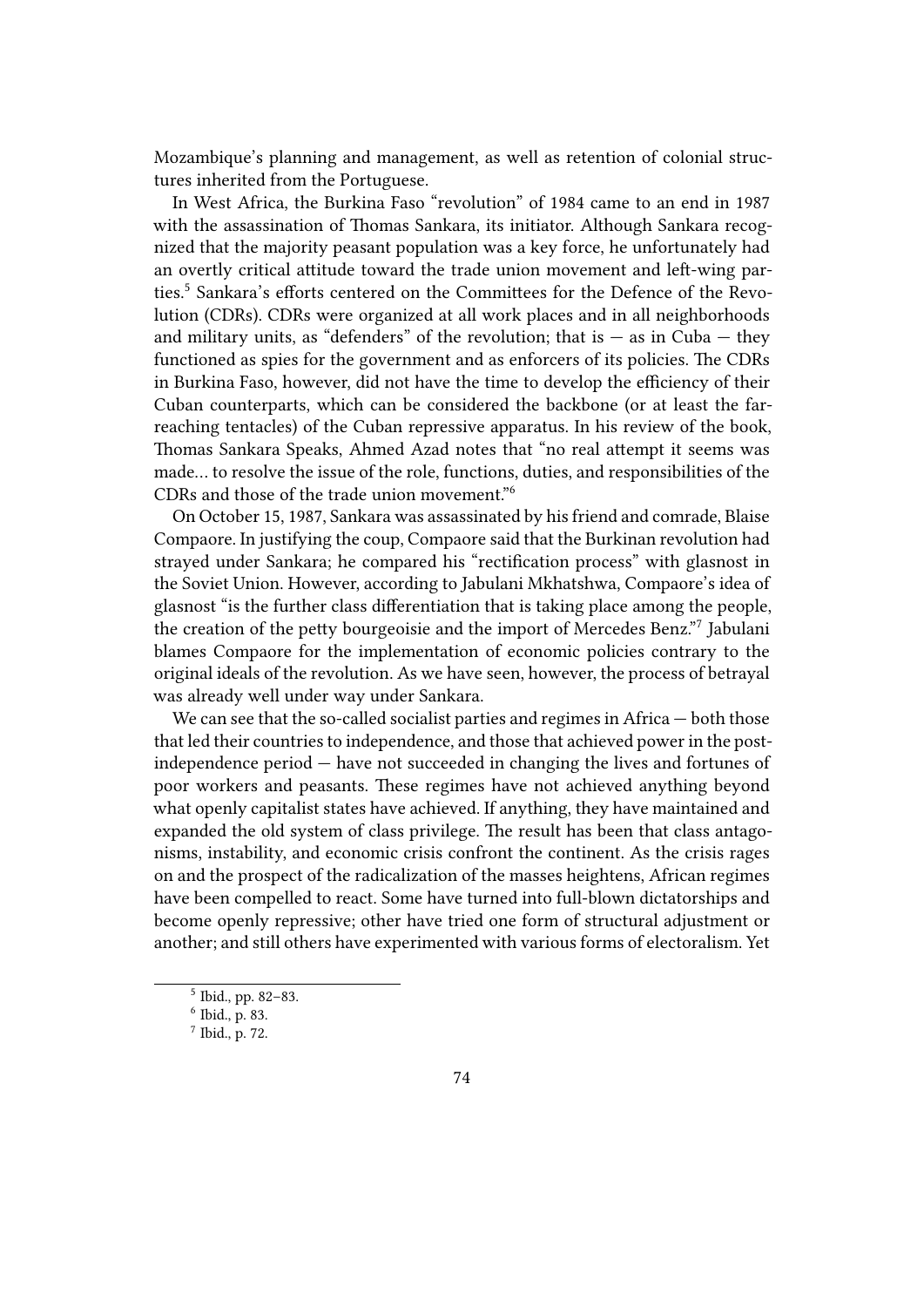Mozambique's planning and management, as well as retention of colonial structures inherited from the Portuguese.

In West Africa, the Burkina Faso "revolution" of 1984 came to an end in 1987 with the assassination of Thomas Sankara, its initiator. Although Sankara recognized that the majority peasant population was a key force, he unfortunately had an overtly critical attitude toward the trade union movement and left-wing parties.[5] Sankara's efforts centered on the Committees for the Defence of the Revolution (CDRs). CDRs were organized at all work places and in all neighborhoods and military units, as "defenders" of the revolution; that is — as in Cuba — they functioned as spies for the government and as enforcers of its policies. The CDRs in Burkina Faso, however, did not have the time to develop the efficiency of their Cuban counterparts, which can be considered the backbone (or at least the far-reaching tentacles) of the Cuban repressive apparatus. In his review of the book, Thomas Sankara Speaks, Ahmed Azad notes that "no real attempt it seems was made… to resolve the issue of the role, functions, duties, and responsibilities of the CDRs and those of the trade union movement."[6]

On October 15, 1987, Sankara was assassinated by his friend and comrade, Blaise Compaore. In justifying the coup, Compaore said that the Burkinan revolution had strayed under Sankara; he compared his "rectification process" with glasnost in the Soviet Union. However, according to Jabulani Mkhatshwa, Compaore's idea of glasnost "is the further class differentiation that is taking place among the people, the creation of the petty bourgeoisie and the import of Mercedes Benz."[7] Jabulani blames Compaore for the implementation of economic policies contrary to the original ideals of the revolution. As we have seen, however, the process of betrayal was already well under way under Sankara.

We can see that the so-called socialist parties and regimes in Africa — both those that led their countries to independence, and those that achieved power in the post-independence period — have not succeeded in changing the lives and fortunes of poor workers and peasants. These regimes have not achieved anything beyond what openly capitalist states have achieved. If anything, they have maintained and expanded the old system of class privilege. The result has been that class antagonisms, instability, and economic crisis confront the continent. As the crisis rages on and the prospect of the radicalization of the masses heightens, African regimes have been compelled to react. Some have turned into full-blown dictatorships and become openly repressive; other have tried one form of structural adjustment or another; and still others have experimented with various forms of electoralism. Yet

---

[5] Ibid., pp. 82–83.

[6] Ibid., p. 83.

[7] Ibid., p. 72.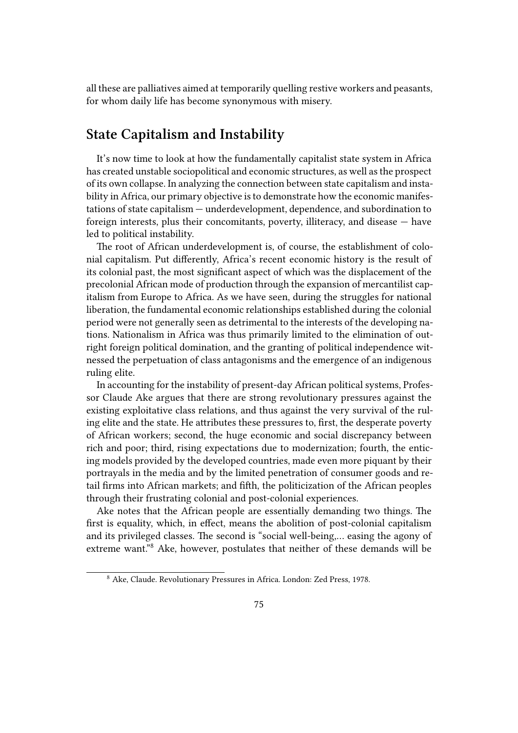all these are palliatives aimed at temporarily quelling restive workers and peasants, for whom daily life has become synonymous with misery.

## State Capitalism and Instability

It's now time to look at how the fundamentally capitalist state system in Africa has created unstable sociopolitical and economic structures, as well as the prospect of its own collapse. In analyzing the connection between state capitalism and instability in Africa, our primary objective is to demonstrate how the economic manifestations of state capitalism — underdevelopment, dependence, and subordination to foreign interests, plus their concomitants, poverty, illiteracy, and disease — have led to political instability.

The root of African underdevelopment is, of course, the establishment of colonial capitalism. Put differently, Africa's recent economic history is the result of its colonial past, the most significant aspect of which was the displacement of the precolonial African mode of production through the expansion of mercantilist capitalism from Europe to Africa. As we have seen, during the struggles for national liberation, the fundamental economic relationships established during the colonial period were not generally seen as detrimental to the interests of the developing nations. Nationalism in Africa was thus primarily limited to the elimination of outright foreign political domination, and the granting of political independence witnessed the perpetuation of class antagonisms and the emergence of an indigenous ruling elite.

In accounting for the instability of present-day African political systems, Professor Claude Ake argues that there are strong revolutionary pressures against the existing exploitative class relations, and thus against the very survival of the ruling elite and the state. He attributes these pressures to, first, the desperate poverty of African workers; second, the huge economic and social discrepancy between rich and poor; third, rising expectations due to modernization; fourth, the enticing models provided by the developed countries, made even more piquant by their portrayals in the media and by the limited penetration of consumer goods and retail firms into African markets; and fifth, the politicization of the African peoples through their frustrating colonial and post-colonial experiences.

Ake notes that the African people are essentially demanding two things. The first is equality, which, in effect, means the abolition of post-colonial capitalism and its privileged classes. The second is "social well-being,… easing the agony of extreme want."[8] Ake, however, postulates that neither of these demands will be

[8] Ake, Claude. Revolutionary Pressures in Africa. London: Zed Press, 1978.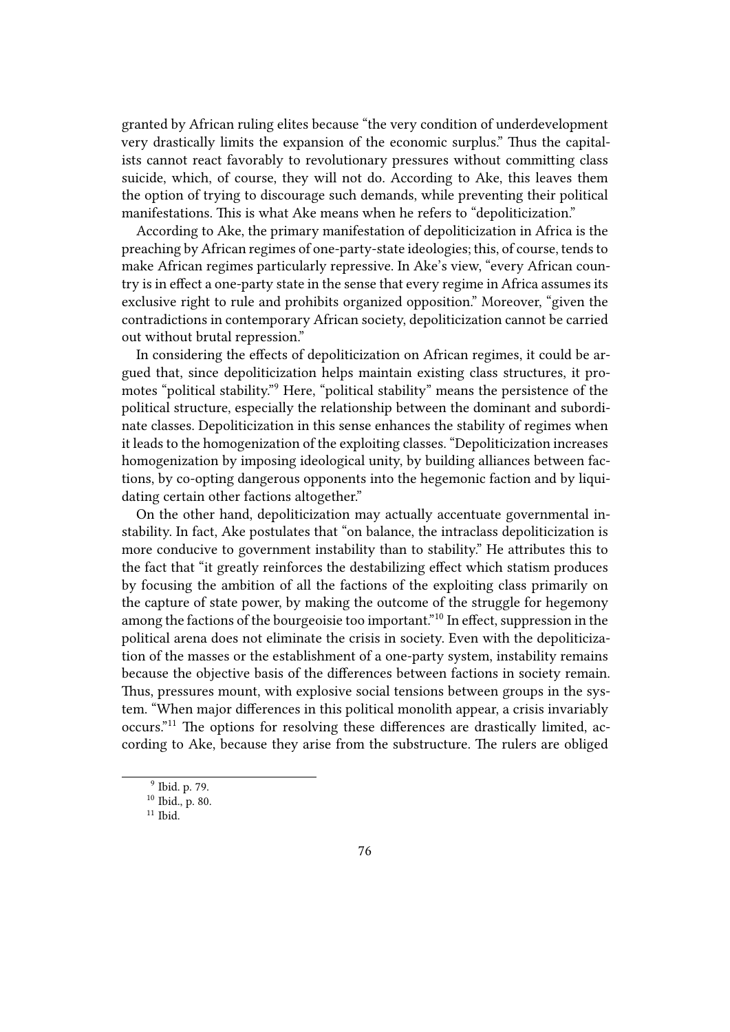granted by African ruling elites because "the very condition of underdevelopment very drastically limits the expansion of the economic surplus." Thus the capitalists cannot react favorably to revolutionary pressures without committing class suicide, which, of course, they will not do. According to Ake, this leaves them the option of trying to discourage such demands, while preventing their political manifestations. This is what Ake means when he refers to "depoliticization."

According to Ake, the primary manifestation of depoliticization in Africa is the preaching by African regimes of one-party-state ideologies; this, of course, tends to make African regimes particularly repressive. In Ake's view, "every African country is in effect a one-party state in the sense that every regime in Africa assumes its exclusive right to rule and prohibits organized opposition." Moreover, "given the contradictions in contemporary African society, depoliticization cannot be carried out without brutal repression."

In considering the effects of depoliticization on African regimes, it could be argued that, since depoliticization helps maintain existing class structures, it promotes "political stability."[9] Here, "political stability" means the persistence of the political structure, especially the relationship between the dominant and subordinate classes. Depoliticization in this sense enhances the stability of regimes when it leads to the homogenization of the exploiting classes. "Depoliticization increases homogenization by imposing ideological unity, by building alliances between factions, by co-opting dangerous opponents into the hegemonic faction and by liquidating certain other factions altogether."

On the other hand, depoliticization may actually accentuate governmental instability. In fact, Ake postulates that "on balance, the intraclass depoliticization is more conducive to government instability than to stability." He attributes this to the fact that "it greatly reinforces the destabilizing effect which statism produces by focusing the ambition of all the factions of the exploiting class primarily on the capture of state power, by making the outcome of the struggle for hegemony among the factions of the bourgeoisie too important."[10] In effect, suppression in the political arena does not eliminate the crisis in society. Even with the depoliticization of the masses or the establishment of a one-party system, instability remains because the objective basis of the differences between factions in society remain. Thus, pressures mount, with explosive social tensions between groups in the system. "When major differences in this political monolith appear, a crisis invariably occurs."[11] The options for resolving these differences are drastically limited, according to Ake, because they arise from the substructure. The rulers are obliged

[9] Ibid. p. 79.

[10] Ibid., p. 80.

[11] Ibid.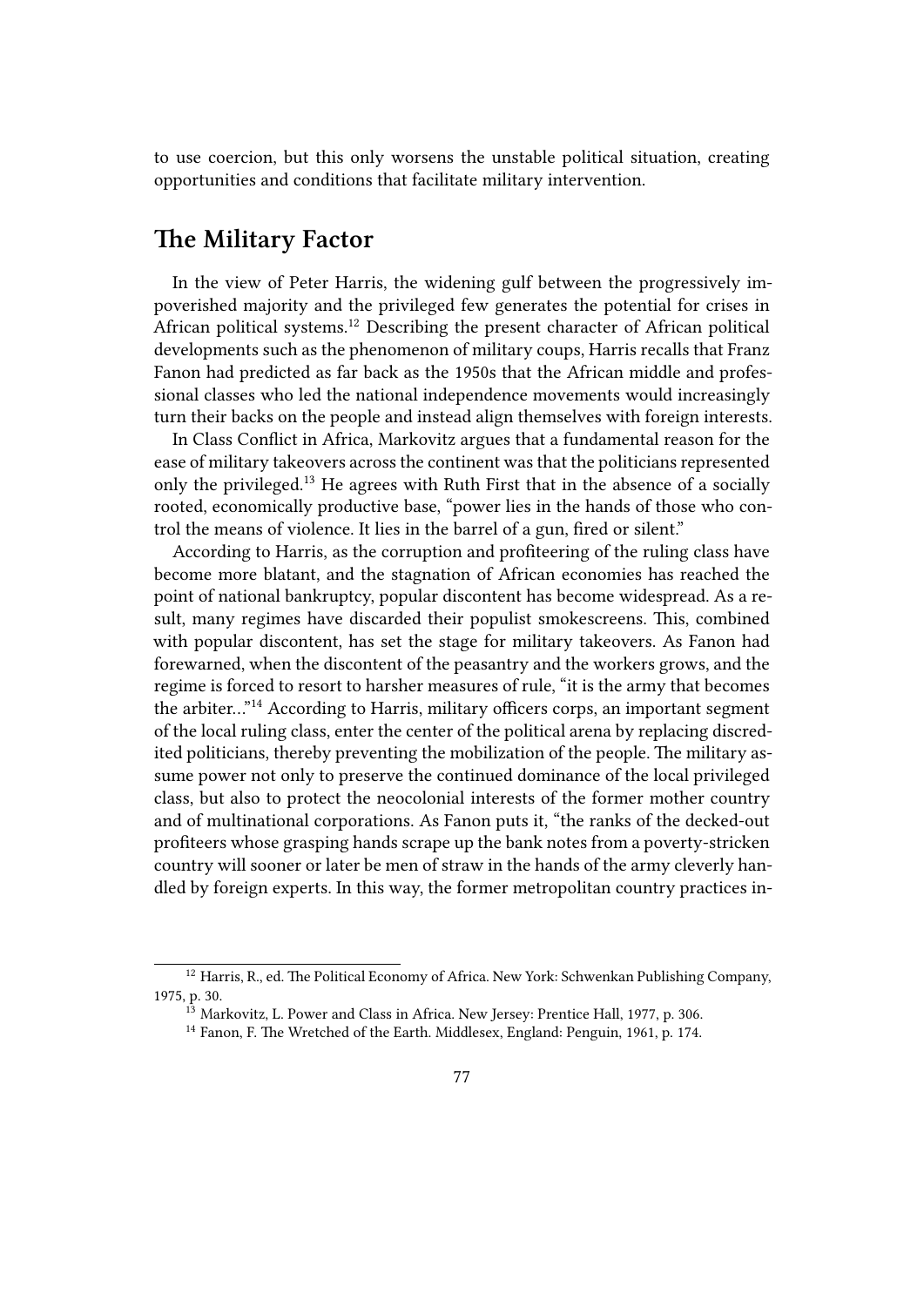to use coercion, but this only worsens the unstable political situation, creating opportunities and conditions that facilitate military intervention.

## The Military Factor

In the view of Peter Harris, the widening gulf between the progressively impoverished majority and the privileged few generates the potential for crises in African political systems.[12] Describing the present character of African political developments such as the phenomenon of military coups, Harris recalls that Franz Fanon had predicted as far back as the 1950s that the African middle and professional classes who led the national independence movements would increasingly turn their backs on the people and instead align themselves with foreign interests.

In Class Conflict in Africa, Markovitz argues that a fundamental reason for the ease of military takeovers across the continent was that the politicians represented only the privileged.[13] He agrees with Ruth First that in the absence of a socially rooted, economically productive base, "power lies in the hands of those who control the means of violence. It lies in the barrel of a gun, fired or silent."

According to Harris, as the corruption and profiteering of the ruling class have become more blatant, and the stagnation of African economies has reached the point of national bankruptcy, popular discontent has become widespread. As a result, many regimes have discarded their populist smokescreens. This, combined with popular discontent, has set the stage for military takeovers. As Fanon had forewarned, when the discontent of the peasantry and the workers grows, and the regime is forced to resort to harsher measures of rule, "it is the army that becomes the arbiter..."[14] According to Harris, military officers corps, an important segment of the local ruling class, enter the center of the political arena by replacing discredited politicians, thereby preventing the mobilization of the people. The military assume power not only to preserve the continued dominance of the local privileged class, but also to protect the neocolonial interests of the former mother country and of multinational corporations. As Fanon puts it, "the ranks of the decked-out profiteers whose grasping hands scrape up the bank notes from a poverty-stricken country will sooner or later be men of straw in the hands of the army cleverly handled by foreign experts. In this way, the former metropolitan country practices in-

---

[12] Harris, R., ed. The Political Economy of Africa. New York: Schwenkan Publishing Company, 1975, p. 30.

[13] Markovitz, L. Power and Class in Africa. New Jersey: Prentice Hall, 1977, p. 306.

[14] Fanon, F. The Wretched of the Earth. Middlesex, England: Penguin, 1961, p. 174.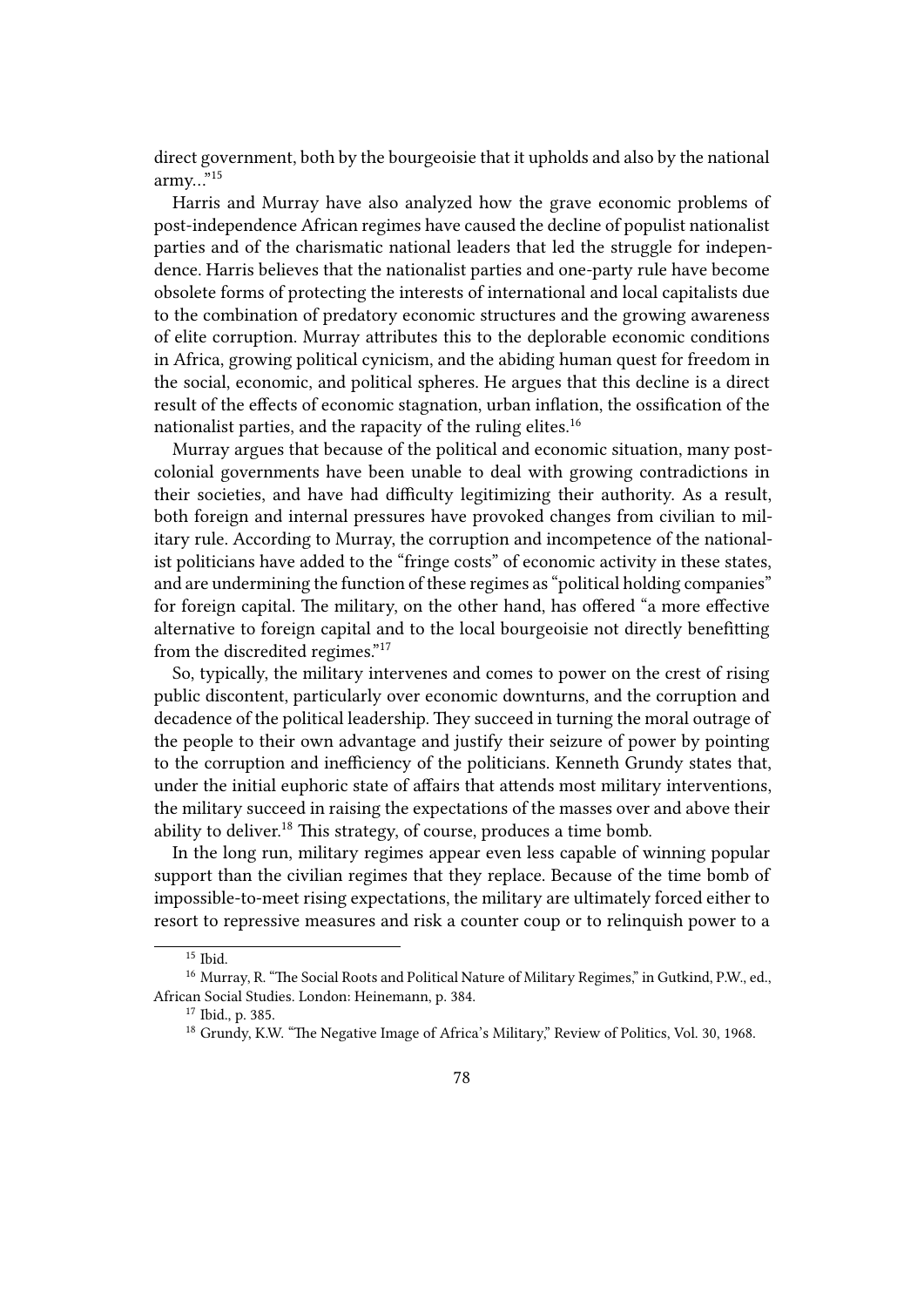direct government, both by the bourgeoisie that it upholds and also by the national army…"[15]

Harris and Murray have also analyzed how the grave economic problems of post-independence African regimes have caused the decline of populist nationalist parties and of the charismatic national leaders that led the struggle for independence. Harris believes that the nationalist parties and one-party rule have become obsolete forms of protecting the interests of international and local capitalists due to the combination of predatory economic structures and the growing awareness of elite corruption. Murray attributes this to the deplorable economic conditions in Africa, growing political cynicism, and the abiding human quest for freedom in the social, economic, and political spheres. He argues that this decline is a direct result of the effects of economic stagnation, urban inflation, the ossification of the nationalist parties, and the rapacity of the ruling elites.[16]

Murray argues that because of the political and economic situation, many post-colonial governments have been unable to deal with growing contradictions in their societies, and have had difficulty legitimizing their authority. As a result, both foreign and internal pressures have provoked changes from civilian to military rule. According to Murray, the corruption and incompetence of the nationalist politicians have added to the "fringe costs" of economic activity in these states, and are undermining the function of these regimes as "political holding companies" for foreign capital. The military, on the other hand, has offered "a more effective alternative to foreign capital and to the local bourgeoisie not directly benefitting from the discredited regimes."[17]

So, typically, the military intervenes and comes to power on the crest of rising public discontent, particularly over economic downturns, and the corruption and decadence of the political leadership. They succeed in turning the moral outrage of the people to their own advantage and justify their seizure of power by pointing to the corruption and inefficiency of the politicians. Kenneth Grundy states that, under the initial euphoric state of affairs that attends most military interventions, the military succeed in raising the expectations of the masses over and above their ability to deliver.[18] This strategy, of course, produces a time bomb.

In the long run, military regimes appear even less capable of winning popular support than the civilian regimes that they replace. Because of the time bomb of impossible-to-meet rising expectations, the military are ultimately forced either to resort to repressive measures and risk a counter coup or to relinquish power to a

[15] Ibid.

[16] Murray, R. "The Social Roots and Political Nature of Military Regimes," in Gutkind, P.W., ed., African Social Studies. London: Heinemann, p. 384.

[17] Ibid., p. 385.

[18] Grundy, K.W. "The Negative Image of Africa's Military," Review of Politics, Vol. 30, 1968.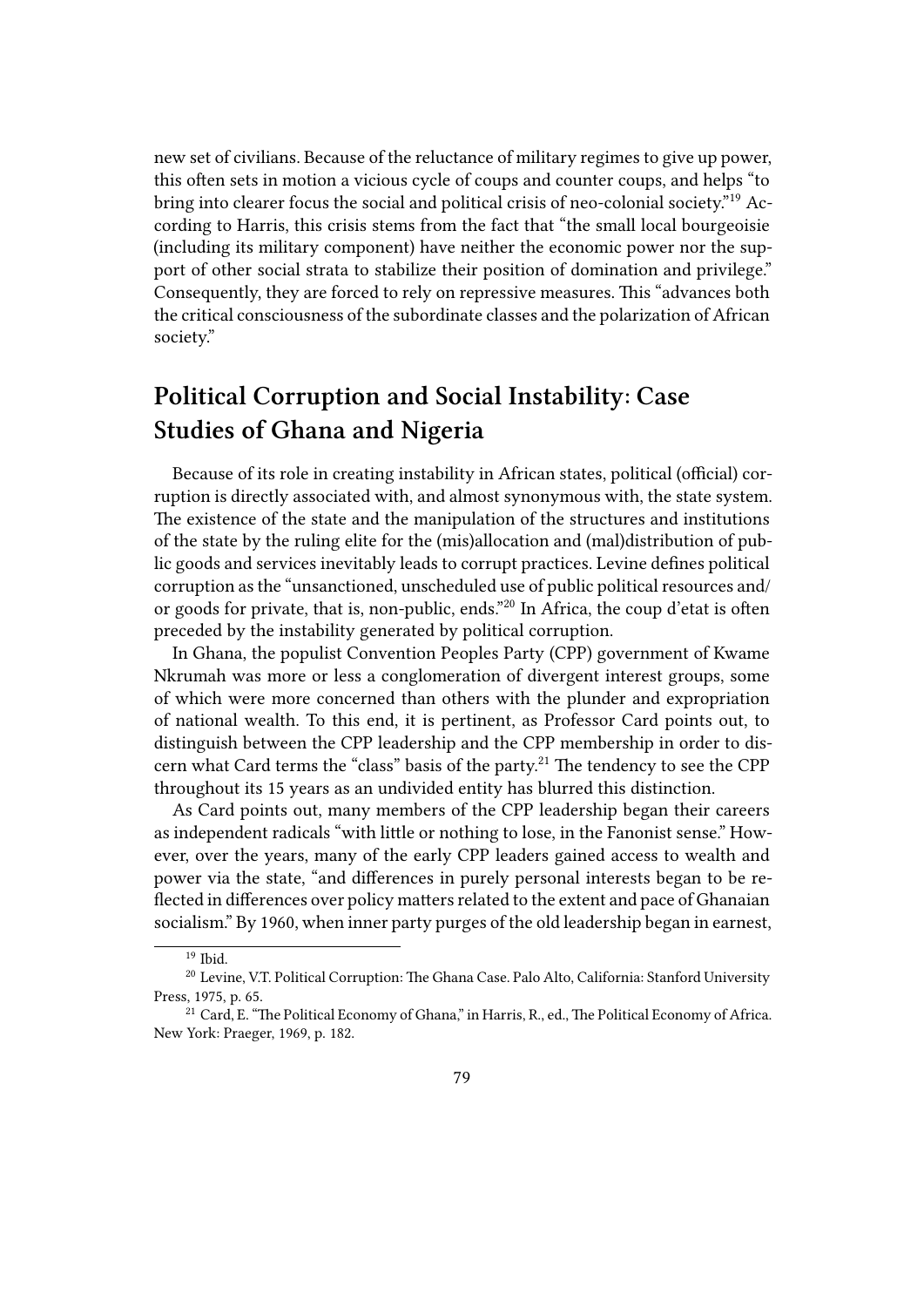new set of civilians. Because of the reluctance of military regimes to give up power, this often sets in motion a vicious cycle of coups and counter coups, and helps "to bring into clearer focus the social and political crisis of neo-colonial society."[19] According to Harris, this crisis stems from the fact that "the small local bourgeoisie (including its military component) have neither the economic power nor the support of other social strata to stabilize their position of domination and privilege." Consequently, they are forced to rely on repressive measures. This "advances both the critical consciousness of the subordinate classes and the polarization of African society."

## Political Corruption and Social Instability: Case Studies of Ghana and Nigeria

Because of its role in creating instability in African states, political (official) corruption is directly associated with, and almost synonymous with, the state system. The existence of the state and the manipulation of the structures and institutions of the state by the ruling elite for the (mis)allocation and (mal)distribution of public goods and services inevitably leads to corrupt practices. Levine defines political corruption as the "unsanctioned, unscheduled use of public political resources and/or goods for private, that is, non-public, ends."[20] In Africa, the coup d'etat is often preceded by the instability generated by political corruption.

In Ghana, the populist Convention Peoples Party (CPP) government of Kwame Nkrumah was more or less a conglomeration of divergent interest groups, some of which were more concerned than others with the plunder and expropriation of national wealth. To this end, it is pertinent, as Professor Card points out, to distinguish between the CPP leadership and the CPP membership in order to discern what Card terms the "class" basis of the party.[21] The tendency to see the CPP throughout its 15 years as an undivided entity has blurred this distinction.

As Card points out, many members of the CPP leadership began their careers as independent radicals "with little or nothing to lose, in the Fanonist sense." However, over the years, many of the early CPP leaders gained access to wealth and power via the state, "and differences in purely personal interests began to be reflected in differences over policy matters related to the extent and pace of Ghanaian socialism." By 1960, when inner party purges of the old leadership began in earnest,

---

[19] Ibid.

[20] Levine, V.T. Political Corruption: The Ghana Case. Palo Alto, California: Stanford University Press, 1975, p. 65.

[21] Card, E. "The Political Economy of Ghana," in Harris, R., ed., The Political Economy of Africa. New York: Praeger, 1969, p. 182.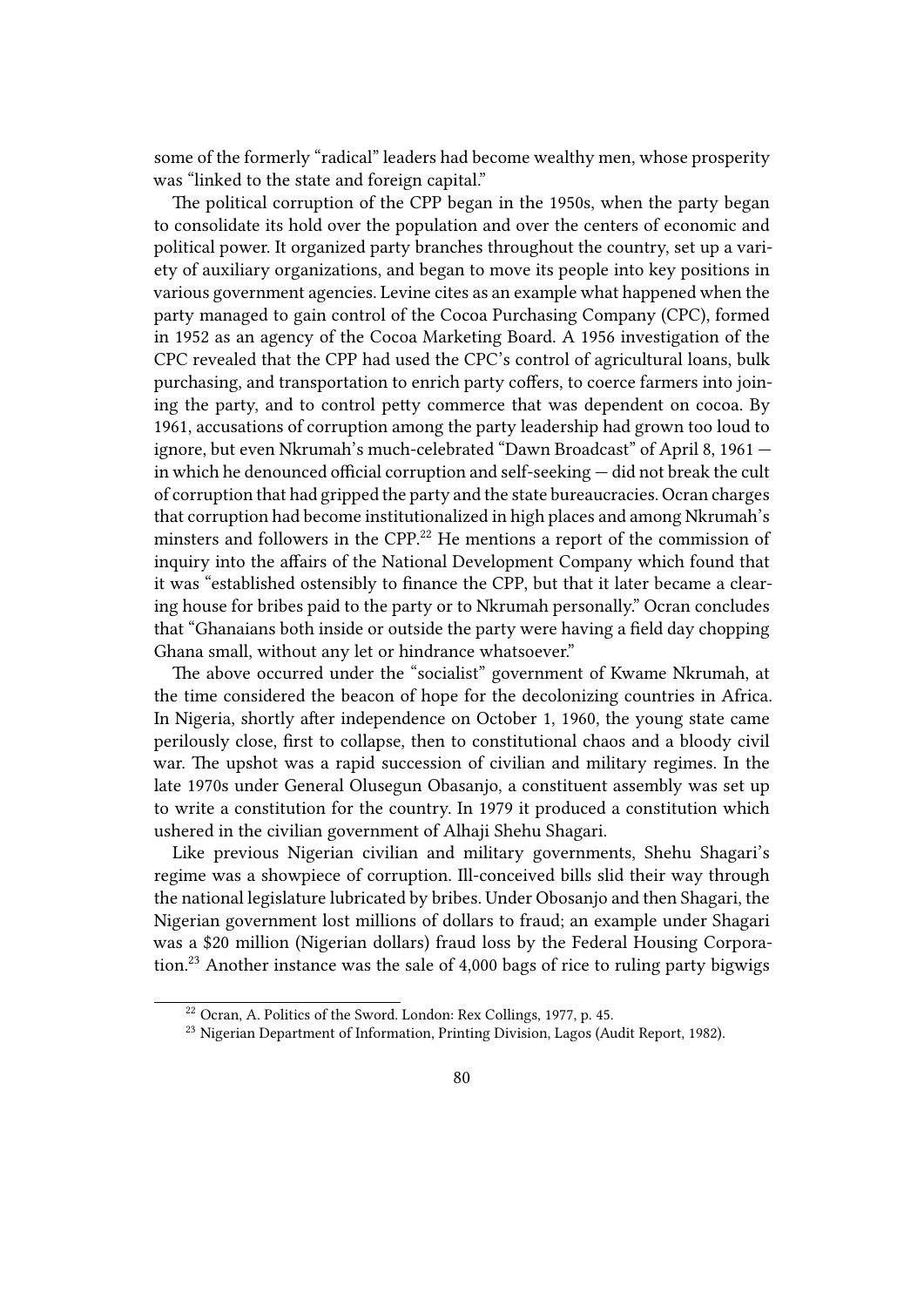some of the formerly "radical" leaders had become wealthy men, whose prosperity was "linked to the state and foreign capital."

The political corruption of the CPP began in the 1950s, when the party began to consolidate its hold over the population and over the centers of economic and political power. It organized party branches throughout the country, set up a variety of auxiliary organizations, and began to move its people into key positions in various government agencies. Levine cites as an example what happened when the party managed to gain control of the Cocoa Purchasing Company (CPC), formed in 1952 as an agency of the Cocoa Marketing Board. A 1956 investigation of the CPC revealed that the CPP had used the CPC's control of agricultural loans, bulk purchasing, and transportation to enrich party coffers, to coerce farmers into joining the party, and to control petty commerce that was dependent on cocoa. By 1961, accusations of corruption among the party leadership had grown too loud to ignore, but even Nkrumah's much-celebrated "Dawn Broadcast" of April 8, 1961 — in which he denounced official corruption and self-seeking — did not break the cult of corruption that had gripped the party and the state bureaucracies. Ocran charges that corruption had become institutionalized in high places and among Nkrumah's minsters and followers in the CPP.[22] He mentions a report of the commission of inquiry into the affairs of the National Development Company which found that it was "established ostensibly to finance the CPP, but that it later became a clearing house for bribes paid to the party or to Nkrumah personally." Ocran concludes that "Ghanaians both inside or outside the party were having a field day chopping Ghana small, without any let or hindrance whatsoever."

The above occurred under the "socialist" government of Kwame Nkrumah, at the time considered the beacon of hope for the decolonizing countries in Africa. In Nigeria, shortly after independence on October 1, 1960, the young state came perilously close, first to collapse, then to constitutional chaos and a bloody civil war. The upshot was a rapid succession of civilian and military regimes. In the late 1970s under General Olusegun Obasanjo, a constituent assembly was set up to write a constitution for the country. In 1979 it produced a constitution which ushered in the civilian government of Alhaji Shehu Shagari.

Like previous Nigerian civilian and military governments, Shehu Shagari's regime was a showpiece of corruption. Ill-conceived bills slid their way through the national legislature lubricated by bribes. Under Obosanjo and then Shagari, the Nigerian government lost millions of dollars to fraud; an example under Shagari was a $20 million (Nigerian dollars) fraud loss by the Federal Housing Corporation.[23] Another instance was the sale of 4,000 bags of rice to ruling party bigwigs

[22] Ocran, A. Politics of the Sword. London: Rex Collings, 1977, p. 45.

[23] Nigerian Department of Information, Printing Division, Lagos (Audit Report, 1982).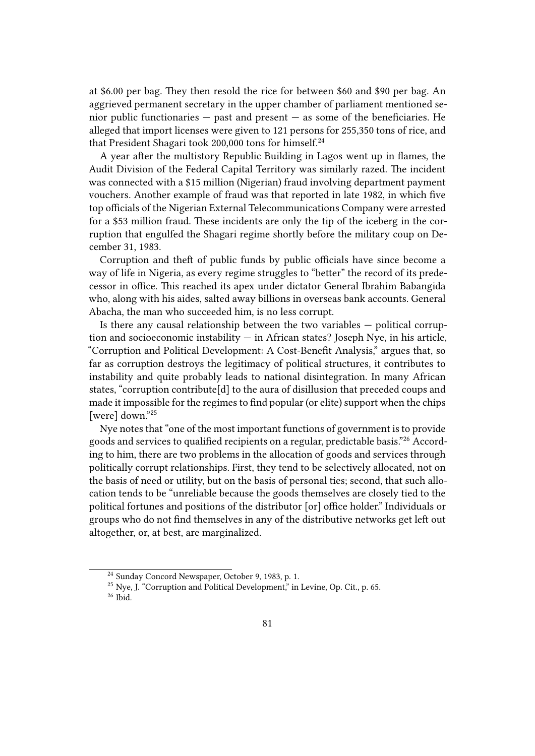at \$6.00 per bag. They then resold the rice for between \$60 and \$90 per bag. An aggrieved permanent secretary in the upper chamber of parliament mentioned senior public functionaries — past and present — as some of the beneficiaries. He alleged that import licenses were given to 121 persons for 255,350 tons of rice, and that President Shagari took 200,000 tons for himself.[24]

A year after the multistory Republic Building in Lagos went up in flames, the Audit Division of the Federal Capital Territory was similarly razed. The incident was connected with a \$15 million (Nigerian) fraud involving department payment vouchers. Another example of fraud was that reported in late 1982, in which five top officials of the Nigerian External Telecommunications Company were arrested for a \$53 million fraud. These incidents are only the tip of the iceberg in the corruption that engulfed the Shagari regime shortly before the military coup on December 31, 1983.

Corruption and theft of public funds by public officials have since become a way of life in Nigeria, as every regime struggles to "better" the record of its predecessor in office. This reached its apex under dictator General Ibrahim Babangida who, along with his aides, salted away billions in overseas bank accounts. General Abacha, the man who succeeded him, is no less corrupt.

Is there any causal relationship between the two variables — political corruption and socioeconomic instability — in African states? Joseph Nye, in his article, "Corruption and Political Development: A Cost-Benefit Analysis," argues that, so far as corruption destroys the legitimacy of political structures, it contributes to instability and quite probably leads to national disintegration. In many African states, "corruption contribute[d] to the aura of disillusion that preceded coups and made it impossible for the regimes to find popular (or elite) support when the chips [were] down."[25]

Nye notes that "one of the most important functions of government is to provide goods and services to qualified recipients on a regular, predictable basis."[26] According to him, there are two problems in the allocation of goods and services through politically corrupt relationships. First, they tend to be selectively allocated, not on the basis of need or utility, but on the basis of personal ties; second, that such allocation tends to be "unreliable because the goods themselves are closely tied to the political fortunes and positions of the distributor [or] office holder." Individuals or groups who do not find themselves in any of the distributive networks get left out altogether, or, at best, are marginalized.

---

[24] Sunday Concord Newspaper, October 9, 1983, p. 1.

[25] Nye, J. "Corruption and Political Development," in Levine, Op. Cit., p. 65.

[26] Ibid.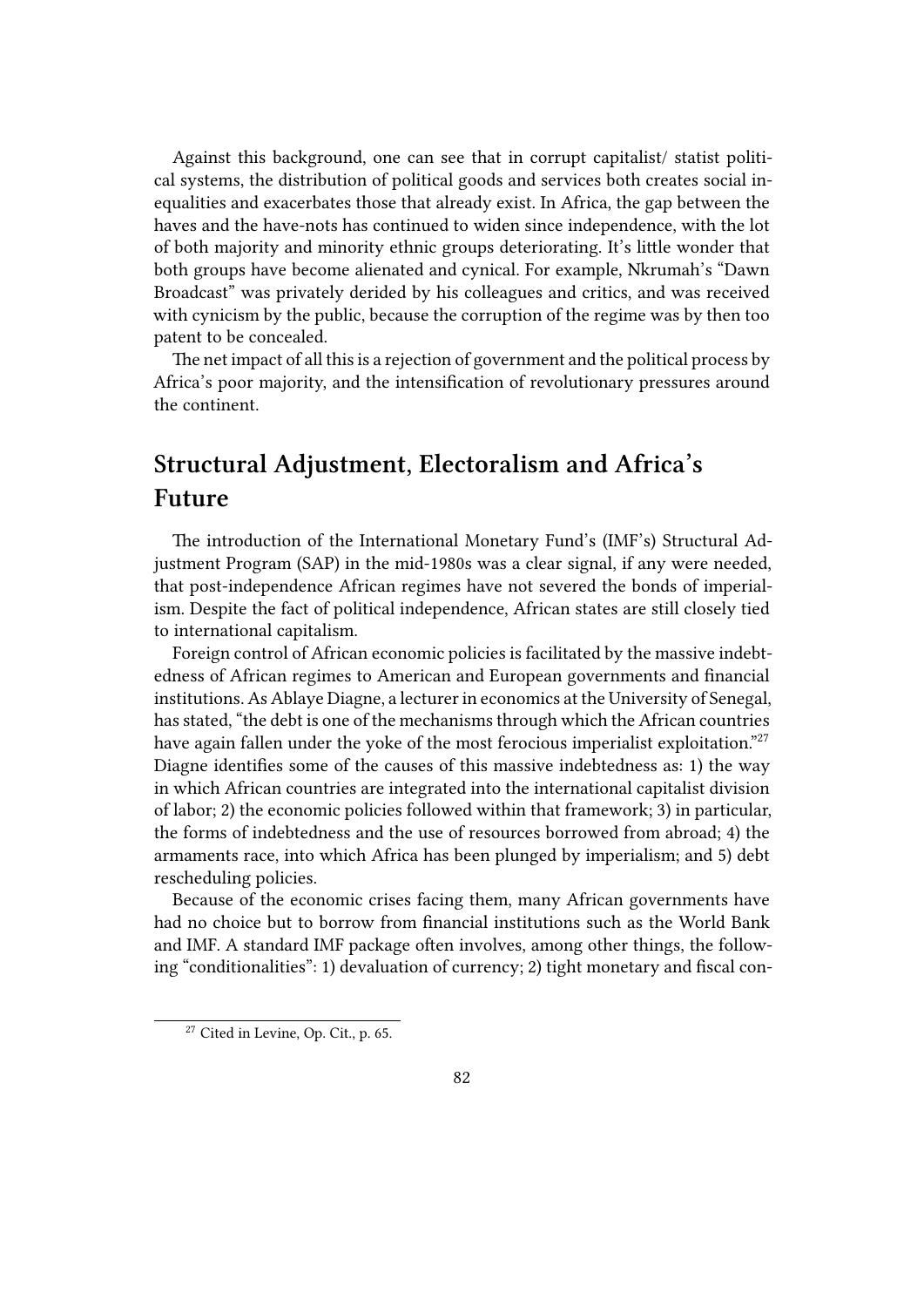Against this background, one can see that in corrupt capitalist/ statist political systems, the distribution of political goods and services both creates social inequalities and exacerbates those that already exist. In Africa, the gap between the haves and the have-nots has continued to widen since independence, with the lot of both majority and minority ethnic groups deteriorating. It's little wonder that both groups have become alienated and cynical. For example, Nkrumah's "Dawn Broadcast" was privately derided by his colleagues and critics, and was received with cynicism by the public, because the corruption of the regime was by then too patent to be concealed.

The net impact of all this is a rejection of government and the political process by Africa's poor majority, and the intensification of revolutionary pressures around the continent.

## Structural Adjustment, Electoralism and Africa's Future

The introduction of the International Monetary Fund's (IMF's) Structural Adjustment Program (SAP) in the mid-1980s was a clear signal, if any were needed, that post-independence African regimes have not severed the bonds of imperialism. Despite the fact of political independence, African states are still closely tied to international capitalism.

Foreign control of African economic policies is facilitated by the massive indebtedness of African regimes to American and European governments and financial institutions. As Ablaye Diagne, a lecturer in economics at the University of Senegal, has stated, "the debt is one of the mechanisms through which the African countries have again fallen under the yoke of the most ferocious imperialist exploitation."[27] Diagne identifies some of the causes of this massive indebtedness as: 1) the way in which African countries are integrated into the international capitalist division of labor; 2) the economic policies followed within that framework; 3) in particular, the forms of indebtedness and the use of resources borrowed from abroad; 4) the armaments race, into which Africa has been plunged by imperialism; and 5) debt rescheduling policies.

Because of the economic crises facing them, many African governments have had no choice but to borrow from financial institutions such as the World Bank and IMF. A standard IMF package often involves, among other things, the following "conditionalities": 1) devaluation of currency; 2) tight monetary and fiscal con-

---

[27] Cited in Levine, Op. Cit., p. 65.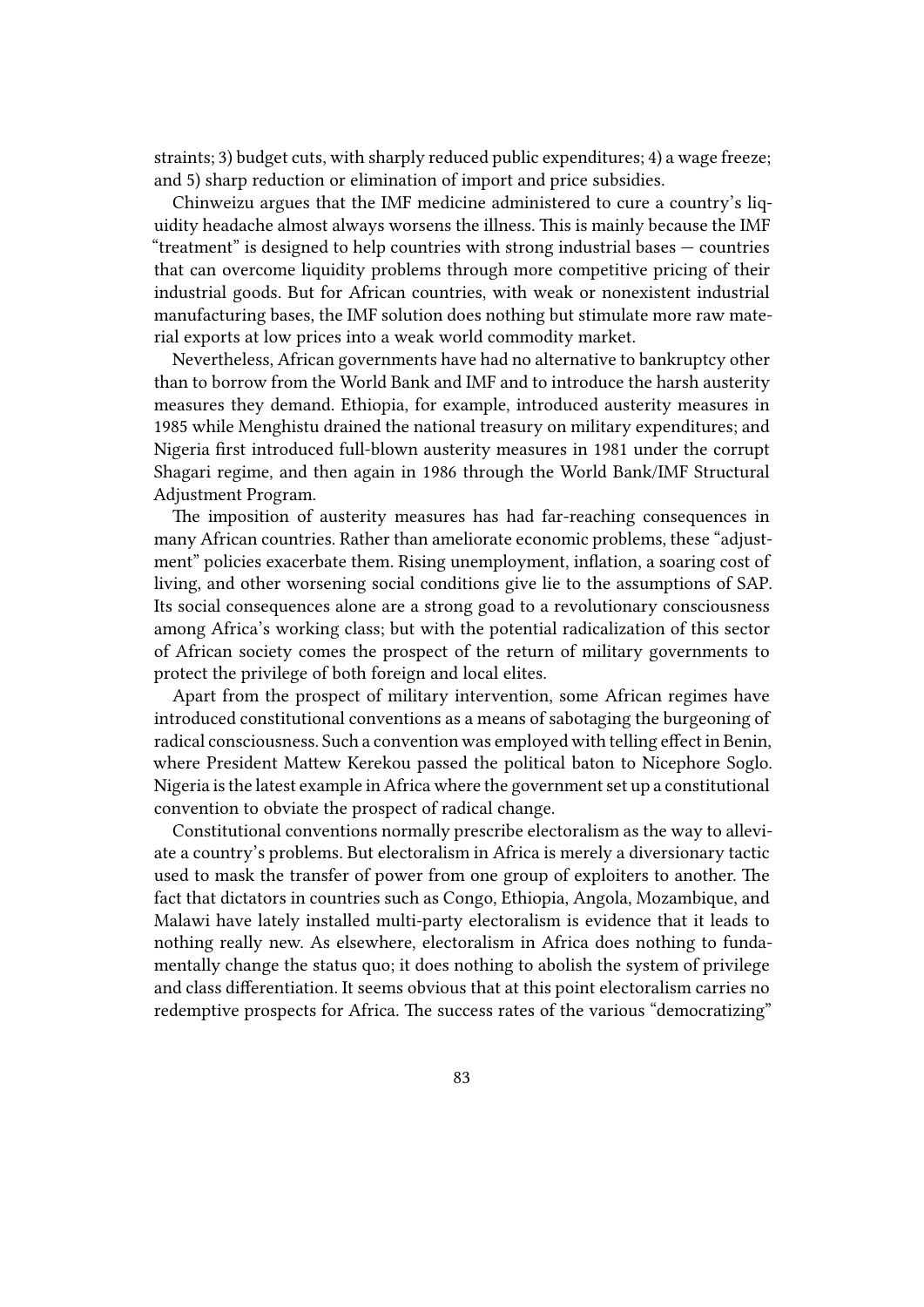straints; 3) budget cuts, with sharply reduced public expenditures; 4) a wage freeze; and 5) sharp reduction or elimination of import and price subsidies.

Chinweizu argues that the IMF medicine administered to cure a country's liquidity headache almost always worsens the illness. This is mainly because the IMF "treatment" is designed to help countries with strong industrial bases — countries that can overcome liquidity problems through more competitive pricing of their industrial goods. But for African countries, with weak or nonexistent industrial manufacturing bases, the IMF solution does nothing but stimulate more raw material exports at low prices into a weak world commodity market.

Nevertheless, African governments have had no alternative to bankruptcy other than to borrow from the World Bank and IMF and to introduce the harsh austerity measures they demand. Ethiopia, for example, introduced austerity measures in 1985 while Menghistu drained the national treasury on military expenditures; and Nigeria first introduced full-blown austerity measures in 1981 under the corrupt Shagari regime, and then again in 1986 through the World Bank/IMF Structural Adjustment Program.

The imposition of austerity measures has had far-reaching consequences in many African countries. Rather than ameliorate economic problems, these "adjustment" policies exacerbate them. Rising unemployment, inflation, a soaring cost of living, and other worsening social conditions give lie to the assumptions of SAP. Its social consequences alone are a strong goad to a revolutionary consciousness among Africa's working class; but with the potential radicalization of this sector of African society comes the prospect of the return of military governments to protect the privilege of both foreign and local elites.

Apart from the prospect of military intervention, some African regimes have introduced constitutional conventions as a means of sabotaging the burgeoning of radical consciousness. Such a convention was employed with telling effect in Benin, where President Mattew Kerekou passed the political baton to Nicephore Soglo. Nigeria is the latest example in Africa where the government set up a constitutional convention to obviate the prospect of radical change.

Constitutional conventions normally prescribe electoralism as the way to alleviate a country's problems. But electoralism in Africa is merely a diversionary tactic used to mask the transfer of power from one group of exploiters to another. The fact that dictators in countries such as Congo, Ethiopia, Angola, Mozambique, and Malawi have lately installed multi-party electoralism is evidence that it leads to nothing really new. As elsewhere, electoralism in Africa does nothing to fundamentally change the status quo; it does nothing to abolish the system of privilege and class differentiation. It seems obvious that at this point electoralism carries no redemptive prospects for Africa. The success rates of the various "democratizing"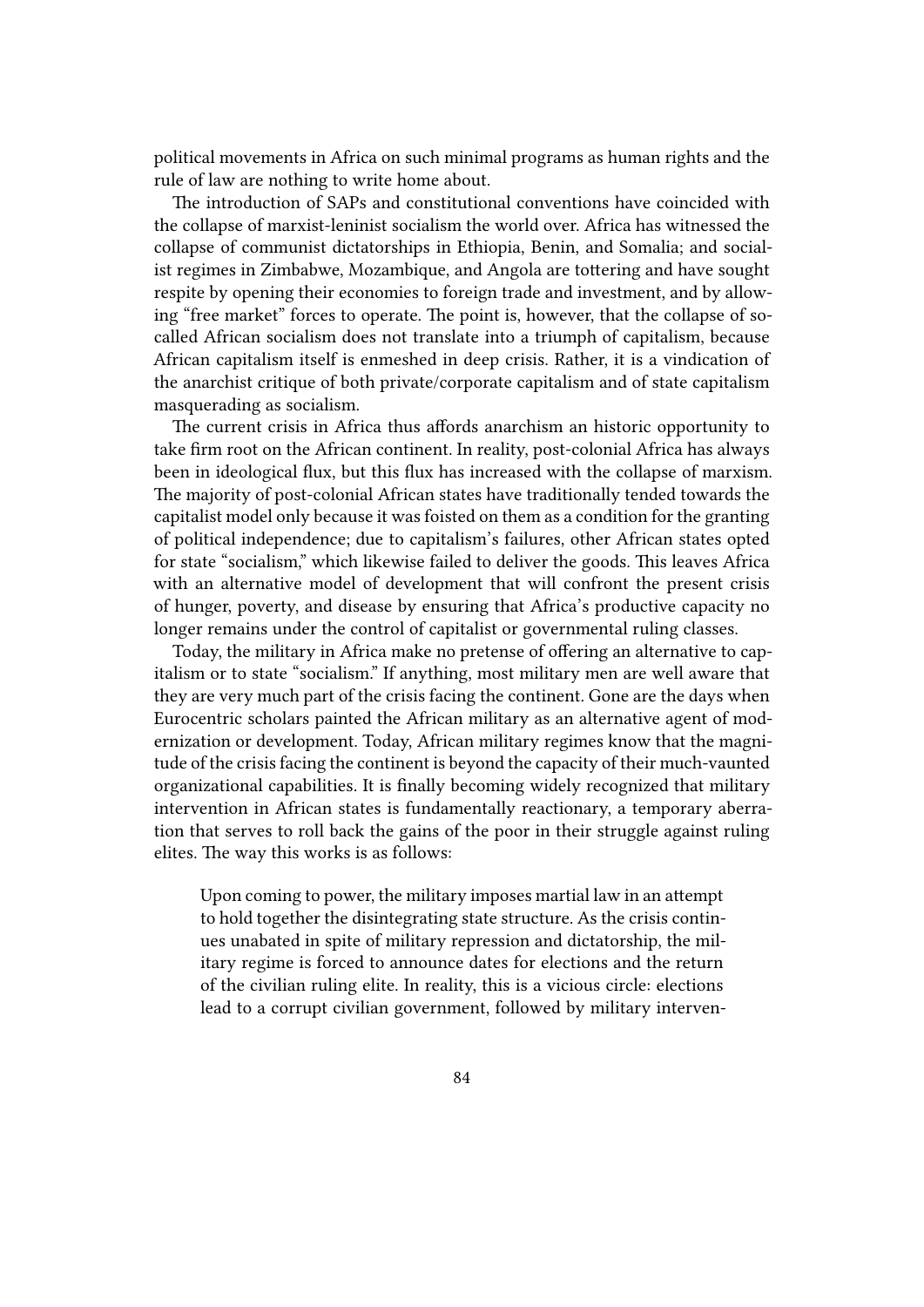political movements in Africa on such minimal programs as human rights and the rule of law are nothing to write home about.

The introduction of SAPs and constitutional conventions have coincided with the collapse of marxist-leninist socialism the world over. Africa has witnessed the collapse of communist dictatorships in Ethiopia, Benin, and Somalia; and socialist regimes in Zimbabwe, Mozambique, and Angola are tottering and have sought respite by opening their economies to foreign trade and investment, and by allowing "free market" forces to operate. The point is, however, that the collapse of so-called African socialism does not translate into a triumph of capitalism, because African capitalism itself is enmeshed in deep crisis. Rather, it is a vindication of the anarchist critique of both private/corporate capitalism and of state capitalism masquerading as socialism.

The current crisis in Africa thus affords anarchism an historic opportunity to take firm root on the African continent. In reality, post-colonial Africa has always been in ideological flux, but this flux has increased with the collapse of marxism. The majority of post-colonial African states have traditionally tended towards the capitalist model only because it was foisted on them as a condition for the granting of political independence; due to capitalism's failures, other African states opted for state "socialism," which likewise failed to deliver the goods. This leaves Africa with an alternative model of development that will confront the present crisis of hunger, poverty, and disease by ensuring that Africa's productive capacity no longer remains under the control of capitalist or governmental ruling classes.

Today, the military in Africa make no pretense of offering an alternative to capitalism or to state "socialism." If anything, most military men are well aware that they are very much part of the crisis facing the continent. Gone are the days when Eurocentric scholars painted the African military as an alternative agent of modernization or development. Today, African military regimes know that the magnitude of the crisis facing the continent is beyond the capacity of their much-vaunted organizational capabilities. It is finally becoming widely recognized that military intervention in African states is fundamentally reactionary, a temporary aberration that serves to roll back the gains of the poor in their struggle against ruling elites. The way this works is as follows:

> Upon coming to power, the military imposes martial law in an attempt to hold together the disintegrating state structure. As the crisis continues unabated in spite of military repression and dictatorship, the military regime is forced to announce dates for elections and the return of the civilian ruling elite. In reality, this is a vicious circle: elections lead to a corrupt civilian government, followed by military interven-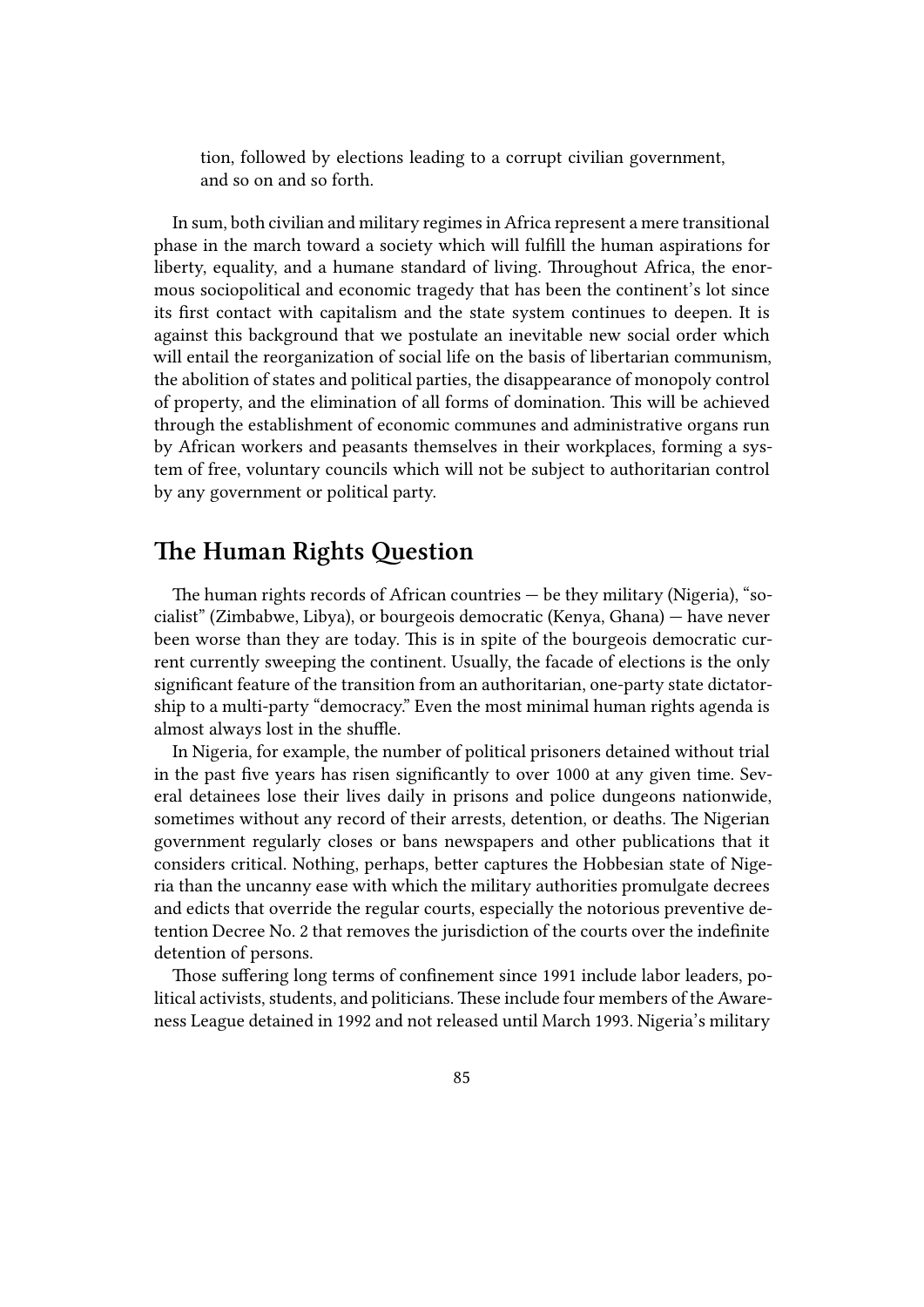tion, followed by elections leading to a corrupt civilian government, and so on and so forth.

In sum, both civilian and military regimes in Africa represent a mere transitional phase in the march toward a society which will fulfill the human aspirations for liberty, equality, and a humane standard of living. Throughout Africa, the enormous sociopolitical and economic tragedy that has been the continent's lot since its first contact with capitalism and the state system continues to deepen. It is against this background that we postulate an inevitable new social order which will entail the reorganization of social life on the basis of libertarian communism, the abolition of states and political parties, the disappearance of monopoly control of property, and the elimination of all forms of domination. This will be achieved through the establishment of economic communes and administrative organs run by African workers and peasants themselves in their workplaces, forming a system of free, voluntary councils which will not be subject to authoritarian control by any government or political party.

## The Human Rights Question

The human rights records of African countries — be they military (Nigeria), "socialist" (Zimbabwe, Libya), or bourgeois democratic (Kenya, Ghana) — have never been worse than they are today. This is in spite of the bourgeois democratic current currently sweeping the continent. Usually, the facade of elections is the only significant feature of the transition from an authoritarian, one-party state dictatorship to a multi-party "democracy." Even the most minimal human rights agenda is almost always lost in the shuffle.

In Nigeria, for example, the number of political prisoners detained without trial in the past five years has risen significantly to over 1000 at any given time. Several detainees lose their lives daily in prisons and police dungeons nationwide, sometimes without any record of their arrests, detention, or deaths. The Nigerian government regularly closes or bans newspapers and other publications that it considers critical. Nothing, perhaps, better captures the Hobbesian state of Nigeria than the uncanny ease with which the military authorities promulgate decrees and edicts that override the regular courts, especially the notorious preventive detention Decree No. 2 that removes the jurisdiction of the courts over the indefinite detention of persons.

Those suffering long terms of confinement since 1991 include labor leaders, political activists, students, and politicians. These include four members of the Awareness League detained in 1992 and not released until March 1993. Nigeria's military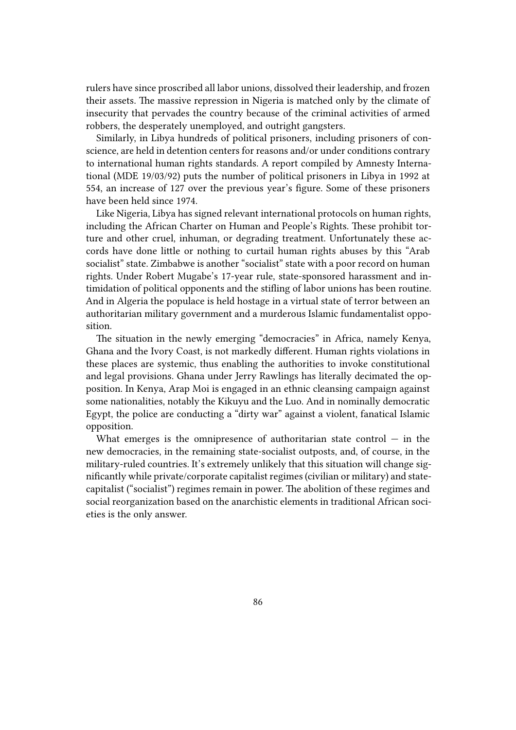rulers have since proscribed all labor unions, dissolved their leadership, and frozen their assets. The massive repression in Nigeria is matched only by the climate of insecurity that pervades the country because of the criminal activities of armed robbers, the desperately unemployed, and outright gangsters.

Similarly, in Libya hundreds of political prisoners, including prisoners of conscience, are held in detention centers for reasons and/or under conditions contrary to international human rights standards. A report compiled by Amnesty International (MDE 19/03/92) puts the number of political prisoners in Libya in 1992 at 554, an increase of 127 over the previous year's figure. Some of these prisoners have been held since 1974.

Like Nigeria, Libya has signed relevant international protocols on human rights, including the African Charter on Human and People's Rights. These prohibit torture and other cruel, inhuman, or degrading treatment. Unfortunately these accords have done little or nothing to curtail human rights abuses by this "Arab socialist" state. Zimbabwe is another "socialist" state with a poor record on human rights. Under Robert Mugabe's 17-year rule, state-sponsored harassment and intimidation of political opponents and the stifling of labor unions has been routine. And in Algeria the populace is held hostage in a virtual state of terror between an authoritarian military government and a murderous Islamic fundamentalist opposition.

The situation in the newly emerging "democracies" in Africa, namely Kenya, Ghana and the Ivory Coast, is not markedly different. Human rights violations in these places are systemic, thus enabling the authorities to invoke constitutional and legal provisions. Ghana under Jerry Rawlings has literally decimated the opposition. In Kenya, Arap Moi is engaged in an ethnic cleansing campaign against some nationalities, notably the Kikuyu and the Luo. And in nominally democratic Egypt, the police are conducting a "dirty war" against a violent, fanatical Islamic opposition.

What emerges is the omnipresence of authoritarian state control — in the new democracies, in the remaining state-socialist outposts, and, of course, in the military-ruled countries. It's extremely unlikely that this situation will change significantly while private/corporate capitalist regimes (civilian or military) and state-capitalist ("socialist") regimes remain in power. The abolition of these regimes and social reorganization based on the anarchistic elements in traditional African societies is the only answer.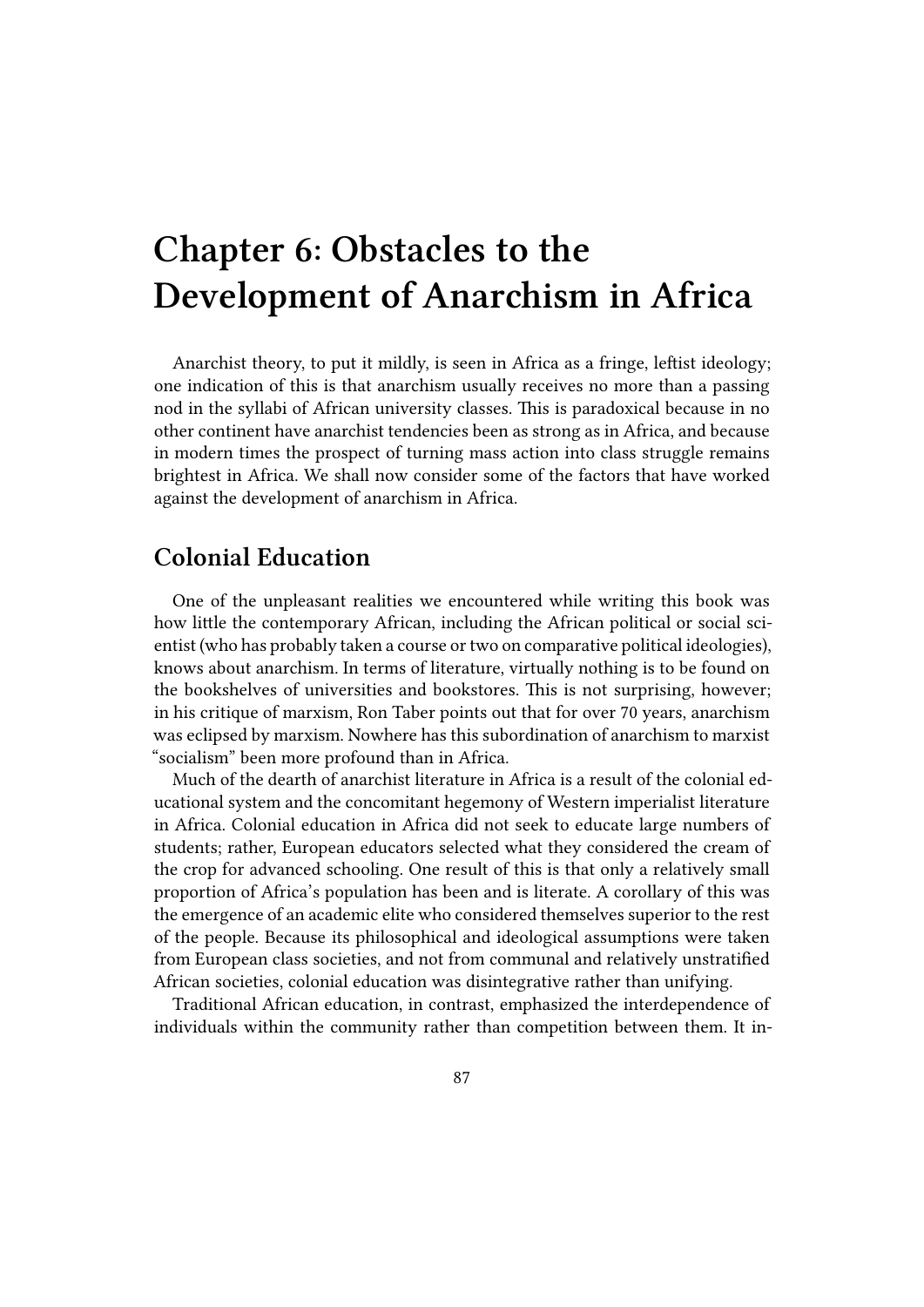# Chapter 6: Obstacles to the Development of Anarchism in Africa

Anarchist theory, to put it mildly, is seen in Africa as a fringe, leftist ideology; one indication of this is that anarchism usually receives no more than a passing nod in the syllabi of African university classes. This is paradoxical because in no other continent have anarchist tendencies been as strong as in Africa, and because in modern times the prospect of turning mass action into class struggle remains brightest in Africa. We shall now consider some of the factors that have worked against the development of anarchism in Africa.

## Colonial Education

One of the unpleasant realities we encountered while writing this book was how little the contemporary African, including the African political or social scientist (who has probably taken a course or two on comparative political ideologies), knows about anarchism. In terms of literature, virtually nothing is to be found on the bookshelves of universities and bookstores. This is not surprising, however; in his critique of marxism, Ron Taber points out that for over 70 years, anarchism was eclipsed by marxism. Nowhere has this subordination of anarchism to marxist "socialism" been more profound than in Africa.

Much of the dearth of anarchist literature in Africa is a result of the colonial educational system and the concomitant hegemony of Western imperialist literature in Africa. Colonial education in Africa did not seek to educate large numbers of students; rather, European educators selected what they considered the cream of the crop for advanced schooling. One result of this is that only a relatively small proportion of Africa's population has been and is literate. A corollary of this was the emergence of an academic elite who considered themselves superior to the rest of the people. Because its philosophical and ideological assumptions were taken from European class societies, and not from communal and relatively unstratified African societies, colonial education was disintegrative rather than unifying.

Traditional African education, in contrast, emphasized the interdependence of individuals within the community rather than competition between them. It in-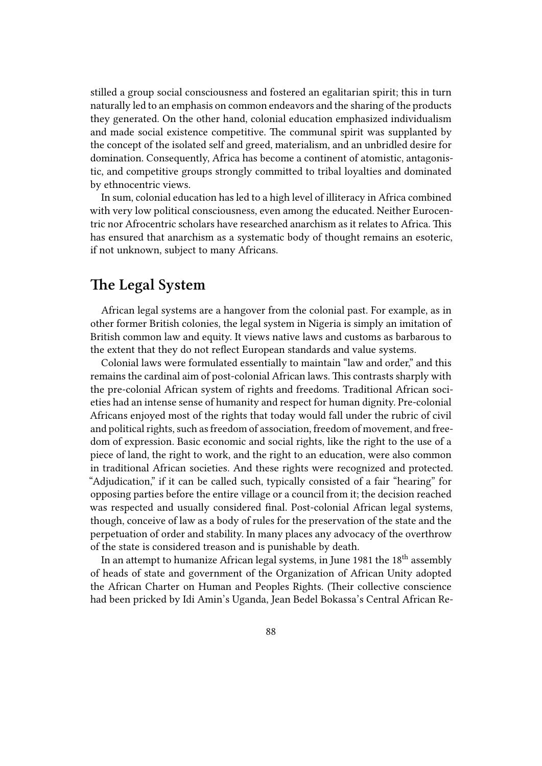stilled a group social consciousness and fostered an egalitarian spirit; this in turn naturally led to an emphasis on common endeavors and the sharing of the products they generated. On the other hand, colonial education emphasized individualism and made social existence competitive. The communal spirit was supplanted by the concept of the isolated self and greed, materialism, and an unbridled desire for domination. Consequently, Africa has become a continent of atomistic, antagonistic, and competitive groups strongly committed to tribal loyalties and dominated by ethnocentric views.

In sum, colonial education has led to a high level of illiteracy in Africa combined with very low political consciousness, even among the educated. Neither Eurocentric nor Afrocentric scholars have researched anarchism as it relates to Africa. This has ensured that anarchism as a systematic body of thought remains an esoteric, if not unknown, subject to many Africans.

## The Legal System

African legal systems are a hangover from the colonial past. For example, as in other former British colonies, the legal system in Nigeria is simply an imitation of British common law and equity. It views native laws and customs as barbarous to the extent that they do not reflect European standards and value systems.

Colonial laws were formulated essentially to maintain "law and order," and this remains the cardinal aim of post-colonial African laws. This contrasts sharply with the pre-colonial African system of rights and freedoms. Traditional African societies had an intense sense of humanity and respect for human dignity. Pre-colonial Africans enjoyed most of the rights that today would fall under the rubric of civil and political rights, such as freedom of association, freedom of movement, and freedom of expression. Basic economic and social rights, like the right to the use of a piece of land, the right to work, and the right to an education, were also common in traditional African societies. And these rights were recognized and protected. "Adjudication," if it can be called such, typically consisted of a fair "hearing" for opposing parties before the entire village or a council from it; the decision reached was respected and usually considered final. Post-colonial African legal systems, though, conceive of law as a body of rules for the preservation of the state and the perpetuation of order and stability. In many places any advocacy of the overthrow of the state is considered treason and is punishable by death.

In an attempt to humanize African legal systems, in June 1981 the 18th assembly of heads of state and government of the Organization of African Unity adopted the African Charter on Human and Peoples Rights. (Their collective conscience had been pricked by Idi Amin's Uganda, Jean Bedel Bokassa's Central African Re-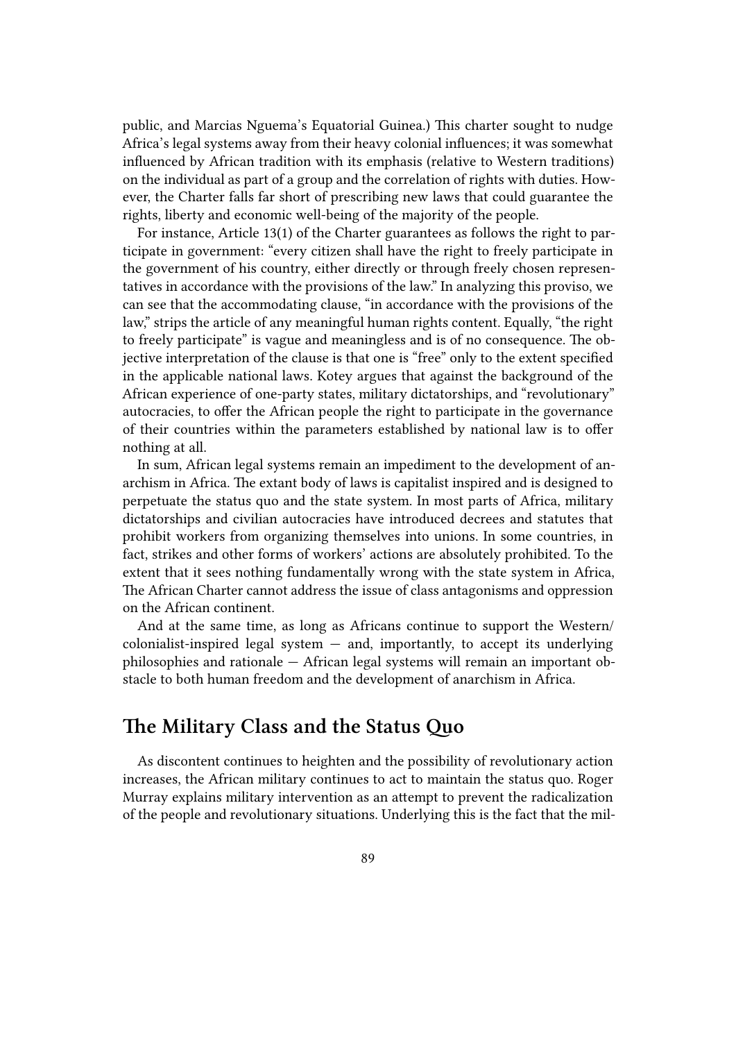public, and Marcias Nguema's Equatorial Guinea.) This charter sought to nudge Africa's legal systems away from their heavy colonial influences; it was somewhat influenced by African tradition with its emphasis (relative to Western traditions) on the individual as part of a group and the correlation of rights with duties. However, the Charter falls far short of prescribing new laws that could guarantee the rights, liberty and economic well-being of the majority of the people.

For instance, Article 13(1) of the Charter guarantees as follows the right to participate in government: "every citizen shall have the right to freely participate in the government of his country, either directly or through freely chosen representatives in accordance with the provisions of the law." In analyzing this proviso, we can see that the accommodating clause, "in accordance with the provisions of the law," strips the article of any meaningful human rights content. Equally, "the right to freely participate" is vague and meaningless and is of no consequence. The objective interpretation of the clause is that one is "free" only to the extent specified in the applicable national laws. Kotey argues that against the background of the African experience of one-party states, military dictatorships, and "revolutionary" autocracies, to offer the African people the right to participate in the governance of their countries within the parameters established by national law is to offer nothing at all.

In sum, African legal systems remain an impediment to the development of anarchism in Africa. The extant body of laws is capitalist inspired and is designed to perpetuate the status quo and the state system. In most parts of Africa, military dictatorships and civilian autocracies have introduced decrees and statutes that prohibit workers from organizing themselves into unions. In some countries, in fact, strikes and other forms of workers' actions are absolutely prohibited. To the extent that it sees nothing fundamentally wrong with the state system in Africa, The African Charter cannot address the issue of class antagonisms and oppression on the African continent.

And at the same time, as long as Africans continue to support the Western/colonialist-inspired legal system — and, importantly, to accept its underlying philosophies and rationale — African legal systems will remain an important obstacle to both human freedom and the development of anarchism in Africa.

## The Military Class and the Status Quo

As discontent continues to heighten and the possibility of revolutionary action increases, the African military continues to act to maintain the status quo. Roger Murray explains military intervention as an attempt to prevent the radicalization of the people and revolutionary situations. Underlying this is the fact that the mil-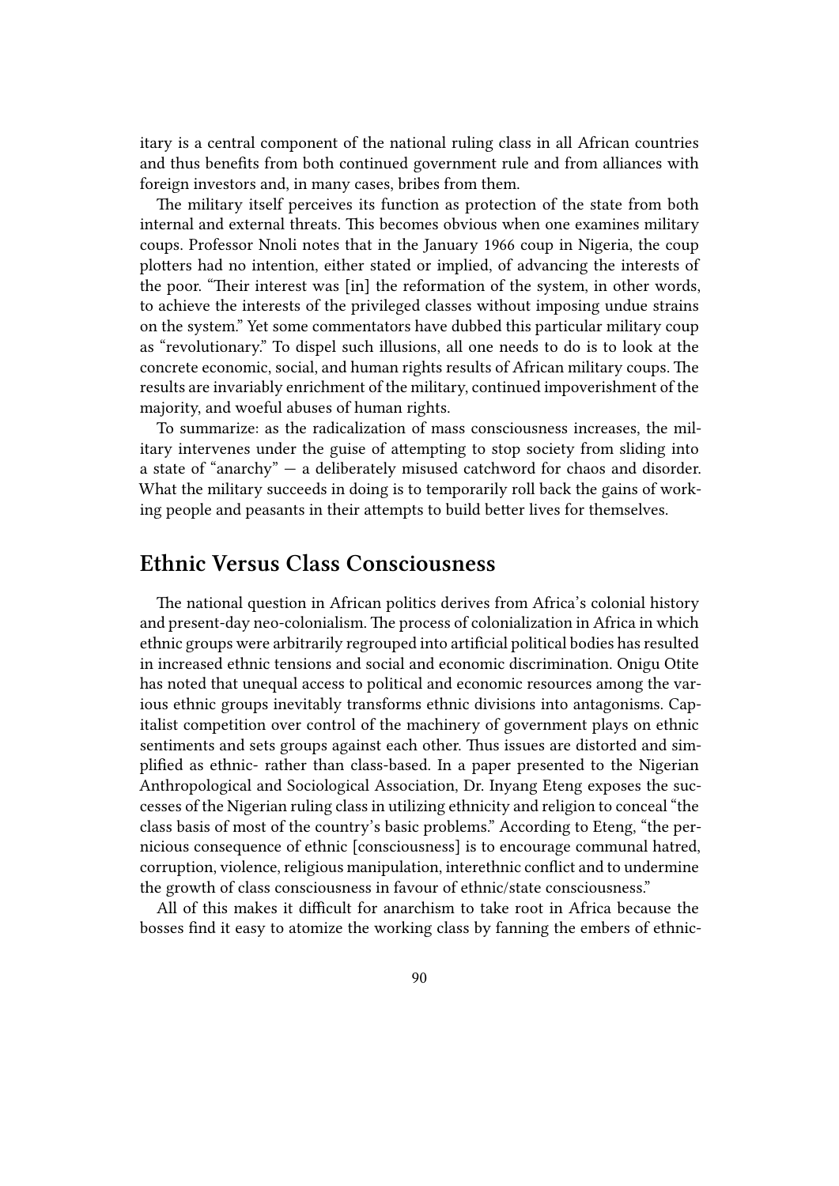itary is a central component of the national ruling class in all African countries and thus benefits from both continued government rule and from alliances with foreign investors and, in many cases, bribes from them.

The military itself perceives its function as protection of the state from both internal and external threats. This becomes obvious when one examines military coups. Professor Nnoli notes that in the January 1966 coup in Nigeria, the coup plotters had no intention, either stated or implied, of advancing the interests of the poor. "Their interest was [in] the reformation of the system, in other words, to achieve the interests of the privileged classes without imposing undue strains on the system." Yet some commentators have dubbed this particular military coup as "revolutionary." To dispel such illusions, all one needs to do is to look at the concrete economic, social, and human rights results of African military coups. The results are invariably enrichment of the military, continued impoverishment of the majority, and woeful abuses of human rights.

To summarize: as the radicalization of mass consciousness increases, the military intervenes under the guise of attempting to stop society from sliding into a state of "anarchy" — a deliberately misused catchword for chaos and disorder. What the military succeeds in doing is to temporarily roll back the gains of working people and peasants in their attempts to build better lives for themselves.

## Ethnic Versus Class Consciousness

The national question in African politics derives from Africa's colonial history and present-day neo-colonialism. The process of colonialization in Africa in which ethnic groups were arbitrarily regrouped into artificial political bodies has resulted in increased ethnic tensions and social and economic discrimination. Onigu Otite has noted that unequal access to political and economic resources among the various ethnic groups inevitably transforms ethnic divisions into antagonisms. Capitalist competition over control of the machinery of government plays on ethnic sentiments and sets groups against each other. Thus issues are distorted and simplified as ethnic- rather than class-based. In a paper presented to the Nigerian Anthropological and Sociological Association, Dr. Inyang Eteng exposes the successes of the Nigerian ruling class in utilizing ethnicity and religion to conceal "the class basis of most of the country's basic problems." According to Eteng, "the pernicious consequence of ethnic [consciousness] is to encourage communal hatred, corruption, violence, religious manipulation, interethnic conflict and to undermine the growth of class consciousness in favour of ethnic/state consciousness."

All of this makes it difficult for anarchism to take root in Africa because the bosses find it easy to atomize the working class by fanning the embers of ethnic-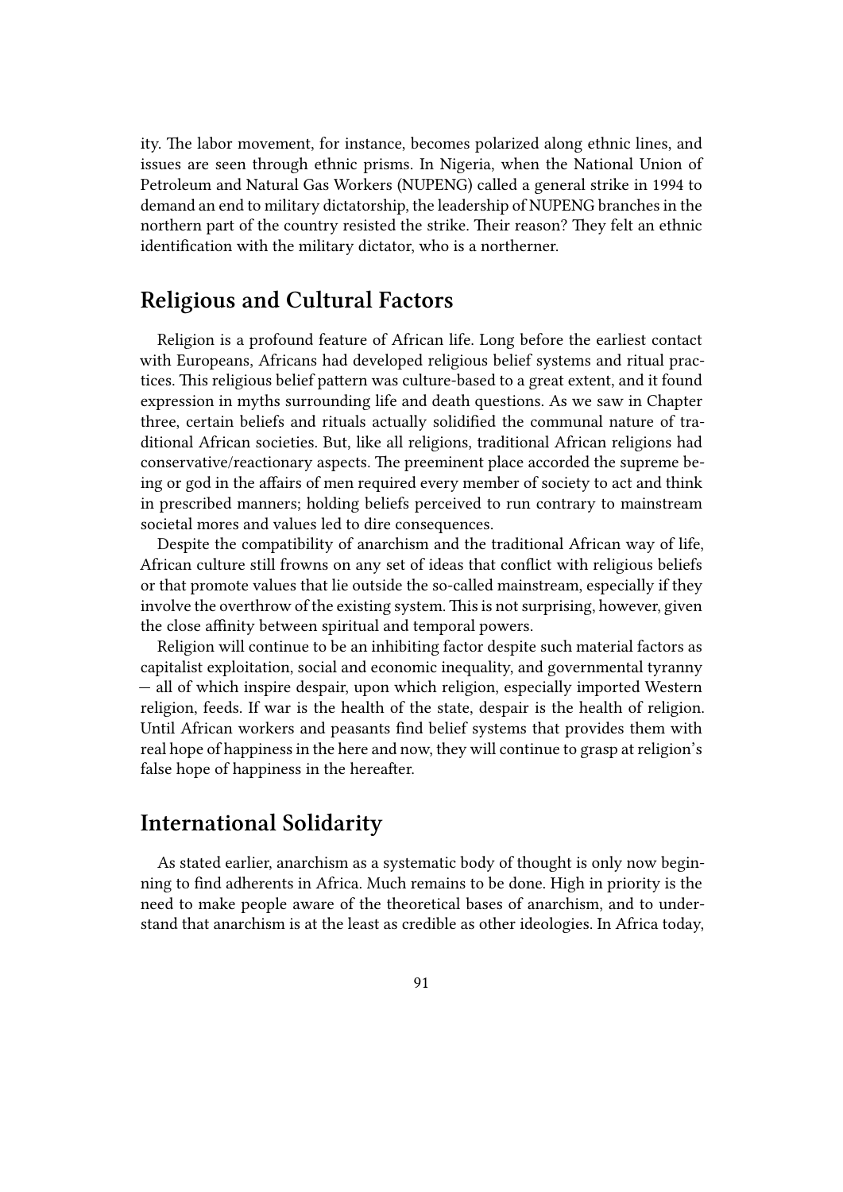ity. The labor movement, for instance, becomes polarized along ethnic lines, and issues are seen through ethnic prisms. In Nigeria, when the National Union of Petroleum and Natural Gas Workers (NUPENG) called a general strike in 1994 to demand an end to military dictatorship, the leadership of NUPENG branches in the northern part of the country resisted the strike. Their reason? They felt an ethnic identification with the military dictator, who is a northerner.

## Religious and Cultural Factors

Religion is a profound feature of African life. Long before the earliest contact with Europeans, Africans had developed religious belief systems and ritual practices. This religious belief pattern was culture-based to a great extent, and it found expression in myths surrounding life and death questions. As we saw in Chapter three, certain beliefs and rituals actually solidified the communal nature of traditional African societies. But, like all religions, traditional African religions had conservative/reactionary aspects. The preeminent place accorded the supreme being or god in the affairs of men required every member of society to act and think in prescribed manners; holding beliefs perceived to run contrary to mainstream societal mores and values led to dire consequences.

Despite the compatibility of anarchism and the traditional African way of life, African culture still frowns on any set of ideas that conflict with religious beliefs or that promote values that lie outside the so-called mainstream, especially if they involve the overthrow of the existing system. This is not surprising, however, given the close affinity between spiritual and temporal powers.

Religion will continue to be an inhibiting factor despite such material factors as capitalist exploitation, social and economic inequality, and governmental tyranny — all of which inspire despair, upon which religion, especially imported Western religion, feeds. If war is the health of the state, despair is the health of religion. Until African workers and peasants find belief systems that provides them with real hope of happiness in the here and now, they will continue to grasp at religion's false hope of happiness in the hereafter.

## International Solidarity

As stated earlier, anarchism as a systematic body of thought is only now beginning to find adherents in Africa. Much remains to be done. High in priority is the need to make people aware of the theoretical bases of anarchism, and to understand that anarchism is at the least as credible as other ideologies. In Africa today,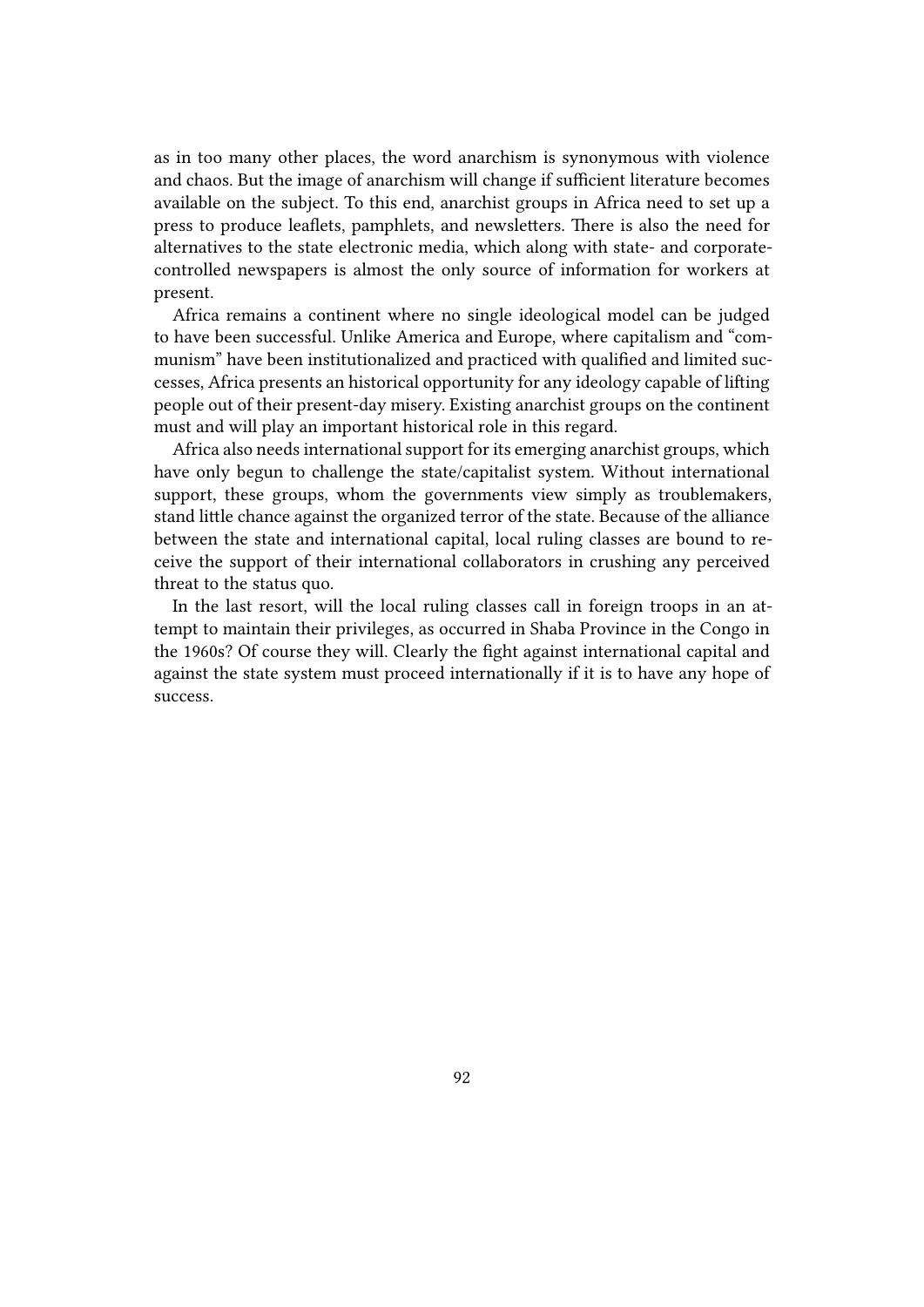as in too many other places, the word anarchism is synonymous with violence and chaos. But the image of anarchism will change if sufficient literature becomes available on the subject. To this end, anarchist groups in Africa need to set up a press to produce leaflets, pamphlets, and newsletters. There is also the need for alternatives to the state electronic media, which along with state- and corporate-controlled newspapers is almost the only source of information for workers at present.

Africa remains a continent where no single ideological model can be judged to have been successful. Unlike America and Europe, where capitalism and "communism" have been institutionalized and practiced with qualified and limited successes, Africa presents an historical opportunity for any ideology capable of lifting people out of their present-day misery. Existing anarchist groups on the continent must and will play an important historical role in this regard.

Africa also needs international support for its emerging anarchist groups, which have only begun to challenge the state/capitalist system. Without international support, these groups, whom the governments view simply as troublemakers, stand little chance against the organized terror of the state. Because of the alliance between the state and international capital, local ruling classes are bound to receive the support of their international collaborators in crushing any perceived threat to the status quo.

In the last resort, will the local ruling classes call in foreign troops in an attempt to maintain their privileges, as occurred in Shaba Province in the Congo in the 1960s? Of course they will. Clearly the fight against international capital and against the state system must proceed internationally if it is to have any hope of success.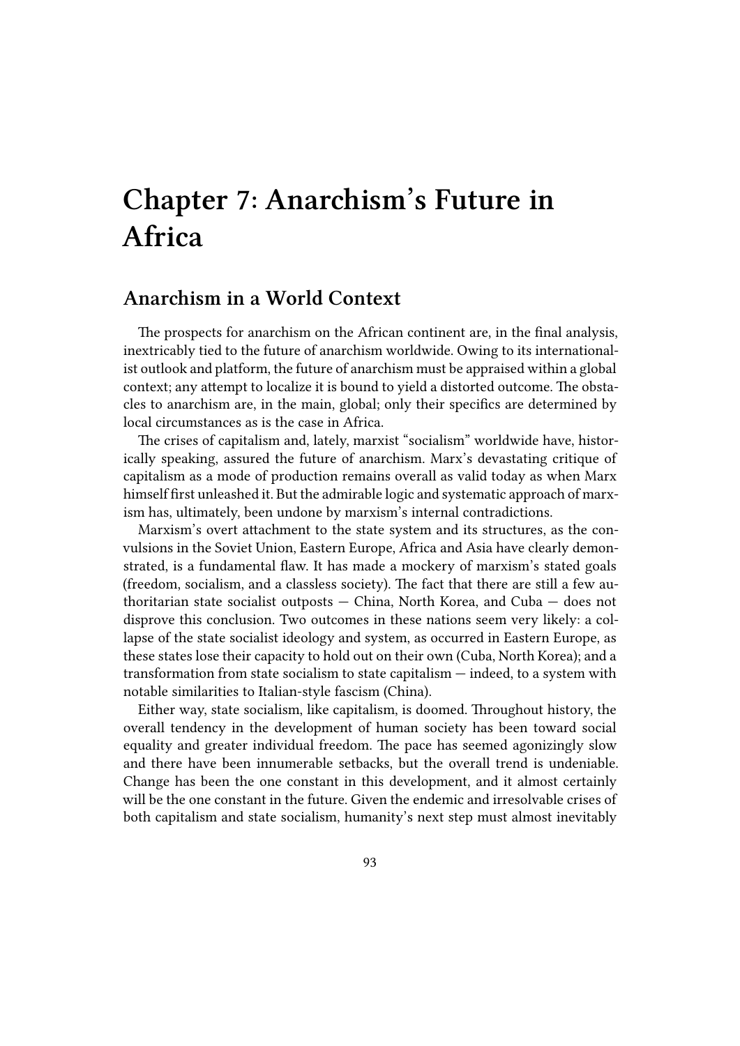# Chapter 7: Anarchism's Future in Africa

## Anarchism in a World Context

The prospects for anarchism on the African continent are, in the final analysis, inextricably tied to the future of anarchism worldwide. Owing to its internationalist outlook and platform, the future of anarchism must be appraised within a global context; any attempt to localize it is bound to yield a distorted outcome. The obstacles to anarchism are, in the main, global; only their specifics are determined by local circumstances as is the case in Africa.

The crises of capitalism and, lately, marxist "socialism" worldwide have, historically speaking, assured the future of anarchism. Marx's devastating critique of capitalism as a mode of production remains overall as valid today as when Marx himself first unleashed it. But the admirable logic and systematic approach of marxism has, ultimately, been undone by marxism's internal contradictions.

Marxism's overt attachment to the state system and its structures, as the convulsions in the Soviet Union, Eastern Europe, Africa and Asia have clearly demonstrated, is a fundamental flaw. It has made a mockery of marxism's stated goals (freedom, socialism, and a classless society). The fact that there are still a few authoritarian state socialist outposts — China, North Korea, and Cuba — does not disprove this conclusion. Two outcomes in these nations seem very likely: a collapse of the state socialist ideology and system, as occurred in Eastern Europe, as these states lose their capacity to hold out on their own (Cuba, North Korea); and a transformation from state socialism to state capitalism — indeed, to a system with notable similarities to Italian-style fascism (China).

Either way, state socialism, like capitalism, is doomed. Throughout history, the overall tendency in the development of human society has been toward social equality and greater individual freedom. The pace has seemed agonizingly slow and there have been innumerable setbacks, but the overall trend is undeniable. Change has been the one constant in this development, and it almost certainly will be the one constant in the future. Given the endemic and irresolvable crises of both capitalism and state socialism, humanity's next step must almost inevitably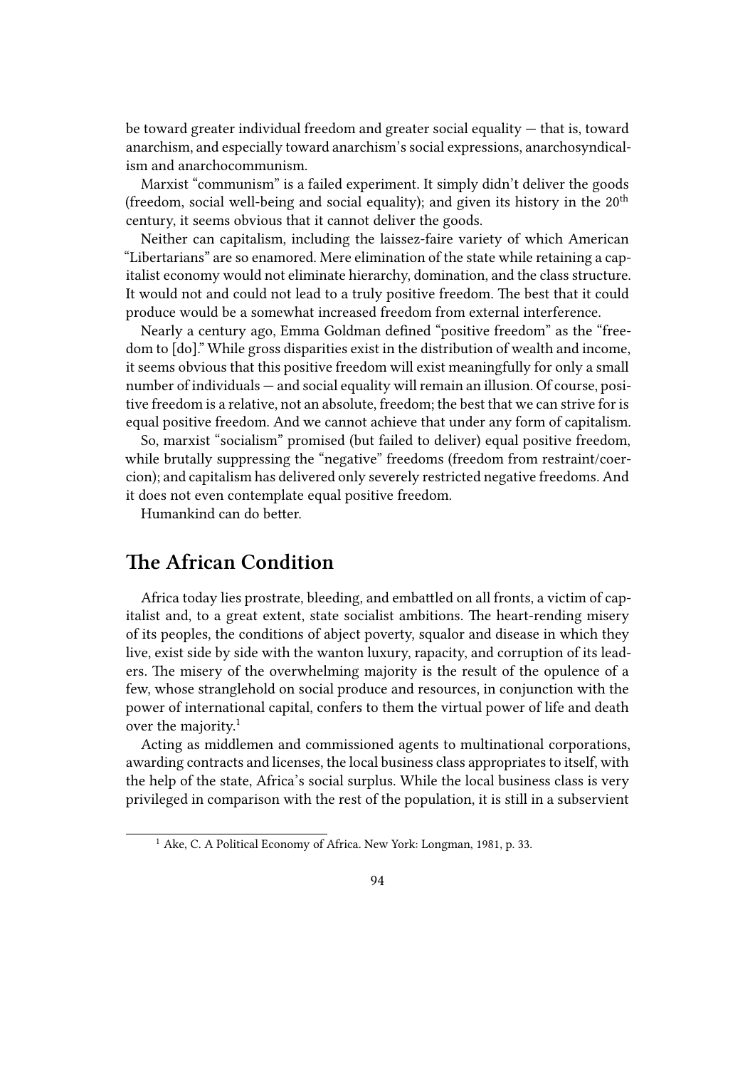be toward greater individual freedom and greater social equality — that is, toward anarchism, and especially toward anarchism's social expressions, anarchosyndicalism and anarchocommunism.

Marxist "communism" is a failed experiment. It simply didn't deliver the goods (freedom, social well-being and social equality); and given its history in the 20th century, it seems obvious that it cannot deliver the goods.

Neither can capitalism, including the laissez-faire variety of which American "Libertarians" are so enamored. Mere elimination of the state while retaining a capitalist economy would not eliminate hierarchy, domination, and the class structure. It would not and could not lead to a truly positive freedom. The best that it could produce would be a somewhat increased freedom from external interference.

Nearly a century ago, Emma Goldman defined "positive freedom" as the "freedom to [do]." While gross disparities exist in the distribution of wealth and income, it seems obvious that this positive freedom will exist meaningfully for only a small number of individuals — and social equality will remain an illusion. Of course, positive freedom is a relative, not an absolute, freedom; the best that we can strive for is equal positive freedom. And we cannot achieve that under any form of capitalism.

So, marxist "socialism" promised (but failed to deliver) equal positive freedom, while brutally suppressing the "negative" freedoms (freedom from restraint/coercion); and capitalism has delivered only severely restricted negative freedoms. And it does not even contemplate equal positive freedom.

Humankind can do better.

## The African Condition

Africa today lies prostrate, bleeding, and embattled on all fronts, a victim of capitalist and, to a great extent, state socialist ambitions. The heart-rending misery of its peoples, the conditions of abject poverty, squalor and disease in which they live, exist side by side with the wanton luxury, rapacity, and corruption of its leaders. The misery of the overwhelming majority is the result of the opulence of a few, whose stranglehold on social produce and resources, in conjunction with the power of international capital, confers to them the virtual power of life and death over the majority.[1]

Acting as middlemen and commissioned agents to multinational corporations, awarding contracts and licenses, the local business class appropriates to itself, with the help of the state, Africa's social surplus. While the local business class is very privileged in comparison with the rest of the population, it is still in a subservient

[1] Ake, C. A Political Economy of Africa. New York: Longman, 1981, p. 33.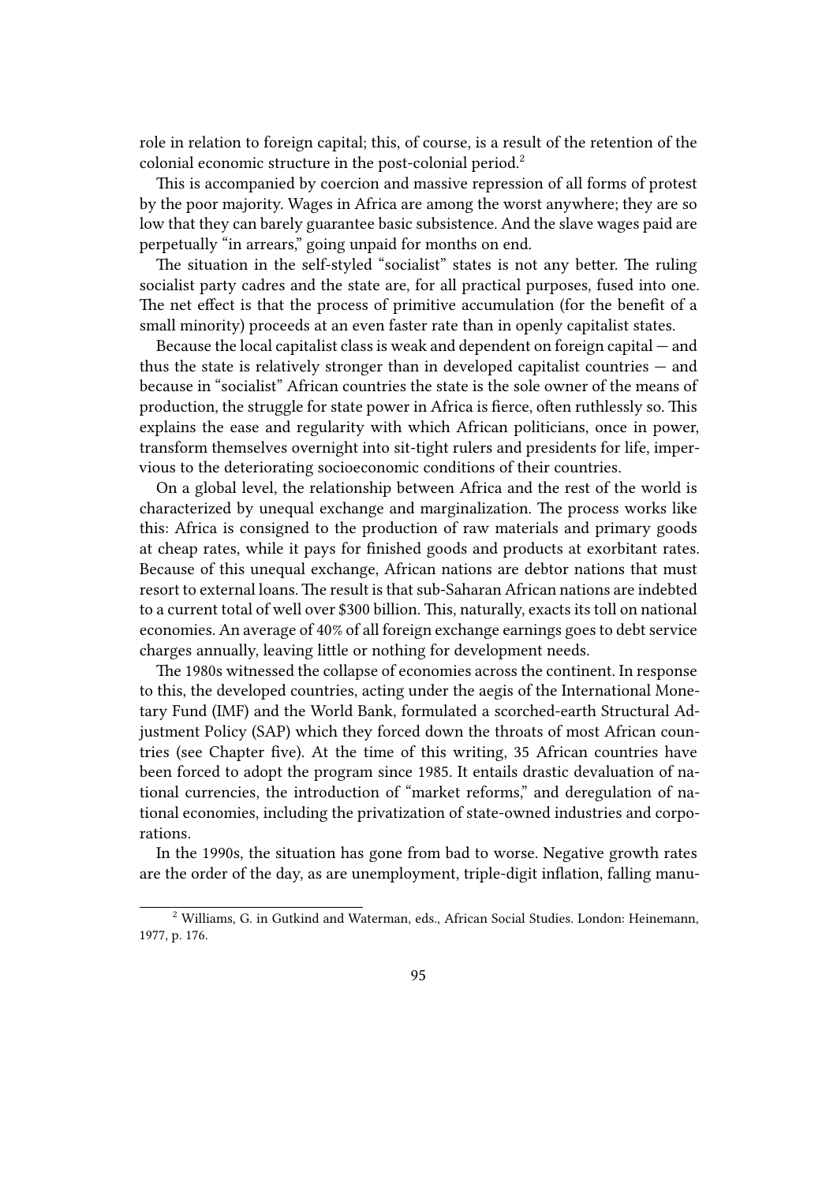role in relation to foreign capital; this, of course, is a result of the retention of the colonial economic structure in the post-colonial period.[2]

This is accompanied by coercion and massive repression of all forms of protest by the poor majority. Wages in Africa are among the worst anywhere; they are so low that they can barely guarantee basic subsistence. And the slave wages paid are perpetually "in arrears," going unpaid for months on end.

The situation in the self-styled "socialist" states is not any better. The ruling socialist party cadres and the state are, for all practical purposes, fused into one. The net effect is that the process of primitive accumulation (for the benefit of a small minority) proceeds at an even faster rate than in openly capitalist states.

Because the local capitalist class is weak and dependent on foreign capital — and thus the state is relatively stronger than in developed capitalist countries — and because in "socialist" African countries the state is the sole owner of the means of production, the struggle for state power in Africa is fierce, often ruthlessly so. This explains the ease and regularity with which African politicians, once in power, transform themselves overnight into sit-tight rulers and presidents for life, impervious to the deteriorating socioeconomic conditions of their countries.

On a global level, the relationship between Africa and the rest of the world is characterized by unequal exchange and marginalization. The process works like this: Africa is consigned to the production of raw materials and primary goods at cheap rates, while it pays for finished goods and products at exorbitant rates. Because of this unequal exchange, African nations are debtor nations that must resort to external loans. The result is that sub-Saharan African nations are indebted to a current total of well over $300 billion. This, naturally, exacts its toll on national economies. An average of 40% of all foreign exchange earnings goes to debt service charges annually, leaving little or nothing for development needs.

The 1980s witnessed the collapse of economies across the continent. In response to this, the developed countries, acting under the aegis of the International Monetary Fund (IMF) and the World Bank, formulated a scorched-earth Structural Adjustment Policy (SAP) which they forced down the throats of most African countries (see Chapter five). At the time of this writing, 35 African countries have been forced to adopt the program since 1985. It entails drastic devaluation of national currencies, the introduction of "market reforms," and deregulation of national economies, including the privatization of state-owned industries and corporations.

In the 1990s, the situation has gone from bad to worse. Negative growth rates are the order of the day, as are unemployment, triple-digit inflation, falling manu-

---

[2] Williams, G. in Gutkind and Waterman, eds., African Social Studies. London: Heinemann, 1977, p. 176.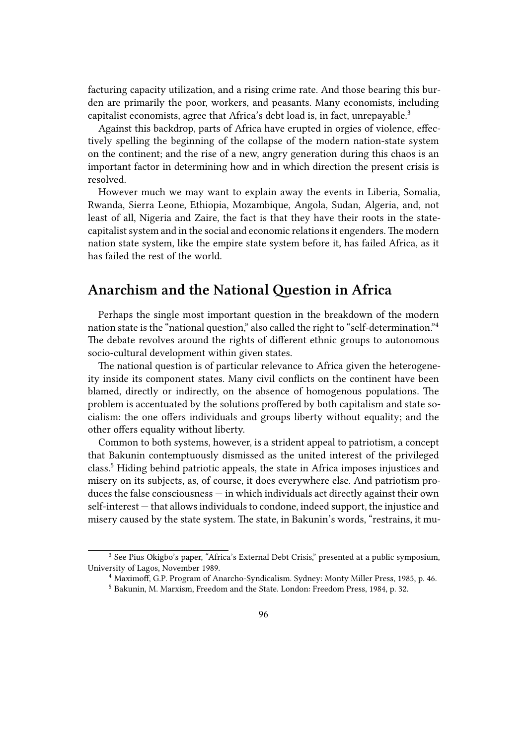facturing capacity utilization, and a rising crime rate. And those bearing this burden are primarily the poor, workers, and peasants. Many economists, including capitalist economists, agree that Africa's debt load is, in fact, unrepayable.[3]

Against this backdrop, parts of Africa have erupted in orgies of violence, effectively spelling the beginning of the collapse of the modern nation-state system on the continent; and the rise of a new, angry generation during this chaos is an important factor in determining how and in which direction the present crisis is resolved.

However much we may want to explain away the events in Liberia, Somalia, Rwanda, Sierra Leone, Ethiopia, Mozambique, Angola, Sudan, Algeria, and, not least of all, Nigeria and Zaire, the fact is that they have their roots in the state-capitalist system and in the social and economic relations it engenders. The modern nation state system, like the empire state system before it, has failed Africa, as it has failed the rest of the world.

## Anarchism and the National Question in Africa

Perhaps the single most important question in the breakdown of the modern nation state is the "national question," also called the right to "self-determination."[4] The debate revolves around the rights of different ethnic groups to autonomous socio-cultural development within given states.

The national question is of particular relevance to Africa given the heterogeneity inside its component states. Many civil conflicts on the continent have been blamed, directly or indirectly, on the absence of homogenous populations. The problem is accentuated by the solutions proffered by both capitalism and state socialism: the one offers individuals and groups liberty without equality; and the other offers equality without liberty.

Common to both systems, however, is a strident appeal to patriotism, a concept that Bakunin contemptuously dismissed as the united interest of the privileged class.[5] Hiding behind patriotic appeals, the state in Africa imposes injustices and misery on its subjects, as, of course, it does everywhere else. And patriotism produces the false consciousness — in which individuals act directly against their own self-interest — that allows individuals to condone, indeed support, the injustice and misery caused by the state system. The state, in Bakunin's words, "restrains, it mu-

---

[3] See Pius Okigbo's paper, "Africa's External Debt Crisis," presented at a public symposium, University of Lagos, November 1989.

[4] Maximoff, G.P. Program of Anarcho-Syndicalism. Sydney: Monty Miller Press, 1985, p. 46.

[5] Bakunin, M. Marxism, Freedom and the State. London: Freedom Press, 1984, p. 32.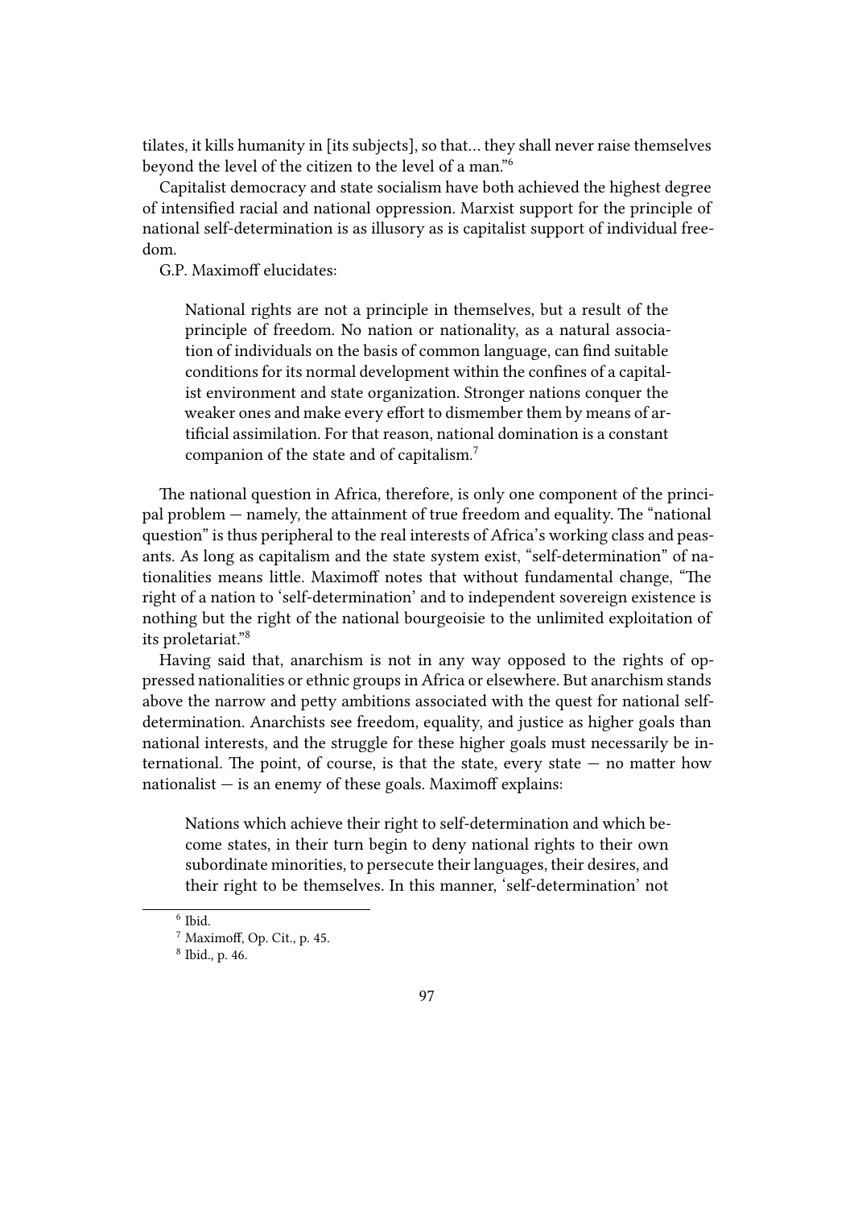tilates, it kills humanity in [its subjects], so that… they shall never raise themselves beyond the level of the citizen to the level of a man."[6]

Capitalist democracy and state socialism have both achieved the highest degree of intensified racial and national oppression. Marxist support for the principle of national self-determination is as illusory as is capitalist support of individual freedom.

G.P. Maximoff elucidates:

> National rights are not a principle in themselves, but a result of the principle of freedom. No nation or nationality, as a natural association of individuals on the basis of common language, can find suitable conditions for its normal development within the confines of a capitalist environment and state organization. Stronger nations conquer the weaker ones and make every effort to dismember them by means of artificial assimilation. For that reason, national domination is a constant companion of the state and of capitalism.[7]

The national question in Africa, therefore, is only one component of the principal problem — namely, the attainment of true freedom and equality. The "national question" is thus peripheral to the real interests of Africa's working class and peasants. As long as capitalism and the state system exist, "self-determination" of nationalities means little. Maximoff notes that without fundamental change, "The right of a nation to 'self-determination' and to independent sovereign existence is nothing but the right of the national bourgeoisie to the unlimited exploitation of its proletariat."[8]

Having said that, anarchism is not in any way opposed to the rights of oppressed nationalities or ethnic groups in Africa or elsewhere. But anarchism stands above the narrow and petty ambitions associated with the quest for national self-determination. Anarchists see freedom, equality, and justice as higher goals than national interests, and the struggle for these higher goals must necessarily be international. The point, of course, is that the state, every state — no matter how nationalist — is an enemy of these goals. Maximoff explains:

> Nations which achieve their right to self-determination and which become states, in their turn begin to deny national rights to their own subordinate minorities, to persecute their languages, their desires, and their right to be themselves. In this manner, 'self-determination' not

[6] Ibid.

[7] Maximoff, Op. Cit., p. 45.

[8] Ibid., p. 46.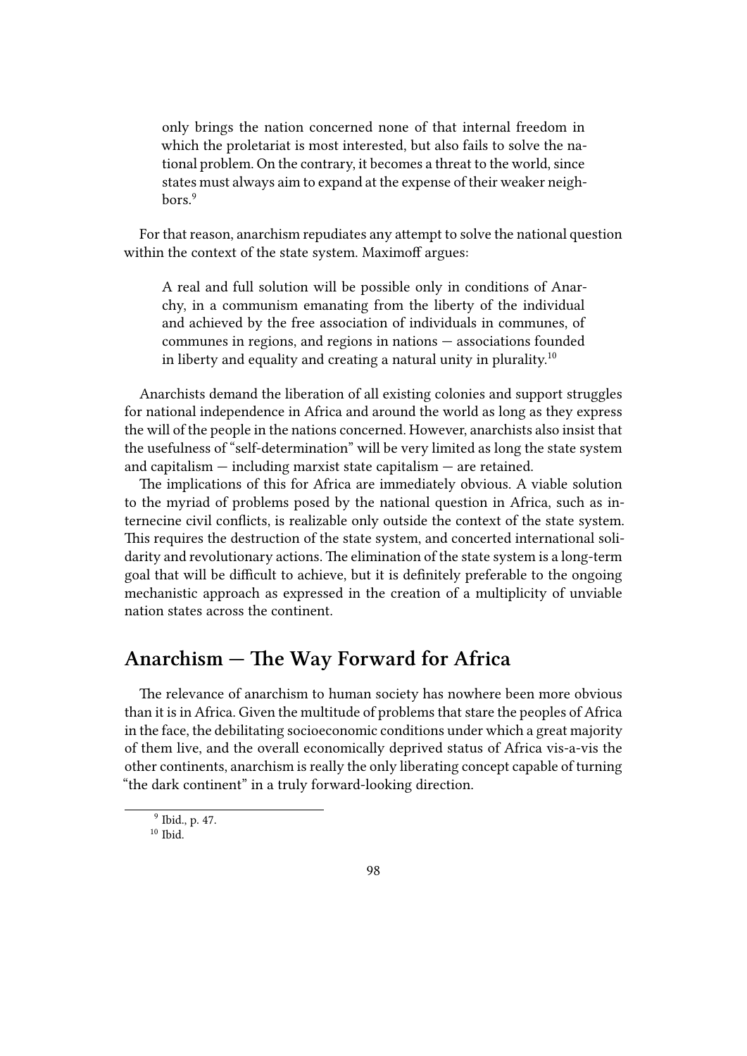> only brings the nation concerned none of that internal freedom in which the proletariat is most interested, but also fails to solve the national problem. On the contrary, it becomes a threat to the world, since states must always aim to expand at the expense of their weaker neighbors.[9]

For that reason, anarchism repudiates any attempt to solve the national question within the context of the state system. Maximoff argues:

> A real and full solution will be possible only in conditions of Anarchy, in a communism emanating from the liberty of the individual and achieved by the free association of individuals in communes, of communes in regions, and regions in nations — associations founded in liberty and equality and creating a natural unity in plurality.[10]

Anarchists demand the liberation of all existing colonies and support struggles for national independence in Africa and around the world as long as they express the will of the people in the nations concerned. However, anarchists also insist that the usefulness of "self-determination" will be very limited as long the state system and capitalism — including marxist state capitalism — are retained.

The implications of this for Africa are immediately obvious. A viable solution to the myriad of problems posed by the national question in Africa, such as internecine civil conflicts, is realizable only outside the context of the state system. This requires the destruction of the state system, and concerted international solidarity and revolutionary actions. The elimination of the state system is a long-term goal that will be difficult to achieve, but it is definitely preferable to the ongoing mechanistic approach as expressed in the creation of a multiplicity of unviable nation states across the continent.

## Anarchism — The Way Forward for Africa

The relevance of anarchism to human society has nowhere been more obvious than it is in Africa. Given the multitude of problems that stare the peoples of Africa in the face, the debilitating socioeconomic conditions under which a great majority of them live, and the overall economically deprived status of Africa vis-a-vis the other continents, anarchism is really the only liberating concept capable of turning "the dark continent" in a truly forward-looking direction.

[9] Ibid., p. 47.

[10] Ibid.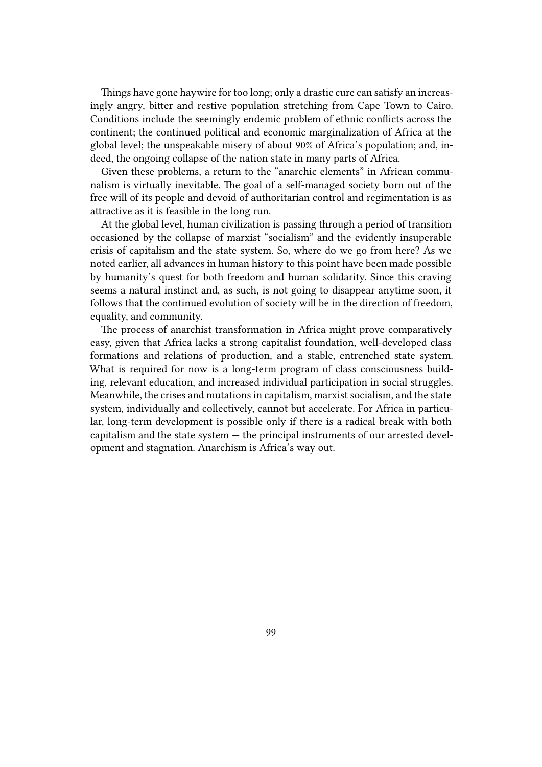Things have gone haywire for too long; only a drastic cure can satisfy an increasingly angry, bitter and restive population stretching from Cape Town to Cairo. Conditions include the seemingly endemic problem of ethnic conflicts across the continent; the continued political and economic marginalization of Africa at the global level; the unspeakable misery of about 90% of Africa's population; and, indeed, the ongoing collapse of the nation state in many parts of Africa.

Given these problems, a return to the "anarchic elements" in African communalism is virtually inevitable. The goal of a self-managed society born out of the free will of its people and devoid of authoritarian control and regimentation is as attractive as it is feasible in the long run.

At the global level, human civilization is passing through a period of transition occasioned by the collapse of marxist "socialism" and the evidently insuperable crisis of capitalism and the state system. So, where do we go from here? As we noted earlier, all advances in human history to this point have been made possible by humanity's quest for both freedom and human solidarity. Since this craving seems a natural instinct and, as such, is not going to disappear anytime soon, it follows that the continued evolution of society will be in the direction of freedom, equality, and community.

The process of anarchist transformation in Africa might prove comparatively easy, given that Africa lacks a strong capitalist foundation, well-developed class formations and relations of production, and a stable, entrenched state system. What is required for now is a long-term program of class consciousness building, relevant education, and increased individual participation in social struggles. Meanwhile, the crises and mutations in capitalism, marxist socialism, and the state system, individually and collectively, cannot but accelerate. For Africa in particular, long-term development is possible only if there is a radical break with both capitalism and the state system — the principal instruments of our arrested development and stagnation. Anarchism is Africa's way out.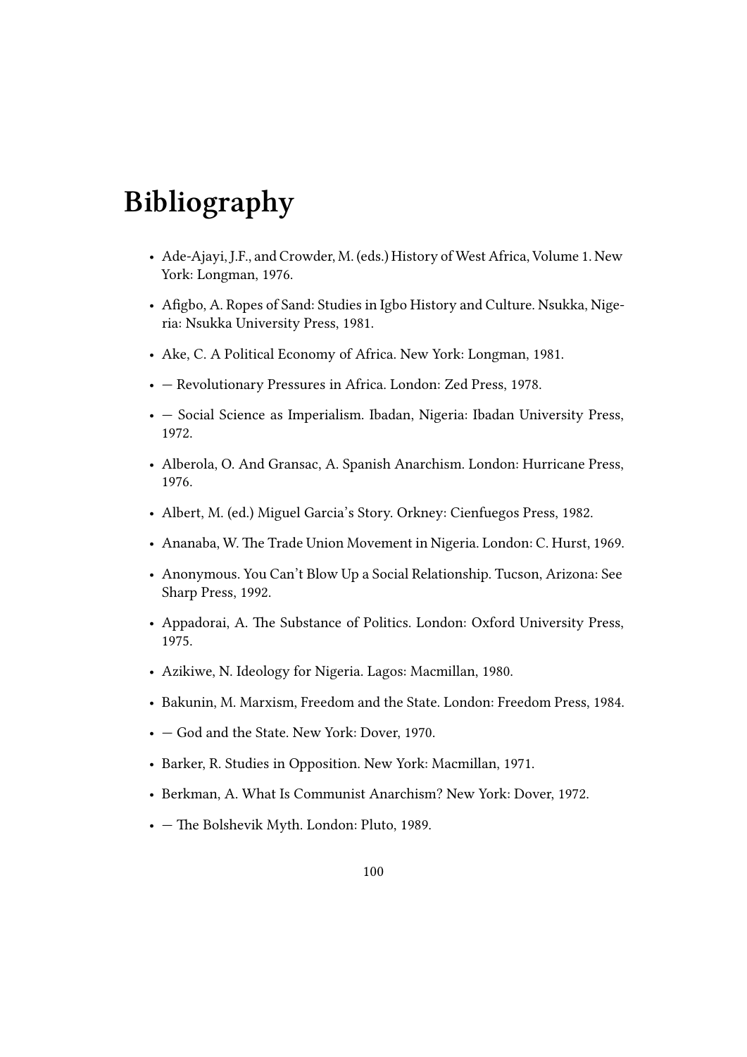# Bibliography

- Ade-Ajayi, J.F., and Crowder, M. (eds.) History of West Africa, Volume 1. New York: Longman, 1976.
- Afigbo, A. Ropes of Sand: Studies in Igbo History and Culture. Nsukka, Nigeria: Nsukka University Press, 1981.
- Ake, C. A Political Economy of Africa. New York: Longman, 1981.
- — Revolutionary Pressures in Africa. London: Zed Press, 1978.
- — Social Science as Imperialism. Ibadan, Nigeria: Ibadan University Press, 1972.
- Alberola, O. And Gransac, A. Spanish Anarchism. London: Hurricane Press, 1976.
- Albert, M. (ed.) Miguel Garcia's Story. Orkney: Cienfuegos Press, 1982.
- Ananaba, W. The Trade Union Movement in Nigeria. London: C. Hurst, 1969.
- Anonymous. You Can't Blow Up a Social Relationship. Tucson, Arizona: See Sharp Press, 1992.
- Appadorai, A. The Substance of Politics. London: Oxford University Press, 1975.
- Azikiwe, N. Ideology for Nigeria. Lagos: Macmillan, 1980.
- Bakunin, M. Marxism, Freedom and the State. London: Freedom Press, 1984.
- — God and the State. New York: Dover, 1970.
- Barker, R. Studies in Opposition. New York: Macmillan, 1971.
- Berkman, A. What Is Communist Anarchism? New York: Dover, 1972.
- — The Bolshevik Myth. London: Pluto, 1989.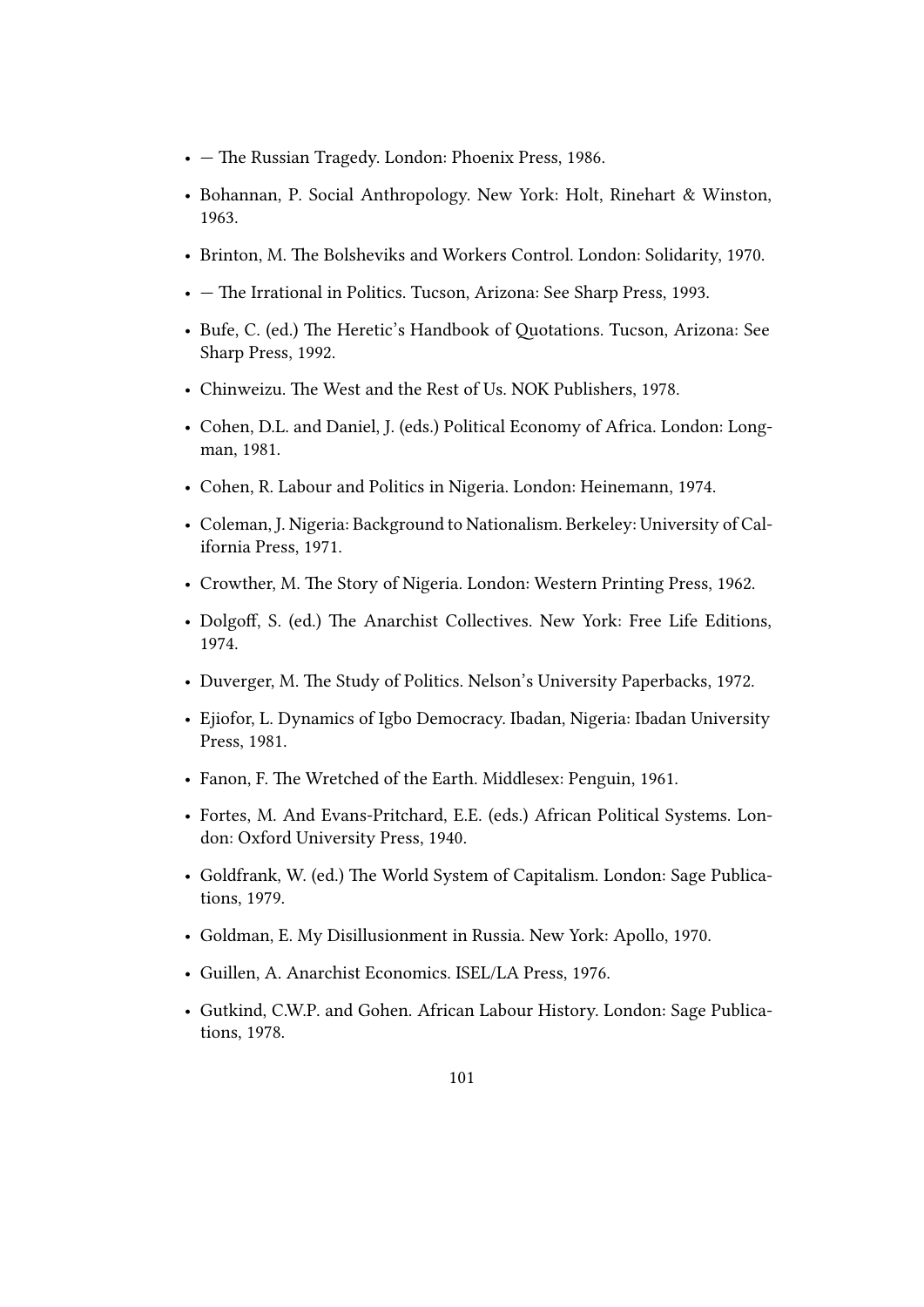- — The Russian Tragedy. London: Phoenix Press, 1986.
- Bohannan, P. Social Anthropology. New York: Holt, Rinehart & Winston, 1963.
- Brinton, M. The Bolsheviks and Workers Control. London: Solidarity, 1970.
- — The Irrational in Politics. Tucson, Arizona: See Sharp Press, 1993.
- Bufe, C. (ed.) The Heretic's Handbook of Quotations. Tucson, Arizona: See Sharp Press, 1992.
- Chinweizu. The West and the Rest of Us. NOK Publishers, 1978.
- Cohen, D.L. and Daniel, J. (eds.) Political Economy of Africa. London: Longman, 1981.
- Cohen, R. Labour and Politics in Nigeria. London: Heinemann, 1974.
- Coleman, J. Nigeria: Background to Nationalism. Berkeley: University of California Press, 1971.
- Crowther, M. The Story of Nigeria. London: Western Printing Press, 1962.
- Dolgoff, S. (ed.) The Anarchist Collectives. New York: Free Life Editions, 1974.
- Duverger, M. The Study of Politics. Nelson's University Paperbacks, 1972.
- Ejiofor, L. Dynamics of Igbo Democracy. Ibadan, Nigeria: Ibadan University Press, 1981.
- Fanon, F. The Wretched of the Earth. Middlesex: Penguin, 1961.
- Fortes, M. And Evans-Pritchard, E.E. (eds.) African Political Systems. London: Oxford University Press, 1940.
- Goldfrank, W. (ed.) The World System of Capitalism. London: Sage Publications, 1979.
- Goldman, E. My Disillusionment in Russia. New York: Apollo, 1970.
- Guillen, A. Anarchist Economics. ISEL/LA Press, 1976.
- Gutkind, C.W.P. and Gohen. African Labour History. London: Sage Publications, 1978.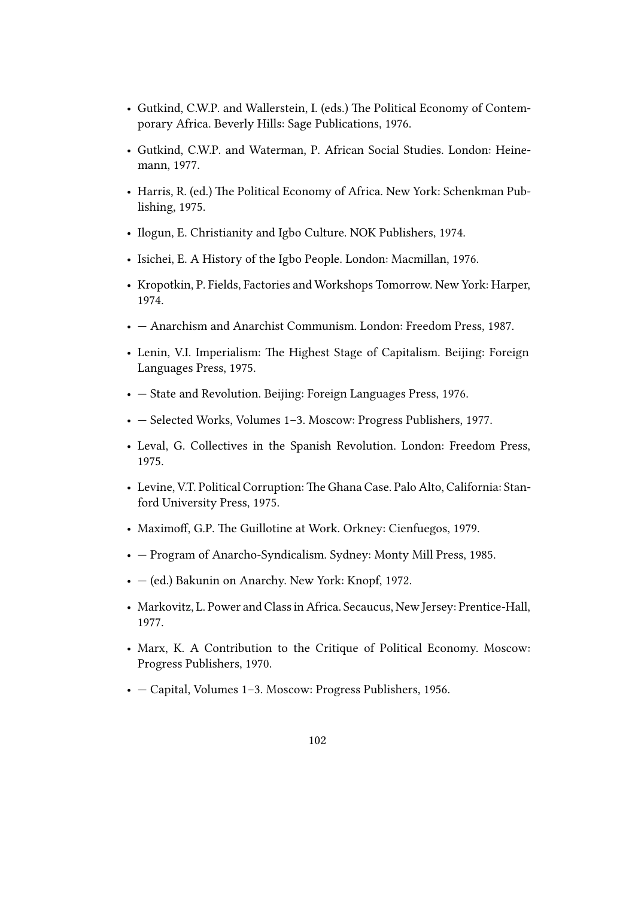- Gutkind, C.W.P. and Wallerstein, I. (eds.) The Political Economy of Contemporary Africa. Beverly Hills: Sage Publications, 1976.
- Gutkind, C.W.P. and Waterman, P. African Social Studies. London: Heinemann, 1977.
- Harris, R. (ed.) The Political Economy of Africa. New York: Schenkman Publishing, 1975.
- Ilogun, E. Christianity and Igbo Culture. NOK Publishers, 1974.
- Isichei, E. A History of the Igbo People. London: Macmillan, 1976.
- Kropotkin, P. Fields, Factories and Workshops Tomorrow. New York: Harper, 1974.
- — Anarchism and Anarchist Communism. London: Freedom Press, 1987.
- Lenin, V.I. Imperialism: The Highest Stage of Capitalism. Beijing: Foreign Languages Press, 1975.
- — State and Revolution. Beijing: Foreign Languages Press, 1976.
- — Selected Works, Volumes 1–3. Moscow: Progress Publishers, 1977.
- Leval, G. Collectives in the Spanish Revolution. London: Freedom Press, 1975.
- Levine, V.T. Political Corruption: The Ghana Case. Palo Alto, California: Stanford University Press, 1975.
- Maximoff, G.P. The Guillotine at Work. Orkney: Cienfuegos, 1979.
- — Program of Anarcho-Syndicalism. Sydney: Monty Mill Press, 1985.
- — (ed.) Bakunin on Anarchy. New York: Knopf, 1972.
- Markovitz, L. Power and Class in Africa. Secaucus, New Jersey: Prentice-Hall, 1977.
- Marx, K. A Contribution to the Critique of Political Economy. Moscow: Progress Publishers, 1970.
- — Capital, Volumes 1–3. Moscow: Progress Publishers, 1956.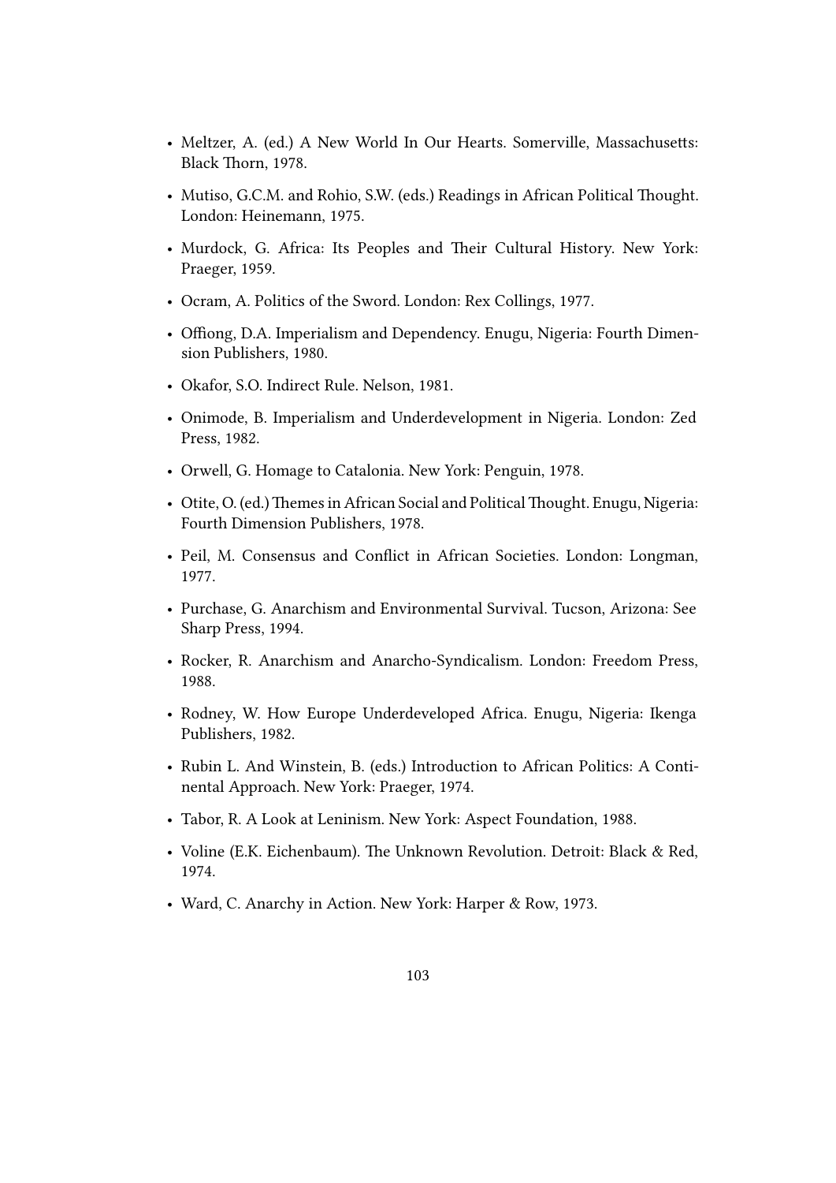- Meltzer, A. (ed.) A New World In Our Hearts. Somerville, Massachusetts: Black Thorn, 1978.
- Mutiso, G.C.M. and Rohio, S.W. (eds.) Readings in African Political Thought. London: Heinemann, 1975.
- Murdock, G. Africa: Its Peoples and Their Cultural History. New York: Praeger, 1959.
- Ocram, A. Politics of the Sword. London: Rex Collings, 1977.
- Offiong, D.A. Imperialism and Dependency. Enugu, Nigeria: Fourth Dimension Publishers, 1980.
- Okafor, S.O. Indirect Rule. Nelson, 1981.
- Onimode, B. Imperialism and Underdevelopment in Nigeria. London: Zed Press, 1982.
- Orwell, G. Homage to Catalonia. New York: Penguin, 1978.
- Otite, O. (ed.) Themes in African Social and Political Thought. Enugu, Nigeria: Fourth Dimension Publishers, 1978.
- Peil, M. Consensus and Conflict in African Societies. London: Longman, 1977.
- Purchase, G. Anarchism and Environmental Survival. Tucson, Arizona: See Sharp Press, 1994.
- Rocker, R. Anarchism and Anarcho-Syndicalism. London: Freedom Press, 1988.
- Rodney, W. How Europe Underdeveloped Africa. Enugu, Nigeria: Ikenga Publishers, 1982.
- Rubin L. And Winstein, B. (eds.) Introduction to African Politics: A Continental Approach. New York: Praeger, 1974.
- Tabor, R. A Look at Leninism. New York: Aspect Foundation, 1988.
- Voline (E.K. Eichenbaum). The Unknown Revolution. Detroit: Black & Red, 1974.
- Ward, C. Anarchy in Action. New York: Harper & Row, 1973.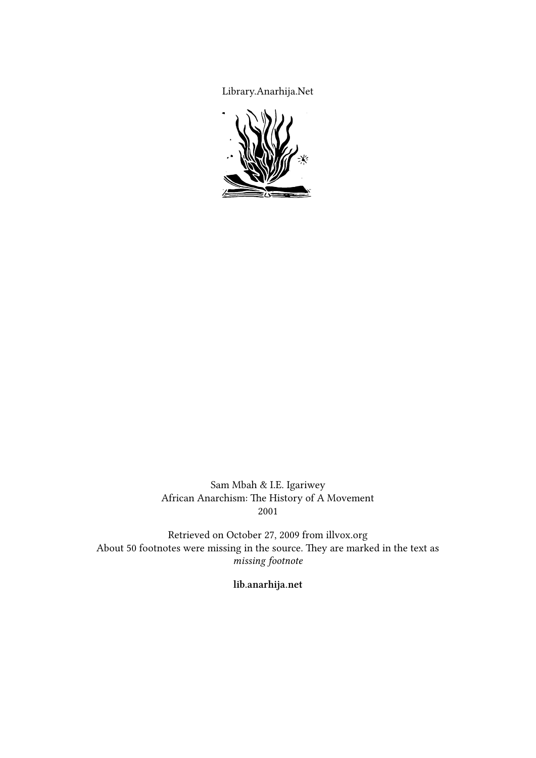Library.Anarhija.Net

Sam Mbah & I.E. Igariwey
African Anarchism: The History of A Movement
2001

Retrieved on October 27, 2009 from illvox.org
About 50 footnotes were missing in the source. They are marked in the text as *missing footnote*

**lib.anarhija.net**